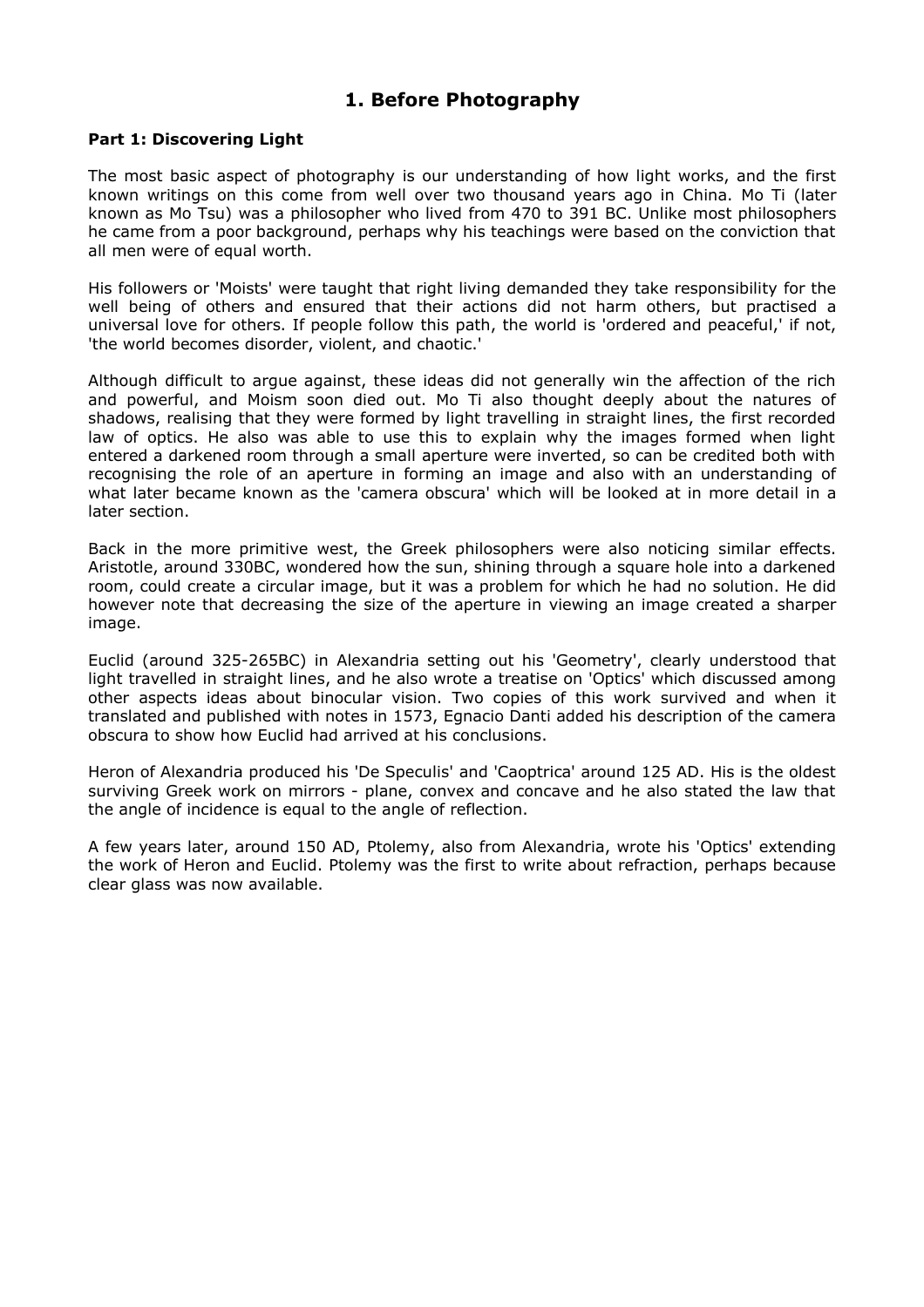# 1. Before Photography

**Part 1: Discovering Light**

The most basic aspect of photography is our understanding of how light works, and the first known writings on this come from well over two thousand years ago in China. Mo Ti (later known as Mo Tsu) was a philosopher who lived from 470 to 391 BC. Unlike most philosophers he came from a poor background, perhaps why his teachings were based on the conviction that all men were of equal worth.

His followers or 'Moists' were taught that right living demanded they take responsibility for the well being of others and ensured that their actions did not harm others, but practised a universal love for others. If people follow this path, the world is 'ordered and peaceful,' if not, 'the world becomes disorder, violent, and chaotic.'

Although difficult to argue against, these ideas did not generally win the affection of the rich and powerful, and Moism soon died out. Mo Ti also thought deeply about the natures of shadows, realising that they were formed by light travelling in straight lines, the first recorded law of optics. He also was able to use this to explain why the images formed when light entered a darkened room through a small aperture were inverted, so can be credited both with recognising the role of an aperture in forming an image and also with an understanding of what later became known as the 'camera obscura' which will be looked at in more detail in a later section.

Back in the more primitive west, the Greek philosophers were also noticing similar effects. Aristotle, around 330BC, wondered how the sun, shining through a square hole into a darkened room, could create a circular image, but it was a problem for which he had no solution. He did however note that decreasing the size of the aperture in viewing an image created a sharper image.

Euclid (around 325-265BC) in Alexandria setting out his 'Geometry', clearly understood that light travelled in straight lines, and he also wrote a treatise on 'Optics' which discussed among other aspects ideas about binocular vision. Two copies of this work survived and when it translated and published with notes in 1573, Egnacio Danti added his description of the camera obscura to show how Euclid had arrived at his conclusions.

Heron of Alexandria produced his 'De Speculis' and 'Caoptrica' around 125 AD. His is the oldest surviving Greek work on mirrors - plane, convex and concave and he also stated the law that the angle of incidence is equal to the angle of reflection.

A few years later, around 150 AD, Ptolemy, also from Alexandria, wrote his 'Optics' extending the work of Heron and Euclid. Ptolemy was the first to write about refraction, perhaps because clear glass was now available.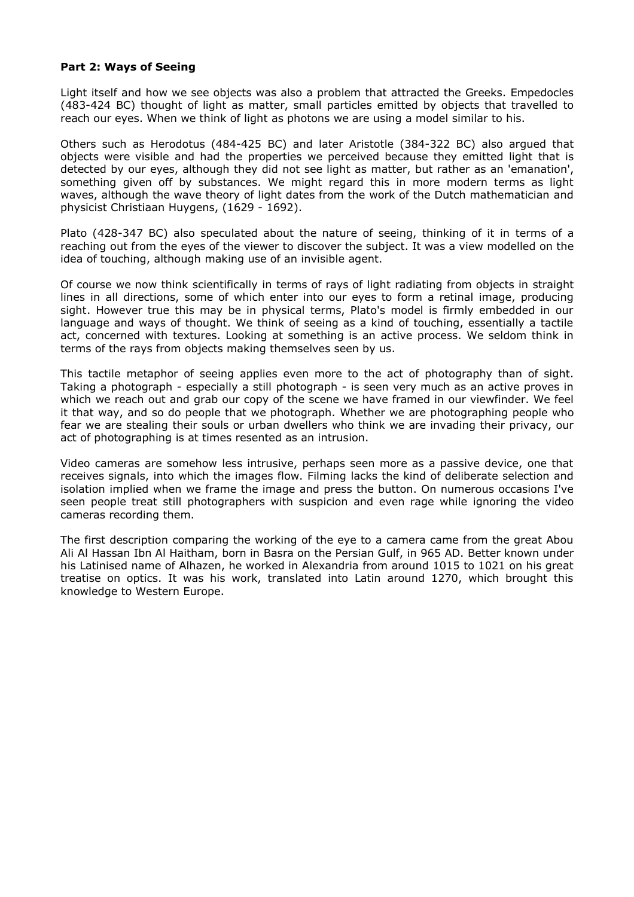**Part 2: Ways of Seeing**

Light itself and how we see objects was also a problem that attracted the Greeks. Empedocles (483-424 BC) thought of light as matter, small particles emitted by objects that travelled to reach our eyes. When we think of light as photons we are using a model similar to his.

Others such as Herodotus (484-425 BC) and later Aristotle (384-322 BC) also argued that objects were visible and had the properties we perceived because they emitted light that is detected by our eyes, although they did not see light as matter, but rather as an 'emanation', something given off by substances. We might regard this in more modern terms as light waves, although the wave theory of light dates from the work of the Dutch mathematician and physicist Christiaan Huygens, (1629 - 1692).

Plato (428-347 BC) also speculated about the nature of seeing, thinking of it in terms of a reaching out from the eyes of the viewer to discover the subject. It was a view modelled on the idea of touching, although making use of an invisible agent.

Of course we now think scientifically in terms of rays of light radiating from objects in straight lines in all directions, some of which enter into our eyes to form a retinal image, producing sight. However true this may be in physical terms, Plato's model is firmly embedded in our language and ways of thought. We think of seeing as a kind of touching, essentially a tactile act, concerned with textures. Looking at something is an active process. We seldom think in terms of the rays from objects making themselves seen by us.

This tactile metaphor of seeing applies even more to the act of photography than of sight. Taking a photograph - especially a still photograph - is seen very much as an active proves in which we reach out and grab our copy of the scene we have framed in our viewfinder. We feel it that way, and so do people that we photograph. Whether we are photographing people who fear we are stealing their souls or urban dwellers who think we are invading their privacy, our act of photographing is at times resented as an intrusion.

Video cameras are somehow less intrusive, perhaps seen more as a passive device, one that receives signals, into which the images flow. Filming lacks the kind of deliberate selection and isolation implied when we frame the image and press the button. On numerous occasions I've seen people treat still photographers with suspicion and even rage while ignoring the video cameras recording them.

The first description comparing the working of the eye to a camera came from the great Abou Ali Al Hassan Ibn Al Haitham, born in Basra on the Persian Gulf, in 965 AD. Better known under his Latinised name of Alhazen, he worked in Alexandria from around 1015 to 1021 on his great treatise on optics. It was his work, translated into Latin around 1270, which brought this knowledge to Western Europe.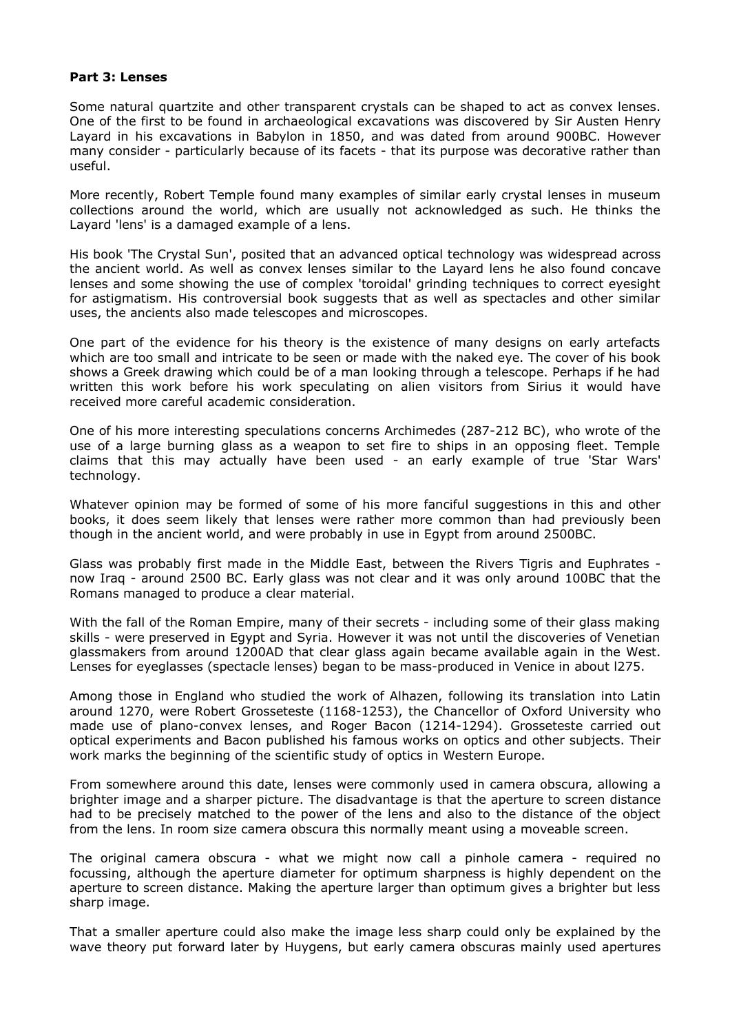**Part 3: Lenses**

Some natural quartzite and other transparent crystals can be shaped to act as convex lenses. One of the first to be found in archaeological excavations was discovered by Sir Austen Henry Layard in his excavations in Babylon in 1850, and was dated from around 900BC. However many consider - particularly because of its facets - that its purpose was decorative rather than useful.

More recently, Robert Temple found many examples of similar early crystal lenses in museum collections around the world, which are usually not acknowledged as such. He thinks the Layard 'lens' is a damaged example of a lens.

His book 'The Crystal Sun', posited that an advanced optical technology was widespread across the ancient world. As well as convex lenses similar to the Layard lens he also found concave lenses and some showing the use of complex 'toroidal' grinding techniques to correct eyesight for astigmatism. His controversial book suggests that as well as spectacles and other similar uses, the ancients also made telescopes and microscopes.

One part of the evidence for his theory is the existence of many designs on early artefacts which are too small and intricate to be seen or made with the naked eye. The cover of his book shows a Greek drawing which could be of a man looking through a telescope. Perhaps if he had written this work before his work speculating on alien visitors from Sirius it would have received more careful academic consideration.

One of his more interesting speculations concerns Archimedes (287-212 BC), who wrote of the use of a large burning glass as a weapon to set fire to ships in an opposing fleet. Temple claims that this may actually have been used - an early example of true 'Star Wars' technology.

Whatever opinion may be formed of some of his more fanciful suggestions in this and other books, it does seem likely that lenses were rather more common than had previously been though in the ancient world, and were probably in use in Egypt from around 2500BC.

Glass was probably first made in the Middle East, between the Rivers Tigris and Euphrates - now Iraq - around 2500 BC. Early glass was not clear and it was only around 100BC that the Romans managed to produce a clear material.

With the fall of the Roman Empire, many of their secrets - including some of their glass making skills - were preserved in Egypt and Syria. However it was not until the discoveries of Venetian glassmakers from around 1200AD that clear glass again became available again in the West. Lenses for eyeglasses (spectacle lenses) began to be mass-produced in Venice in about l275.

Among those in England who studied the work of Alhazen, following its translation into Latin around 1270, were Robert Grosseteste (1168-1253), the Chancellor of Oxford University who made use of plano-convex lenses, and Roger Bacon (1214-1294). Grosseteste carried out optical experiments and Bacon published his famous works on optics and other subjects. Their work marks the beginning of the scientific study of optics in Western Europe.

From somewhere around this date, lenses were commonly used in camera obscura, allowing a brighter image and a sharper picture. The disadvantage is that the aperture to screen distance had to be precisely matched to the power of the lens and also to the distance of the object from the lens. In room size camera obscura this normally meant using a moveable screen.

The original camera obscura - what we might now call a pinhole camera - required no focussing, although the aperture diameter for optimum sharpness is highly dependent on the aperture to screen distance. Making the aperture larger than optimum gives a brighter but less sharp image.

That a smaller aperture could also make the image less sharp could only be explained by the wave theory put forward later by Huygens, but early camera obscuras mainly used apertures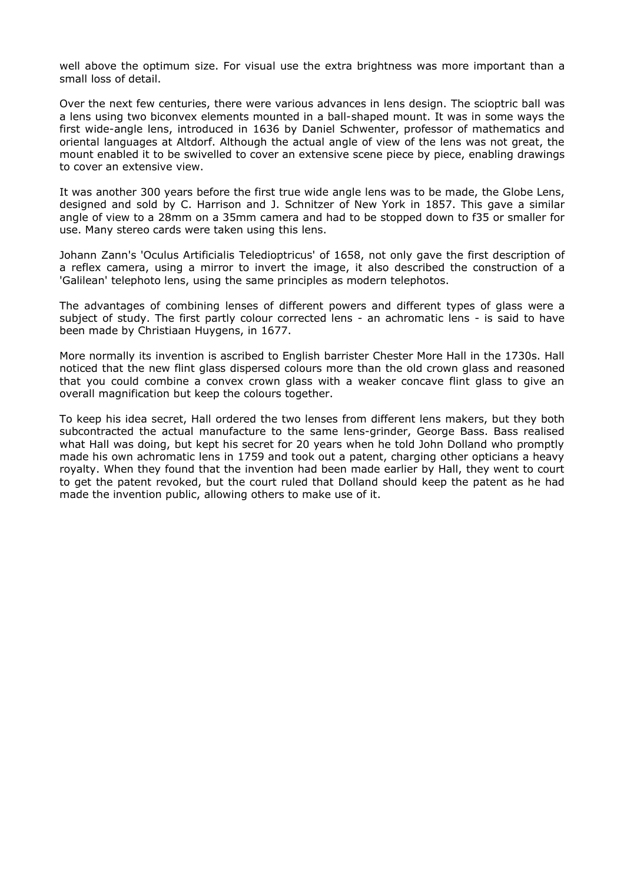well above the optimum size. For visual use the extra brightness was more important than a small loss of detail.

Over the next few centuries, there were various advances in lens design. The scioptric ball was a lens using two biconvex elements mounted in a ball-shaped mount. It was in some ways the first wide-angle lens, introduced in 1636 by Daniel Schwenter, professor of mathematics and oriental languages at Altdorf. Although the actual angle of view of the lens was not great, the mount enabled it to be swivelled to cover an extensive scene piece by piece, enabling drawings to cover an extensive view.

It was another 300 years before the first true wide angle lens was to be made, the Globe Lens, designed and sold by C. Harrison and J. Schnitzer of New York in 1857. This gave a similar angle of view to a 28mm on a 35mm camera and had to be stopped down to f35 or smaller for use. Many stereo cards were taken using this lens.

Johann Zann's 'Oculus Artificialis Teledioptricus' of 1658, not only gave the first description of a reflex camera, using a mirror to invert the image, it also described the construction of a 'Galilean' telephoto lens, using the same principles as modern telephotos.

The advantages of combining lenses of different powers and different types of glass were a subject of study. The first partly colour corrected lens - an achromatic lens - is said to have been made by Christiaan Huygens, in 1677.

More normally its invention is ascribed to English barrister Chester More Hall in the 1730s. Hall noticed that the new flint glass dispersed colours more than the old crown glass and reasoned that you could combine a convex crown glass with a weaker concave flint glass to give an overall magnification but keep the colours together.

To keep his idea secret, Hall ordered the two lenses from different lens makers, but they both subcontracted the actual manufacture to the same lens-grinder, George Bass. Bass realised what Hall was doing, but kept his secret for 20 years when he told John Dolland who promptly made his own achromatic lens in 1759 and took out a patent, charging other opticians a heavy royalty. When they found that the invention had been made earlier by Hall, they went to court to get the patent revoked, but the court ruled that Dolland should keep the patent as he had made the invention public, allowing others to make use of it.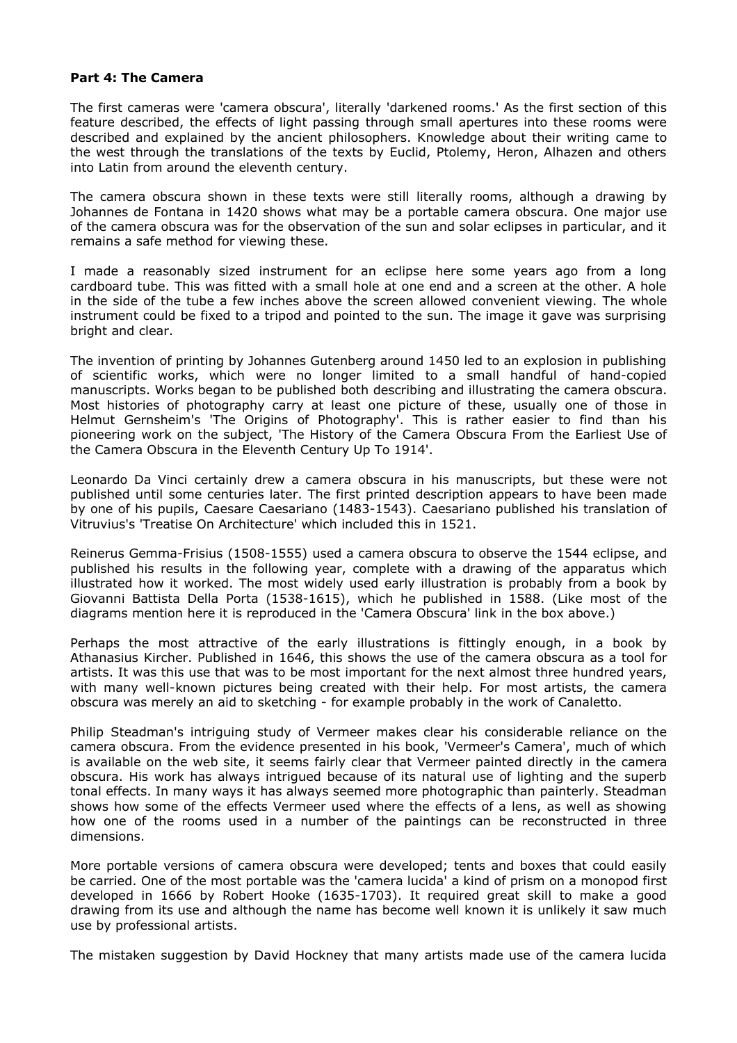**Part 4: The Camera**

The first cameras were 'camera obscura', literally 'darkened rooms.' As the first section of this feature described, the effects of light passing through small apertures into these rooms were described and explained by the ancient philosophers. Knowledge about their writing came to the west through the translations of the texts by Euclid, Ptolemy, Heron, Alhazen and others into Latin from around the eleventh century.

The camera obscura shown in these texts were still literally rooms, although a drawing by Johannes de Fontana in 1420 shows what may be a portable camera obscura. One major use of the camera obscura was for the observation of the sun and solar eclipses in particular, and it remains a safe method for viewing these.

I made a reasonably sized instrument for an eclipse here some years ago from a long cardboard tube. This was fitted with a small hole at one end and a screen at the other. A hole in the side of the tube a few inches above the screen allowed convenient viewing. The whole instrument could be fixed to a tripod and pointed to the sun. The image it gave was surprising bright and clear.

The invention of printing by Johannes Gutenberg around 1450 led to an explosion in publishing of scientific works, which were no longer limited to a small handful of hand-copied manuscripts. Works began to be published both describing and illustrating the camera obscura. Most histories of photography carry at least one picture of these, usually one of those in Helmut Gernsheim's 'The Origins of Photography'. This is rather easier to find than his pioneering work on the subject, 'The History of the Camera Obscura From the Earliest Use of the Camera Obscura in the Eleventh Century Up To 1914'.

Leonardo Da Vinci certainly drew a camera obscura in his manuscripts, but these were not published until some centuries later. The first printed description appears to have been made by one of his pupils, Caesare Caesariano (1483-1543). Caesariano published his translation of Vitruvius's 'Treatise On Architecture' which included this in 1521.

Reinerus Gemma-Frisius (1508-1555) used a camera obscura to observe the 1544 eclipse, and published his results in the following year, complete with a drawing of the apparatus which illustrated how it worked. The most widely used early illustration is probably from a book by Giovanni Battista Della Porta (1538-1615), which he published in 1588. (Like most of the diagrams mention here it is reproduced in the 'Camera Obscura' link in the box above.)

Perhaps the most attractive of the early illustrations is fittingly enough, in a book by Athanasius Kircher. Published in 1646, this shows the use of the camera obscura as a tool for artists. It was this use that was to be most important for the next almost three hundred years, with many well-known pictures being created with their help. For most artists, the camera obscura was merely an aid to sketching - for example probably in the work of Canaletto.

Philip Steadman's intriguing study of Vermeer makes clear his considerable reliance on the camera obscura. From the evidence presented in his book, 'Vermeer's Camera', much of which is available on the web site, it seems fairly clear that Vermeer painted directly in the camera obscura. His work has always intrigued because of its natural use of lighting and the superb tonal effects. In many ways it has always seemed more photographic than painterly. Steadman shows how some of the effects Vermeer used where the effects of a lens, as well as showing how one of the rooms used in a number of the paintings can be reconstructed in three dimensions.

More portable versions of camera obscura were developed; tents and boxes that could easily be carried. One of the most portable was the 'camera lucida' a kind of prism on a monopod first developed in 1666 by Robert Hooke (1635-1703). It required great skill to make a good drawing from its use and although the name has become well known it is unlikely it saw much use by professional artists.

The mistaken suggestion by David Hockney that many artists made use of the camera lucida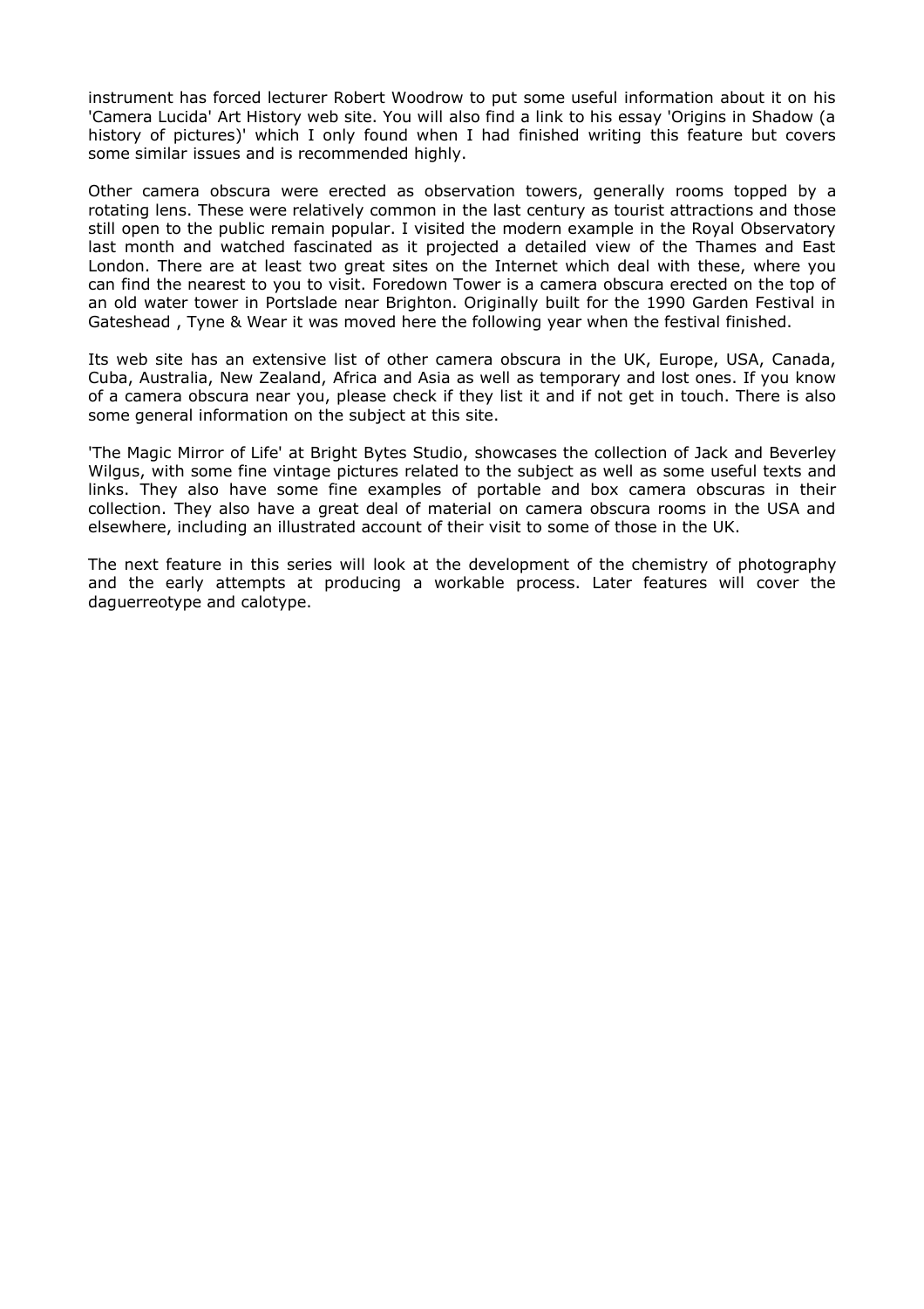instrument has forced lecturer Robert Woodrow to put some useful information about it on his 'Camera Lucida' Art History web site. You will also find a link to his essay 'Origins in Shadow (a history of pictures)' which I only found when I had finished writing this feature but covers some similar issues and is recommended highly.

Other camera obscura were erected as observation towers, generally rooms topped by a rotating lens. These were relatively common in the last century as tourist attractions and those still open to the public remain popular. I visited the modern example in the Royal Observatory last month and watched fascinated as it projected a detailed view of the Thames and East London. There are at least two great sites on the Internet which deal with these, where you can find the nearest to you to visit. Foredown Tower is a camera obscura erected on the top of an old water tower in Portslade near Brighton. Originally built for the 1990 Garden Festival in Gateshead , Tyne & Wear it was moved here the following year when the festival finished.

Its web site has an extensive list of other camera obscura in the UK, Europe, USA, Canada, Cuba, Australia, New Zealand, Africa and Asia as well as temporary and lost ones. If you know of a camera obscura near you, please check if they list it and if not get in touch. There is also some general information on the subject at this site.

'The Magic Mirror of Life' at Bright Bytes Studio, showcases the collection of Jack and Beverley Wilgus, with some fine vintage pictures related to the subject as well as some useful texts and links. They also have some fine examples of portable and box camera obscuras in their collection. They also have a great deal of material on camera obscura rooms in the USA and elsewhere, including an illustrated account of their visit to some of those in the UK.

The next feature in this series will look at the development of the chemistry of photography and the early attempts at producing a workable process. Later features will cover the daguerreotype and calotype.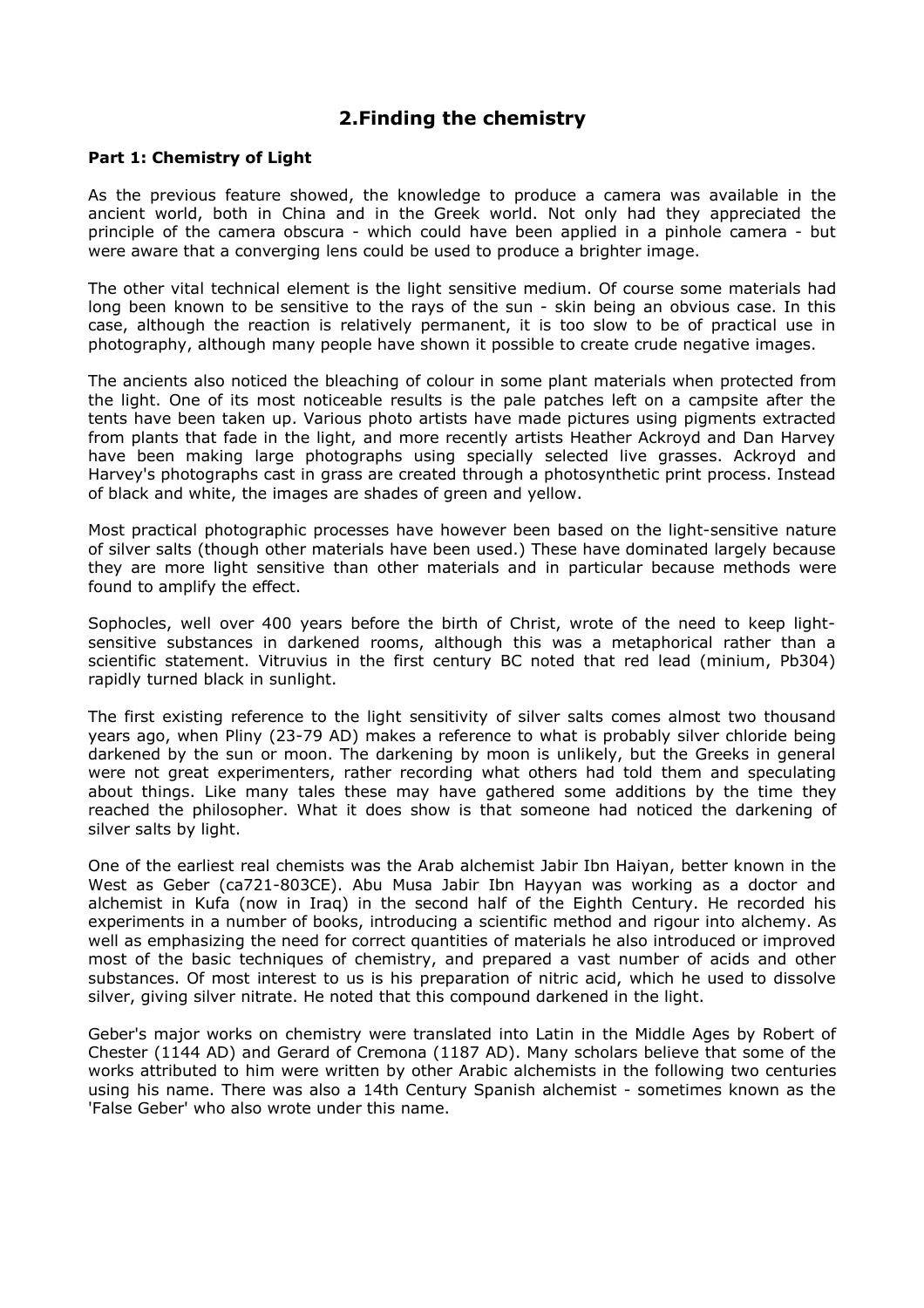## 2.Finding the chemistry

**Part 1: Chemistry of Light**

As the previous feature showed, the knowledge to produce a camera was available in the ancient world, both in China and in the Greek world. Not only had they appreciated the principle of the camera obscura - which could have been applied in a pinhole camera - but were aware that a converging lens could be used to produce a brighter image.

The other vital technical element is the light sensitive medium. Of course some materials had long been known to be sensitive to the rays of the sun - skin being an obvious case. In this case, although the reaction is relatively permanent, it is too slow to be of practical use in photography, although many people have shown it possible to create crude negative images.

The ancients also noticed the bleaching of colour in some plant materials when protected from the light. One of its most noticeable results is the pale patches left on a campsite after the tents have been taken up. Various photo artists have made pictures using pigments extracted from plants that fade in the light, and more recently artists Heather Ackroyd and Dan Harvey have been making large photographs using specially selected live grasses. Ackroyd and Harvey's photographs cast in grass are created through a photosynthetic print process. Instead of black and white, the images are shades of green and yellow.

Most practical photographic processes have however been based on the light-sensitive nature of silver salts (though other materials have been used.) These have dominated largely because they are more light sensitive than other materials and in particular because methods were found to amplify the effect.

Sophocles, well over 400 years before the birth of Christ, wrote of the need to keep light-sensitive substances in darkened rooms, although this was a metaphorical rather than a scientific statement. Vitruvius in the first century BC noted that red lead (minium, $Pb_3O_4$) rapidly turned black in sunlight.

The first existing reference to the light sensitivity of silver salts comes almost two thousand years ago, when Pliny (23-79 AD) makes a reference to what is probably silver chloride being darkened by the sun or moon. The darkening by moon is unlikely, but the Greeks in general were not great experimenters, rather recording what others had told them and speculating about things. Like many tales these may have gathered some additions by the time they reached the philosopher. What it does show is that someone had noticed the darkening of silver salts by light.

One of the earliest real chemists was the Arab alchemist Jabir Ibn Haiyan, better known in the West as Geber (ca721-803CE). Abu Musa Jabir Ibn Hayyan was working as a doctor and alchemist in Kufa (now in Iraq) in the second half of the Eighth Century. He recorded his experiments in a number of books, introducing a scientific method and rigour into alchemy. As well as emphasizing the need for correct quantities of materials he also introduced or improved most of the basic techniques of chemistry, and prepared a vast number of acids and other substances. Of most interest to us is his preparation of nitric acid, which he used to dissolve silver, giving silver nitrate. He noted that this compound darkened in the light.

Geber's major works on chemistry were translated into Latin in the Middle Ages by Robert of Chester (1144 AD) and Gerard of Cremona (1187 AD). Many scholars believe that some of the works attributed to him were written by other Arabic alchemists in the following two centuries using his name. There was also a 14th Century Spanish alchemist - sometimes known as the 'False Geber' who also wrote under this name.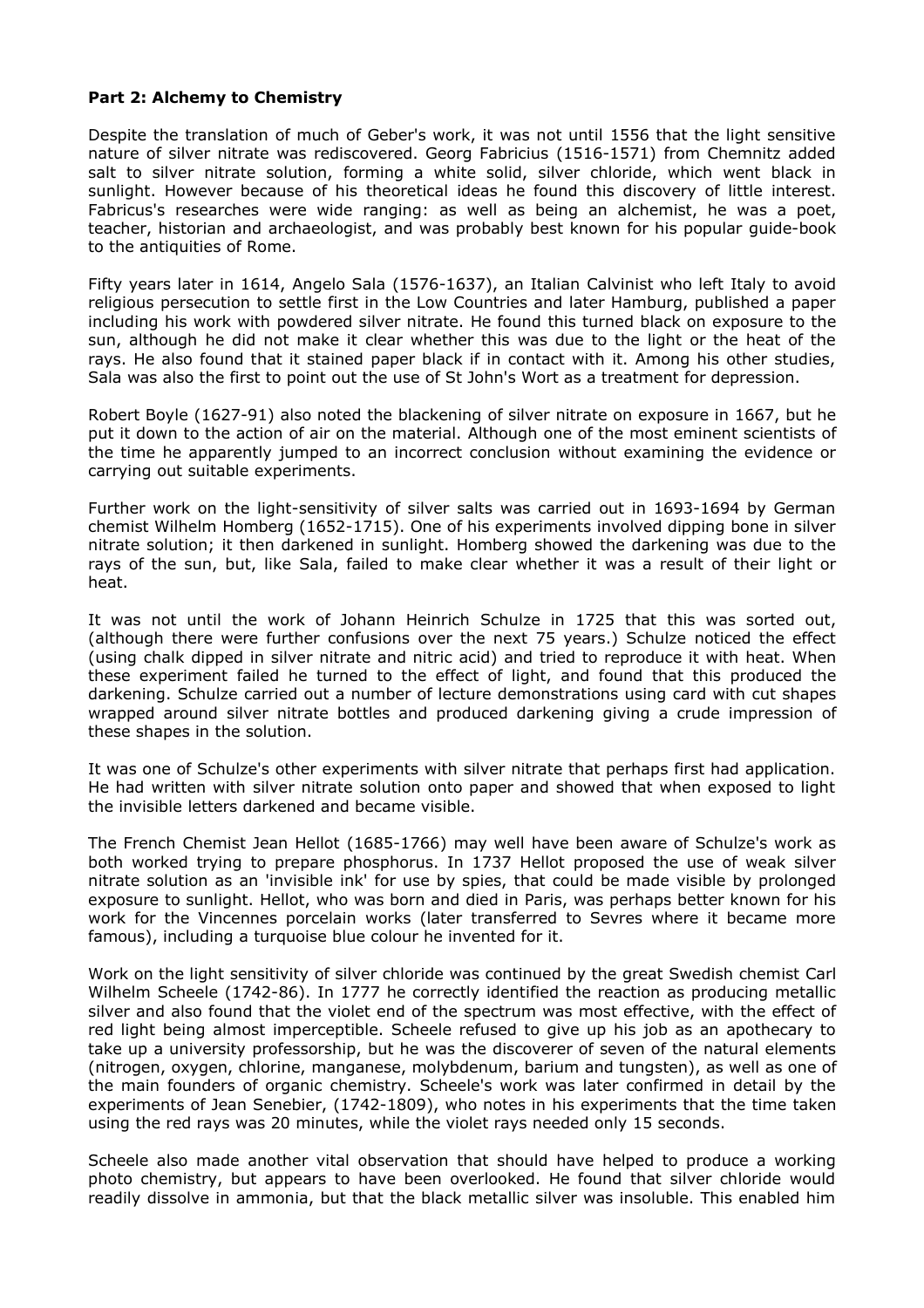**Part 2: Alchemy to Chemistry**

Despite the translation of much of Geber's work, it was not until 1556 that the light sensitive nature of silver nitrate was rediscovered. Georg Fabricius (1516-1571) from Chemnitz added salt to silver nitrate solution, forming a white solid, silver chloride, which went black in sunlight. However because of his theoretical ideas he found this discovery of little interest. Fabricus's researches were wide ranging: as well as being an alchemist, he was a poet, teacher, historian and archaeologist, and was probably best known for his popular guide-book to the antiquities of Rome.

Fifty years later in 1614, Angelo Sala (1576-1637), an Italian Calvinist who left Italy to avoid religious persecution to settle first in the Low Countries and later Hamburg, published a paper including his work with powdered silver nitrate. He found this turned black on exposure to the sun, although he did not make it clear whether this was due to the light or the heat of the rays. He also found that it stained paper black if in contact with it. Among his other studies, Sala was also the first to point out the use of St John's Wort as a treatment for depression.

Robert Boyle (1627-91) also noted the blackening of silver nitrate on exposure in 1667, but he put it down to the action of air on the material. Although one of the most eminent scientists of the time he apparently jumped to an incorrect conclusion without examining the evidence or carrying out suitable experiments.

Further work on the light-sensitivity of silver salts was carried out in 1693-1694 by German chemist Wilhelm Homberg (1652-1715). One of his experiments involved dipping bone in silver nitrate solution; it then darkened in sunlight. Homberg showed the darkening was due to the rays of the sun, but, like Sala, failed to make clear whether it was a result of their light or heat.

It was not until the work of Johann Heinrich Schulze in 1725 that this was sorted out, (although there were further confusions over the next 75 years.) Schulze noticed the effect (using chalk dipped in silver nitrate and nitric acid) and tried to reproduce it with heat. When these experiment failed he turned to the effect of light, and found that this produced the darkening. Schulze carried out a number of lecture demonstrations using card with cut shapes wrapped around silver nitrate bottles and produced darkening giving a crude impression of these shapes in the solution.

It was one of Schulze's other experiments with silver nitrate that perhaps first had application. He had written with silver nitrate solution onto paper and showed that when exposed to light the invisible letters darkened and became visible.

The French Chemist Jean Hellot (1685-1766) may well have been aware of Schulze's work as both worked trying to prepare phosphorus. In 1737 Hellot proposed the use of weak silver nitrate solution as an 'invisible ink' for use by spies, that could be made visible by prolonged exposure to sunlight. Hellot, who was born and died in Paris, was perhaps better known for his work for the Vincennes porcelain works (later transferred to Sevres where it became more famous), including a turquoise blue colour he invented for it.

Work on the light sensitivity of silver chloride was continued by the great Swedish chemist Carl Wilhelm Scheele (1742-86). In 1777 he correctly identified the reaction as producing metallic silver and also found that the violet end of the spectrum was most effective, with the effect of red light being almost imperceptible. Scheele refused to give up his job as an apothecary to take up a university professorship, but he was the discoverer of seven of the natural elements (nitrogen, oxygen, chlorine, manganese, molybdenum, barium and tungsten), as well as one of the main founders of organic chemistry. Scheele's work was later confirmed in detail by the experiments of Jean Senebier, (1742-1809), who notes in his experiments that the time taken using the red rays was 20 minutes, while the violet rays needed only 15 seconds.

Scheele also made another vital observation that should have helped to produce a working photo chemistry, but appears to have been overlooked. He found that silver chloride would readily dissolve in ammonia, but that the black metallic silver was insoluble. This enabled him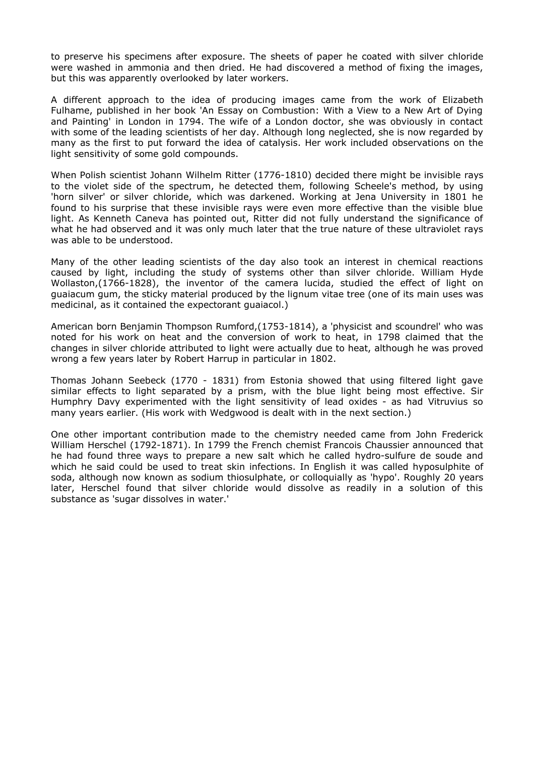to preserve his specimens after exposure. The sheets of paper he coated with silver chloride were washed in ammonia and then dried. He had discovered a method of fixing the images, but this was apparently overlooked by later workers.

A different approach to the idea of producing images came from the work of Elizabeth Fulhame, published in her book 'An Essay on Combustion: With a View to a New Art of Dying and Painting' in London in 1794. The wife of a London doctor, she was obviously in contact with some of the leading scientists of her day. Although long neglected, she is now regarded by many as the first to put forward the idea of catalysis. Her work included observations on the light sensitivity of some gold compounds.

When Polish scientist Johann Wilhelm Ritter (1776-1810) decided there might be invisible rays to the violet side of the spectrum, he detected them, following Scheele's method, by using 'horn silver' or silver chloride, which was darkened. Working at Jena University in 1801 he found to his surprise that these invisible rays were even more effective than the visible blue light. As Kenneth Caneva has pointed out, Ritter did not fully understand the significance of what he had observed and it was only much later that the true nature of these ultraviolet rays was able to be understood.

Many of the other leading scientists of the day also took an interest in chemical reactions caused by light, including the study of systems other than silver chloride. William Hyde Wollaston,(1766-1828), the inventor of the camera lucida, studied the effect of light on guaiacum gum, the sticky material produced by the lignum vitae tree (one of its main uses was medicinal, as it contained the expectorant guaiacol.)

American born Benjamin Thompson Rumford,(1753-1814), a 'physicist and scoundrel' who was noted for his work on heat and the conversion of work to heat, in 1798 claimed that the changes in silver chloride attributed to light were actually due to heat, although he was proved wrong a few years later by Robert Harrup in particular in 1802.

Thomas Johann Seebeck (1770 - 1831) from Estonia showed that using filtered light gave similar effects to light separated by a prism, with the blue light being most effective. Sir Humphry Davy experimented with the light sensitivity of lead oxides - as had Vitruvius so many years earlier. (His work with Wedgwood is dealt with in the next section.)

One other important contribution made to the chemistry needed came from John Frederick William Herschel (1792-1871). In 1799 the French chemist Francois Chaussier announced that he had found three ways to prepare a new salt which he called hydro-sulfure de soude and which he said could be used to treat skin infections. In English it was called hyposulphite of soda, although now known as sodium thiosulphate, or colloquially as 'hypo'. Roughly 20 years later, Herschel found that silver chloride would dissolve as readily in a solution of this substance as 'sugar dissolves in water.'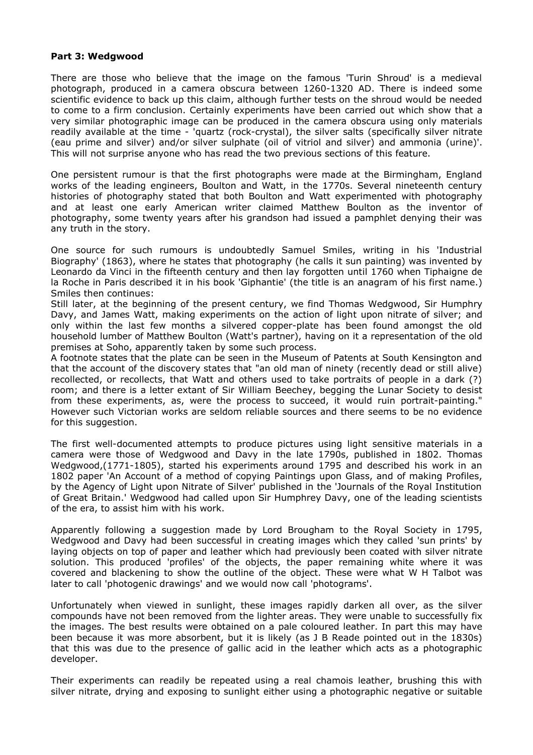**Part 3: Wedgwood**

There are those who believe that the image on the famous 'Turin Shroud' is a medieval photograph, produced in a camera obscura between 1260-1320 AD. There is indeed some scientific evidence to back up this claim, although further tests on the shroud would be needed to come to a firm conclusion. Certainly experiments have been carried out which show that a very similar photographic image can be produced in the camera obscura using only materials readily available at the time - 'quartz (rock-crystal), the silver salts (specifically silver nitrate (eau prime and silver) and/or silver sulphate (oil of vitriol and silver) and ammonia (urine)'. This will not surprise anyone who has read the two previous sections of this feature.

One persistent rumour is that the first photographs were made at the Birmingham, England works of the leading engineers, Boulton and Watt, in the 1770s. Several nineteenth century histories of photography stated that both Boulton and Watt experimented with photography and at least one early American writer claimed Matthew Boulton as the inventor of photography, some twenty years after his grandson had issued a pamphlet denying their was any truth in the story.

One source for such rumours is undoubtedly Samuel Smiles, writing in his 'Industrial Biography' (1863), where he states that photography (he calls it sun painting) was invented by Leonardo da Vinci in the fifteenth century and then lay forgotten until 1760 when Tiphaigne de la Roche in Paris described it in his book 'Giphantie' (the title is an anagram of his first name.) Smiles then continues:

Still later, at the beginning of the present century, we find Thomas Wedgwood, Sir Humphry Davy, and James Watt, making experiments on the action of light upon nitrate of silver; and only within the last few months a silvered copper-plate has been found amongst the old household lumber of Matthew Boulton (Watt's partner), having on it a representation of the old premises at Soho, apparently taken by some such process.

A footnote states that the plate can be seen in the Museum of Patents at South Kensington and that the account of the discovery states that "an old man of ninety (recently dead or still alive) recollected, or recollects, that Watt and others used to take portraits of people in a dark (?) room; and there is a letter extant of Sir William Beechey, begging the Lunar Society to desist from these experiments, as, were the process to succeed, it would ruin portrait-painting." However such Victorian works are seldom reliable sources and there seems to be no evidence for this suggestion.

The first well-documented attempts to produce pictures using light sensitive materials in a camera were those of Wedgwood and Davy in the late 1790s, published in 1802. Thomas Wedgwood,(1771-1805), started his experiments around 1795 and described his work in an 1802 paper 'An Account of a method of copying Paintings upon Glass, and of making Profiles, by the Agency of Light upon Nitrate of Silver' published in the 'Journals of the Royal Institution of Great Britain.' Wedgwood had called upon Sir Humphrey Davy, one of the leading scientists of the era, to assist him with his work.

Apparently following a suggestion made by Lord Brougham to the Royal Society in 1795, Wedgwood and Davy had been successful in creating images which they called 'sun prints' by laying objects on top of paper and leather which had previously been coated with silver nitrate solution. This produced 'profiles' of the objects, the paper remaining white where it was covered and blackening to show the outline of the object. These were what W H Talbot was later to call 'photogenic drawings' and we would now call 'photograms'.

Unfortunately when viewed in sunlight, these images rapidly darken all over, as the silver compounds have not been removed from the lighter areas. They were unable to successfully fix the images. The best results were obtained on a pale coloured leather. In part this may have been because it was more absorbent, but it is likely (as J B Reade pointed out in the 1830s) that this was due to the presence of gallic acid in the leather which acts as a photographic developer.

Their experiments can readily be repeated using a real chamois leather, brushing this with silver nitrate, drying and exposing to sunlight either using a photographic negative or suitable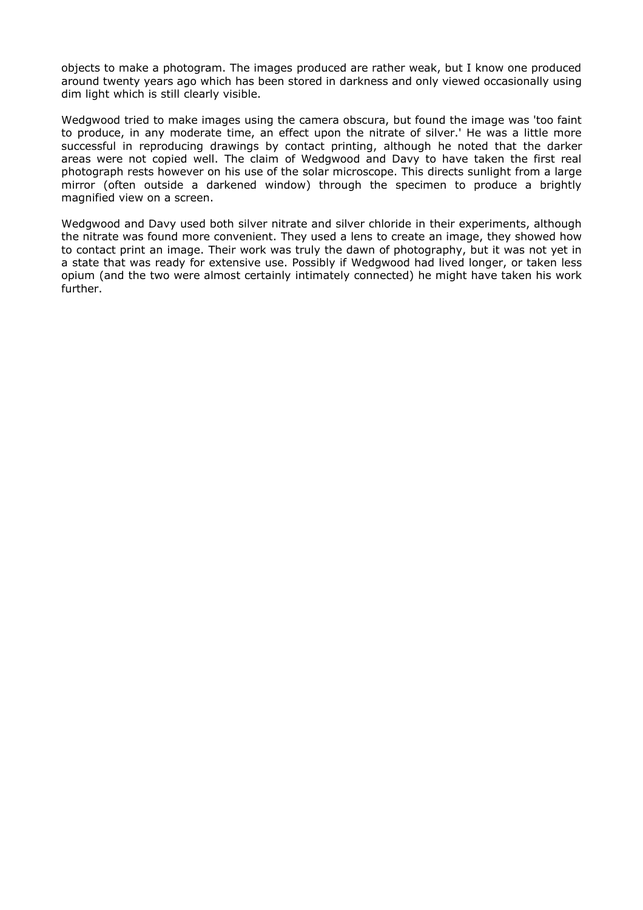objects to make a photogram. The images produced are rather weak, but I know one produced around twenty years ago which has been stored in darkness and only viewed occasionally using dim light which is still clearly visible.

Wedgwood tried to make images using the camera obscura, but found the image was 'too faint to produce, in any moderate time, an effect upon the nitrate of silver.' He was a little more successful in reproducing drawings by contact printing, although he noted that the darker areas were not copied well. The claim of Wedgwood and Davy to have taken the first real photograph rests however on his use of the solar microscope. This directs sunlight from a large mirror (often outside a darkened window) through the specimen to produce a brightly magnified view on a screen.

Wedgwood and Davy used both silver nitrate and silver chloride in their experiments, although the nitrate was found more convenient. They used a lens to create an image, they showed how to contact print an image. Their work was truly the dawn of photography, but it was not yet in a state that was ready for extensive use. Possibly if Wedgwood had lived longer, or taken less opium (and the two were almost certainly intimately connected) he might have taken his work further.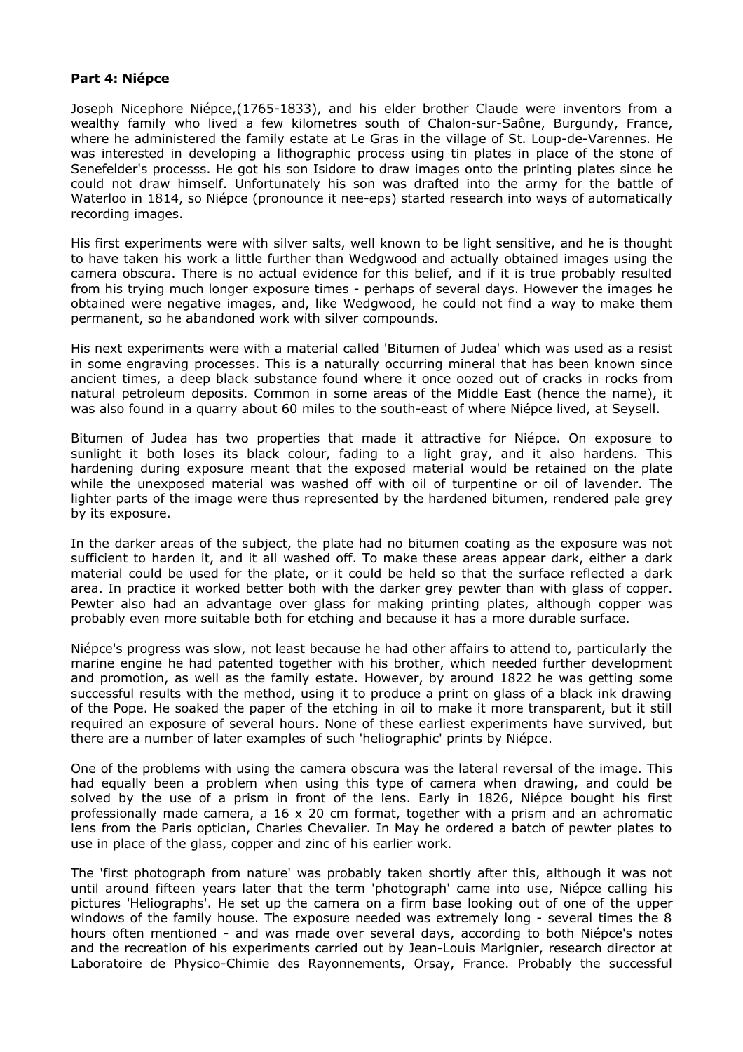**Part 4: Niépce**

Joseph Nicephore Niépce,(1765-1833), and his elder brother Claude were inventors from a wealthy family who lived a few kilometres south of Chalon-sur-Saône, Burgundy, France, where he administered the family estate at Le Gras in the village of St. Loup-de-Varennes. He was interested in developing a lithographic process using tin plates in place of the stone of Senefelder's processs. He got his son Isidore to draw images onto the printing plates since he could not draw himself. Unfortunately his son was drafted into the army for the battle of Waterloo in 1814, so Niépce (pronounce it nee-eps) started research into ways of automatically recording images.

His first experiments were with silver salts, well known to be light sensitive, and he is thought to have taken his work a little further than Wedgwood and actually obtained images using the camera obscura. There is no actual evidence for this belief, and if it is true probably resulted from his trying much longer exposure times - perhaps of several days. However the images he obtained were negative images, and, like Wedgwood, he could not find a way to make them permanent, so he abandoned work with silver compounds.

His next experiments were with a material called 'Bitumen of Judea' which was used as a resist in some engraving processes. This is a naturally occurring mineral that has been known since ancient times, a deep black substance found where it once oozed out of cracks in rocks from natural petroleum deposits. Common in some areas of the Middle East (hence the name), it was also found in a quarry about 60 miles to the south-east of where Niépce lived, at Seysell.

Bitumen of Judea has two properties that made it attractive for Niépce. On exposure to sunlight it both loses its black colour, fading to a light gray, and it also hardens. This hardening during exposure meant that the exposed material would be retained on the plate while the unexposed material was washed off with oil of turpentine or oil of lavender. The lighter parts of the image were thus represented by the hardened bitumen, rendered pale grey by its exposure.

In the darker areas of the subject, the plate had no bitumen coating as the exposure was not sufficient to harden it, and it all washed off. To make these areas appear dark, either a dark material could be used for the plate, or it could be held so that the surface reflected a dark area. In practice it worked better both with the darker grey pewter than with glass of copper. Pewter also had an advantage over glass for making printing plates, although copper was probably even more suitable both for etching and because it has a more durable surface.

Niépce's progress was slow, not least because he had other affairs to attend to, particularly the marine engine he had patented together with his brother, which needed further development and promotion, as well as the family estate. However, by around 1822 he was getting some successful results with the method, using it to produce a print on glass of a black ink drawing of the Pope. He soaked the paper of the etching in oil to make it more transparent, but it still required an exposure of several hours. None of these earliest experiments have survived, but there are a number of later examples of such 'heliographic' prints by Niépce.

One of the problems with using the camera obscura was the lateral reversal of the image. This had equally been a problem when using this type of camera when drawing, and could be solved by the use of a prism in front of the lens. Early in 1826, Niépce bought his first professionally made camera, a 16 x 20 cm format, together with a prism and an achromatic lens from the Paris optician, Charles Chevalier. In May he ordered a batch of pewter plates to use in place of the glass, copper and zinc of his earlier work.

The 'first photograph from nature' was probably taken shortly after this, although it was not until around fifteen years later that the term 'photograph' came into use, Niépce calling his pictures 'Heliographs'. He set up the camera on a firm base looking out of one of the upper windows of the family house. The exposure needed was extremely long - several times the 8 hours often mentioned - and was made over several days, according to both Niépce's notes and the recreation of his experiments carried out by Jean-Louis Marignier, research director at Laboratoire de Physico-Chimie des Rayonnements, Orsay, France. Probably the successful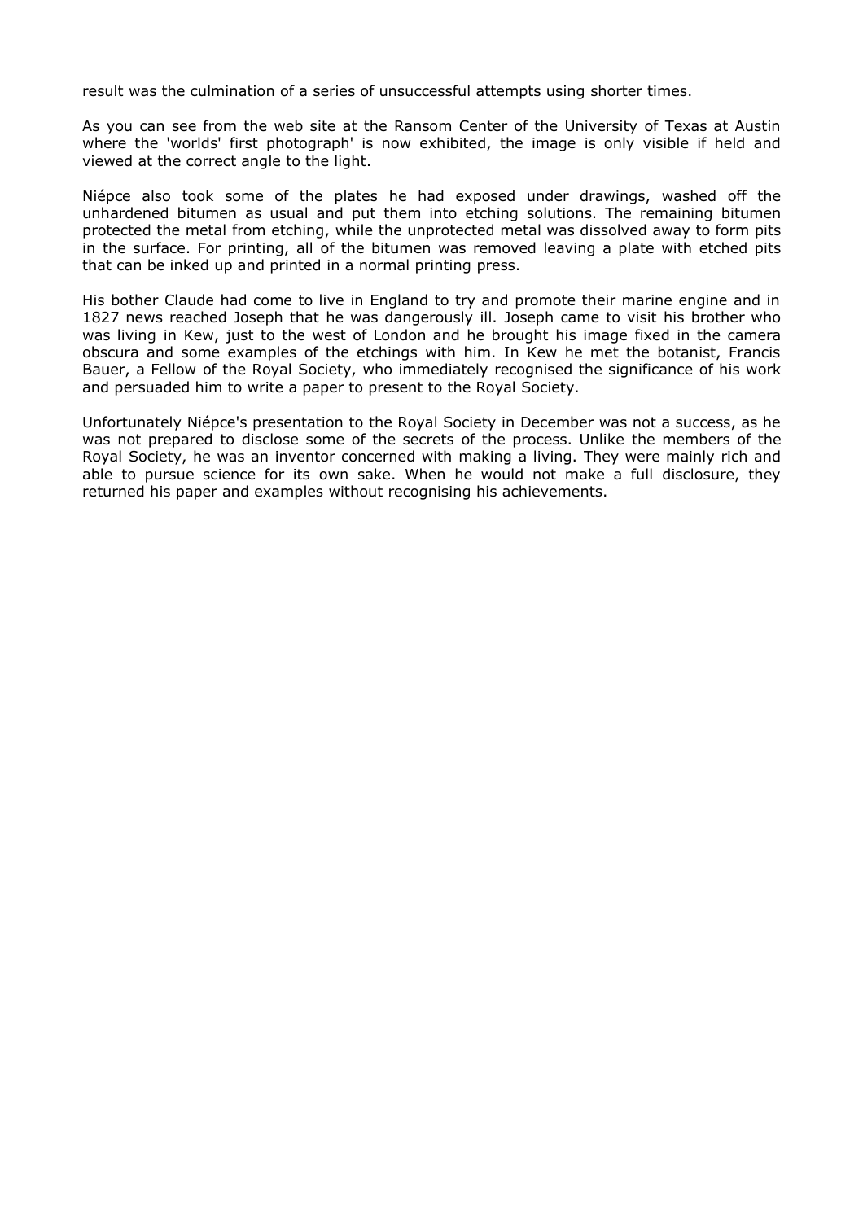result was the culmination of a series of unsuccessful attempts using shorter times.

As you can see from the web site at the Ransom Center of the University of Texas at Austin where the 'worlds' first photograph' is now exhibited, the image is only visible if held and viewed at the correct angle to the light.

Niépce also took some of the plates he had exposed under drawings, washed off the unhardened bitumen as usual and put them into etching solutions. The remaining bitumen protected the metal from etching, while the unprotected metal was dissolved away to form pits in the surface. For printing, all of the bitumen was removed leaving a plate with etched pits that can be inked up and printed in a normal printing press.

His bother Claude had come to live in England to try and promote their marine engine and in 1827 news reached Joseph that he was dangerously ill. Joseph came to visit his brother who was living in Kew, just to the west of London and he brought his image fixed in the camera obscura and some examples of the etchings with him. In Kew he met the botanist, Francis Bauer, a Fellow of the Royal Society, who immediately recognised the significance of his work and persuaded him to write a paper to present to the Royal Society.

Unfortunately Niépce's presentation to the Royal Society in December was not a success, as he was not prepared to disclose some of the secrets of the process. Unlike the members of the Royal Society, he was an inventor concerned with making a living. They were mainly rich and able to pursue science for its own sake. When he would not make a full disclosure, they returned his paper and examples without recognising his achievements.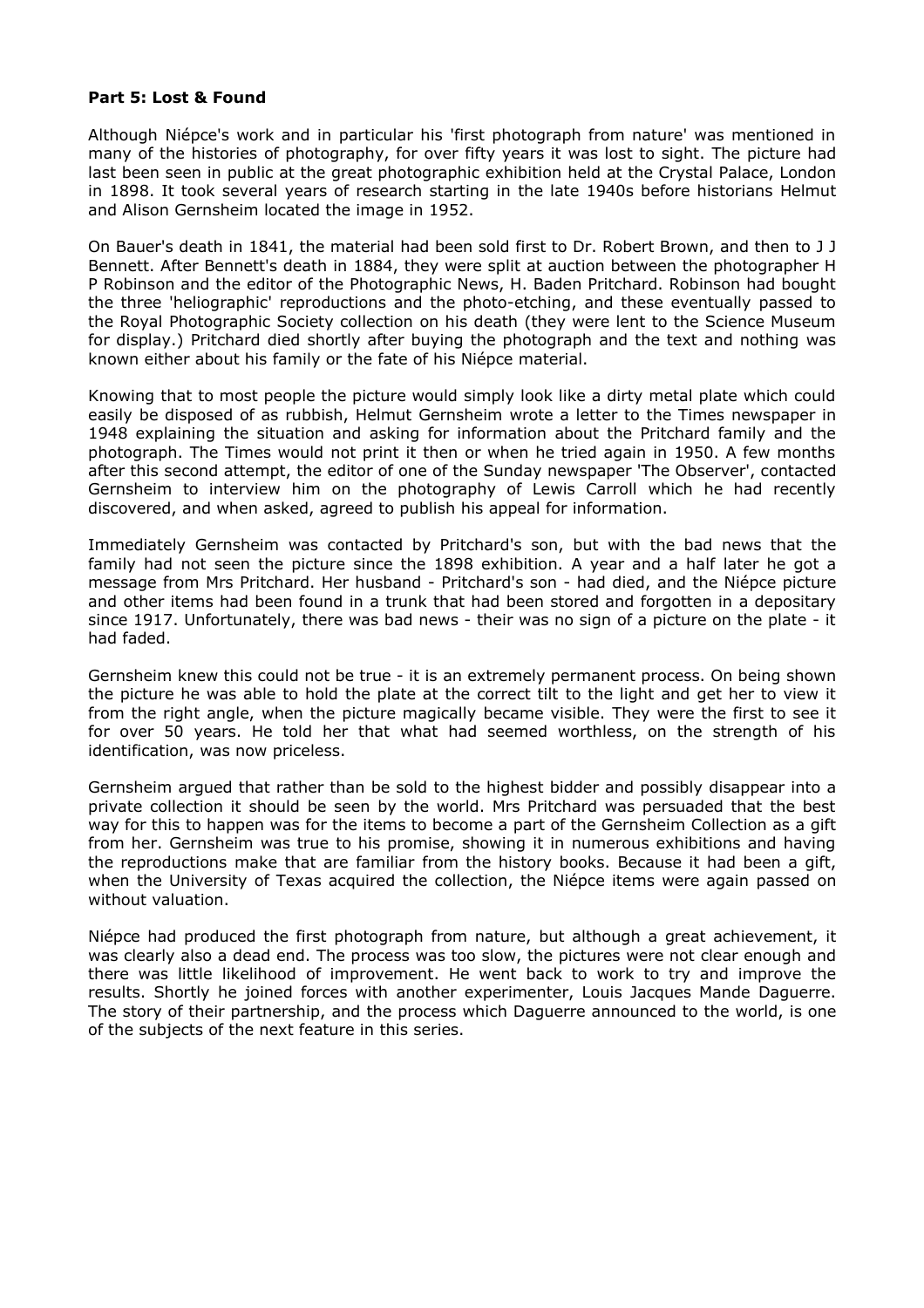**Part 5: Lost & Found**

Although Niépce's work and in particular his 'first photograph from nature' was mentioned in many of the histories of photography, for over fifty years it was lost to sight. The picture had last been seen in public at the great photographic exhibition held at the Crystal Palace, London in 1898. It took several years of research starting in the late 1940s before historians Helmut and Alison Gernsheim located the image in 1952.

On Bauer's death in 1841, the material had been sold first to Dr. Robert Brown, and then to J J Bennett. After Bennett's death in 1884, they were split at auction between the photographer H P Robinson and the editor of the Photographic News, H. Baden Pritchard. Robinson had bought the three 'heliographic' reproductions and the photo-etching, and these eventually passed to the Royal Photographic Society collection on his death (they were lent to the Science Museum for display.) Pritchard died shortly after buying the photograph and the text and nothing was known either about his family or the fate of his Niépce material.

Knowing that to most people the picture would simply look like a dirty metal plate which could easily be disposed of as rubbish, Helmut Gernsheim wrote a letter to the Times newspaper in 1948 explaining the situation and asking for information about the Pritchard family and the photograph. The Times would not print it then or when he tried again in 1950. A few months after this second attempt, the editor of one of the Sunday newspaper 'The Observer', contacted Gernsheim to interview him on the photography of Lewis Carroll which he had recently discovered, and when asked, agreed to publish his appeal for information.

Immediately Gernsheim was contacted by Pritchard's son, but with the bad news that the family had not seen the picture since the 1898 exhibition. A year and a half later he got a message from Mrs Pritchard. Her husband - Pritchard's son - had died, and the Niépce picture and other items had been found in a trunk that had been stored and forgotten in a depositary since 1917. Unfortunately, there was bad news - their was no sign of a picture on the plate - it had faded.

Gernsheim knew this could not be true - it is an extremely permanent process. On being shown the picture he was able to hold the plate at the correct tilt to the light and get her to view it from the right angle, when the picture magically became visible. They were the first to see it for over 50 years. He told her that what had seemed worthless, on the strength of his identification, was now priceless.

Gernsheim argued that rather than be sold to the highest bidder and possibly disappear into a private collection it should be seen by the world. Mrs Pritchard was persuaded that the best way for this to happen was for the items to become a part of the Gernsheim Collection as a gift from her. Gernsheim was true to his promise, showing it in numerous exhibitions and having the reproductions make that are familiar from the history books. Because it had been a gift, when the University of Texas acquired the collection, the Niépce items were again passed on without valuation.

Niépce had produced the first photograph from nature, but although a great achievement, it was clearly also a dead end. The process was too slow, the pictures were not clear enough and there was little likelihood of improvement. He went back to work to try and improve the results. Shortly he joined forces with another experimenter, Louis Jacques Mande Daguerre. The story of their partnership, and the process which Daguerre announced to the world, is one of the subjects of the next feature in this series.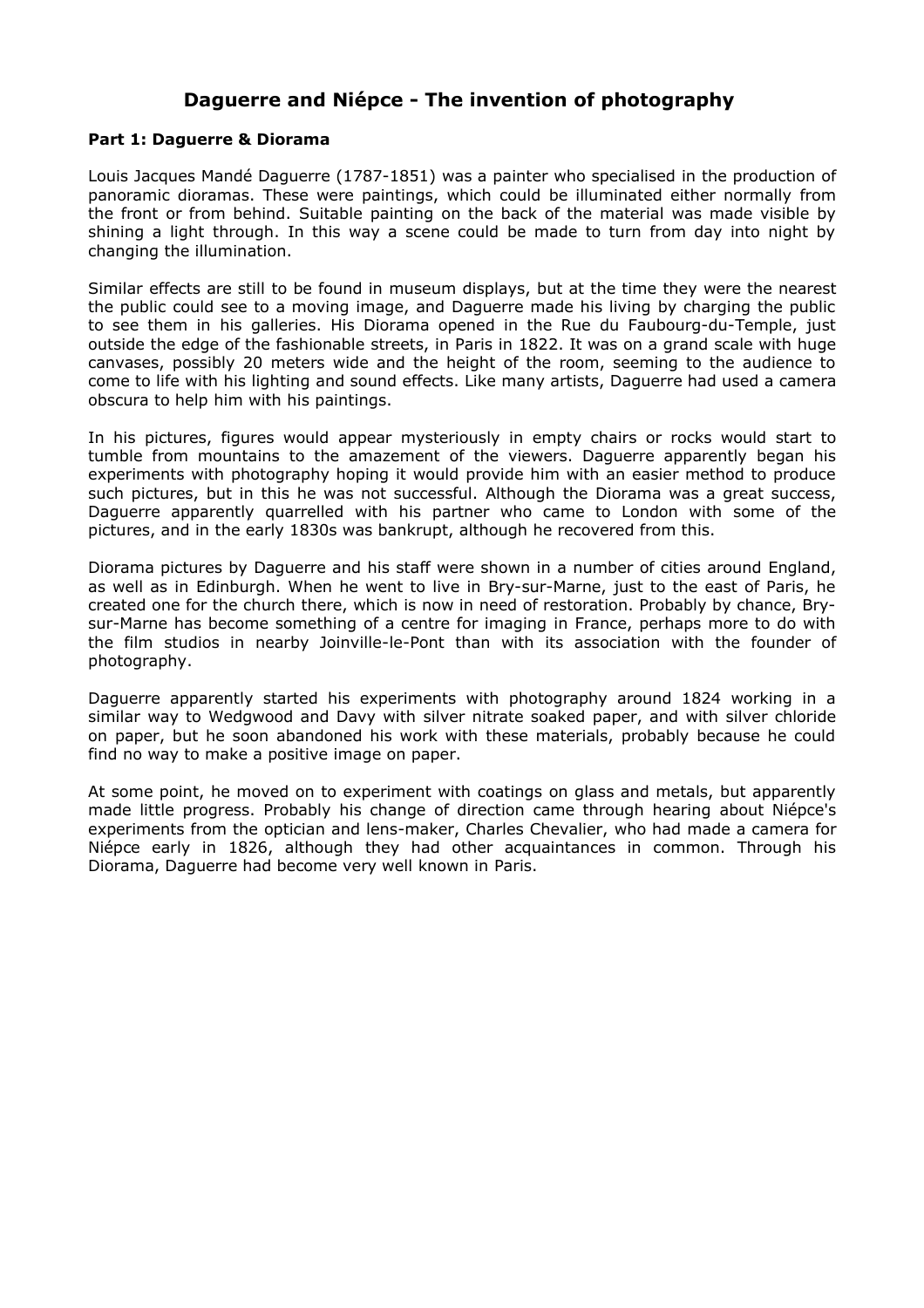# Daguerre and Niépce - The invention of photography

## Part 1: Daguerre & Diorama

Louis Jacques Mandé Daguerre (1787-1851) was a painter who specialised in the production of panoramic dioramas. These were paintings, which could be illuminated either normally from the front or from behind. Suitable painting on the back of the material was made visible by shining a light through. In this way a scene could be made to turn from day into night by changing the illumination.

Similar effects are still to be found in museum displays, but at the time they were the nearest the public could see to a moving image, and Daguerre made his living by charging the public to see them in his galleries. His Diorama opened in the Rue du Faubourg-du-Temple, just outside the edge of the fashionable streets, in Paris in 1822. It was on a grand scale with huge canvases, possibly 20 meters wide and the height of the room, seeming to the audience to come to life with his lighting and sound effects. Like many artists, Daguerre had used a camera obscura to help him with his paintings.

In his pictures, figures would appear mysteriously in empty chairs or rocks would start to tumble from mountains to the amazement of the viewers. Daguerre apparently began his experiments with photography hoping it would provide him with an easier method to produce such pictures, but in this he was not successful. Although the Diorama was a great success, Daguerre apparently quarrelled with his partner who came to London with some of the pictures, and in the early 1830s was bankrupt, although he recovered from this.

Diorama pictures by Daguerre and his staff were shown in a number of cities around England, as well as in Edinburgh. When he went to live in Bry-sur-Marne, just to the east of Paris, he created one for the church there, which is now in need of restoration. Probably by chance, Bry-sur-Marne has become something of a centre for imaging in France, perhaps more to do with the film studios in nearby Joinville-le-Pont than with its association with the founder of photography.

Daguerre apparently started his experiments with photography around 1824 working in a similar way to Wedgwood and Davy with silver nitrate soaked paper, and with silver chloride on paper, but he soon abandoned his work with these materials, probably because he could find no way to make a positive image on paper.

At some point, he moved on to experiment with coatings on glass and metals, but apparently made little progress. Probably his change of direction came through hearing about Niépce's experiments from the optician and lens-maker, Charles Chevalier, who had made a camera for Niépce early in 1826, although they had other acquaintances in common. Through his Diorama, Daguerre had become very well known in Paris.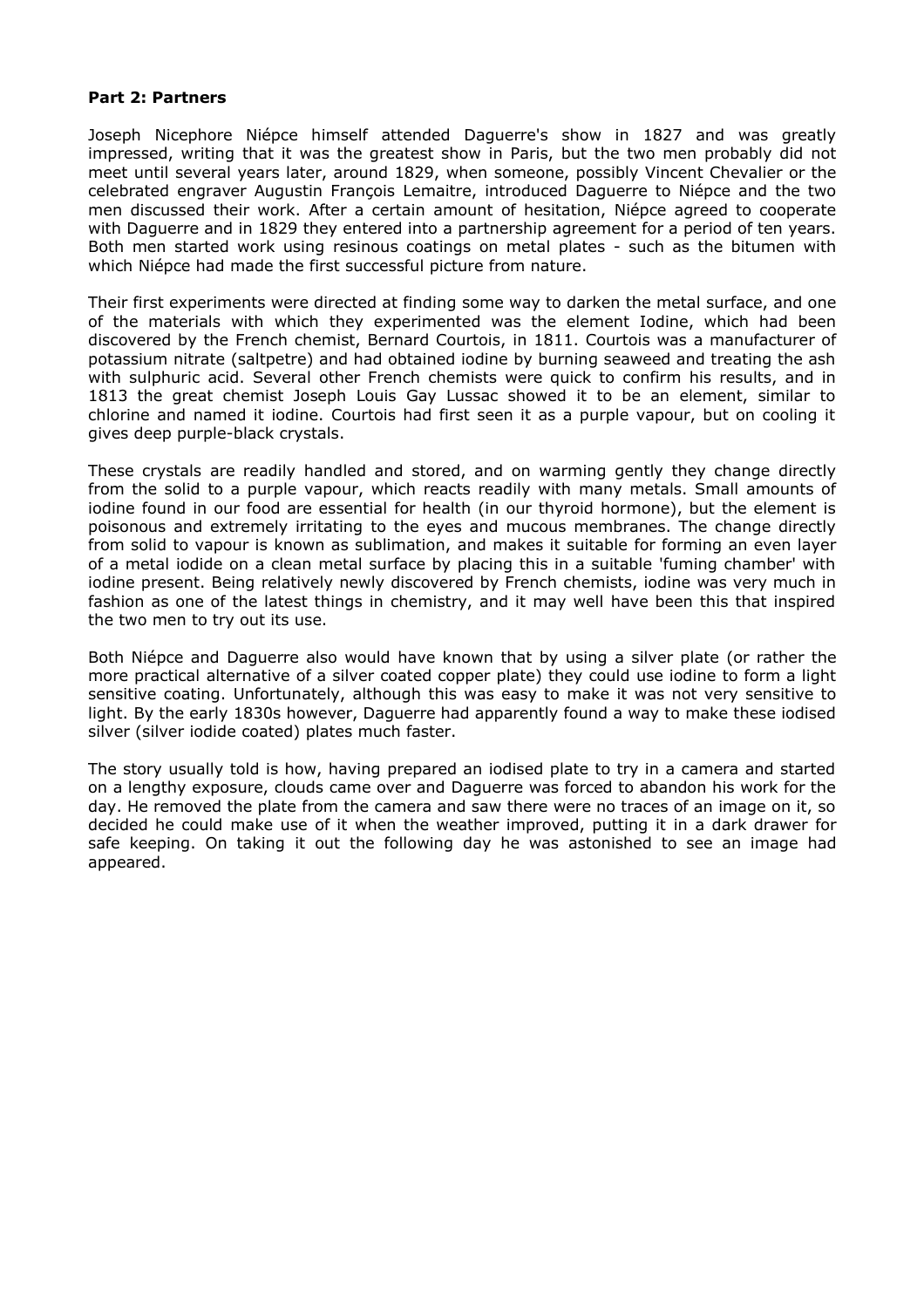**Part 2: Partners**

Joseph Nicephore Niépce himself attended Daguerre's show in 1827 and was greatly impressed, writing that it was the greatest show in Paris, but the two men probably did not meet until several years later, around 1829, when someone, possibly Vincent Chevalier or the celebrated engraver Augustin François Lemaitre, introduced Daguerre to Niépce and the two men discussed their work. After a certain amount of hesitation, Niépce agreed to cooperate with Daguerre and in 1829 they entered into a partnership agreement for a period of ten years. Both men started work using resinous coatings on metal plates - such as the bitumen with which Niépce had made the first successful picture from nature.

Their first experiments were directed at finding some way to darken the metal surface, and one of the materials with which they experimented was the element Iodine, which had been discovered by the French chemist, Bernard Courtois, in 1811. Courtois was a manufacturer of potassium nitrate (saltpetre) and had obtained iodine by burning seaweed and treating the ash with sulphuric acid. Several other French chemists were quick to confirm his results, and in 1813 the great chemist Joseph Louis Gay Lussac showed it to be an element, similar to chlorine and named it iodine. Courtois had first seen it as a purple vapour, but on cooling it gives deep purple-black crystals.

These crystals are readily handled and stored, and on warming gently they change directly from the solid to a purple vapour, which reacts readily with many metals. Small amounts of iodine found in our food are essential for health (in our thyroid hormone), but the element is poisonous and extremely irritating to the eyes and mucous membranes. The change directly from solid to vapour is known as sublimation, and makes it suitable for forming an even layer of a metal iodide on a clean metal surface by placing this in a suitable 'fuming chamber' with iodine present. Being relatively newly discovered by French chemists, iodine was very much in fashion as one of the latest things in chemistry, and it may well have been this that inspired the two men to try out its use.

Both Niépce and Daguerre also would have known that by using a silver plate (or rather the more practical alternative of a silver coated copper plate) they could use iodine to form a light sensitive coating. Unfortunately, although this was easy to make it was not very sensitive to light. By the early 1830s however, Daguerre had apparently found a way to make these iodised silver (silver iodide coated) plates much faster.

The story usually told is how, having prepared an iodised plate to try in a camera and started on a lengthy exposure, clouds came over and Daguerre was forced to abandon his work for the day. He removed the plate from the camera and saw there were no traces of an image on it, so decided he could make use of it when the weather improved, putting it in a dark drawer for safe keeping. On taking it out the following day he was astonished to see an image had appeared.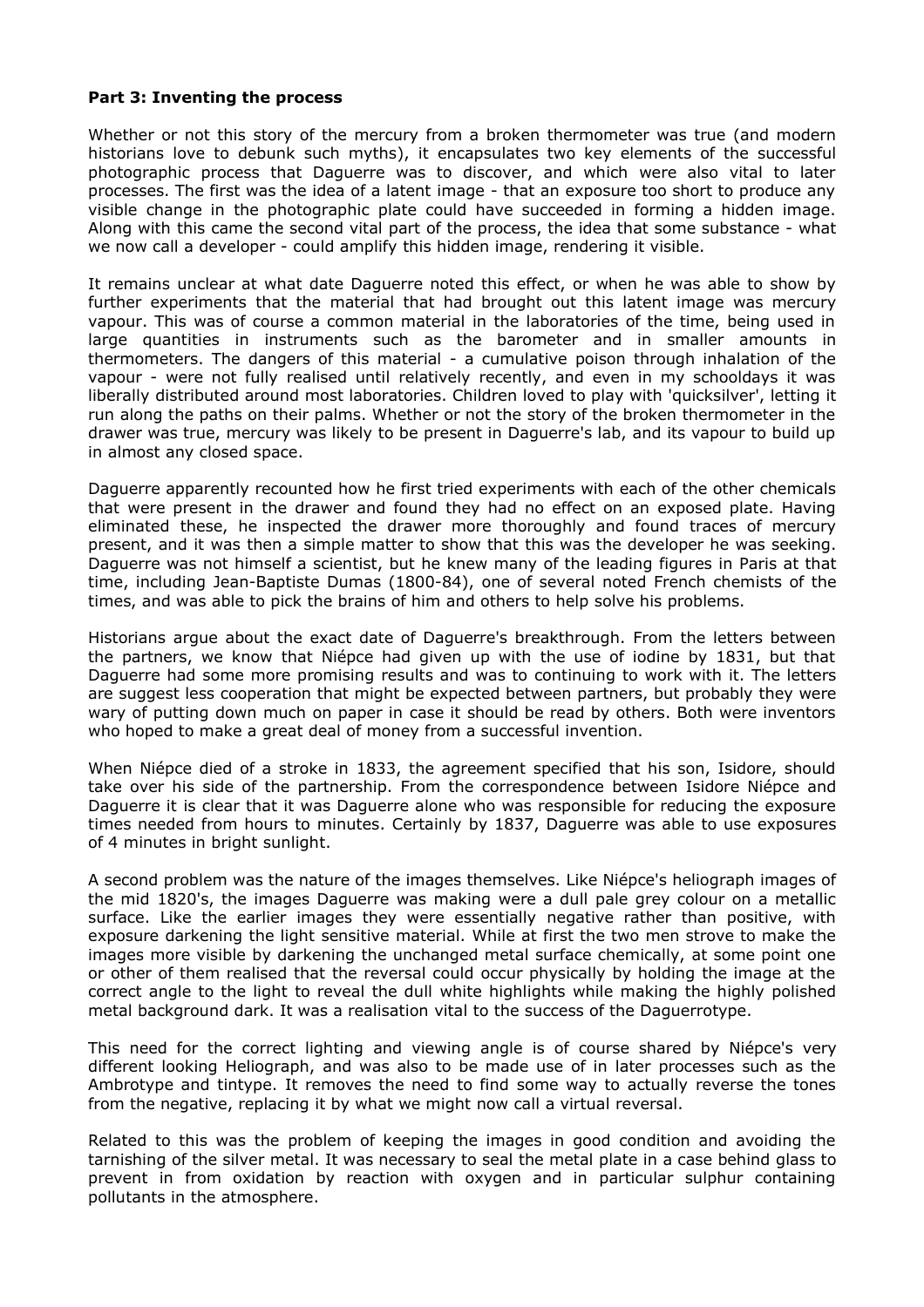**Part 3: Inventing the process**

Whether or not this story of the mercury from a broken thermometer was true (and modern historians love to debunk such myths), it encapsulates two key elements of the successful photographic process that Daguerre was to discover, and which were also vital to later processes. The first was the idea of a latent image - that an exposure too short to produce any visible change in the photographic plate could have succeeded in forming a hidden image. Along with this came the second vital part of the process, the idea that some substance - what we now call a developer - could amplify this hidden image, rendering it visible.

It remains unclear at what date Daguerre noted this effect, or when he was able to show by further experiments that the material that had brought out this latent image was mercury vapour. This was of course a common material in the laboratories of the time, being used in large quantities in instruments such as the barometer and in smaller amounts in thermometers. The dangers of this material - a cumulative poison through inhalation of the vapour - were not fully realised until relatively recently, and even in my schooldays it was liberally distributed around most laboratories. Children loved to play with 'quicksilver', letting it run along the paths on their palms. Whether or not the story of the broken thermometer in the drawer was true, mercury was likely to be present in Daguerre's lab, and its vapour to build up in almost any closed space.

Daguerre apparently recounted how he first tried experiments with each of the other chemicals that were present in the drawer and found they had no effect on an exposed plate. Having eliminated these, he inspected the drawer more thoroughly and found traces of mercury present, and it was then a simple matter to show that this was the developer he was seeking. Daguerre was not himself a scientist, but he knew many of the leading figures in Paris at that time, including Jean-Baptiste Dumas (1800-84), one of several noted French chemists of the times, and was able to pick the brains of him and others to help solve his problems.

Historians argue about the exact date of Daguerre's breakthrough. From the letters between the partners, we know that Niépce had given up with the use of iodine by 1831, but that Daguerre had some more promising results and was to continuing to work with it. The letters are suggest less cooperation that might be expected between partners, but probably they were wary of putting down much on paper in case it should be read by others. Both were inventors who hoped to make a great deal of money from a successful invention.

When Niépce died of a stroke in 1833, the agreement specified that his son, Isidore, should take over his side of the partnership. From the correspondence between Isidore Niépce and Daguerre it is clear that it was Daguerre alone who was responsible for reducing the exposure times needed from hours to minutes. Certainly by 1837, Daguerre was able to use exposures of 4 minutes in bright sunlight.

A second problem was the nature of the images themselves. Like Niépce's heliograph images of the mid 1820's, the images Daguerre was making were a dull pale grey colour on a metallic surface. Like the earlier images they were essentially negative rather than positive, with exposure darkening the light sensitive material. While at first the two men strove to make the images more visible by darkening the unchanged metal surface chemically, at some point one or other of them realised that the reversal could occur physically by holding the image at the correct angle to the light to reveal the dull white highlights while making the highly polished metal background dark. It was a realisation vital to the success of the Daguerrotype.

This need for the correct lighting and viewing angle is of course shared by Niépce's very different looking Heliograph, and was also to be made use of in later processes such as the Ambrotype and tintype. It removes the need to find some way to actually reverse the tones from the negative, replacing it by what we might now call a virtual reversal.

Related to this was the problem of keeping the images in good condition and avoiding the tarnishing of the silver metal. It was necessary to seal the metal plate in a case behind glass to prevent in from oxidation by reaction with oxygen and in particular sulphur containing pollutants in the atmosphere.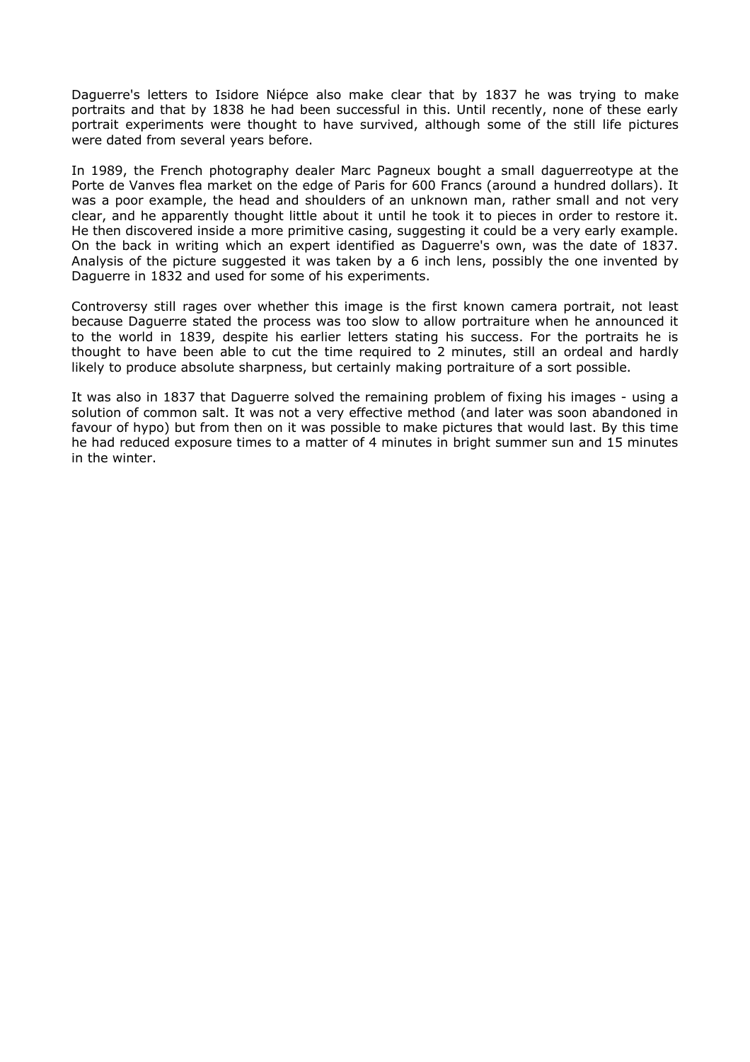Daguerre's letters to Isidore Niépce also make clear that by 1837 he was trying to make portraits and that by 1838 he had been successful in this. Until recently, none of these early portrait experiments were thought to have survived, although some of the still life pictures were dated from several years before.

In 1989, the French photography dealer Marc Pagneux bought a small daguerreotype at the Porte de Vanves flea market on the edge of Paris for 600 Francs (around a hundred dollars). It was a poor example, the head and shoulders of an unknown man, rather small and not very clear, and he apparently thought little about it until he took it to pieces in order to restore it. He then discovered inside a more primitive casing, suggesting it could be a very early example. On the back in writing which an expert identified as Daguerre's own, was the date of 1837. Analysis of the picture suggested it was taken by a 6 inch lens, possibly the one invented by Daguerre in 1832 and used for some of his experiments.

Controversy still rages over whether this image is the first known camera portrait, not least because Daguerre stated the process was too slow to allow portraiture when he announced it to the world in 1839, despite his earlier letters stating his success. For the portraits he is thought to have been able to cut the time required to 2 minutes, still an ordeal and hardly likely to produce absolute sharpness, but certainly making portraiture of a sort possible.

It was also in 1837 that Daguerre solved the remaining problem of fixing his images - using a solution of common salt. It was not a very effective method (and later was soon abandoned in favour of hypo) but from then on it was possible to make pictures that would last. By this time he had reduced exposure times to a matter of 4 minutes in bright summer sun and 15 minutes in the winter.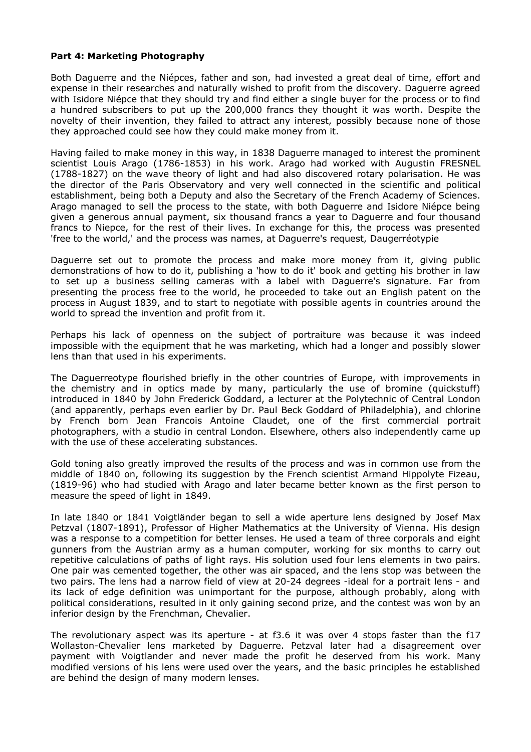**Part 4: Marketing Photography**

Both Daguerre and the Niépces, father and son, had invested a great deal of time, effort and expense in their researches and naturally wished to profit from the discovery. Daguerre agreed with Isidore Niépce that they should try and find either a single buyer for the process or to find a hundred subscribers to put up the 200,000 francs they thought it was worth. Despite the novelty of their invention, they failed to attract any interest, possibly because none of those they approached could see how they could make money from it.

Having failed to make money in this way, in 1838 Daguerre managed to interest the prominent scientist Louis Arago (1786-1853) in his work. Arago had worked with Augustin FRESNEL (1788-1827) on the wave theory of light and had also discovered rotary polarisation. He was the director of the Paris Observatory and very well connected in the scientific and political establishment, being both a Deputy and also the Secretary of the French Academy of Sciences. Arago managed to sell the process to the state, with both Daguerre and Isidore Niépce being given a generous annual payment, six thousand francs a year to Daguerre and four thousand francs to Niepce, for the rest of their lives. In exchange for this, the process was presented 'free to the world,' and the process was names, at Daguerre's request, Daugerréotypie

Daguerre set out to promote the process and make more money from it, giving public demonstrations of how to do it, publishing a 'how to do it' book and getting his brother in law to set up a business selling cameras with a label with Daguerre's signature. Far from presenting the process free to the world, he proceeded to take out an English patent on the process in August 1839, and to start to negotiate with possible agents in countries around the world to spread the invention and profit from it.

Perhaps his lack of openness on the subject of portraiture was because it was indeed impossible with the equipment that he was marketing, which had a longer and possibly slower lens than that used in his experiments.

The Daguerreotype flourished briefly in the other countries of Europe, with improvements in the chemistry and in optics made by many, particularly the use of bromine (quickstuff) introduced in 1840 by John Frederick Goddard, a lecturer at the Polytechnic of Central London (and apparently, perhaps even earlier by Dr. Paul Beck Goddard of Philadelphia), and chlorine by French born Jean Francois Antoine Claudet, one of the first commercial portrait photographers, with a studio in central London. Elsewhere, others also independently came up with the use of these accelerating substances.

Gold toning also greatly improved the results of the process and was in common use from the middle of 1840 on, following its suggestion by the French scientist Armand Hippolyte Fizeau, (1819-96) who had studied with Arago and later became better known as the first person to measure the speed of light in 1849.

In late 1840 or 1841 Voigtländer began to sell a wide aperture lens designed by Josef Max Petzval (1807-1891), Professor of Higher Mathematics at the University of Vienna. His design was a response to a competition for better lenses. He used a team of three corporals and eight gunners from the Austrian army as a human computer, working for six months to carry out repetitive calculations of paths of light rays. His solution used four lens elements in two pairs. One pair was cemented together, the other was air spaced, and the lens stop was between the two pairs. The lens had a narrow field of view at 20-24 degrees -ideal for a portrait lens - and its lack of edge definition was unimportant for the purpose, although probably, along with political considerations, resulted in it only gaining second prize, and the contest was won by an inferior design by the Frenchman, Chevalier.

The revolutionary aspect was its aperture - at f3.6 it was over 4 stops faster than the f17 Wollaston-Chevalier lens marketed by Daguerre. Petzval later had a disagreement over payment with Voigtlander and never made the profit he deserved from his work. Many modified versions of his lens were used over the years, and the basic principles he established are behind the design of many modern lenses.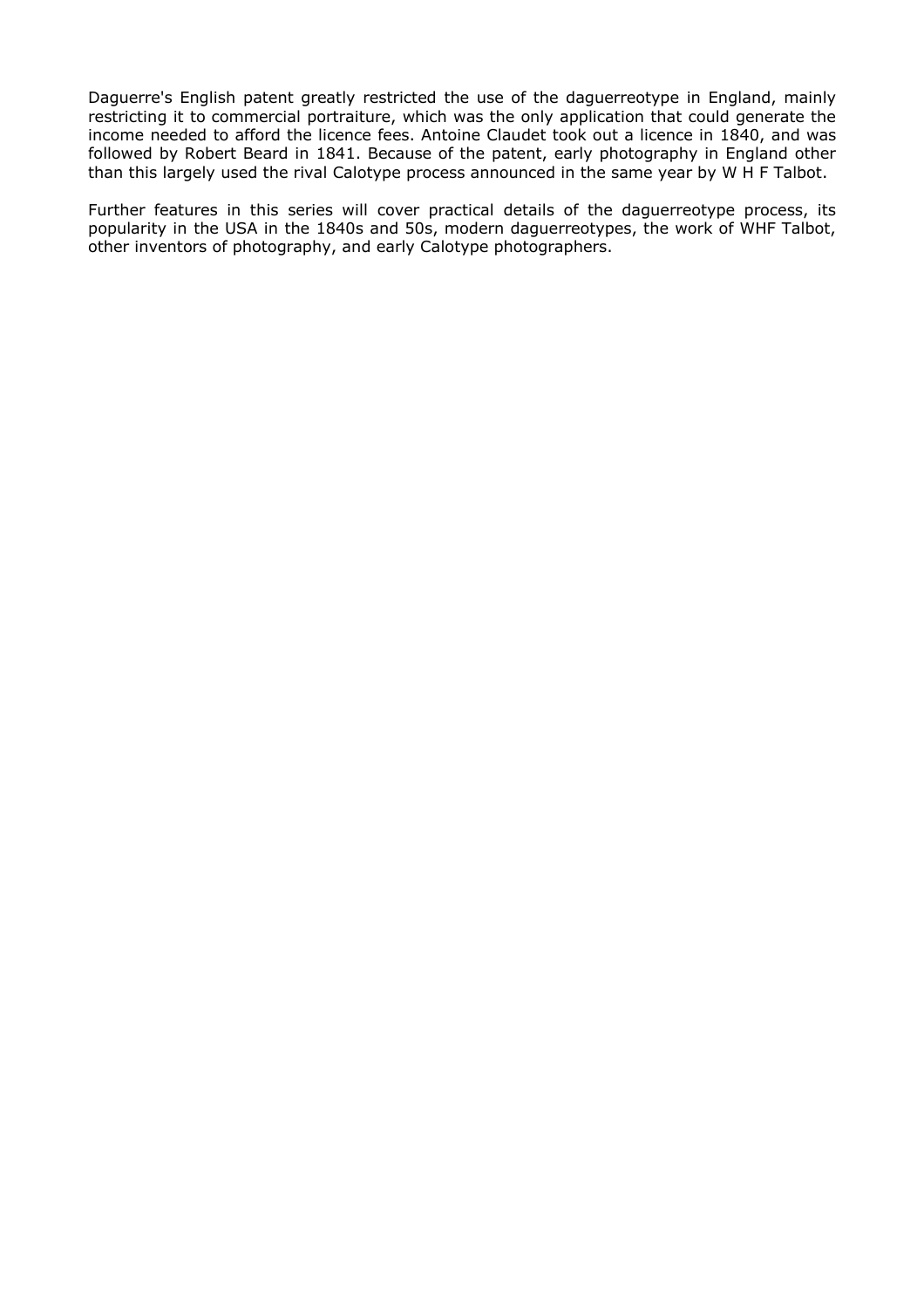Daguerre's English patent greatly restricted the use of the daguerreotype in England, mainly restricting it to commercial portraiture, which was the only application that could generate the income needed to afford the licence fees. Antoine Claudet took out a licence in 1840, and was followed by Robert Beard in 1841. Because of the patent, early photography in England other than this largely used the rival Calotype process announced in the same year by W H F Talbot.

Further features in this series will cover practical details of the daguerreotype process, its popularity in the USA in the 1840s and 50s, modern daguerreotypes, the work of WHF Talbot, other inventors of photography, and early Calotype photographers.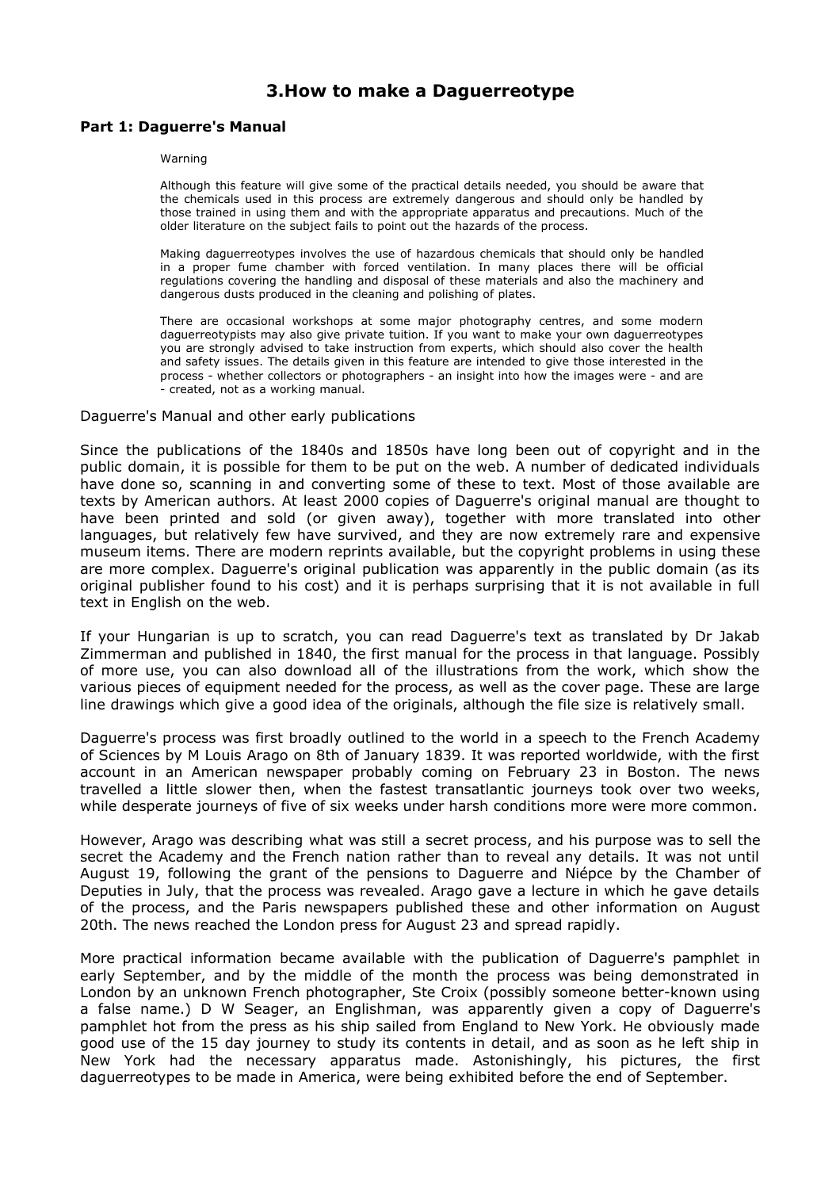# 3.How to make a Daguerreotype

### Part 1: Daguerre's Manual

Warning

Although this feature will give some of the practical details needed, you should be aware that the chemicals used in this process are extremely dangerous and should only be handled by those trained in using them and with the appropriate apparatus and precautions. Much of the older literature on the subject fails to point out the hazards of the process.

Making daguerreotypes involves the use of hazardous chemicals that should only be handled in a proper fume chamber with forced ventilation. In many places there will be official regulations covering the handling and disposal of these materials and also the machinery and dangerous dusts produced in the cleaning and polishing of plates.

There are occasional workshops at some major photography centres, and some modern daguerreotypists may also give private tuition. If you want to make your own daguerreotypes you are strongly advised to take instruction from experts, which should also cover the health and safety issues. The details given in this feature are intended to give those interested in the process - whether collectors or photographers - an insight into how the images were - and are - created, not as a working manual.

Daguerre's Manual and other early publications

Since the publications of the 1840s and 1850s have long been out of copyright and in the public domain, it is possible for them to be put on the web. A number of dedicated individuals have done so, scanning in and converting some of these to text. Most of those available are texts by American authors. At least 2000 copies of Daguerre's original manual are thought to have been printed and sold (or given away), together with more translated into other languages, but relatively few have survived, and they are now extremely rare and expensive museum items. There are modern reprints available, but the copyright problems in using these are more complex. Daguerre's original publication was apparently in the public domain (as its original publisher found to his cost) and it is perhaps surprising that it is not available in full text in English on the web.

If your Hungarian is up to scratch, you can read Daguerre's text as translated by Dr Jakab Zimmerman and published in 1840, the first manual for the process in that language. Possibly of more use, you can also download all of the illustrations from the work, which show the various pieces of equipment needed for the process, as well as the cover page. These are large line drawings which give a good idea of the originals, although the file size is relatively small.

Daguerre's process was first broadly outlined to the world in a speech to the French Academy of Sciences by M Louis Arago on 8th of January 1839. It was reported worldwide, with the first account in an American newspaper probably coming on February 23 in Boston. The news travelled a little slower then, when the fastest transatlantic journeys took over two weeks, while desperate journeys of five of six weeks under harsh conditions more were more common.

However, Arago was describing what was still a secret process, and his purpose was to sell the secret the Academy and the French nation rather than to reveal any details. It was not until August 19, following the grant of the pensions to Daguerre and Niépce by the Chamber of Deputies in July, that the process was revealed. Arago gave a lecture in which he gave details of the process, and the Paris newspapers published these and other information on August 20th. The news reached the London press for August 23 and spread rapidly.

More practical information became available with the publication of Daguerre's pamphlet in early September, and by the middle of the month the process was being demonstrated in London by an unknown French photographer, Ste Croix (possibly someone better-known using a false name.) D W Seager, an Englishman, was apparently given a copy of Daguerre's pamphlet hot from the press as his ship sailed from England to New York. He obviously made good use of the 15 day journey to study its contents in detail, and as soon as he left ship in New York had the necessary apparatus made. Astonishingly, his pictures, the first daguerreotypes to be made in America, were being exhibited before the end of September.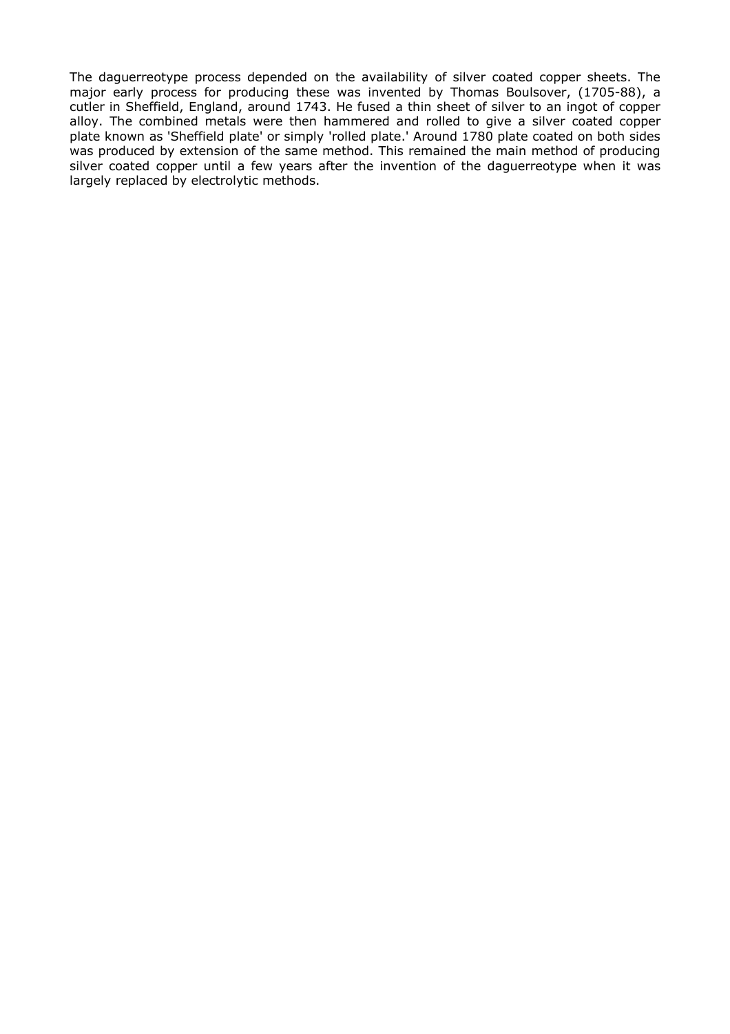The daguerreotype process depended on the availability of silver coated copper sheets. The major early process for producing these was invented by Thomas Boulsover, (1705-88), a cutler in Sheffield, England, around 1743. He fused a thin sheet of silver to an ingot of copper alloy. The combined metals were then hammered and rolled to give a silver coated copper plate known as 'Sheffield plate' or simply 'rolled plate.' Around 1780 plate coated on both sides was produced by extension of the same method. This remained the main method of producing silver coated copper until a few years after the invention of the daguerreotype when it was largely replaced by electrolytic methods.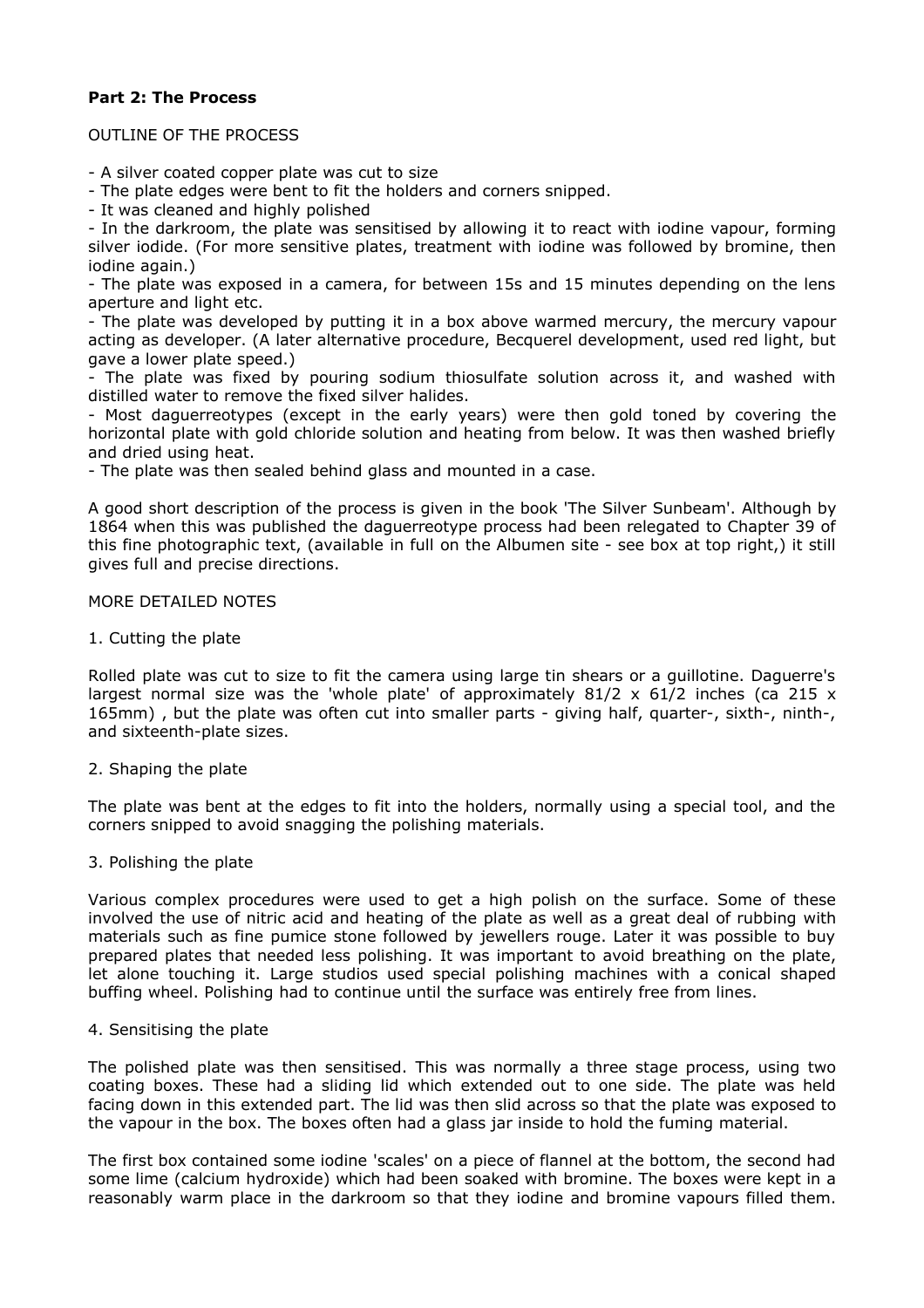**Part 2: The Process**

OUTLINE OF THE PROCESS

- A silver coated copper plate was cut to size
- The plate edges were bent to fit the holders and corners snipped.
- It was cleaned and highly polished
- In the darkroom, the plate was sensitised by allowing it to react with iodine vapour, forming silver iodide. (For more sensitive plates, treatment with iodine was followed by bromine, then iodine again.)
- The plate was exposed in a camera, for between 15s and 15 minutes depending on the lens aperture and light etc.
- The plate was developed by putting it in a box above warmed mercury, the mercury vapour acting as developer. (A later alternative procedure, Becquerel development, used red light, but gave a lower plate speed.)
- The plate was fixed by pouring sodium thiosulfate solution across it, and washed with distilled water to remove the fixed silver halides.
- Most daguerreotypes (except in the early years) were then gold toned by covering the horizontal plate with gold chloride solution and heating from below. It was then washed briefly and dried using heat.
- The plate was then sealed behind glass and mounted in a case.

A good short description of the process is given in the book 'The Silver Sunbeam'. Although by 1864 when this was published the daguerreotype process had been relegated to Chapter 39 of this fine photographic text, (available in full on the Albumen site - see box at top right,) it still gives full and precise directions.

MORE DETAILED NOTES

1. Cutting the plate

Rolled plate was cut to size to fit the camera using large tin shears or a guillotine. Daguerre's largest normal size was the 'whole plate' of approximately 81/2 x 61/2 inches (ca 215 x 165mm) , but the plate was often cut into smaller parts - giving half, quarter-, sixth-, ninth-, and sixteenth-plate sizes.

2. Shaping the plate

The plate was bent at the edges to fit into the holders, normally using a special tool, and the corners snipped to avoid snagging the polishing materials.

3. Polishing the plate

Various complex procedures were used to get a high polish on the surface. Some of these involved the use of nitric acid and heating of the plate as well as a great deal of rubbing with materials such as fine pumice stone followed by jewellers rouge. Later it was possible to buy prepared plates that needed less polishing. It was important to avoid breathing on the plate, let alone touching it. Large studios used special polishing machines with a conical shaped buffing wheel. Polishing had to continue until the surface was entirely free from lines.

4. Sensitising the plate

The polished plate was then sensitised. This was normally a three stage process, using two coating boxes. These had a sliding lid which extended out to one side. The plate was held facing down in this extended part. The lid was then slid across so that the plate was exposed to the vapour in the box. The boxes often had a glass jar inside to hold the fuming material.

The first box contained some iodine 'scales' on a piece of flannel at the bottom, the second had some lime (calcium hydroxide) which had been soaked with bromine. The boxes were kept in a reasonably warm place in the darkroom so that they iodine and bromine vapours filled them.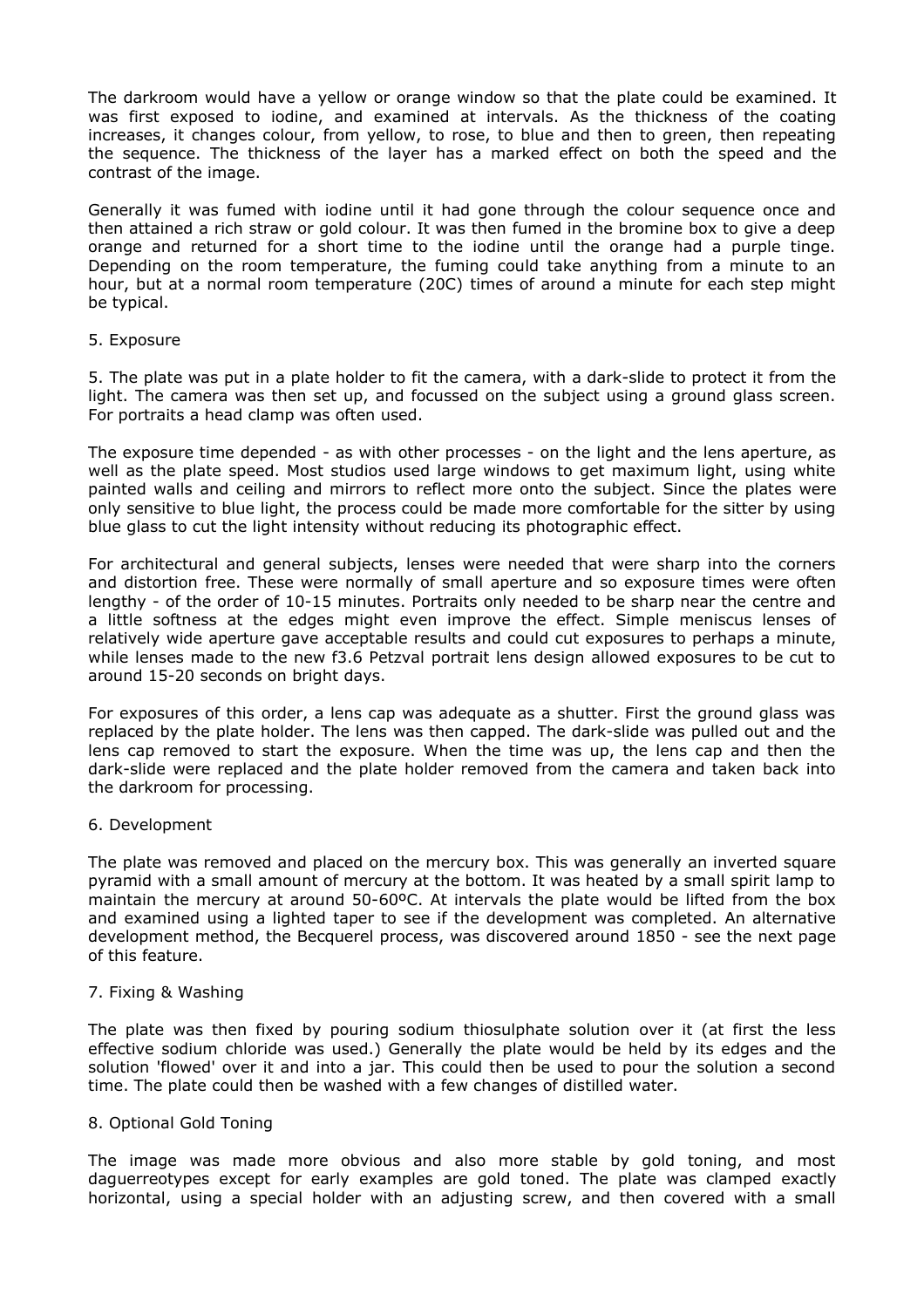The darkroom would have a yellow or orange window so that the plate could be examined. It was first exposed to iodine, and examined at intervals. As the thickness of the coating increases, it changes colour, from yellow, to rose, to blue and then to green, then repeating the sequence. The thickness of the layer has a marked effect on both the speed and the contrast of the image.

Generally it was fumed with iodine until it had gone through the colour sequence once and then attained a rich straw or gold colour. It was then fumed in the bromine box to give a deep orange and returned for a short time to the iodine until the orange had a purple tinge. Depending on the room temperature, the fuming could take anything from a minute to an hour, but at a normal room temperature (20C) times of around a minute for each step might be typical.

## 5. Exposure

5. The plate was put in a plate holder to fit the camera, with a dark-slide to protect it from the light. The camera was then set up, and focussed on the subject using a ground glass screen. For portraits a head clamp was often used.

The exposure time depended - as with other processes - on the light and the lens aperture, as well as the plate speed. Most studios used large windows to get maximum light, using white painted walls and ceiling and mirrors to reflect more onto the subject. Since the plates were only sensitive to blue light, the process could be made more comfortable for the sitter by using blue glass to cut the light intensity without reducing its photographic effect.

For architectural and general subjects, lenses were needed that were sharp into the corners and distortion free. These were normally of small aperture and so exposure times were often lengthy - of the order of 10-15 minutes. Portraits only needed to be sharp near the centre and a little softness at the edges might even improve the effect. Simple meniscus lenses of relatively wide aperture gave acceptable results and could cut exposures to perhaps a minute, while lenses made to the new f3.6 Petzval portrait lens design allowed exposures to be cut to around 15-20 seconds on bright days.

For exposures of this order, a lens cap was adequate as a shutter. First the ground glass was replaced by the plate holder. The lens was then capped. The dark-slide was pulled out and the lens cap removed to start the exposure. When the time was up, the lens cap and then the dark-slide were replaced and the plate holder removed from the camera and taken back into the darkroom for processing.

## 6. Development

The plate was removed and placed on the mercury box. This was generally an inverted square pyramid with a small amount of mercury at the bottom. It was heated by a small spirit lamp to maintain the mercury at around 50-60ºC. At intervals the plate would be lifted from the box and examined using a lighted taper to see if the development was completed. An alternative development method, the Becquerel process, was discovered around 1850 - see the next page of this feature.

## 7. Fixing & Washing

The plate was then fixed by pouring sodium thiosulphate solution over it (at first the less effective sodium chloride was used.) Generally the plate would be held by its edges and the solution 'flowed' over it and into a jar. This could then be used to pour the solution a second time. The plate could then be washed with a few changes of distilled water.

## 8. Optional Gold Toning

The image was made more obvious and also more stable by gold toning, and most daguerreotypes except for early examples are gold toned. The plate was clamped exactly horizontal, using a special holder with an adjusting screw, and then covered with a small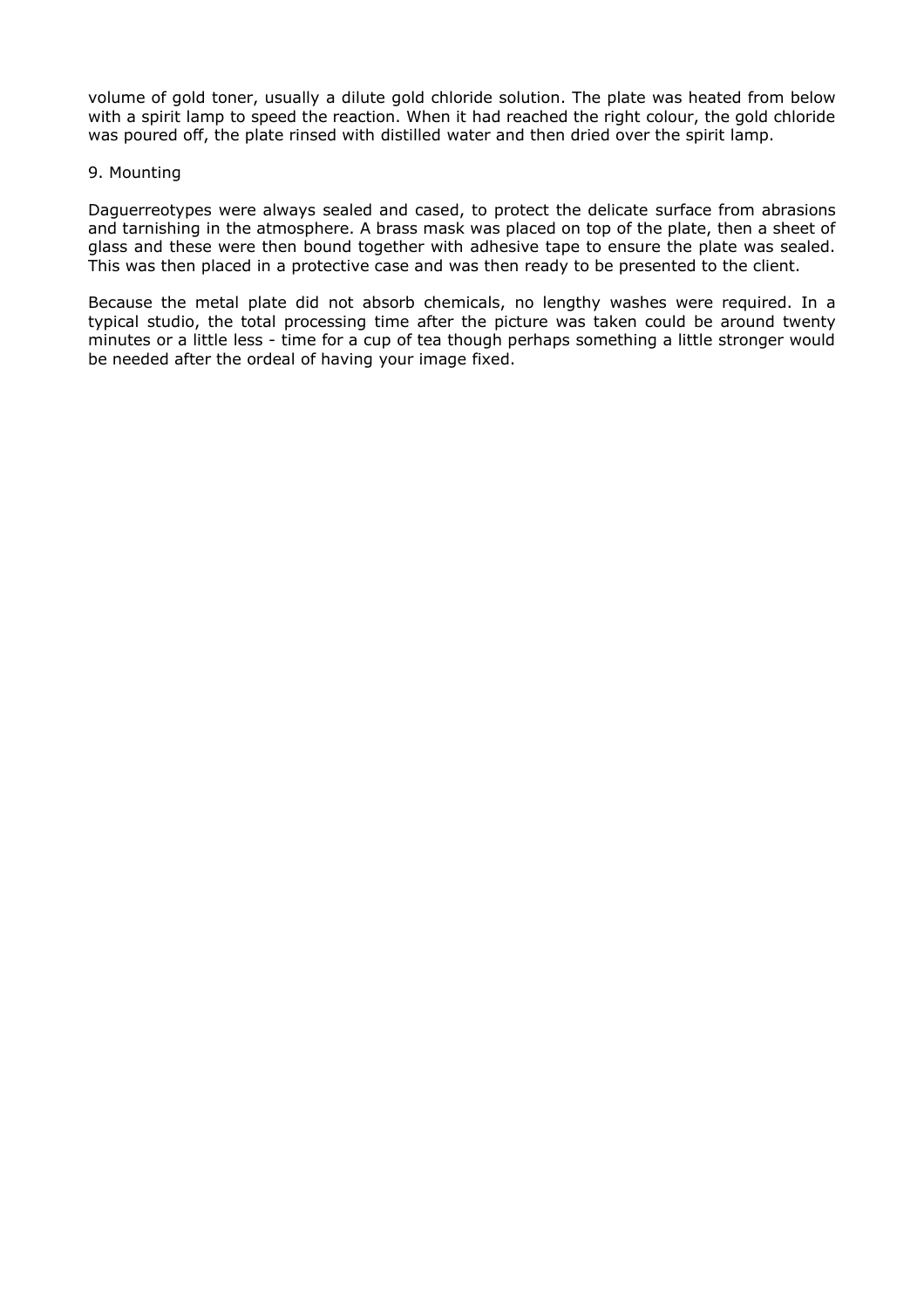volume of gold toner, usually a dilute gold chloride solution. The plate was heated from below with a spirit lamp to speed the reaction. When it had reached the right colour, the gold chloride was poured off, the plate rinsed with distilled water and then dried over the spirit lamp.

## 9. Mounting

Daguerreotypes were always sealed and cased, to protect the delicate surface from abrasions and tarnishing in the atmosphere. A brass mask was placed on top of the plate, then a sheet of glass and these were then bound together with adhesive tape to ensure the plate was sealed. This was then placed in a protective case and was then ready to be presented to the client.

Because the metal plate did not absorb chemicals, no lengthy washes were required. In a typical studio, the total processing time after the picture was taken could be around twenty minutes or a little less - time for a cup of tea though perhaps something a little stronger would be needed after the ordeal of having your image fixed.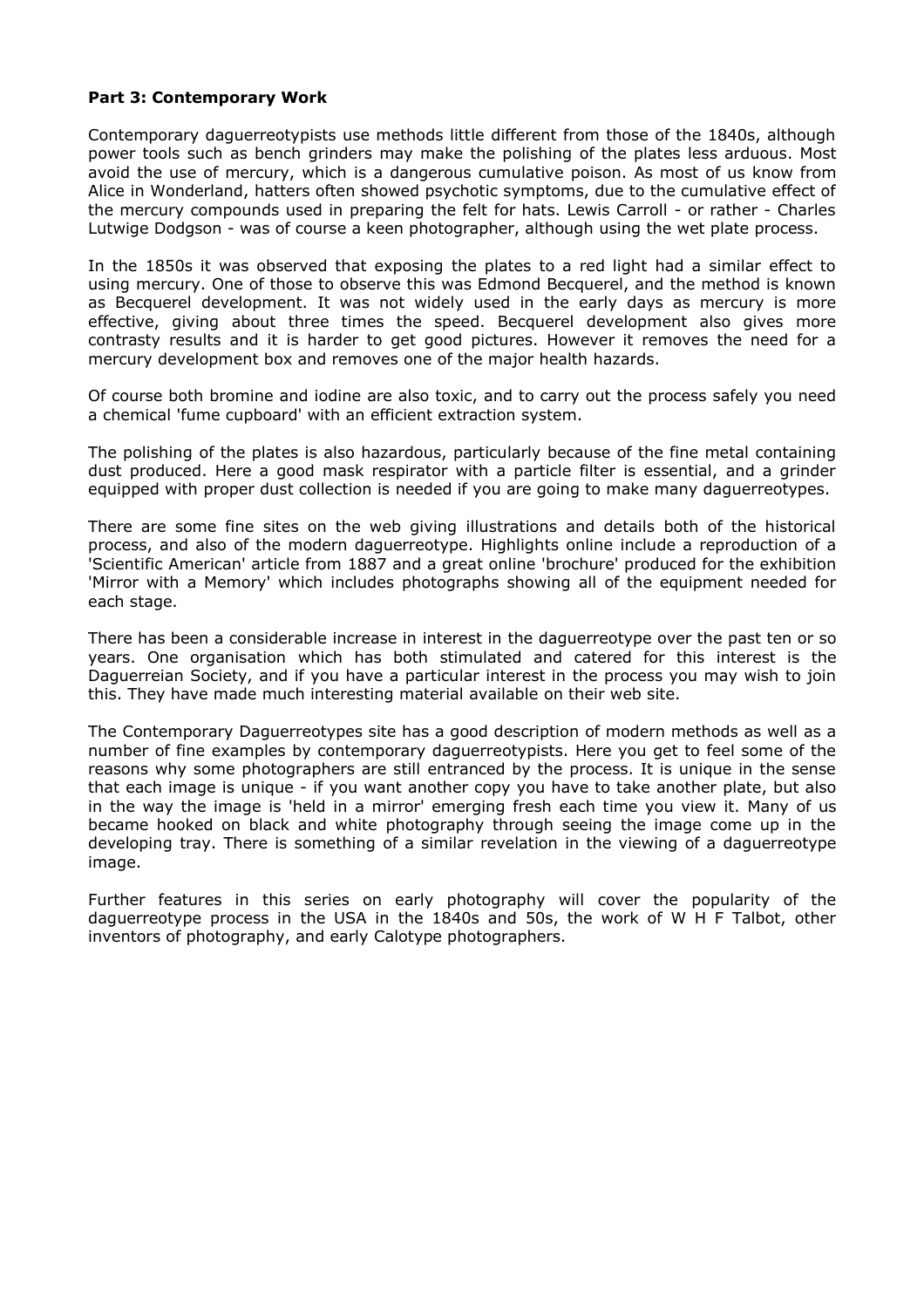**Part 3: Contemporary Work**

Contemporary daguerreotypists use methods little different from those of the 1840s, although power tools such as bench grinders may make the polishing of the plates less arduous. Most avoid the use of mercury, which is a dangerous cumulative poison. As most of us know from Alice in Wonderland, hatters often showed psychotic symptoms, due to the cumulative effect of the mercury compounds used in preparing the felt for hats. Lewis Carroll - or rather - Charles Lutwige Dodgson - was of course a keen photographer, although using the wet plate process.

In the 1850s it was observed that exposing the plates to a red light had a similar effect to using mercury. One of those to observe this was Edmond Becquerel, and the method is known as Becquerel development. It was not widely used in the early days as mercury is more effective, giving about three times the speed. Becquerel development also gives more contrasty results and it is harder to get good pictures. However it removes the need for a mercury development box and removes one of the major health hazards.

Of course both bromine and iodine are also toxic, and to carry out the process safely you need a chemical 'fume cupboard' with an efficient extraction system.

The polishing of the plates is also hazardous, particularly because of the fine metal containing dust produced. Here a good mask respirator with a particle filter is essential, and a grinder equipped with proper dust collection is needed if you are going to make many daguerreotypes.

There are some fine sites on the web giving illustrations and details both of the historical process, and also of the modern daguerreotype. Highlights online include a reproduction of a 'Scientific American' article from 1887 and a great online 'brochure' produced for the exhibition 'Mirror with a Memory' which includes photographs showing all of the equipment needed for each stage.

There has been a considerable increase in interest in the daguerreotype over the past ten or so years. One organisation which has both stimulated and catered for this interest is the Daguerreian Society, and if you have a particular interest in the process you may wish to join this. They have made much interesting material available on their web site.

The Contemporary Daguerreotypes site has a good description of modern methods as well as a number of fine examples by contemporary daguerreotypists. Here you get to feel some of the reasons why some photographers are still entranced by the process. It is unique in the sense that each image is unique - if you want another copy you have to take another plate, but also in the way the image is 'held in a mirror' emerging fresh each time you view it. Many of us became hooked on black and white photography through seeing the image come up in the developing tray. There is something of a similar revelation in the viewing of a daguerreotype image.

Further features in this series on early photography will cover the popularity of the daguerreotype process in the USA in the 1840s and 50s, the work of W H F Talbot, other inventors of photography, and early Calotype photographers.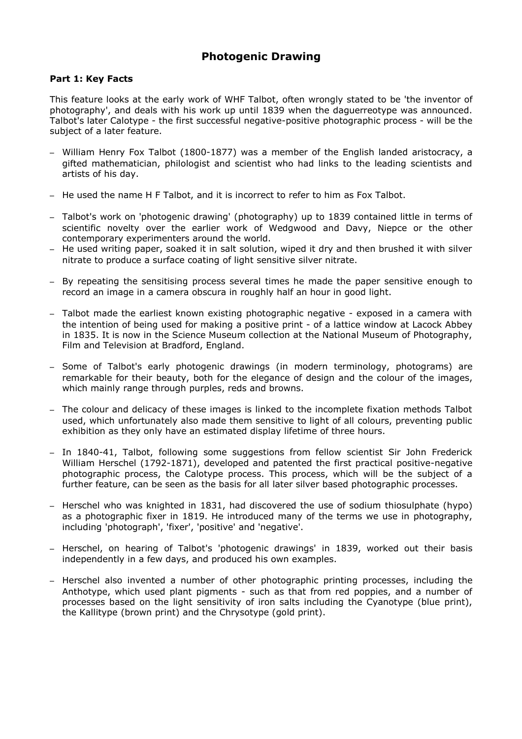# Photogenic Drawing

**Part 1: Key Facts**

This feature looks at the early work of WHF Talbot, often wrongly stated to be 'the inventor of photography', and deals with his work up until 1839 when the daguerreotype was announced. Talbot's later Calotype - the first successful negative-positive photographic process - will be the subject of a later feature.

- William Henry Fox Talbot (1800-1877) was a member of the English landed aristocracy, a gifted mathematician, philologist and scientist who had links to the leading scientists and artists of his day.

- He used the name H F Talbot, and it is incorrect to refer to him as Fox Talbot.

- Talbot's work on 'photogenic drawing' (photography) up to 1839 contained little in terms of scientific novelty over the earlier work of Wedgwood and Davy, Niepce or the other contemporary experimenters around the world.
- He used writing paper, soaked it in salt solution, wiped it dry and then brushed it with silver nitrate to produce a surface coating of light sensitive silver nitrate.

- By repeating the sensitising process several times he made the paper sensitive enough to record an image in a camera obscura in roughly half an hour in good light.

- Talbot made the earliest known existing photographic negative - exposed in a camera with the intention of being used for making a positive print - of a lattice window at Lacock Abbey in 1835. It is now in the Science Museum collection at the National Museum of Photography, Film and Television at Bradford, England.

- Some of Talbot's early photogenic drawings (in modern terminology, photograms) are remarkable for their beauty, both for the elegance of design and the colour of the images, which mainly range through purples, reds and browns.

- The colour and delicacy of these images is linked to the incomplete fixation methods Talbot used, which unfortunately also made them sensitive to light of all colours, preventing public exhibition as they only have an estimated display lifetime of three hours.

- In 1840-41, Talbot, following some suggestions from fellow scientist Sir John Frederick William Herschel (1792-1871), developed and patented the first practical positive-negative photographic process, the Calotype process. This process, which will be the subject of a further feature, can be seen as the basis for all later silver based photographic processes.

- Herschel who was knighted in 1831, had discovered the use of sodium thiosulphate (hypo) as a photographic fixer in 1819. He introduced many of the terms we use in photography, including 'photograph', 'fixer', 'positive' and 'negative'.

- Herschel, on hearing of Talbot's 'photogenic drawings' in 1839, worked out their basis independently in a few days, and produced his own examples.

- Herschel also invented a number of other photographic printing processes, including the Anthotype, which used plant pigments - such as that from red poppies, and a number of processes based on the light sensitivity of iron salts including the Cyanotype (blue print), the Kallitype (brown print) and the Chrysotype (gold print).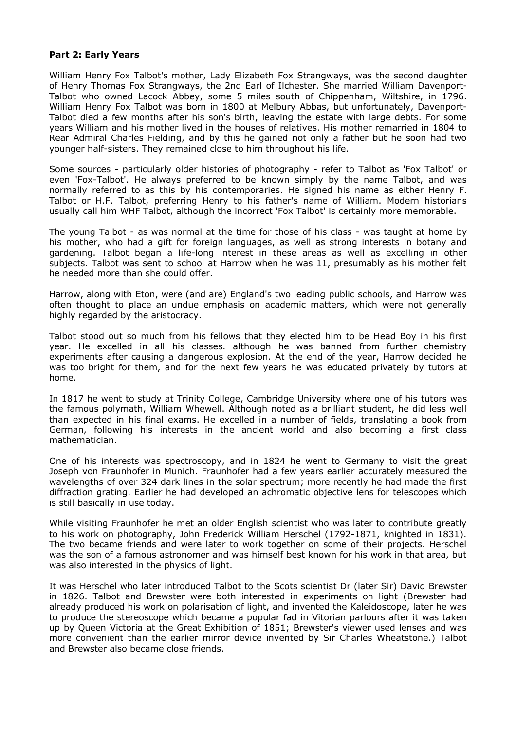**Part 2: Early Years**

William Henry Fox Talbot's mother, Lady Elizabeth Fox Strangways, was the second daughter of Henry Thomas Fox Strangways, the 2nd Earl of Ilchester. She married William Davenport-Talbot who owned Lacock Abbey, some 5 miles south of Chippenham, Wiltshire, in 1796. William Henry Fox Talbot was born in 1800 at Melbury Abbas, but unfortunately, Davenport-Talbot died a few months after his son's birth, leaving the estate with large debts. For some years William and his mother lived in the houses of relatives. His mother remarried in 1804 to Rear Admiral Charles Fielding, and by this he gained not only a father but he soon had two younger half-sisters. They remained close to him throughout his life.

Some sources - particularly older histories of photography - refer to Talbot as 'Fox Talbot' or even 'Fox-Talbot'. He always preferred to be known simply by the name Talbot, and was normally referred to as this by his contemporaries. He signed his name as either Henry F. Talbot or H.F. Talbot, preferring Henry to his father's name of William. Modern historians usually call him WHF Talbot, although the incorrect 'Fox Talbot' is certainly more memorable.

The young Talbot - as was normal at the time for those of his class - was taught at home by his mother, who had a gift for foreign languages, as well as strong interests in botany and gardening. Talbot began a life-long interest in these areas as well as excelling in other subjects. Talbot was sent to school at Harrow when he was 11, presumably as his mother felt he needed more than she could offer.

Harrow, along with Eton, were (and are) England's two leading public schools, and Harrow was often thought to place an undue emphasis on academic matters, which were not generally highly regarded by the aristocracy.

Talbot stood out so much from his fellows that they elected him to be Head Boy in his first year. He excelled in all his classes. although he was banned from further chemistry experiments after causing a dangerous explosion. At the end of the year, Harrow decided he was too bright for them, and for the next few years he was educated privately by tutors at home.

In 1817 he went to study at Trinity College, Cambridge University where one of his tutors was the famous polymath, William Whewell. Although noted as a brilliant student, he did less well than expected in his final exams. He excelled in a number of fields, translating a book from German, following his interests in the ancient world and also becoming a first class mathematician.

One of his interests was spectroscopy, and in 1824 he went to Germany to visit the great Joseph von Fraunhofer in Munich. Fraunhofer had a few years earlier accurately measured the wavelengths of over 324 dark lines in the solar spectrum; more recently he had made the first diffraction grating. Earlier he had developed an achromatic objective lens for telescopes which is still basically in use today.

While visiting Fraunhofer he met an older English scientist who was later to contribute greatly to his work on photography, John Frederick William Herschel (1792-1871, knighted in 1831). The two became friends and were later to work together on some of their projects. Herschel was the son of a famous astronomer and was himself best known for his work in that area, but was also interested in the physics of light.

It was Herschel who later introduced Talbot to the Scots scientist Dr (later Sir) David Brewster in 1826. Talbot and Brewster were both interested in experiments on light (Brewster had already produced his work on polarisation of light, and invented the Kaleidoscope, later he was to produce the stereoscope which became a popular fad in Vitorian parlours after it was taken up by Queen Victoria at the Great Exhibition of 1851; Brewster's viewer used lenses and was more convenient than the earlier mirror device invented by Sir Charles Wheatstone.) Talbot and Brewster also became close friends.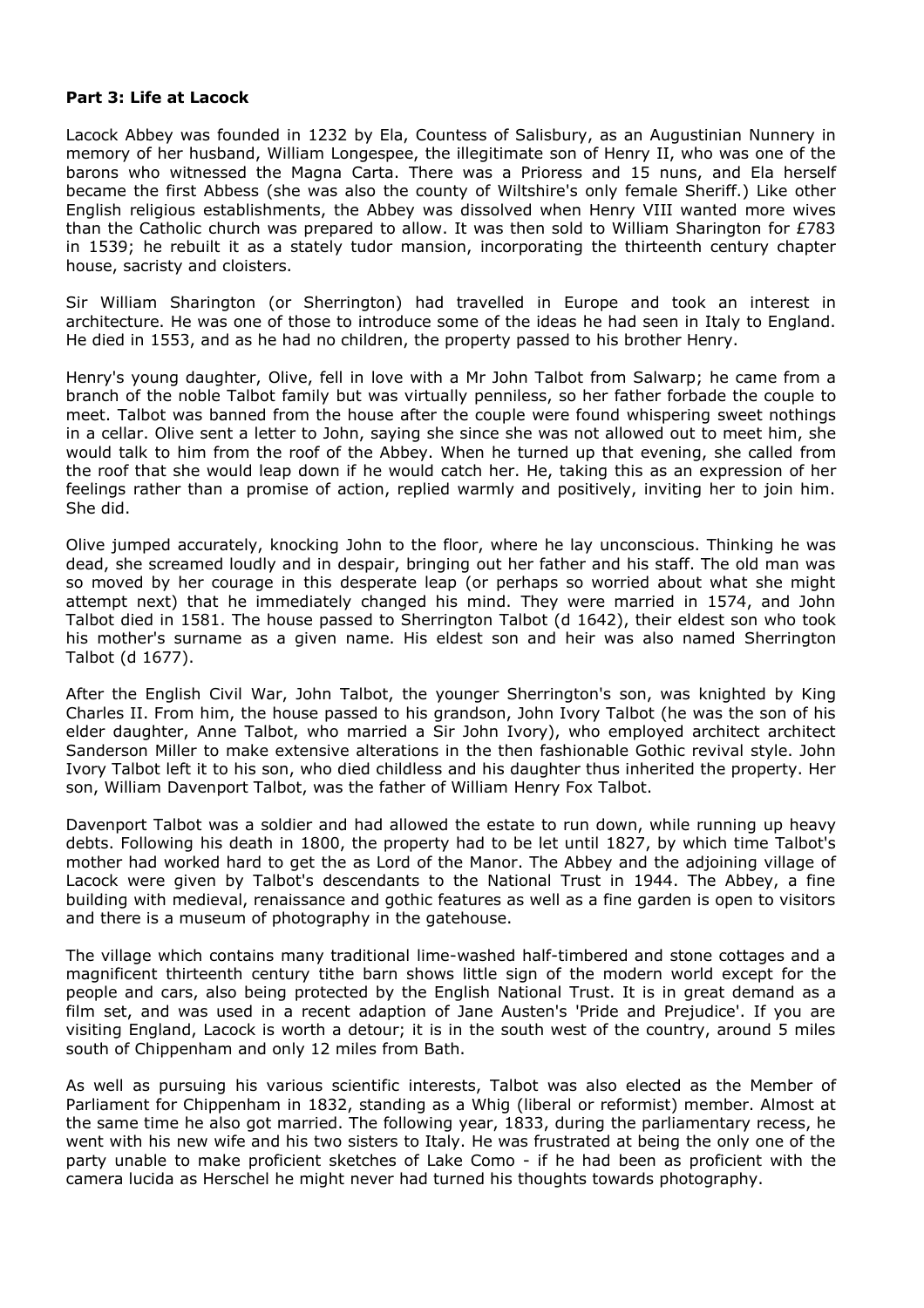**Part 3: Life at Lacock**

Lacock Abbey was founded in 1232 by Ela, Countess of Salisbury, as an Augustinian Nunnery in memory of her husband, William Longespee, the illegitimate son of Henry II, who was one of the barons who witnessed the Magna Carta. There was a Prioress and 15 nuns, and Ela herself became the first Abbess (she was also the county of Wiltshire's only female Sheriff.) Like other English religious establishments, the Abbey was dissolved when Henry VIII wanted more wives than the Catholic church was prepared to allow. It was then sold to William Sharington for £783 in 1539; he rebuilt it as a stately tudor mansion, incorporating the thirteenth century chapter house, sacristy and cloisters.

Sir William Sharington (or Sherrington) had travelled in Europe and took an interest in architecture. He was one of those to introduce some of the ideas he had seen in Italy to England. He died in 1553, and as he had no children, the property passed to his brother Henry.

Henry's young daughter, Olive, fell in love with a Mr John Talbot from Salwarp; he came from a branch of the noble Talbot family but was virtually penniless, so her father forbade the couple to meet. Talbot was banned from the house after the couple were found whispering sweet nothings in a cellar. Olive sent a letter to John, saying she since she was not allowed out to meet him, she would talk to him from the roof of the Abbey. When he turned up that evening, she called from the roof that she would leap down if he would catch her. He, taking this as an expression of her feelings rather than a promise of action, replied warmly and positively, inviting her to join him. She did.

Olive jumped accurately, knocking John to the floor, where he lay unconscious. Thinking he was dead, she screamed loudly and in despair, bringing out her father and his staff. The old man was so moved by her courage in this desperate leap (or perhaps so worried about what she might attempt next) that he immediately changed his mind. They were married in 1574, and John Talbot died in 1581. The house passed to Sherrington Talbot (d 1642), their eldest son who took his mother's surname as a given name. His eldest son and heir was also named Sherrington Talbot (d 1677).

After the English Civil War, John Talbot, the younger Sherrington's son, was knighted by King Charles II. From him, the house passed to his grandson, John Ivory Talbot (he was the son of his elder daughter, Anne Talbot, who married a Sir John Ivory), who employed architect architect Sanderson Miller to make extensive alterations in the then fashionable Gothic revival style. John Ivory Talbot left it to his son, who died childless and his daughter thus inherited the property. Her son, William Davenport Talbot, was the father of William Henry Fox Talbot.

Davenport Talbot was a soldier and had allowed the estate to run down, while running up heavy debts. Following his death in 1800, the property had to be let until 1827, by which time Talbot's mother had worked hard to get the as Lord of the Manor. The Abbey and the adjoining village of Lacock were given by Talbot's descendants to the National Trust in 1944. The Abbey, a fine building with medieval, renaissance and gothic features as well as a fine garden is open to visitors and there is a museum of photography in the gatehouse.

The village which contains many traditional lime-washed half-timbered and stone cottages and a magnificent thirteenth century tithe barn shows little sign of the modern world except for the people and cars, also being protected by the English National Trust. It is in great demand as a film set, and was used in a recent adaption of Jane Austen's 'Pride and Prejudice'. If you are visiting England, Lacock is worth a detour; it is in the south west of the country, around 5 miles south of Chippenham and only 12 miles from Bath.

As well as pursuing his various scientific interests, Talbot was also elected as the Member of Parliament for Chippenham in 1832, standing as a Whig (liberal or reformist) member. Almost at the same time he also got married. The following year, 1833, during the parliamentary recess, he went with his new wife and his two sisters to Italy. He was frustrated at being the only one of the party unable to make proficient sketches of Lake Como - if he had been as proficient with the camera lucida as Herschel he might never had turned his thoughts towards photography.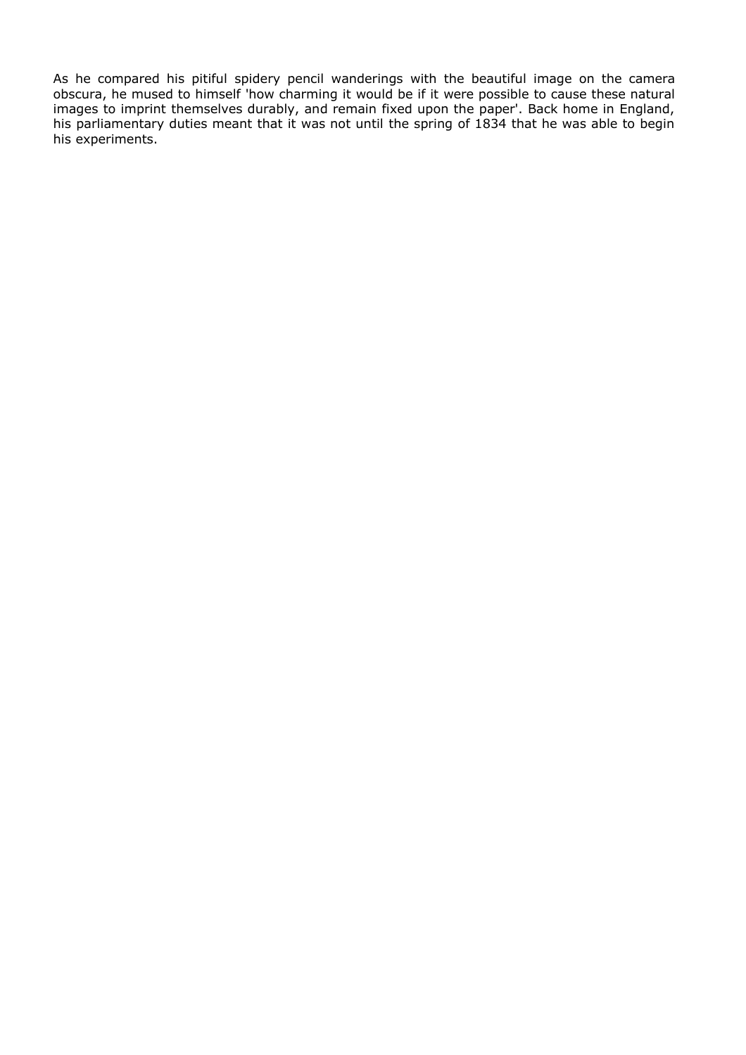As he compared his pitiful spidery pencil wanderings with the beautiful image on the camera obscura, he mused to himself 'how charming it would be if it were possible to cause these natural images to imprint themselves durably, and remain fixed upon the paper'. Back home in England, his parliamentary duties meant that it was not until the spring of 1834 that he was able to begin his experiments.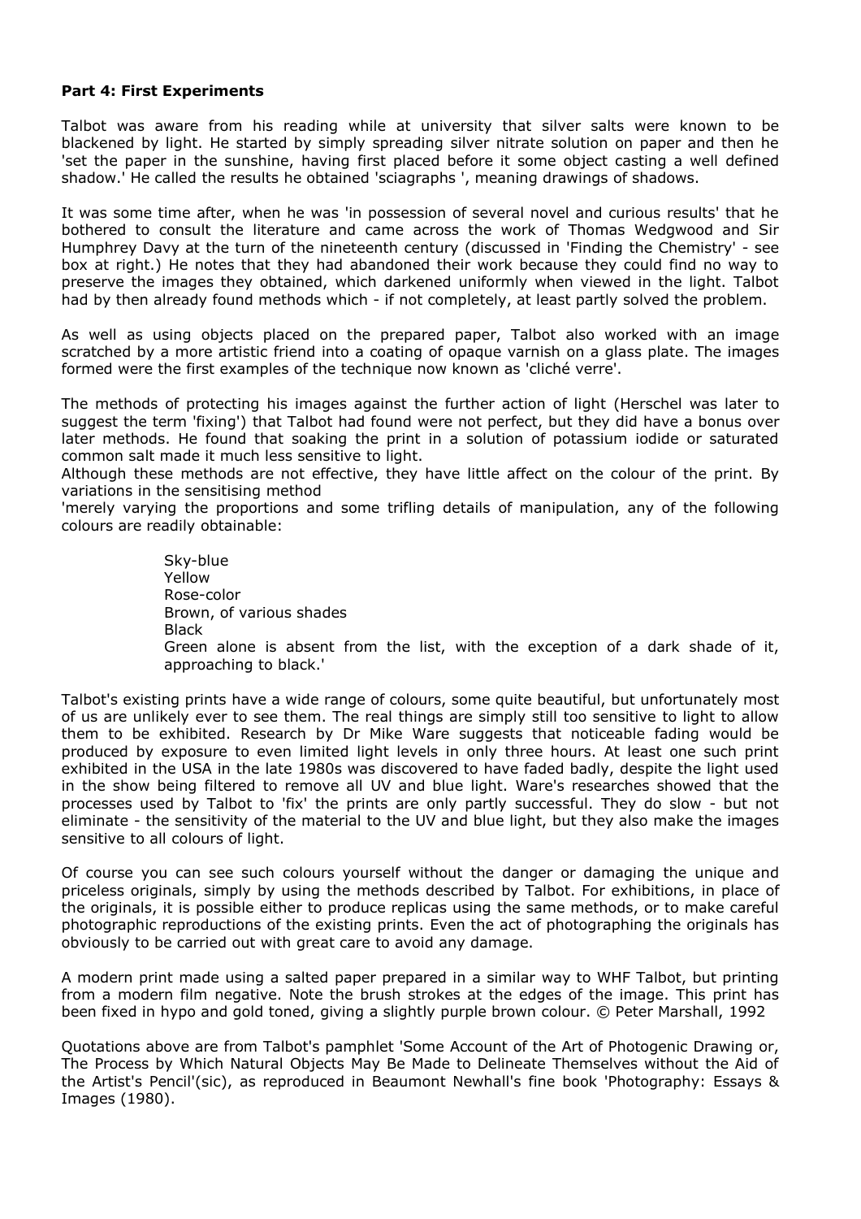**Part 4: First Experiments**

Talbot was aware from his reading while at university that silver salts were known to be blackened by light. He started by simply spreading silver nitrate solution on paper and then he 'set the paper in the sunshine, having first placed before it some object casting a well defined shadow.' He called the results he obtained 'sciagraphs ', meaning drawings of shadows.

It was some time after, when he was 'in possession of several novel and curious results' that he bothered to consult the literature and came across the work of Thomas Wedgwood and Sir Humphrey Davy at the turn of the nineteenth century (discussed in 'Finding the Chemistry' - see box at right.) He notes that they had abandoned their work because they could find no way to preserve the images they obtained, which darkened uniformly when viewed in the light. Talbot had by then already found methods which - if not completely, at least partly solved the problem.

As well as using objects placed on the prepared paper, Talbot also worked with an image scratched by a more artistic friend into a coating of opaque varnish on a glass plate. The images formed were the first examples of the technique now known as 'cliché verre'.

The methods of protecting his images against the further action of light (Herschel was later to suggest the term 'fixing') that Talbot had found were not perfect, but they did have a bonus over later methods. He found that soaking the print in a solution of potassium iodide or saturated common salt made it much less sensitive to light.
Although these methods are not effective, they have little affect on the colour of the print. By variations in the sensitising method
'merely varying the proportions and some trifling details of manipulation, any of the following colours are readily obtainable:

> Sky-blue
> Yellow
> Rose-color
> Brown, of various shades
> Black
> Green alone is absent from the list, with the exception of a dark shade of it, approaching to black.'

Talbot's existing prints have a wide range of colours, some quite beautiful, but unfortunately most of us are unlikely ever to see them. The real things are simply still too sensitive to light to allow them to be exhibited. Research by Dr Mike Ware suggests that noticeable fading would be produced by exposure to even limited light levels in only three hours. At least one such print exhibited in the USA in the late 1980s was discovered to have faded badly, despite the light used in the show being filtered to remove all UV and blue light. Ware's researches showed that the processes used by Talbot to 'fix' the prints are only partly successful. They do slow - but not eliminate - the sensitivity of the material to the UV and blue light, but they also make the images sensitive to all colours of light.

Of course you can see such colours yourself without the danger or damaging the unique and priceless originals, simply by using the methods described by Talbot. For exhibitions, in place of the originals, it is possible either to produce replicas using the same methods, or to make careful photographic reproductions of the existing prints. Even the act of photographing the originals has obviously to be carried out with great care to avoid any damage.

A modern print made using a salted paper prepared in a similar way to WHF Talbot, but printing from a modern film negative. Note the brush strokes at the edges of the image. This print has been fixed in hypo and gold toned, giving a slightly purple brown colour. © Peter Marshall, 1992

Quotations above are from Talbot's pamphlet 'Some Account of the Art of Photogenic Drawing or, The Process by Which Natural Objects May Be Made to Delineate Themselves without the Aid of the Artist's Pencil'(sic), as reproduced in Beaumont Newhall's fine book 'Photography: Essays & Images (1980).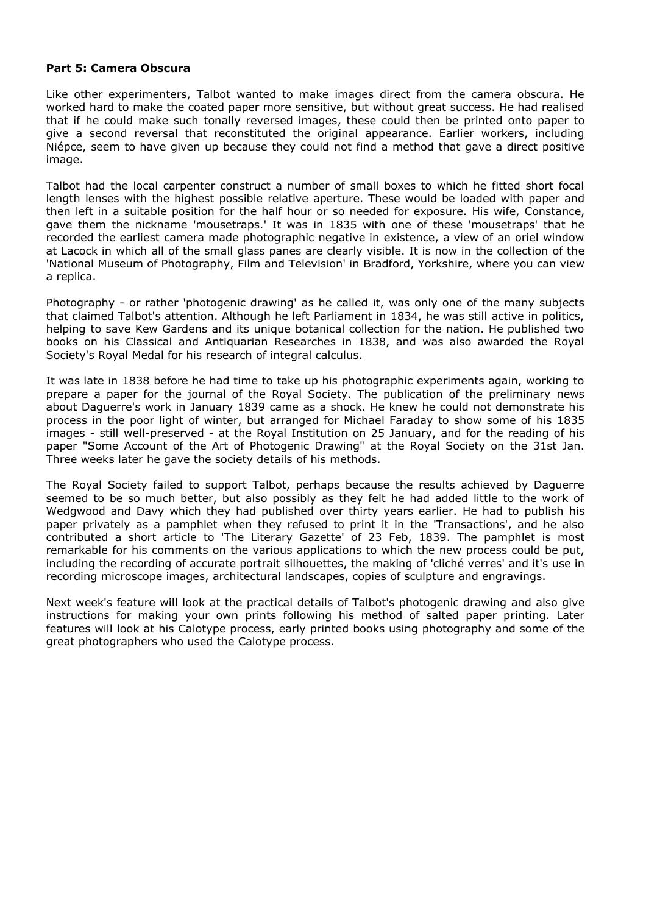**Part 5: Camera Obscura**

Like other experimenters, Talbot wanted to make images direct from the camera obscura. He worked hard to make the coated paper more sensitive, but without great success. He had realised that if he could make such tonally reversed images, these could then be printed onto paper to give a second reversal that reconstituted the original appearance. Earlier workers, including Niépce, seem to have given up because they could not find a method that gave a direct positive image.

Talbot had the local carpenter construct a number of small boxes to which he fitted short focal length lenses with the highest possible relative aperture. These would be loaded with paper and then left in a suitable position for the half hour or so needed for exposure. His wife, Constance, gave them the nickname 'mousetraps.' It was in 1835 with one of these 'mousetraps' that he recorded the earliest camera made photographic negative in existence, a view of an oriel window at Lacock in which all of the small glass panes are clearly visible. It is now in the collection of the 'National Museum of Photography, Film and Television' in Bradford, Yorkshire, where you can view a replica.

Photography - or rather 'photogenic drawing' as he called it, was only one of the many subjects that claimed Talbot's attention. Although he left Parliament in 1834, he was still active in politics, helping to save Kew Gardens and its unique botanical collection for the nation. He published two books on his Classical and Antiquarian Researches in 1838, and was also awarded the Royal Society's Royal Medal for his research of integral calculus.

It was late in 1838 before he had time to take up his photographic experiments again, working to prepare a paper for the journal of the Royal Society. The publication of the preliminary news about Daguerre's work in January 1839 came as a shock. He knew he could not demonstrate his process in the poor light of winter, but arranged for Michael Faraday to show some of his 1835 images - still well-preserved - at the Royal Institution on 25 January, and for the reading of his paper "Some Account of the Art of Photogenic Drawing" at the Royal Society on the 31st Jan. Three weeks later he gave the society details of his methods.

The Royal Society failed to support Talbot, perhaps because the results achieved by Daguerre seemed to be so much better, but also possibly as they felt he had added little to the work of Wedgwood and Davy which they had published over thirty years earlier. He had to publish his paper privately as a pamphlet when they refused to print it in the 'Transactions', and he also contributed a short article to 'The Literary Gazette' of 23 Feb, 1839. The pamphlet is most remarkable for his comments on the various applications to which the new process could be put, including the recording of accurate portrait silhouettes, the making of 'cliché verres' and it's use in recording microscope images, architectural landscapes, copies of sculpture and engravings.

Next week's feature will look at the practical details of Talbot's photogenic drawing and also give instructions for making your own prints following his method of salted paper printing. Later features will look at his Calotype process, early printed books using photography and some of the great photographers who used the Calotype process.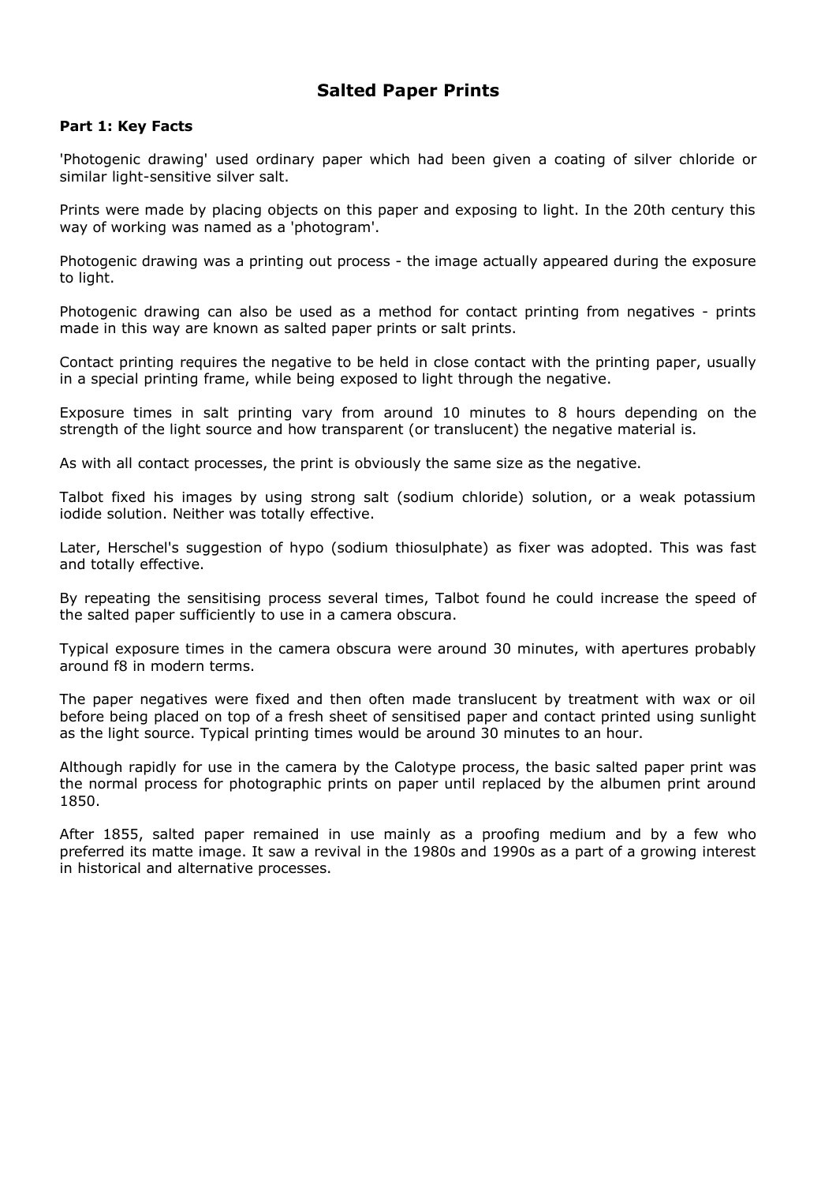# Salted Paper Prints

**Part 1: Key Facts**

'Photogenic drawing' used ordinary paper which had been given a coating of silver chloride or similar light-sensitive silver salt.

Prints were made by placing objects on this paper and exposing to light. In the 20th century this way of working was named as a 'photogram'.

Photogenic drawing was a printing out process - the image actually appeared during the exposure to light.

Photogenic drawing can also be used as a method for contact printing from negatives - prints made in this way are known as salted paper prints or salt prints.

Contact printing requires the negative to be held in close contact with the printing paper, usually in a special printing frame, while being exposed to light through the negative.

Exposure times in salt printing vary from around 10 minutes to 8 hours depending on the strength of the light source and how transparent (or translucent) the negative material is.

As with all contact processes, the print is obviously the same size as the negative.

Talbot fixed his images by using strong salt (sodium chloride) solution, or a weak potassium iodide solution. Neither was totally effective.

Later, Herschel's suggestion of hypo (sodium thiosulphate) as fixer was adopted. This was fast and totally effective.

By repeating the sensitising process several times, Talbot found he could increase the speed of the salted paper sufficiently to use in a camera obscura.

Typical exposure times in the camera obscura were around 30 minutes, with apertures probably around f8 in modern terms.

The paper negatives were fixed and then often made translucent by treatment with wax or oil before being placed on top of a fresh sheet of sensitised paper and contact printed using sunlight as the light source. Typical printing times would be around 30 minutes to an hour.

Although rapidly for use in the camera by the Calotype process, the basic salted paper print was the normal process for photographic prints on paper until replaced by the albumen print around 1850.

After 1855, salted paper remained in use mainly as a proofing medium and by a few who preferred its matte image. It saw a revival in the 1980s and 1990s as a part of a growing interest in historical and alternative processes.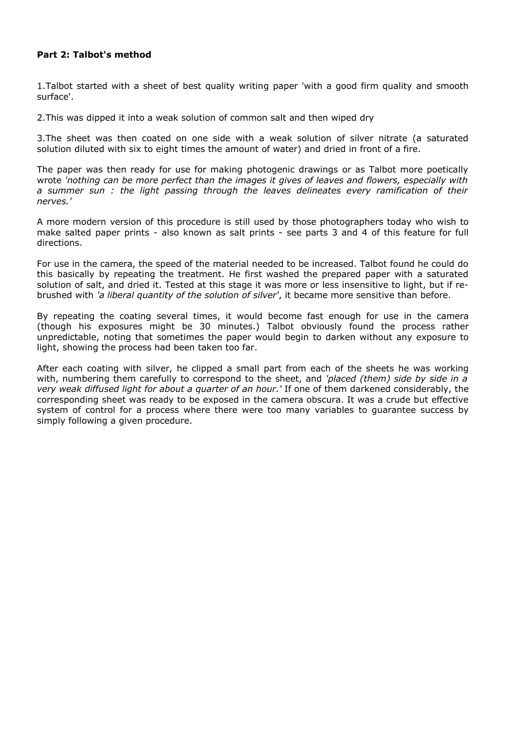**Part 2: Talbot's method**

1.Talbot started with a sheet of best quality writing paper 'with a good firm quality and smooth surface'.

2.This was dipped it into a weak solution of common salt and then wiped dry

3.The sheet was then coated on one side with a weak solution of silver nitrate (a saturated solution diluted with six to eight times the amount of water) and dried in front of a fire.

The paper was then ready for use for making photogenic drawings or as Talbot more poetically wrote *'nothing can be more perfect than the images it gives of leaves and flowers, especially with a summer sun : the light passing through the leaves delineates every ramification of their nerves.'*

A more modern version of this procedure is still used by those photographers today who wish to make salted paper prints - also known as salt prints - see parts 3 and 4 of this feature for full directions.

For use in the camera, the speed of the material needed to be increased. Talbot found he could do this basically by repeating the treatment. He first washed the prepared paper with a saturated solution of salt, and dried it. Tested at this stage it was more or less insensitive to light, but if re-brushed with *'a liberal quantity of the solution of silver'*, it became more sensitive than before.

By repeating the coating several times, it would become fast enough for use in the camera (though his exposures might be 30 minutes.) Talbot obviously found the process rather unpredictable, noting that sometimes the paper would begin to darken without any exposure to light, showing the process had been taken too far.

After each coating with silver, he clipped a small part from each of the sheets he was working with, numbering them carefully to correspond to the sheet, and *'placed (them) side by side in a very weak diffused light for about a quarter of an hour.'* If one of them darkened considerably, the corresponding sheet was ready to be exposed in the camera obscura. It was a crude but effective system of control for a process where there were too many variables to guarantee success by simply following a given procedure.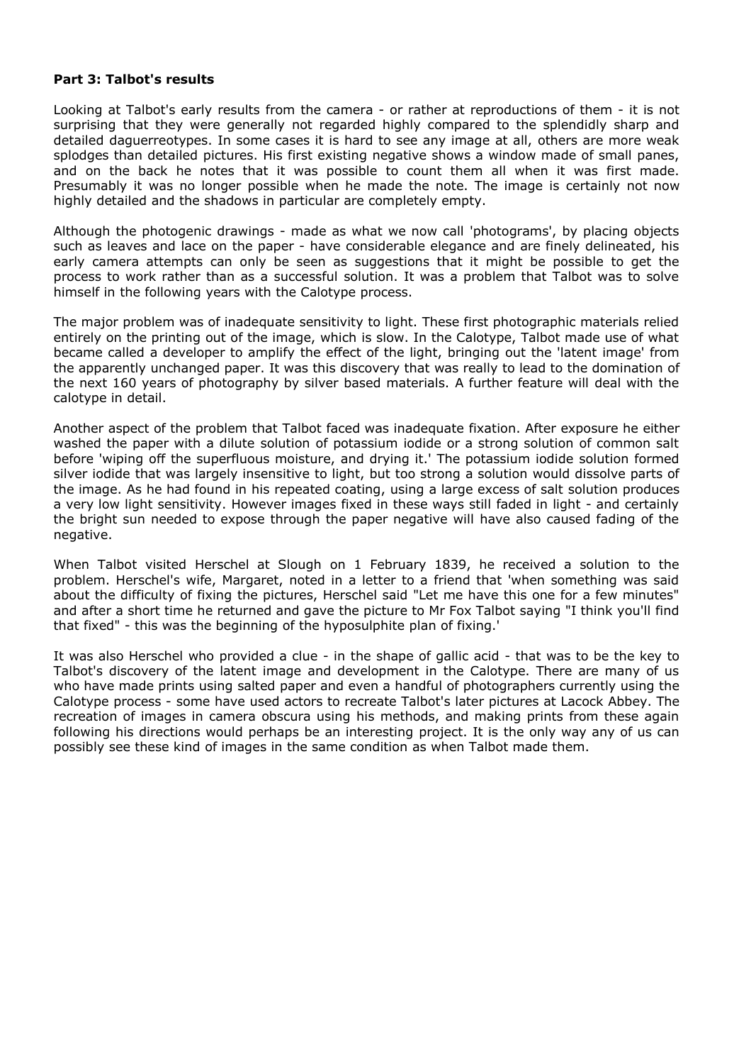**Part 3: Talbot's results**

Looking at Talbot's early results from the camera - or rather at reproductions of them - it is not surprising that they were generally not regarded highly compared to the splendidly sharp and detailed daguerreotypes. In some cases it is hard to see any image at all, others are more weak splodges than detailed pictures. His first existing negative shows a window made of small panes, and on the back he notes that it was possible to count them all when it was first made. Presumably it was no longer possible when he made the note. The image is certainly not now highly detailed and the shadows in particular are completely empty.

Although the photogenic drawings - made as what we now call 'photograms', by placing objects such as leaves and lace on the paper - have considerable elegance and are finely delineated, his early camera attempts can only be seen as suggestions that it might be possible to get the process to work rather than as a successful solution. It was a problem that Talbot was to solve himself in the following years with the Calotype process.

The major problem was of inadequate sensitivity to light. These first photographic materials relied entirely on the printing out of the image, which is slow. In the Calotype, Talbot made use of what became called a developer to amplify the effect of the light, bringing out the 'latent image' from the apparently unchanged paper. It was this discovery that was really to lead to the domination of the next 160 years of photography by silver based materials. A further feature will deal with the calotype in detail.

Another aspect of the problem that Talbot faced was inadequate fixation. After exposure he either washed the paper with a dilute solution of potassium iodide or a strong solution of common salt before 'wiping off the superfluous moisture, and drying it.' The potassium iodide solution formed silver iodide that was largely insensitive to light, but too strong a solution would dissolve parts of the image. As he had found in his repeated coating, using a large excess of salt solution produces a very low light sensitivity. However images fixed in these ways still faded in light - and certainly the bright sun needed to expose through the paper negative will have also caused fading of the negative.

When Talbot visited Herschel at Slough on 1 February 1839, he received a solution to the problem. Herschel's wife, Margaret, noted in a letter to a friend that 'when something was said about the difficulty of fixing the pictures, Herschel said "Let me have this one for a few minutes" and after a short time he returned and gave the picture to Mr Fox Talbot saying "I think you'll find that fixed" - this was the beginning of the hyposulphite plan of fixing.'

It was also Herschel who provided a clue - in the shape of gallic acid - that was to be the key to Talbot's discovery of the latent image and development in the Calotype. There are many of us who have made prints using salted paper and even a handful of photographers currently using the Calotype process - some have used actors to recreate Talbot's later pictures at Lacock Abbey. The recreation of images in camera obscura using his methods, and making prints from these again following his directions would perhaps be an interesting project. It is the only way any of us can possibly see these kind of images in the same condition as when Talbot made them.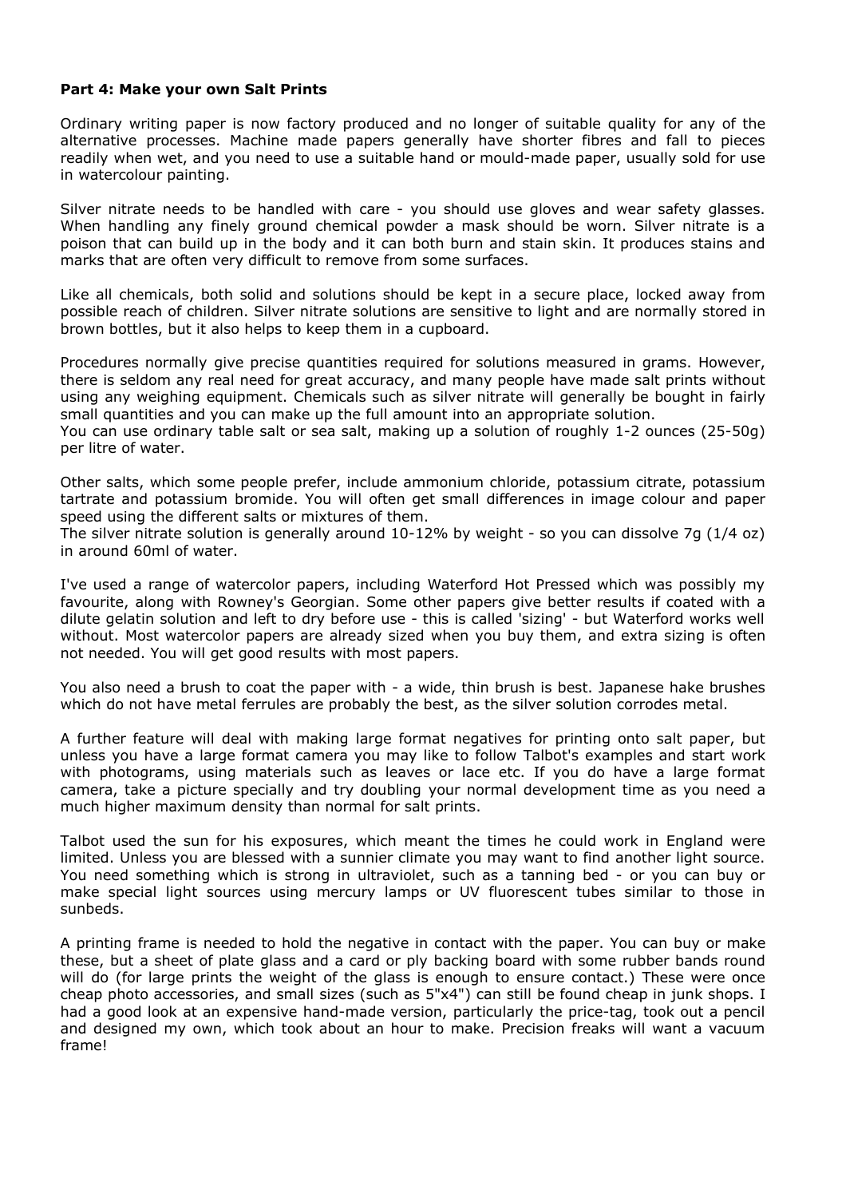**Part 4: Make your own Salt Prints**

Ordinary writing paper is now factory produced and no longer of suitable quality for any of the alternative processes. Machine made papers generally have shorter fibres and fall to pieces readily when wet, and you need to use a suitable hand or mould-made paper, usually sold for use in watercolour painting.

Silver nitrate needs to be handled with care - you should use gloves and wear safety glasses. When handling any finely ground chemical powder a mask should be worn. Silver nitrate is a poison that can build up in the body and it can both burn and stain skin. It produces stains and marks that are often very difficult to remove from some surfaces.

Like all chemicals, both solid and solutions should be kept in a secure place, locked away from possible reach of children. Silver nitrate solutions are sensitive to light and are normally stored in brown bottles, but it also helps to keep them in a cupboard.

Procedures normally give precise quantities required for solutions measured in grams. However, there is seldom any real need for great accuracy, and many people have made salt prints without using any weighing equipment. Chemicals such as silver nitrate will generally be bought in fairly small quantities and you can make up the full amount into an appropriate solution.
You can use ordinary table salt or sea salt, making up a solution of roughly 1-2 ounces (25-50g) per litre of water.

Other salts, which some people prefer, include ammonium chloride, potassium citrate, potassium tartrate and potassium bromide. You will often get small differences in image colour and paper speed using the different salts or mixtures of them.
The silver nitrate solution is generally around 10-12% by weight - so you can dissolve 7g (1/4 oz) in around 60ml of water.

I've used a range of watercolor papers, including Waterford Hot Pressed which was possibly my favourite, along with Rowney's Georgian. Some other papers give better results if coated with a dilute gelatin solution and left to dry before use - this is called 'sizing' - but Waterford works well without. Most watercolor papers are already sized when you buy them, and extra sizing is often not needed. You will get good results with most papers.

You also need a brush to coat the paper with - a wide, thin brush is best. Japanese hake brushes which do not have metal ferrules are probably the best, as the silver solution corrodes metal.

A further feature will deal with making large format negatives for printing onto salt paper, but unless you have a large format camera you may like to follow Talbot's examples and start work with photograms, using materials such as leaves or lace etc. If you do have a large format camera, take a picture specially and try doubling your normal development time as you need a much higher maximum density than normal for salt prints.

Talbot used the sun for his exposures, which meant the times he could work in England were limited. Unless you are blessed with a sunnier climate you may want to find another light source. You need something which is strong in ultraviolet, such as a tanning bed - or you can buy or make special light sources using mercury lamps or UV fluorescent tubes similar to those in sunbeds.

A printing frame is needed to hold the negative in contact with the paper. You can buy or make these, but a sheet of plate glass and a card or ply backing board with some rubber bands round will do (for large prints the weight of the glass is enough to ensure contact.) These were once cheap photo accessories, and small sizes (such as 5"x4") can still be found cheap in junk shops. I had a good look at an expensive hand-made version, particularly the price-tag, took out a pencil and designed my own, which took about an hour to make. Precision freaks will want a vacuum frame!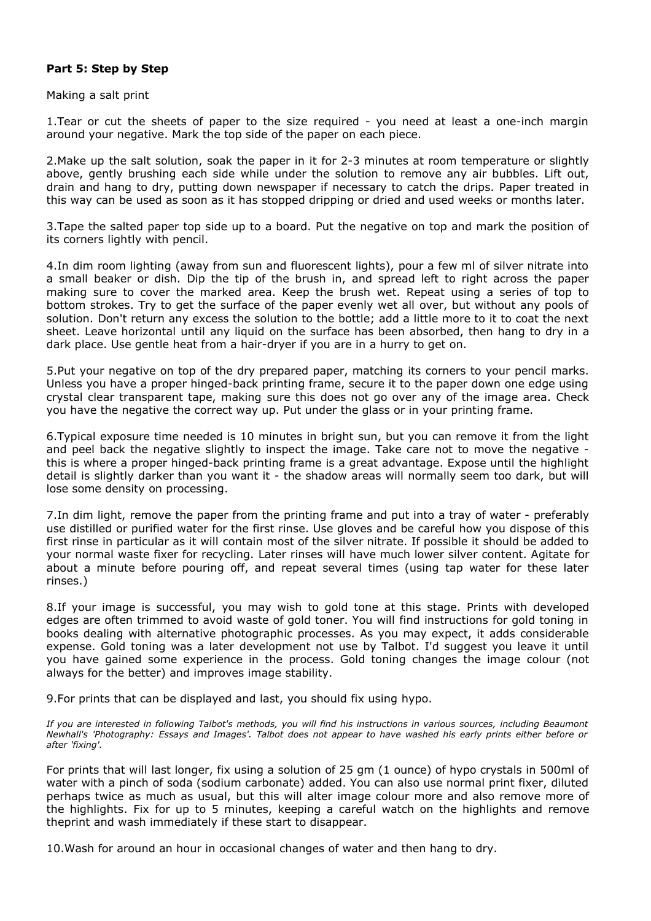**Part 5: Step by Step**

Making a salt print

1.Tear or cut the sheets of paper to the size required - you need at least a one-inch margin around your negative. Mark the top side of the paper on each piece.

2.Make up the salt solution, soak the paper in it for 2-3 minutes at room temperature or slightly above, gently brushing each side while under the solution to remove any air bubbles. Lift out, drain and hang to dry, putting down newspaper if necessary to catch the drips. Paper treated in this way can be used as soon as it has stopped dripping or dried and used weeks or months later.

3.Tape the salted paper top side up to a board. Put the negative on top and mark the position of its corners lightly with pencil.

4.In dim room lighting (away from sun and fluorescent lights), pour a few ml of silver nitrate into a small beaker or dish. Dip the tip of the brush in, and spread left to right across the paper making sure to cover the marked area. Keep the brush wet. Repeat using a series of top to bottom strokes. Try to get the surface of the paper evenly wet all over, but without any pools of solution. Don't return any excess the solution to the bottle; add a little more to it to coat the next sheet. Leave horizontal until any liquid on the surface has been absorbed, then hang to dry in a dark place. Use gentle heat from a hair-dryer if you are in a hurry to get on.

5.Put your negative on top of the dry prepared paper, matching its corners to your pencil marks. Unless you have a proper hinged-back printing frame, secure it to the paper down one edge using crystal clear transparent tape, making sure this does not go over any of the image area. Check you have the negative the correct way up. Put under the glass or in your printing frame.

6.Typical exposure time needed is 10 minutes in bright sun, but you can remove it from the light and peel back the negative slightly to inspect the image. Take care not to move the negative - this is where a proper hinged-back printing frame is a great advantage. Expose until the highlight detail is slightly darker than you want it - the shadow areas will normally seem too dark, but will lose some density on processing.

7.In dim light, remove the paper from the printing frame and put into a tray of water - preferably use distilled or purified water for the first rinse. Use gloves and be careful how you dispose of this first rinse in particular as it will contain most of the silver nitrate. If possible it should be added to your normal waste fixer for recycling. Later rinses will have much lower silver content. Agitate for about a minute before pouring off, and repeat several times (using tap water for these later rinses.)

8.If your image is successful, you may wish to gold tone at this stage. Prints with developed edges are often trimmed to avoid waste of gold toner. You will find instructions for gold toning in books dealing with alternative photographic processes. As you may expect, it adds considerable expense. Gold toning was a later development not use by Talbot. I'd suggest you leave it until you have gained some experience in the process. Gold toning changes the image colour (not always for the better) and improves image stability.

9.For prints that can be displayed and last, you should fix using hypo.

*If you are interested in following Talbot's methods, you will find his instructions in various sources, including Beaumont Newhall's 'Photography: Essays and Images'. Talbot does not appear to have washed his early prints either before or after 'fixing'.*

For prints that will last longer, fix using a solution of 25 gm (1 ounce) of hypo crystals in 500ml of water with a pinch of soda (sodium carbonate) added. You can also use normal print fixer, diluted perhaps twice as much as usual, but this will alter image colour more and also remove more of the highlights. Fix for up to 5 minutes, keeping a careful watch on the highlights and remove theprint and wash immediately if these start to disappear.

10.Wash for around an hour in occasional changes of water and then hang to dry.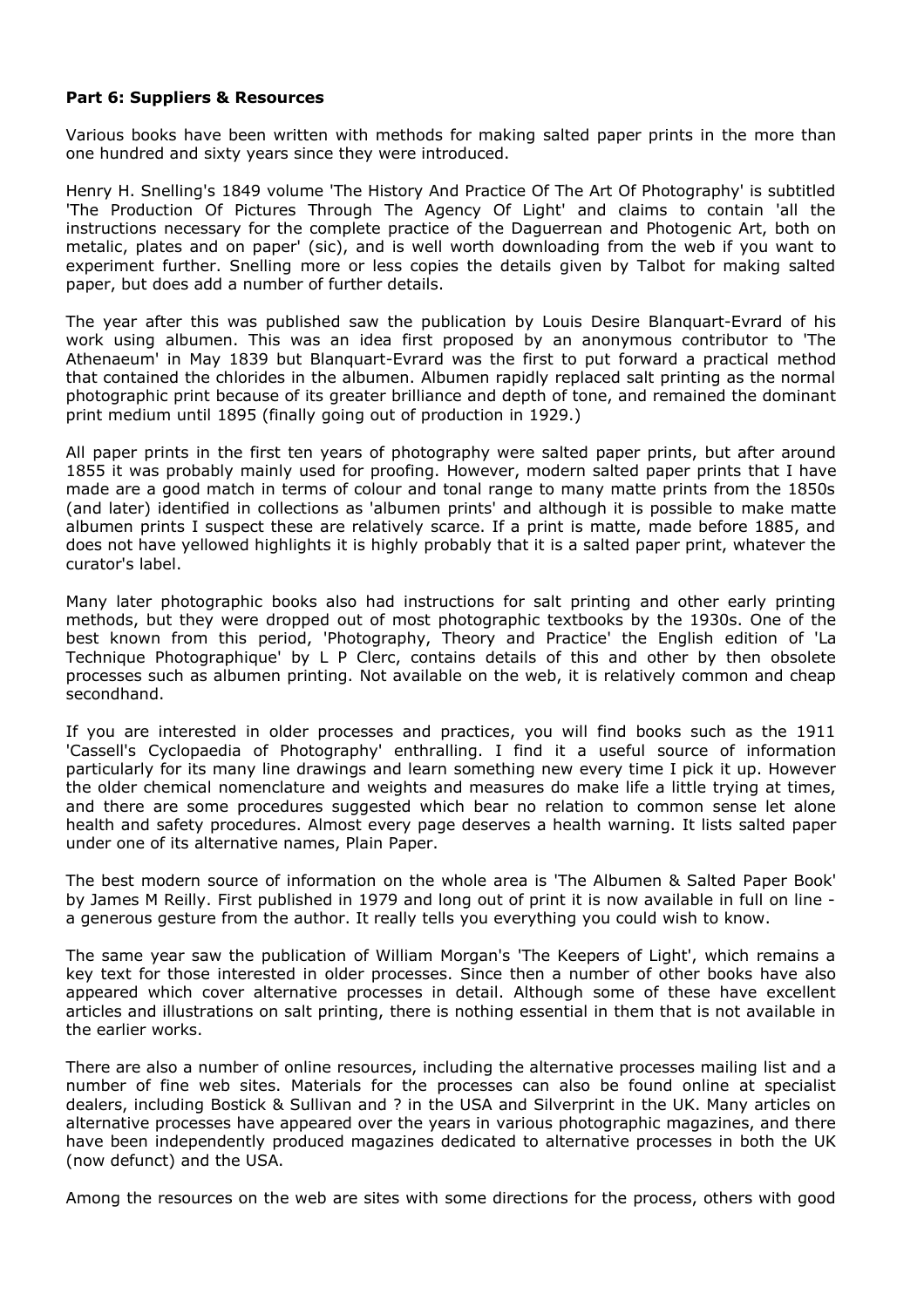**Part 6: Suppliers & Resources**

Various books have been written with methods for making salted paper prints in the more than one hundred and sixty years since they were introduced.

Henry H. Snelling's 1849 volume 'The History And Practice Of The Art Of Photography' is subtitled 'The Production Of Pictures Through The Agency Of Light' and claims to contain 'all the instructions necessary for the complete practice of the Daguerrean and Photogenic Art, both on metalic, plates and on paper' (sic), and is well worth downloading from the web if you want to experiment further. Snelling more or less copies the details given by Talbot for making salted paper, but does add a number of further details.

The year after this was published saw the publication by Louis Desire Blanquart-Evrard of his work using albumen. This was an idea first proposed by an anonymous contributor to 'The Athenaeum' in May 1839 but Blanquart-Evrard was the first to put forward a practical method that contained the chlorides in the albumen. Albumen rapidly replaced salt printing as the normal photographic print because of its greater brilliance and depth of tone, and remained the dominant print medium until 1895 (finally going out of production in 1929.)

All paper prints in the first ten years of photography were salted paper prints, but after around 1855 it was probably mainly used for proofing. However, modern salted paper prints that I have made are a good match in terms of colour and tonal range to many matte prints from the 1850s (and later) identified in collections as 'albumen prints' and although it is possible to make matte albumen prints I suspect these are relatively scarce. If a print is matte, made before 1885, and does not have yellowed highlights it is highly probably that it is a salted paper print, whatever the curator's label.

Many later photographic books also had instructions for salt printing and other early printing methods, but they were dropped out of most photographic textbooks by the 1930s. One of the best known from this period, 'Photography, Theory and Practice' the English edition of 'La Technique Photographique' by L P Clerc, contains details of this and other by then obsolete processes such as albumen printing. Not available on the web, it is relatively common and cheap secondhand.

If you are interested in older processes and practices, you will find books such as the 1911 'Cassell's Cyclopaedia of Photography' enthralling. I find it a useful source of information particularly for its many line drawings and learn something new every time I pick it up. However the older chemical nomenclature and weights and measures do make life a little trying at times, and there are some procedures suggested which bear no relation to common sense let alone health and safety procedures. Almost every page deserves a health warning. It lists salted paper under one of its alternative names, Plain Paper.

The best modern source of information on the whole area is 'The Albumen & Salted Paper Book' by James M Reilly. First published in 1979 and long out of print it is now available in full on line - a generous gesture from the author. It really tells you everything you could wish to know.

The same year saw the publication of William Morgan's 'The Keepers of Light', which remains a key text for those interested in older processes. Since then a number of other books have also appeared which cover alternative processes in detail. Although some of these have excellent articles and illustrations on salt printing, there is nothing essential in them that is not available in the earlier works.

There are also a number of online resources, including the alternative processes mailing list and a number of fine web sites. Materials for the processes can also be found online at specialist dealers, including Bostick & Sullivan and ? in the USA and Silverprint in the UK. Many articles on alternative processes have appeared over the years in various photographic magazines, and there have been independently produced magazines dedicated to alternative processes in both the UK (now defunct) and the USA.

Among the resources on the web are sites with some directions for the process, others with good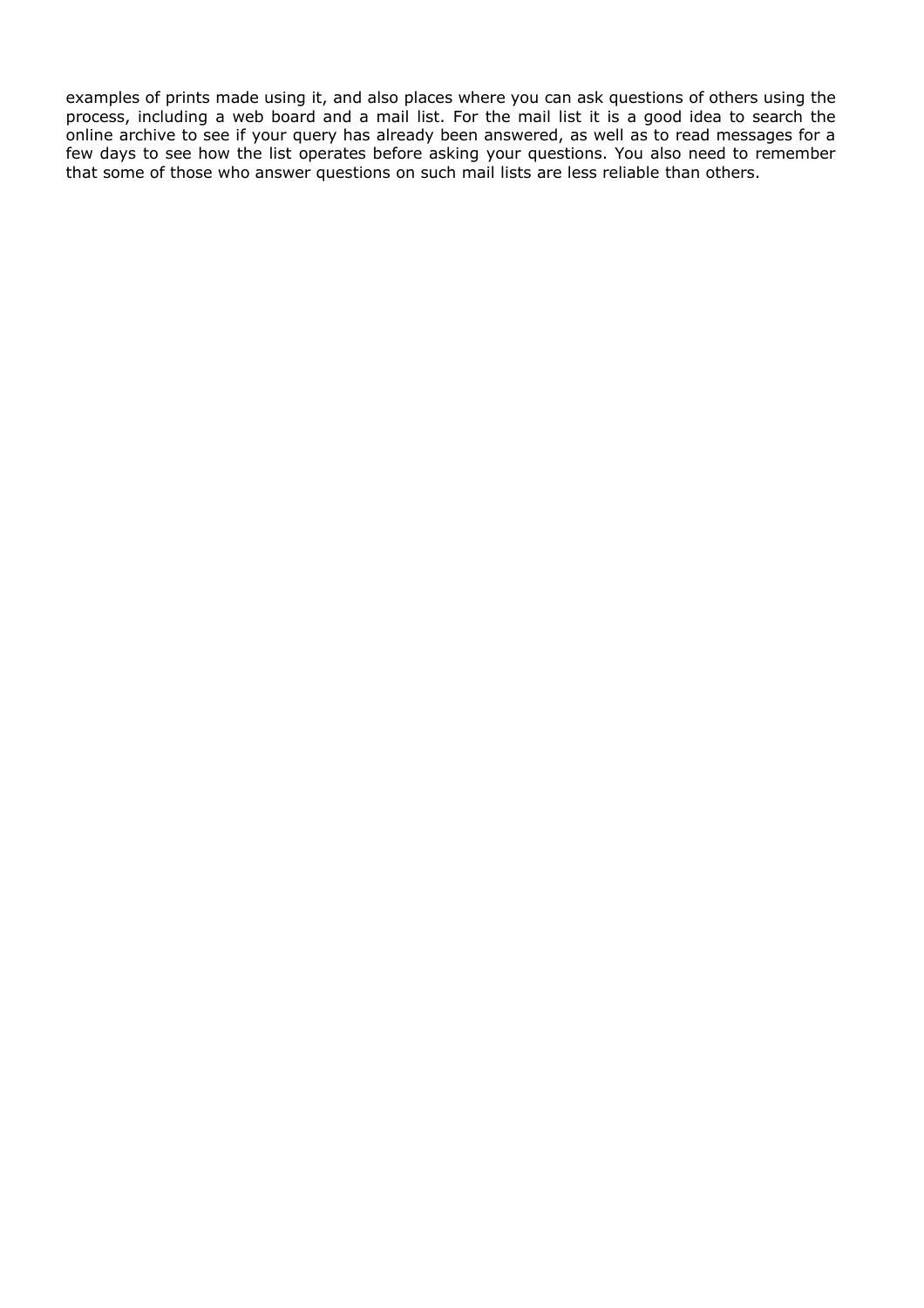examples of prints made using it, and also places where you can ask questions of others using the process, including a web board and a mail list. For the mail list it is a good idea to search the online archive to see if your query has already been answered, as well as to read messages for a few days to see how the list operates before asking your questions. You also need to remember that some of those who answer questions on such mail lists are less reliable than others.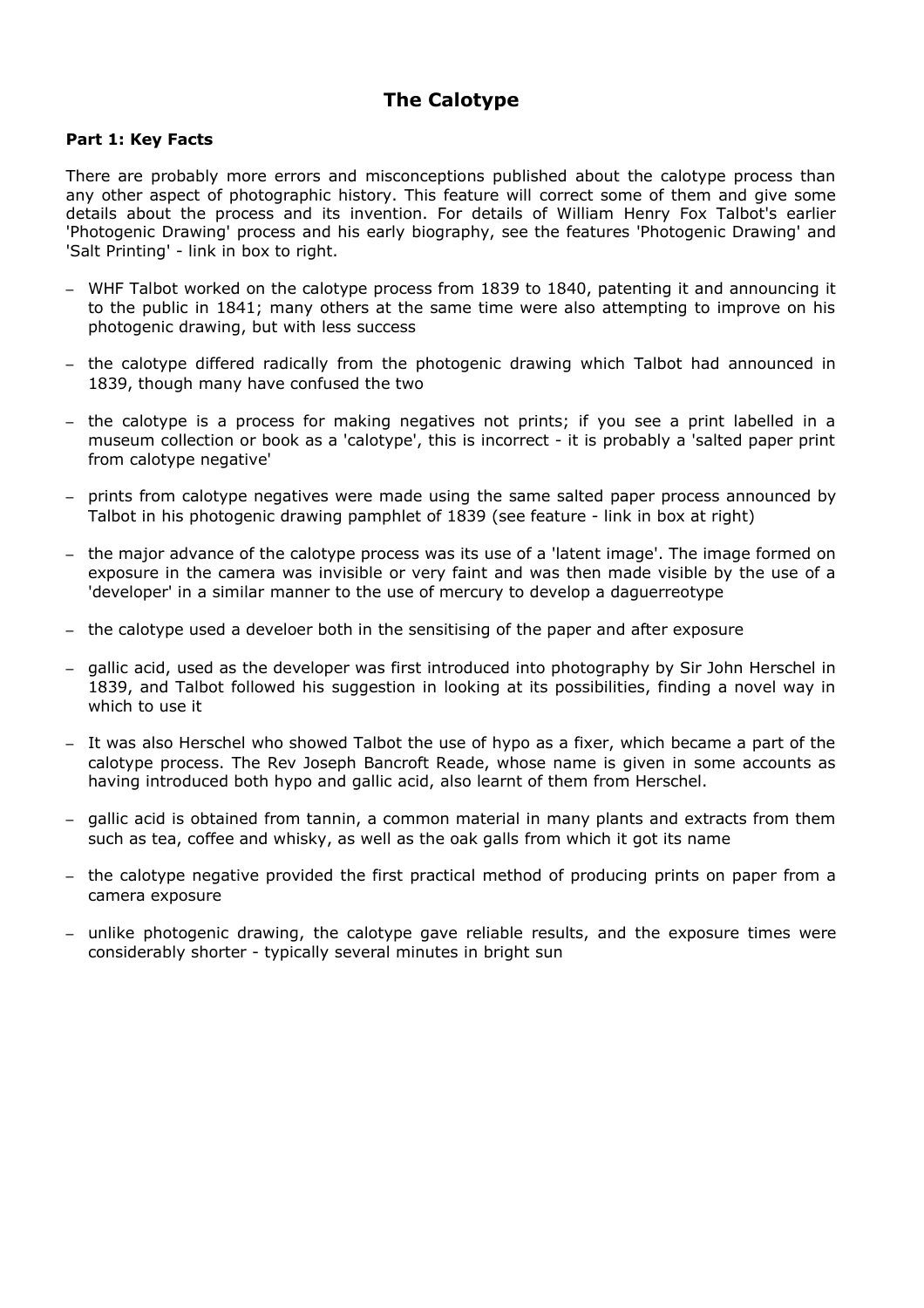# The Calotype

**Part 1: Key Facts**

There are probably more errors and misconceptions published about the calotype process than any other aspect of photographic history. This feature will correct some of them and give some details about the process and its invention. For details of William Henry Fox Talbot's earlier 'Photogenic Drawing' process and his early biography, see the features 'Photogenic Drawing' and 'Salt Printing' - link in box to right.

- WHF Talbot worked on the calotype process from 1839 to 1840, patenting it and announcing it to the public in 1841; many others at the same time were also attempting to improve on his photogenic drawing, but with less success
- the calotype differed radically from the photogenic drawing which Talbot had announced in 1839, though many have confused the two
- the calotype is a process for making negatives not prints; if you see a print labelled in a museum collection or book as a 'calotype', this is incorrect - it is probably a 'salted paper print from calotype negative'
- prints from calotype negatives were made using the same salted paper process announced by Talbot in his photogenic drawing pamphlet of 1839 (see feature - link in box at right)
- the major advance of the calotype process was its use of a 'latent image'. The image formed on exposure in the camera was invisible or very faint and was then made visible by the use of a 'developer' in a similar manner to the use of mercury to develop a daguerreotype
- the calotype used a develoer both in the sensitising of the paper and after exposure
- gallic acid, used as the developer was first introduced into photography by Sir John Herschel in 1839, and Talbot followed his suggestion in looking at its possibilities, finding a novel way in which to use it
- It was also Herschel who showed Talbot the use of hypo as a fixer, which became a part of the calotype process. The Rev Joseph Bancroft Reade, whose name is given in some accounts as having introduced both hypo and gallic acid, also learnt of them from Herschel.
- gallic acid is obtained from tannin, a common material in many plants and extracts from them such as tea, coffee and whisky, as well as the oak galls from which it got its name
- the calotype negative provided the first practical method of producing prints on paper from a camera exposure
- unlike photogenic drawing, the calotype gave reliable results, and the exposure times were considerably shorter - typically several minutes in bright sun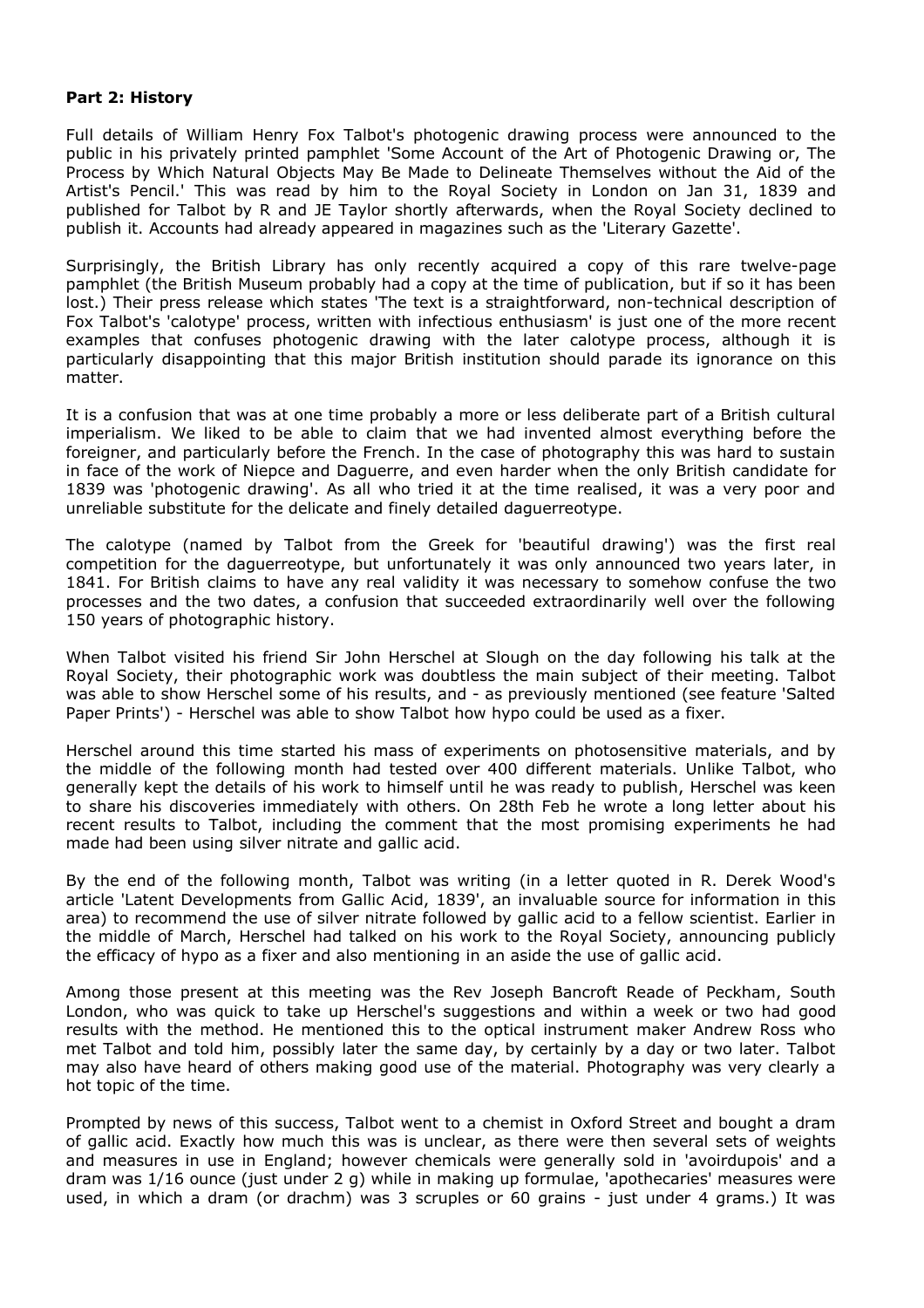**Part 2: History**

Full details of William Henry Fox Talbot's photogenic drawing process were announced to the public in his privately printed pamphlet 'Some Account of the Art of Photogenic Drawing or, The Process by Which Natural Objects May Be Made to Delineate Themselves without the Aid of the Artist's Pencil.' This was read by him to the Royal Society in London on Jan 31, 1839 and published for Talbot by R and JE Taylor shortly afterwards, when the Royal Society declined to publish it. Accounts had already appeared in magazines such as the 'Literary Gazette'.

Surprisingly, the British Library has only recently acquired a copy of this rare twelve-page pamphlet (the British Museum probably had a copy at the time of publication, but if so it has been lost.) Their press release which states 'The text is a straightforward, non-technical description of Fox Talbot's 'calotype' process, written with infectious enthusiasm' is just one of the more recent examples that confuses photogenic drawing with the later calotype process, although it is particularly disappointing that this major British institution should parade its ignorance on this matter.

It is a confusion that was at one time probably a more or less deliberate part of a British cultural imperialism. We liked to be able to claim that we had invented almost everything before the foreigner, and particularly before the French. In the case of photography this was hard to sustain in face of the work of Niepce and Daguerre, and even harder when the only British candidate for 1839 was 'photogenic drawing'. As all who tried it at the time realised, it was a very poor and unreliable substitute for the delicate and finely detailed daguerreotype.

The calotype (named by Talbot from the Greek for 'beautiful drawing') was the first real competition for the daguerreotype, but unfortunately it was only announced two years later, in 1841. For British claims to have any real validity it was necessary to somehow confuse the two processes and the two dates, a confusion that succeeded extraordinarily well over the following 150 years of photographic history.

When Talbot visited his friend Sir John Herschel at Slough on the day following his talk at the Royal Society, their photographic work was doubtless the main subject of their meeting. Talbot was able to show Herschel some of his results, and - as previously mentioned (see feature 'Salted Paper Prints') - Herschel was able to show Talbot how hypo could be used as a fixer.

Herschel around this time started his mass of experiments on photosensitive materials, and by the middle of the following month had tested over 400 different materials. Unlike Talbot, who generally kept the details of his work to himself until he was ready to publish, Herschel was keen to share his discoveries immediately with others. On 28th Feb he wrote a long letter about his recent results to Talbot, including the comment that the most promising experiments he had made had been using silver nitrate and gallic acid.

By the end of the following month, Talbot was writing (in a letter quoted in R. Derek Wood's article 'Latent Developments from Gallic Acid, 1839', an invaluable source for information in this area) to recommend the use of silver nitrate followed by gallic acid to a fellow scientist. Earlier in the middle of March, Herschel had talked on his work to the Royal Society, announcing publicly the efficacy of hypo as a fixer and also mentioning in an aside the use of gallic acid.

Among those present at this meeting was the Rev Joseph Bancroft Reade of Peckham, South London, who was quick to take up Herschel's suggestions and within a week or two had good results with the method. He mentioned this to the optical instrument maker Andrew Ross who met Talbot and told him, possibly later the same day, by certainly by a day or two later. Talbot may also have heard of others making good use of the material. Photography was very clearly a hot topic of the time.

Prompted by news of this success, Talbot went to a chemist in Oxford Street and bought a dram of gallic acid. Exactly how much this was is unclear, as there were then several sets of weights and measures in use in England; however chemicals were generally sold in 'avoirdupois' and a dram was 1/16 ounce (just under 2 g) while in making up formulae, 'apothecaries' measures were used, in which a dram (or drachm) was 3 scruples or 60 grains - just under 4 grams.) It was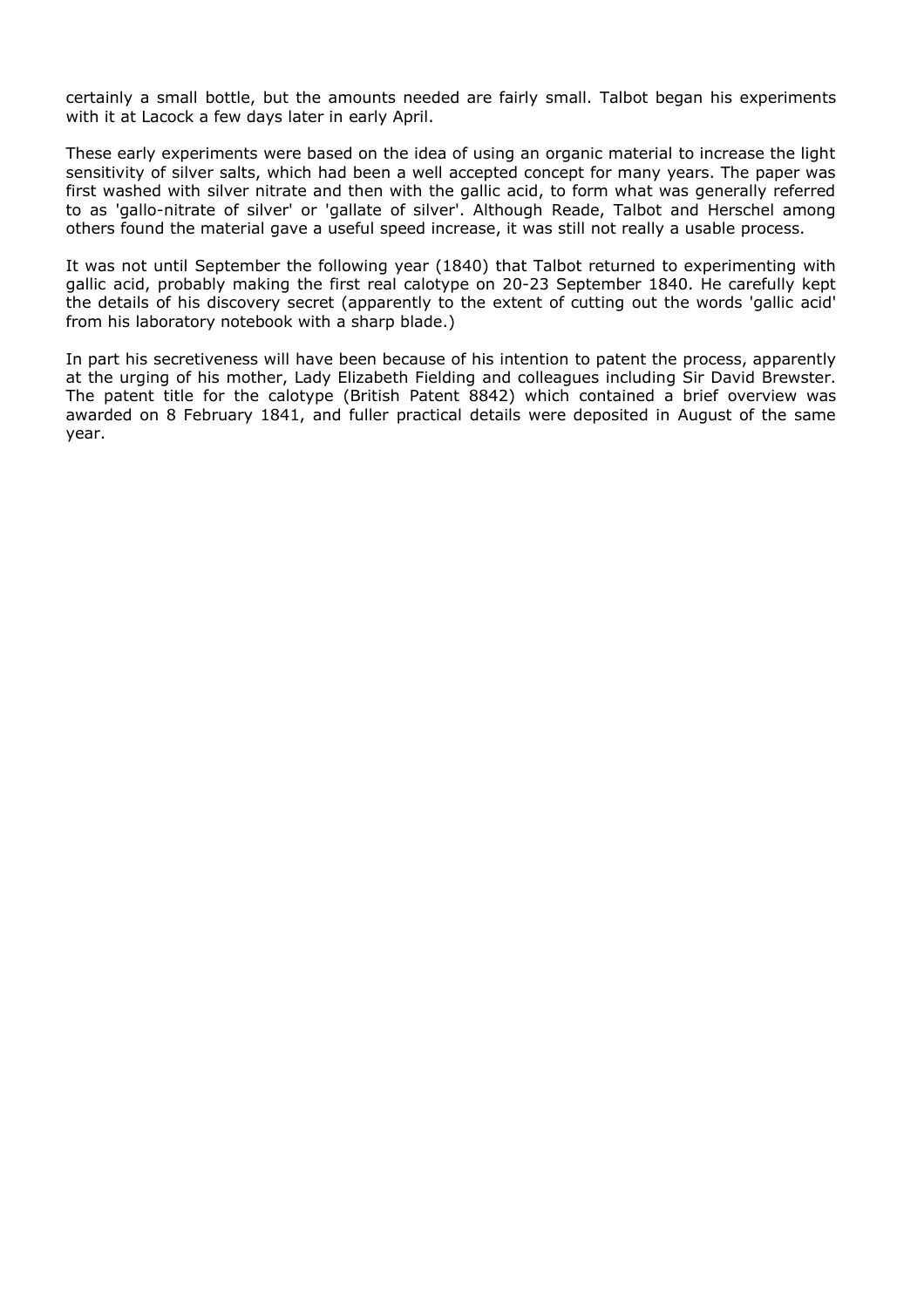certainly a small bottle, but the amounts needed are fairly small. Talbot began his experiments with it at Lacock a few days later in early April.

These early experiments were based on the idea of using an organic material to increase the light sensitivity of silver salts, which had been a well accepted concept for many years. The paper was first washed with silver nitrate and then with the gallic acid, to form what was generally referred to as 'gallo-nitrate of silver' or 'gallate of silver'. Although Reade, Talbot and Herschel among others found the material gave a useful speed increase, it was still not really a usable process.

It was not until September the following year (1840) that Talbot returned to experimenting with gallic acid, probably making the first real calotype on 20-23 September 1840. He carefully kept the details of his discovery secret (apparently to the extent of cutting out the words 'gallic acid' from his laboratory notebook with a sharp blade.)

In part his secretiveness will have been because of his intention to patent the process, apparently at the urging of his mother, Lady Elizabeth Fielding and colleagues including Sir David Brewster. The patent title for the calotype (British Patent 8842) which contained a brief overview was awarded on 8 February 1841, and fuller practical details were deposited in August of the same year.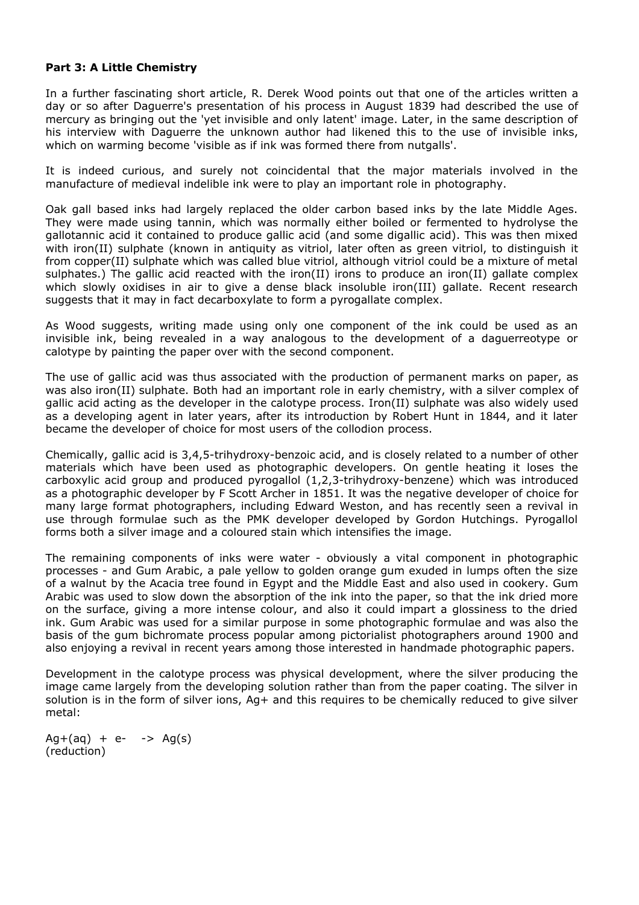**Part 3: A Little Chemistry**

In a further fascinating short article, R. Derek Wood points out that one of the articles written a day or so after Daguerre's presentation of his process in August 1839 had described the use of mercury as bringing out the 'yet invisible and only latent' image. Later, in the same description of his interview with Daguerre the unknown author had likened this to the use of invisible inks, which on warming become 'visible as if ink was formed there from nutgalls'.

It is indeed curious, and surely not coincidental that the major materials involved in the manufacture of medieval indelible ink were to play an important role in photography.

Oak gall based inks had largely replaced the older carbon based inks by the late Middle Ages. They were made using tannin, which was normally either boiled or fermented to hydrolyse the gallotannic acid it contained to produce gallic acid (and some digallic acid). This was then mixed with iron(II) sulphate (known in antiquity as vitriol, later often as green vitriol, to distinguish it from copper(II) sulphate which was called blue vitriol, although vitriol could be a mixture of metal sulphates.) The gallic acid reacted with the iron(II) irons to produce an iron(II) gallate complex which slowly oxidises in air to give a dense black insoluble iron(III) gallate. Recent research suggests that it may in fact decarboxylate to form a pyrogallate complex.

As Wood suggests, writing made using only one component of the ink could be used as an invisible ink, being revealed in a way analogous to the development of a daguerreotype or calotype by painting the paper over with the second component.

The use of gallic acid was thus associated with the production of permanent marks on paper, as was also iron(II) sulphate. Both had an important role in early chemistry, with a silver complex of gallic acid acting as the developer in the calotype process. Iron(II) sulphate was also widely used as a developing agent in later years, after its introduction by Robert Hunt in 1844, and it later became the developer of choice for most users of the collodion process.

Chemically, gallic acid is 3,4,5-trihydroxy-benzoic acid, and is closely related to a number of other materials which have been used as photographic developers. On gentle heating it loses the carboxylic acid group and produced pyrogallol (1,2,3-trihydroxy-benzene) which was introduced as a photographic developer by F Scott Archer in 1851. It was the negative developer of choice for many large format photographers, including Edward Weston, and has recently seen a revival in use through formulae such as the PMK developer developed by Gordon Hutchings. Pyrogallol forms both a silver image and a coloured stain which intensifies the image.

The remaining components of inks were water - obviously a vital component in photographic processes - and Gum Arabic, a pale yellow to golden orange gum exuded in lumps often the size of a walnut by the Acacia tree found in Egypt and the Middle East and also used in cookery. Gum Arabic was used to slow down the absorption of the ink into the paper, so that the ink dried more on the surface, giving a more intense colour, and also it could impart a glossiness to the dried ink. Gum Arabic was used for a similar purpose in some photographic formulae and was also the basis of the gum bichromate process popular among pictorialist photographers around 1900 and also enjoying a revival in recent years among those interested in handmade photographic papers.

Development in the calotype process was physical development, where the silver producing the image came largely from the developing solution rather than from the paper coating. The silver in solution is in the form of silver ions, $Ag^+$ and this requires to be chemically reduced to give silver metal:

$$Ag^+(aq) + e^- \rightarrow Ag(s)$$

(reduction)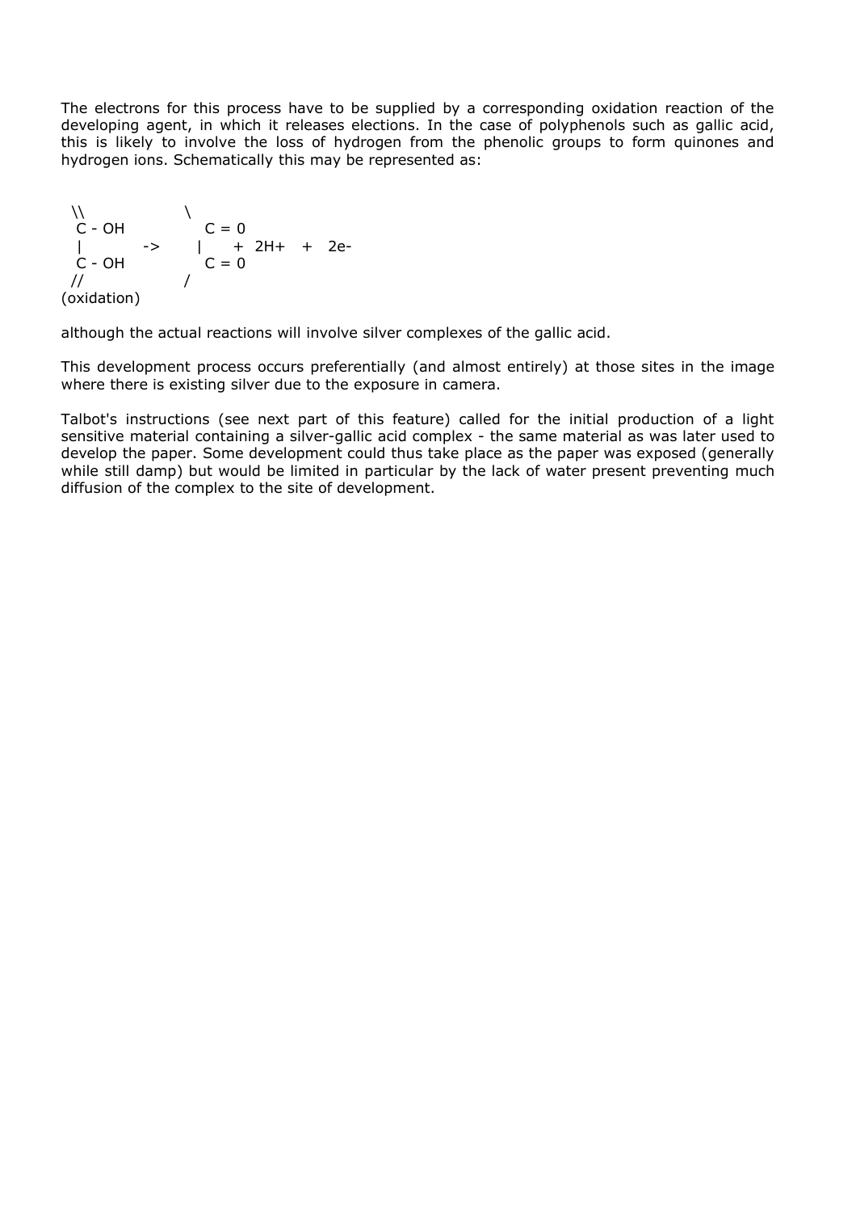The electrons for this process have to be supplied by a corresponding oxidation reaction of the developing agent, in which it releases elections. In the case of polyphenols such as gallic acid, this is likely to involve the loss of hydrogen from the phenolic groups to form quinones and hydrogen ions. Schematically this may be represented as:

```
  \\                \
   C - OH             C = 0
   |          ->      |     +  2H+   +   2e-
   C - OH             C = 0
  //                /
(oxidation)
```

although the actual reactions will involve silver complexes of the gallic acid.

This development process occurs preferentially (and almost entirely) at those sites in the image where there is existing silver due to the exposure in camera.

Talbot's instructions (see next part of this feature) called for the initial production of a light sensitive material containing a silver-gallic acid complex - the same material as was later used to develop the paper. Some development could thus take place as the paper was exposed (generally while still damp) but would be limited in particular by the lack of water present preventing much diffusion of the complex to the site of development.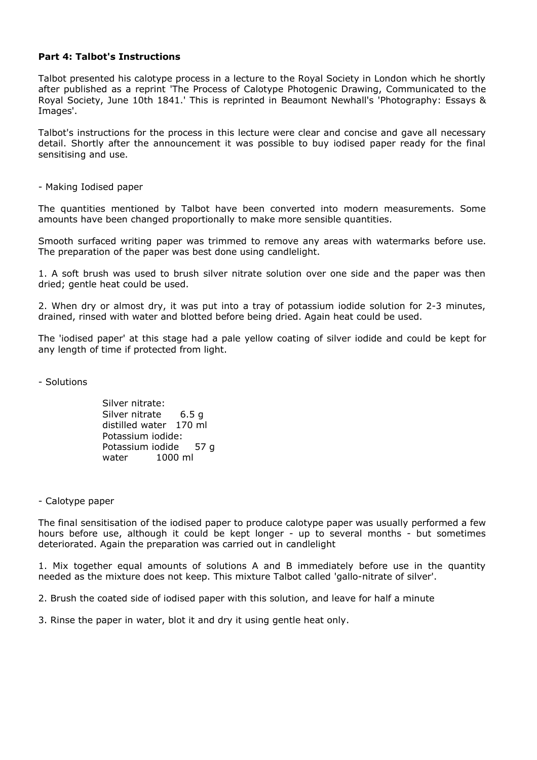**Part 4: Talbot's Instructions**

Talbot presented his calotype process in a lecture to the Royal Society in London which he shortly after published as a reprint 'The Process of Calotype Photogenic Drawing, Communicated to the Royal Society, June 10th 1841.' This is reprinted in Beaumont Newhall's 'Photography: Essays & Images'.

Talbot's instructions for the process in this lecture were clear and concise and gave all necessary detail. Shortly after the announcement it was possible to buy iodised paper ready for the final sensitising and use.

- Making Iodised paper

The quantities mentioned by Talbot have been converted into modern measurements. Some amounts have been changed proportionally to make more sensible quantities.

Smooth surfaced writing paper was trimmed to remove any areas with watermarks before use. The preparation of the paper was best done using candlelight.

1. A soft brush was used to brush silver nitrate solution over one side and the paper was then dried; gentle heat could be used.

2. When dry or almost dry, it was put into a tray of potassium iodide solution for 2-3 minutes, drained, rinsed with water and blotted before being dried. Again heat could be used.

The 'iodised paper' at this stage had a pale yellow coating of silver iodide and could be kept for any length of time if protected from light.

- Solutions

Silver nitrate:
Silver nitrate 6.5 g
distilled water 170 ml
Potassium iodide:
Potassium iodide 57 g
water 1000 ml

- Calotype paper

The final sensitisation of the iodised paper to produce calotype paper was usually performed a few hours before use, although it could be kept longer - up to several months - but sometimes deteriorated. Again the preparation was carried out in candlelight

1. Mix together equal amounts of solutions A and B immediately before use in the quantity needed as the mixture does not keep. This mixture Talbot called 'gallo-nitrate of silver'.

2. Brush the coated side of iodised paper with this solution, and leave for half a minute

3. Rinse the paper in water, blot it and dry it using gentle heat only.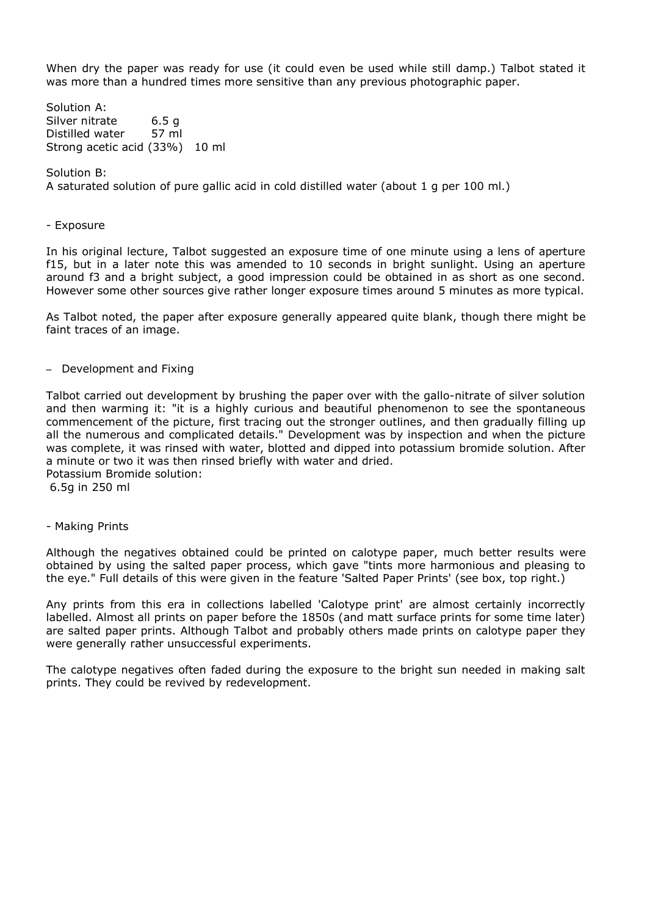When dry the paper was ready for use (it could even be used while still damp.) Talbot stated it was more than a hundred times more sensitive than any previous photographic paper.

Solution A:
Silver nitrate 6.5 g
Distilled water 57 ml
Strong acetic acid (33%) 10 ml

Solution B:
A saturated solution of pure gallic acid in cold distilled water (about 1 g per 100 ml.)

- Exposure

In his original lecture, Talbot suggested an exposure time of one minute using a lens of aperture f15, but in a later note this was amended to 10 seconds in bright sunlight. Using an aperture around f3 and a bright subject, a good impression could be obtained in as short as one second. However some other sources give rather longer exposure times around 5 minutes as more typical.

As Talbot noted, the paper after exposure generally appeared quite blank, though there might be faint traces of an image.

– Development and Fixing

Talbot carried out development by brushing the paper over with the gallo-nitrate of silver solution and then warming it: "it is a highly curious and beautiful phenomenon to see the spontaneous commencement of the picture, first tracing out the stronger outlines, and then gradually filling up all the numerous and complicated details." Development was by inspection and when the picture was complete, it was rinsed with water, blotted and dipped into potassium bromide solution. After a minute or two it was then rinsed briefly with water and dried.
Potassium Bromide solution:
6.5g in 250 ml

- Making Prints

Although the negatives obtained could be printed on calotype paper, much better results were obtained by using the salted paper process, which gave "tints more harmonious and pleasing to the eye." Full details of this were given in the feature 'Salted Paper Prints' (see box, top right.)

Any prints from this era in collections labelled 'Calotype print' are almost certainly incorrectly labelled. Almost all prints on paper before the 1850s (and matt surface prints for some time later) are salted paper prints. Although Talbot and probably others made prints on calotype paper they were generally rather unsuccessful experiments.

The calotype negatives often faded during the exposure to the bright sun needed in making salt prints. They could be revived by redevelopment.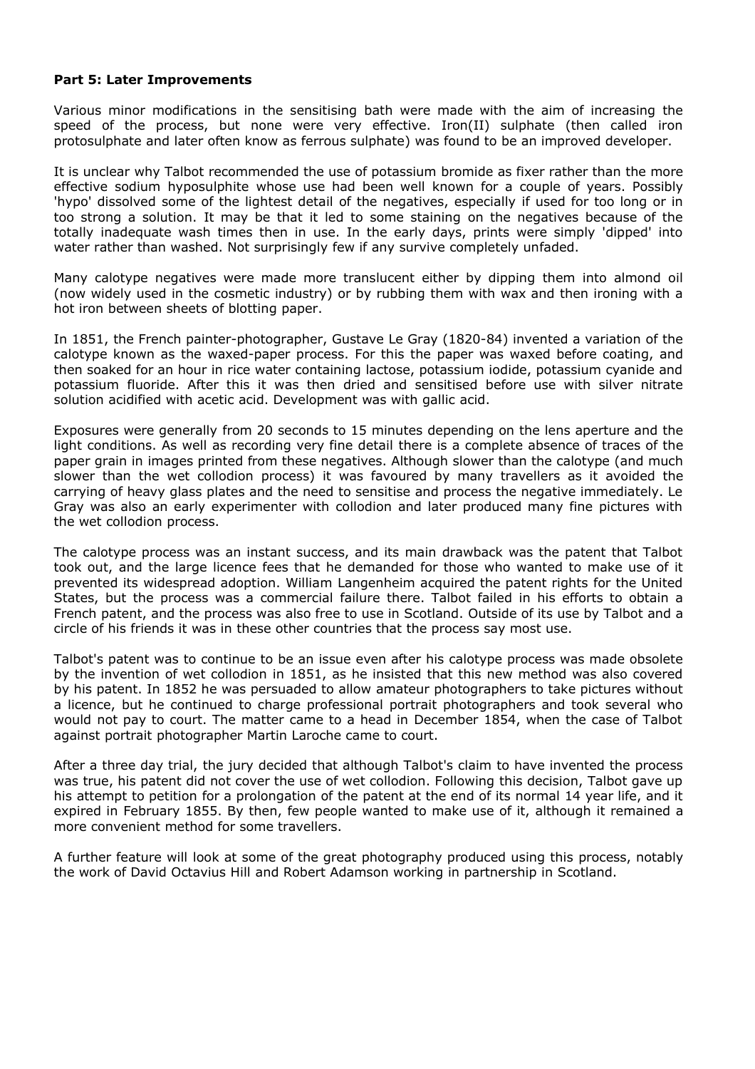**Part 5: Later Improvements**

Various minor modifications in the sensitising bath were made with the aim of increasing the speed of the process, but none were very effective. Iron(II) sulphate (then called iron protosulphate and later often know as ferrous sulphate) was found to be an improved developer.

It is unclear why Talbot recommended the use of potassium bromide as fixer rather than the more effective sodium hyposulphite whose use had been well known for a couple of years. Possibly 'hypo' dissolved some of the lightest detail of the negatives, especially if used for too long or in too strong a solution. It may be that it led to some staining on the negatives because of the totally inadequate wash times then in use. In the early days, prints were simply 'dipped' into water rather than washed. Not surprisingly few if any survive completely unfaded.

Many calotype negatives were made more translucent either by dipping them into almond oil (now widely used in the cosmetic industry) or by rubbing them with wax and then ironing with a hot iron between sheets of blotting paper.

In 1851, the French painter-photographer, Gustave Le Gray (1820-84) invented a variation of the calotype known as the waxed-paper process. For this the paper was waxed before coating, and then soaked for an hour in rice water containing lactose, potassium iodide, potassium cyanide and potassium fluoride. After this it was then dried and sensitised before use with silver nitrate solution acidified with acetic acid. Development was with gallic acid.

Exposures were generally from 20 seconds to 15 minutes depending on the lens aperture and the light conditions. As well as recording very fine detail there is a complete absence of traces of the paper grain in images printed from these negatives. Although slower than the calotype (and much slower than the wet collodion process) it was favoured by many travellers as it avoided the carrying of heavy glass plates and the need to sensitise and process the negative immediately. Le Gray was also an early experimenter with collodion and later produced many fine pictures with the wet collodion process.

The calotype process was an instant success, and its main drawback was the patent that Talbot took out, and the large licence fees that he demanded for those who wanted to make use of it prevented its widespread adoption. William Langenheim acquired the patent rights for the United States, but the process was a commercial failure there. Talbot failed in his efforts to obtain a French patent, and the process was also free to use in Scotland. Outside of its use by Talbot and a circle of his friends it was in these other countries that the process say most use.

Talbot's patent was to continue to be an issue even after his calotype process was made obsolete by the invention of wet collodion in 1851, as he insisted that this new method was also covered by his patent. In 1852 he was persuaded to allow amateur photographers to take pictures without a licence, but he continued to charge professional portrait photographers and took several who would not pay to court. The matter came to a head in December 1854, when the case of Talbot against portrait photographer Martin Laroche came to court.

After a three day trial, the jury decided that although Talbot's claim to have invented the process was true, his patent did not cover the use of wet collodion. Following this decision, Talbot gave up his attempt to petition for a prolongation of the patent at the end of its normal 14 year life, and it expired in February 1855. By then, few people wanted to make use of it, although it remained a more convenient method for some travellers.

A further feature will look at some of the great photography produced using this process, notably the work of David Octavius Hill and Robert Adamson working in partnership in Scotland.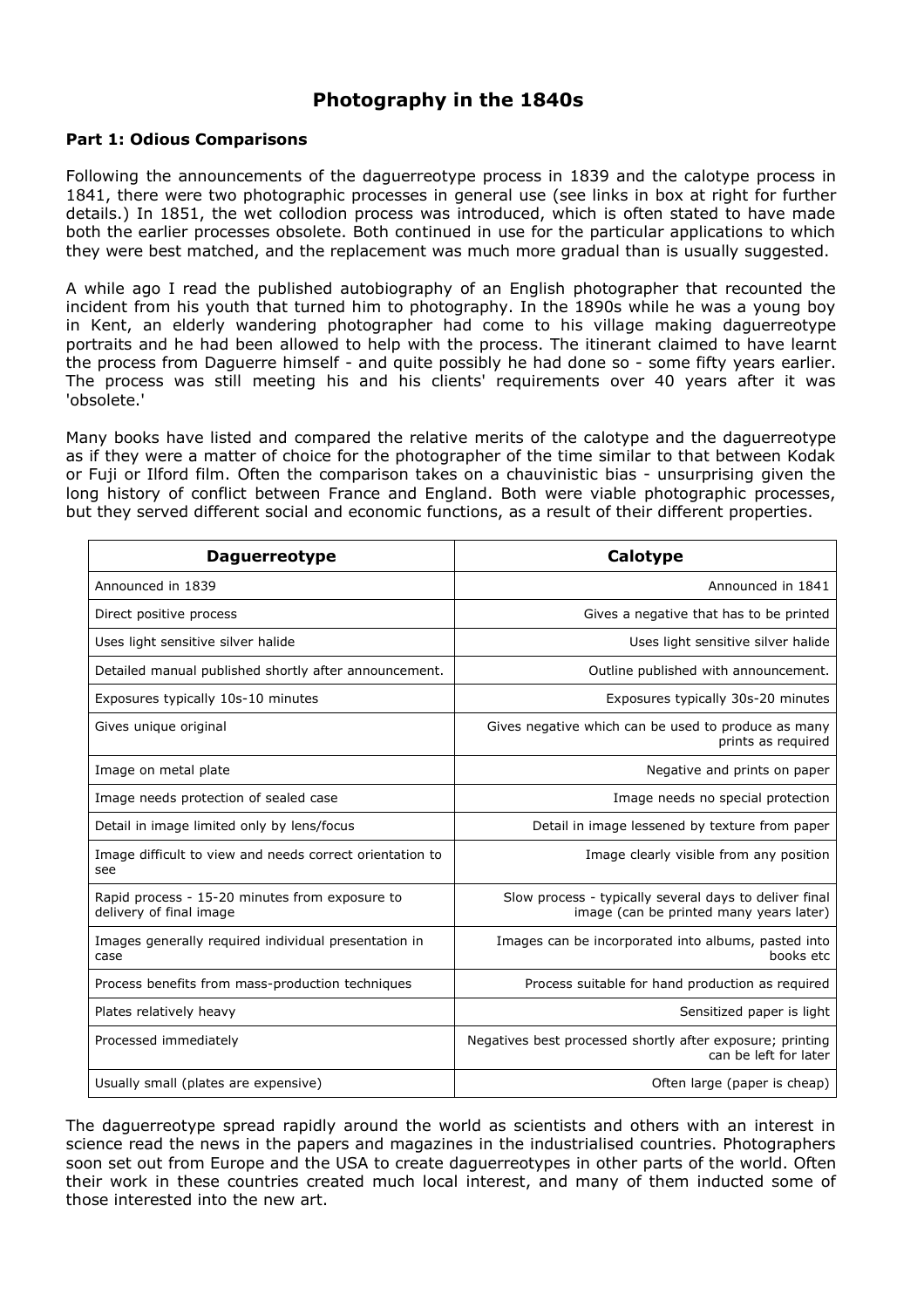# Photography in the 1840s

**Part 1: Odious Comparisons**

Following the announcements of the daguerreotype process in 1839 and the calotype process in 1841, there were two photographic processes in general use (see links in box at right for further details.) In 1851, the wet collodion process was introduced, which is often stated to have made both the earlier processes obsolete. Both continued in use for the particular applications to which they were best matched, and the replacement was much more gradual than is usually suggested.

A while ago I read the published autobiography of an English photographer that recounted the incident from his youth that turned him to photography. In the 1890s while he was a young boy in Kent, an elderly wandering photographer had come to his village making daguerreotype portraits and he had been allowed to help with the process. The itinerant claimed to have learnt the process from Daguerre himself - and quite possibly he had done so - some fifty years earlier. The process was still meeting his and his clients' requirements over 40 years after it was 'obsolete.'

Many books have listed and compared the relative merits of the calotype and the daguerreotype as if they were a matter of choice for the photographer of the time similar to that between Kodak or Fuji or Ilford film. Often the comparison takes on a chauvinistic bias - unsurprising given the long history of conflict between France and England. Both were viable photographic processes, but they served different social and economic functions, as a result of their different properties.

| Daguerreotype | Calotype |
|---|---|
| Announced in 1839 | Announced in 1841 |
| Direct positive process | Gives a negative that has to be printed |
| Uses light sensitive silver halide | Uses light sensitive silver halide |
| Detailed manual published shortly after announcement. | Outline published with announcement. |
| Exposures typically 10s-10 minutes | Exposures typically 30s-20 minutes |
| Gives unique original | Gives negative which can be used to produce as many prints as required |
| Image on metal plate | Negative and prints on paper |
| Image needs protection of sealed case | Image needs no special protection |
| Detail in image limited only by lens/focus | Detail in image lessened by texture from paper |
| Image difficult to view and needs correct orientation to see | Image clearly visible from any position |
| Rapid process - 15-20 minutes from exposure to delivery of final image | Slow process - typically several days to deliver final image (can be printed many years later) |
| Images generally required individual presentation in case | Images can be incorporated into albums, pasted into books etc |
| Process benefits from mass-production techniques | Process suitable for hand production as required |
| Plates relatively heavy | Sensitized paper is light |
| Processed immediately | Negatives best processed shortly after exposure; printing can be left for later |
| Usually small (plates are expensive) | Often large (paper is cheap) |

The daguerreotype spread rapidly around the world as scientists and others with an interest in science read the news in the papers and magazines in the industrialised countries. Photographers soon set out from Europe and the USA to create daguerreotypes in other parts of the world. Often their work in these countries created much local interest, and many of them inducted some of those interested into the new art.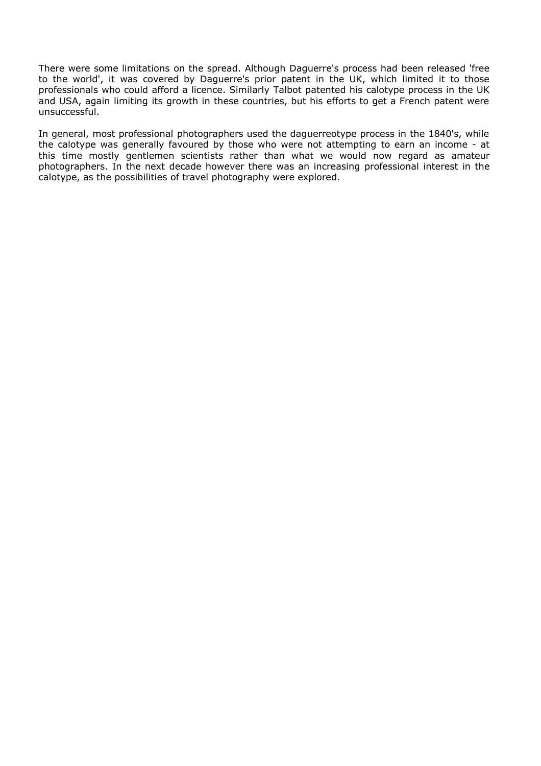There were some limitations on the spread. Although Daguerre's process had been released 'free to the world', it was covered by Daguerre's prior patent in the UK, which limited it to those professionals who could afford a licence. Similarly Talbot patented his calotype process in the UK and USA, again limiting its growth in these countries, but his efforts to get a French patent were unsuccessful.

In general, most professional photographers used the daguerreotype process in the 1840's, while the calotype was generally favoured by those who were not attempting to earn an income - at this time mostly gentlemen scientists rather than what we would now regard as amateur photographers. In the next decade however there was an increasing professional interest in the calotype, as the possibilities of travel photography were explored.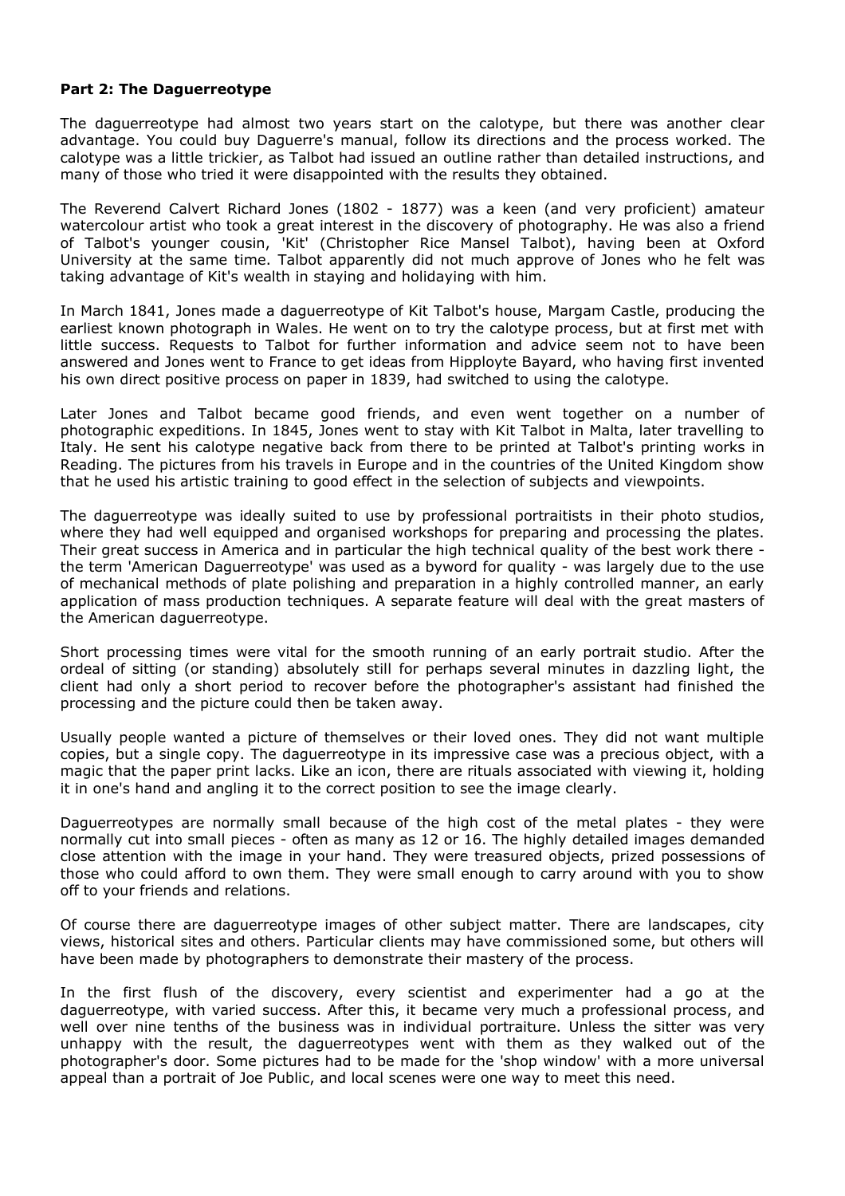**Part 2: The Daguerreotype**

The daguerreotype had almost two years start on the calotype, but there was another clear advantage. You could buy Daguerre's manual, follow its directions and the process worked. The calotype was a little trickier, as Talbot had issued an outline rather than detailed instructions, and many of those who tried it were disappointed with the results they obtained.

The Reverend Calvert Richard Jones (1802 - 1877) was a keen (and very proficient) amateur watercolour artist who took a great interest in the discovery of photography. He was also a friend of Talbot's younger cousin, 'Kit' (Christopher Rice Mansel Talbot), having been at Oxford University at the same time. Talbot apparently did not much approve of Jones who he felt was taking advantage of Kit's wealth in staying and holidaying with him.

In March 1841, Jones made a daguerreotype of Kit Talbot's house, Margam Castle, producing the earliest known photograph in Wales. He went on to try the calotype process, but at first met with little success. Requests to Talbot for further information and advice seem not to have been answered and Jones went to France to get ideas from Hipployte Bayard, who having first invented his own direct positive process on paper in 1839, had switched to using the calotype.

Later Jones and Talbot became good friends, and even went together on a number of photographic expeditions. In 1845, Jones went to stay with Kit Talbot in Malta, later travelling to Italy. He sent his calotype negative back from there to be printed at Talbot's printing works in Reading. The pictures from his travels in Europe and in the countries of the United Kingdom show that he used his artistic training to good effect in the selection of subjects and viewpoints.

The daguerreotype was ideally suited to use by professional portraitists in their photo studios, where they had well equipped and organised workshops for preparing and processing the plates. Their great success in America and in particular the high technical quality of the best work there - the term 'American Daguerreotype' was used as a byword for quality - was largely due to the use of mechanical methods of plate polishing and preparation in a highly controlled manner, an early application of mass production techniques. A separate feature will deal with the great masters of the American daguerreotype.

Short processing times were vital for the smooth running of an early portrait studio. After the ordeal of sitting (or standing) absolutely still for perhaps several minutes in dazzling light, the client had only a short period to recover before the photographer's assistant had finished the processing and the picture could then be taken away.

Usually people wanted a picture of themselves or their loved ones. They did not want multiple copies, but a single copy. The daguerreotype in its impressive case was a precious object, with a magic that the paper print lacks. Like an icon, there are rituals associated with viewing it, holding it in one's hand and angling it to the correct position to see the image clearly.

Daguerreotypes are normally small because of the high cost of the metal plates - they were normally cut into small pieces - often as many as 12 or 16. The highly detailed images demanded close attention with the image in your hand. They were treasured objects, prized possessions of those who could afford to own them. They were small enough to carry around with you to show off to your friends and relations.

Of course there are daguerreotype images of other subject matter. There are landscapes, city views, historical sites and others. Particular clients may have commissioned some, but others will have been made by photographers to demonstrate their mastery of the process.

In the first flush of the discovery, every scientist and experimenter had a go at the daguerreotype, with varied success. After this, it became very much a professional process, and well over nine tenths of the business was in individual portraiture. Unless the sitter was very unhappy with the result, the daguerreotypes went with them as they walked out of the photographer's door. Some pictures had to be made for the 'shop window' with a more universal appeal than a portrait of Joe Public, and local scenes were one way to meet this need.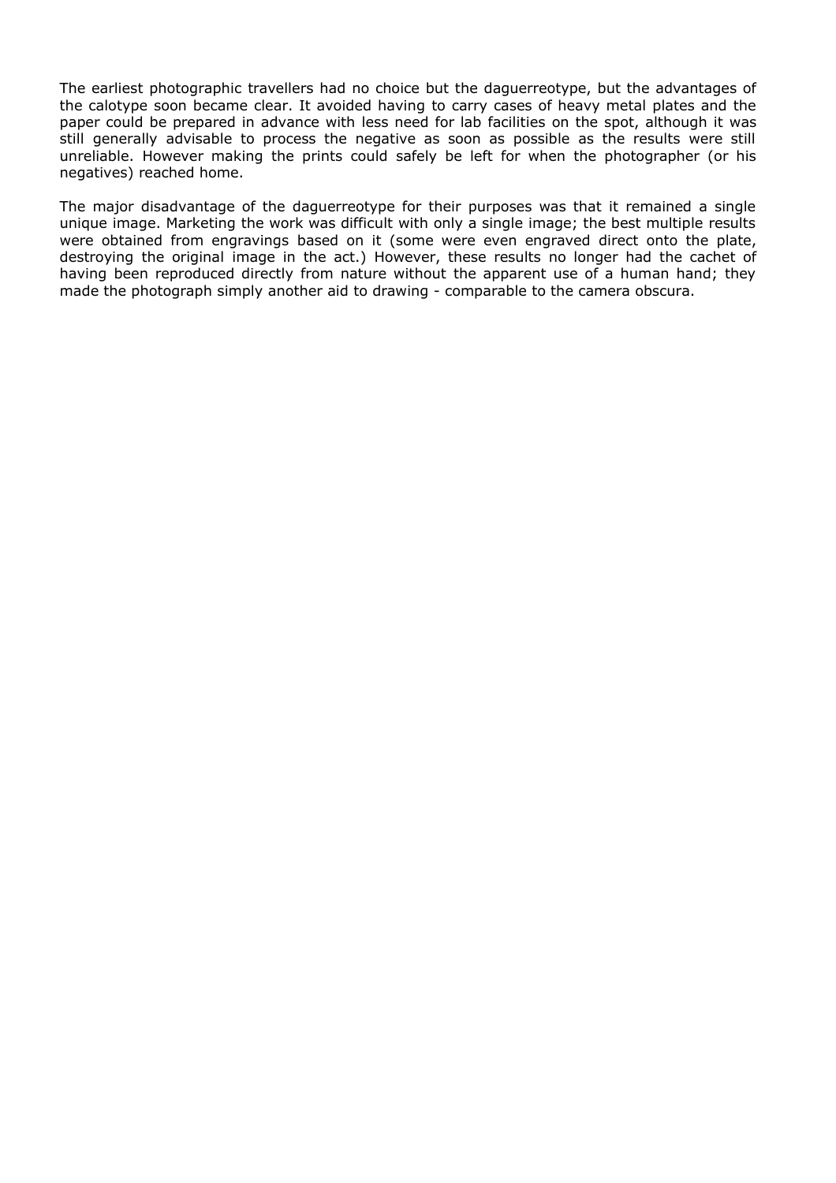The earliest photographic travellers had no choice but the daguerreotype, but the advantages of the calotype soon became clear. It avoided having to carry cases of heavy metal plates and the paper could be prepared in advance with less need for lab facilities on the spot, although it was still generally advisable to process the negative as soon as possible as the results were still unreliable. However making the prints could safely be left for when the photographer (or his negatives) reached home.

The major disadvantage of the daguerreotype for their purposes was that it remained a single unique image. Marketing the work was difficult with only a single image; the best multiple results were obtained from engravings based on it (some were even engraved direct onto the plate, destroying the original image in the act.) However, these results no longer had the cachet of having been reproduced directly from nature without the apparent use of a human hand; they made the photograph simply another aid to drawing - comparable to the camera obscura.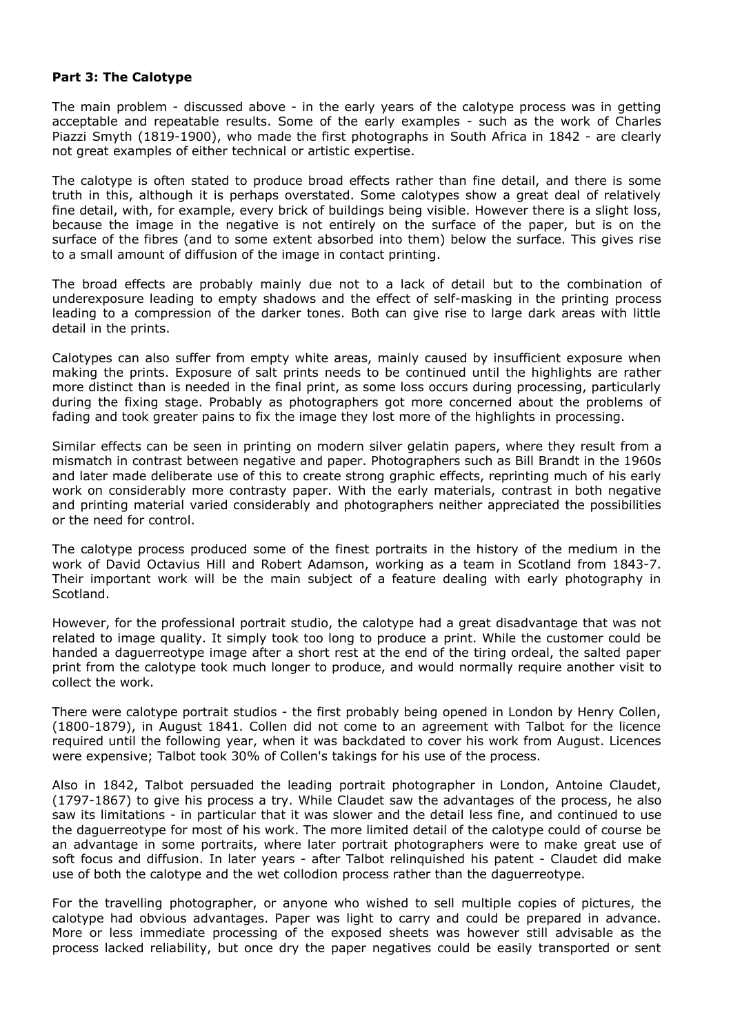**Part 3: The Calotype**

The main problem - discussed above - in the early years of the calotype process was in getting acceptable and repeatable results. Some of the early examples - such as the work of Charles Piazzi Smyth (1819-1900), who made the first photographs in South Africa in 1842 - are clearly not great examples of either technical or artistic expertise.

The calotype is often stated to produce broad effects rather than fine detail, and there is some truth in this, although it is perhaps overstated. Some calotypes show a great deal of relatively fine detail, with, for example, every brick of buildings being visible. However there is a slight loss, because the image in the negative is not entirely on the surface of the paper, but is on the surface of the fibres (and to some extent absorbed into them) below the surface. This gives rise to a small amount of diffusion of the image in contact printing.

The broad effects are probably mainly due not to a lack of detail but to the combination of underexposure leading to empty shadows and the effect of self-masking in the printing process leading to a compression of the darker tones. Both can give rise to large dark areas with little detail in the prints.

Calotypes can also suffer from empty white areas, mainly caused by insufficient exposure when making the prints. Exposure of salt prints needs to be continued until the highlights are rather more distinct than is needed in the final print, as some loss occurs during processing, particularly during the fixing stage. Probably as photographers got more concerned about the problems of fading and took greater pains to fix the image they lost more of the highlights in processing.

Similar effects can be seen in printing on modern silver gelatin papers, where they result from a mismatch in contrast between negative and paper. Photographers such as Bill Brandt in the 1960s and later made deliberate use of this to create strong graphic effects, reprinting much of his early work on considerably more contrasty paper. With the early materials, contrast in both negative and printing material varied considerably and photographers neither appreciated the possibilities or the need for control.

The calotype process produced some of the finest portraits in the history of the medium in the work of David Octavius Hill and Robert Adamson, working as a team in Scotland from 1843-7. Their important work will be the main subject of a feature dealing with early photography in Scotland.

However, for the professional portrait studio, the calotype had a great disadvantage that was not related to image quality. It simply took too long to produce a print. While the customer could be handed a daguerreotype image after a short rest at the end of the tiring ordeal, the salted paper print from the calotype took much longer to produce, and would normally require another visit to collect the work.

There were calotype portrait studios - the first probably being opened in London by Henry Collen, (1800-1879), in August 1841. Collen did not come to an agreement with Talbot for the licence required until the following year, when it was backdated to cover his work from August. Licences were expensive; Talbot took 30% of Collen's takings for his use of the process.

Also in 1842, Talbot persuaded the leading portrait photographer in London, Antoine Claudet, (1797-1867) to give his process a try. While Claudet saw the advantages of the process, he also saw its limitations - in particular that it was slower and the detail less fine, and continued to use the daguerreotype for most of his work. The more limited detail of the calotype could of course be an advantage in some portraits, where later portrait photographers were to make great use of soft focus and diffusion. In later years - after Talbot relinquished his patent - Claudet did make use of both the calotype and the wet collodion process rather than the daguerreotype.

For the travelling photographer, or anyone who wished to sell multiple copies of pictures, the calotype had obvious advantages. Paper was light to carry and could be prepared in advance. More or less immediate processing of the exposed sheets was however still advisable as the process lacked reliability, but once dry the paper negatives could be easily transported or sent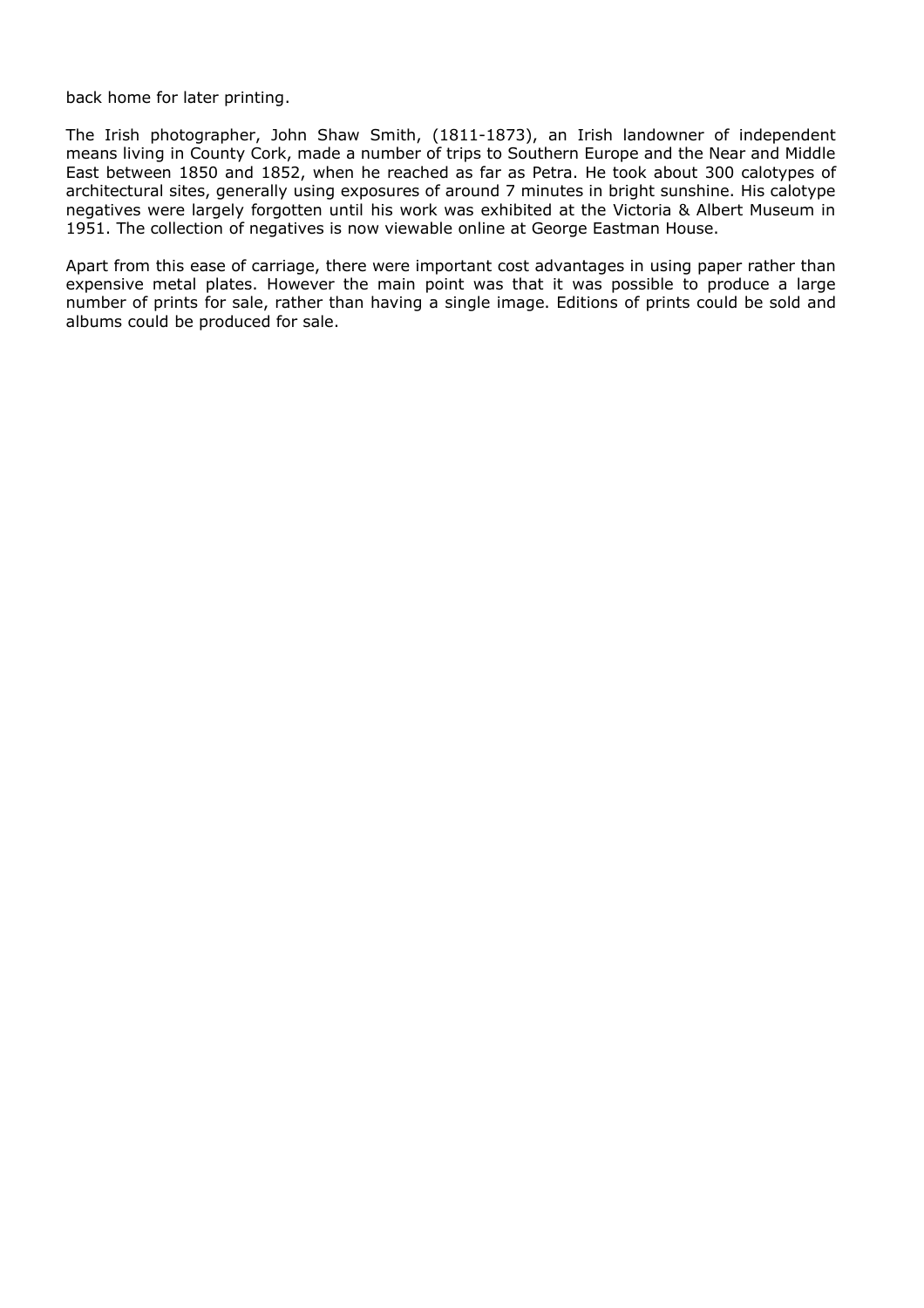back home for later printing.

The Irish photographer, John Shaw Smith, (1811-1873), an Irish landowner of independent means living in County Cork, made a number of trips to Southern Europe and the Near and Middle East between 1850 and 1852, when he reached as far as Petra. He took about 300 calotypes of architectural sites, generally using exposures of around 7 minutes in bright sunshine. His calotype negatives were largely forgotten until his work was exhibited at the Victoria & Albert Museum in 1951. The collection of negatives is now viewable online at George Eastman House.

Apart from this ease of carriage, there were important cost advantages in using paper rather than expensive metal plates. However the main point was that it was possible to produce a large number of prints for sale, rather than having a single image. Editions of prints could be sold and albums could be produced for sale.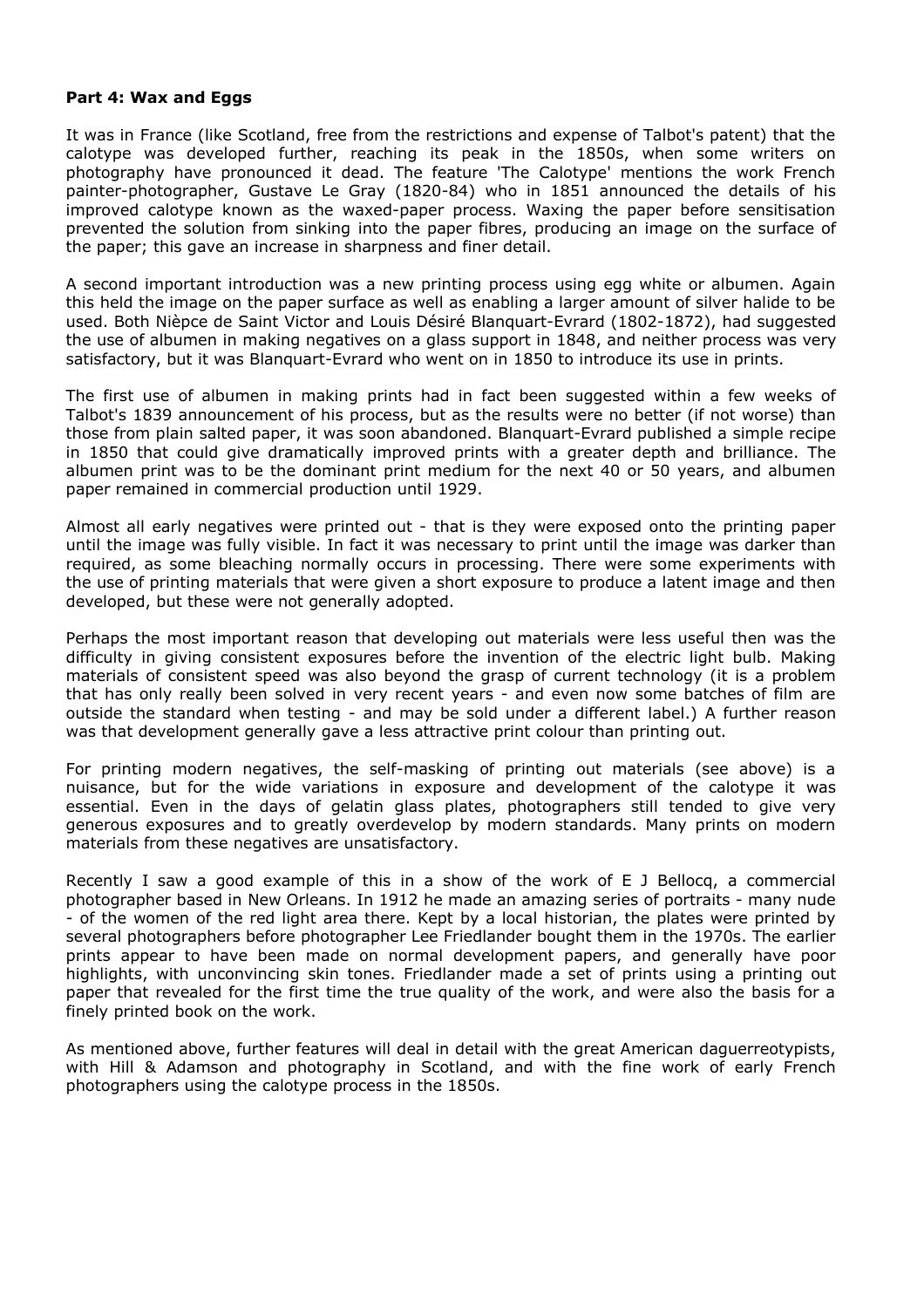**Part 4: Wax and Eggs**

It was in France (like Scotland, free from the restrictions and expense of Talbot's patent) that the calotype was developed further, reaching its peak in the 1850s, when some writers on photography have pronounced it dead. The feature 'The Calotype' mentions the work French painter-photographer, Gustave Le Gray (1820-84) who in 1851 announced the details of his improved calotype known as the waxed-paper process. Waxing the paper before sensitisation prevented the solution from sinking into the paper fibres, producing an image on the surface of the paper; this gave an increase in sharpness and finer detail.

A second important introduction was a new printing process using egg white or albumen. Again this held the image on the paper surface as well as enabling a larger amount of silver halide to be used. Both Nièpce de Saint Victor and Louis Désiré Blanquart-Evrard (1802-1872), had suggested the use of albumen in making negatives on a glass support in 1848, and neither process was very satisfactory, but it was Blanquart-Evrard who went on in 1850 to introduce its use in prints.

The first use of albumen in making prints had in fact been suggested within a few weeks of Talbot's 1839 announcement of his process, but as the results were no better (if not worse) than those from plain salted paper, it was soon abandoned. Blanquart-Evrard published a simple recipe in 1850 that could give dramatically improved prints with a greater depth and brilliance. The albumen print was to be the dominant print medium for the next 40 or 50 years, and albumen paper remained in commercial production until 1929.

Almost all early negatives were printed out - that is they were exposed onto the printing paper until the image was fully visible. In fact it was necessary to print until the image was darker than required, as some bleaching normally occurs in processing. There were some experiments with the use of printing materials that were given a short exposure to produce a latent image and then developed, but these were not generally adopted.

Perhaps the most important reason that developing out materials were less useful then was the difficulty in giving consistent exposures before the invention of the electric light bulb. Making materials of consistent speed was also beyond the grasp of current technology (it is a problem that has only really been solved in very recent years - and even now some batches of film are outside the standard when testing - and may be sold under a different label.) A further reason was that development generally gave a less attractive print colour than printing out.

For printing modern negatives, the self-masking of printing out materials (see above) is a nuisance, but for the wide variations in exposure and development of the calotype it was essential. Even in the days of gelatin glass plates, photographers still tended to give very generous exposures and to greatly overdevelop by modern standards. Many prints on modern materials from these negatives are unsatisfactory.

Recently I saw a good example of this in a show of the work of E J Bellocq, a commercial photographer based in New Orleans. In 1912 he made an amazing series of portraits - many nude - of the women of the red light area there. Kept by a local historian, the plates were printed by several photographers before photographer Lee Friedlander bought them in the 1970s. The earlier prints appear to have been made on normal development papers, and generally have poor highlights, with unconvincing skin tones. Friedlander made a set of prints using a printing out paper that revealed for the first time the true quality of the work, and were also the basis for a finely printed book on the work.

As mentioned above, further features will deal in detail with the great American daguerreotypists, with Hill & Adamson and photography in Scotland, and with the fine work of early French photographers using the calotype process in the 1850s.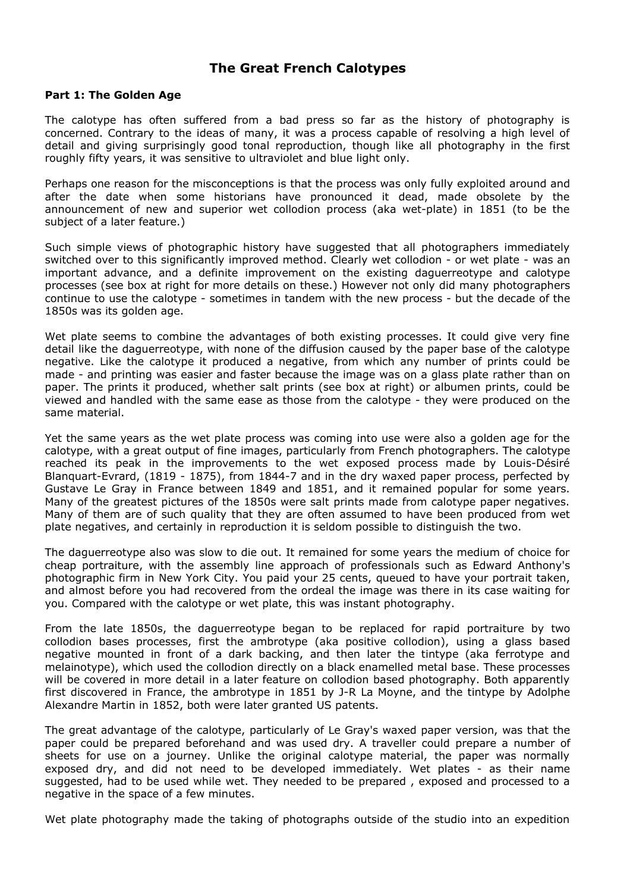# The Great French Calotypes

**Part 1: The Golden Age**

The calotype has often suffered from a bad press so far as the history of photography is concerned. Contrary to the ideas of many, it was a process capable of resolving a high level of detail and giving surprisingly good tonal reproduction, though like all photography in the first roughly fifty years, it was sensitive to ultraviolet and blue light only.

Perhaps one reason for the misconceptions is that the process was only fully exploited around and after the date when some historians have pronounced it dead, made obsolete by the announcement of new and superior wet collodion process (aka wet-plate) in 1851 (to be the subject of a later feature.)

Such simple views of photographic history have suggested that all photographers immediately switched over to this significantly improved method. Clearly wet collodion - or wet plate - was an important advance, and a definite improvement on the existing daguerreotype and calotype processes (see box at right for more details on these.) However not only did many photographers continue to use the calotype - sometimes in tandem with the new process - but the decade of the 1850s was its golden age.

Wet plate seems to combine the advantages of both existing processes. It could give very fine detail like the daguerreotype, with none of the diffusion caused by the paper base of the calotype negative. Like the calotype it produced a negative, from which any number of prints could be made - and printing was easier and faster because the image was on a glass plate rather than on paper. The prints it produced, whether salt prints (see box at right) or albumen prints, could be viewed and handled with the same ease as those from the calotype - they were produced on the same material.

Yet the same years as the wet plate process was coming into use were also a golden age for the calotype, with a great output of fine images, particularly from French photographers. The calotype reached its peak in the improvements to the wet exposed process made by Louis-Désiré Blanquart-Evrard, (1819 - 1875), from 1844-7 and in the dry waxed paper process, perfected by Gustave Le Gray in France between 1849 and 1851, and it remained popular for some years. Many of the greatest pictures of the 1850s were salt prints made from calotype paper negatives. Many of them are of such quality that they are often assumed to have been produced from wet plate negatives, and certainly in reproduction it is seldom possible to distinguish the two.

The daguerreotype also was slow to die out. It remained for some years the medium of choice for cheap portraiture, with the assembly line approach of professionals such as Edward Anthony's photographic firm in New York City. You paid your 25 cents, queued to have your portrait taken, and almost before you had recovered from the ordeal the image was there in its case waiting for you. Compared with the calotype or wet plate, this was instant photography.

From the late 1850s, the daguerreotype began to be replaced for rapid portraiture by two collodion bases processes, first the ambrotype (aka positive collodion), using a glass based negative mounted in front of a dark backing, and then later the tintype (aka ferrotype and melainotype), which used the collodion directly on a black enamelled metal base. These processes will be covered in more detail in a later feature on collodion based photography. Both apparently first discovered in France, the ambrotype in 1851 by J-R La Moyne, and the tintype by Adolphe Alexandre Martin in 1852, both were later granted US patents.

The great advantage of the calotype, particularly of Le Gray's waxed paper version, was that the paper could be prepared beforehand and was used dry. A traveller could prepare a number of sheets for use on a journey. Unlike the original calotype material, the paper was normally exposed dry, and did not need to be developed immediately. Wet plates - as their name suggested, had to be used while wet. They needed to be prepared , exposed and processed to a negative in the space of a few minutes.

Wet plate photography made the taking of photographs outside of the studio into an expedition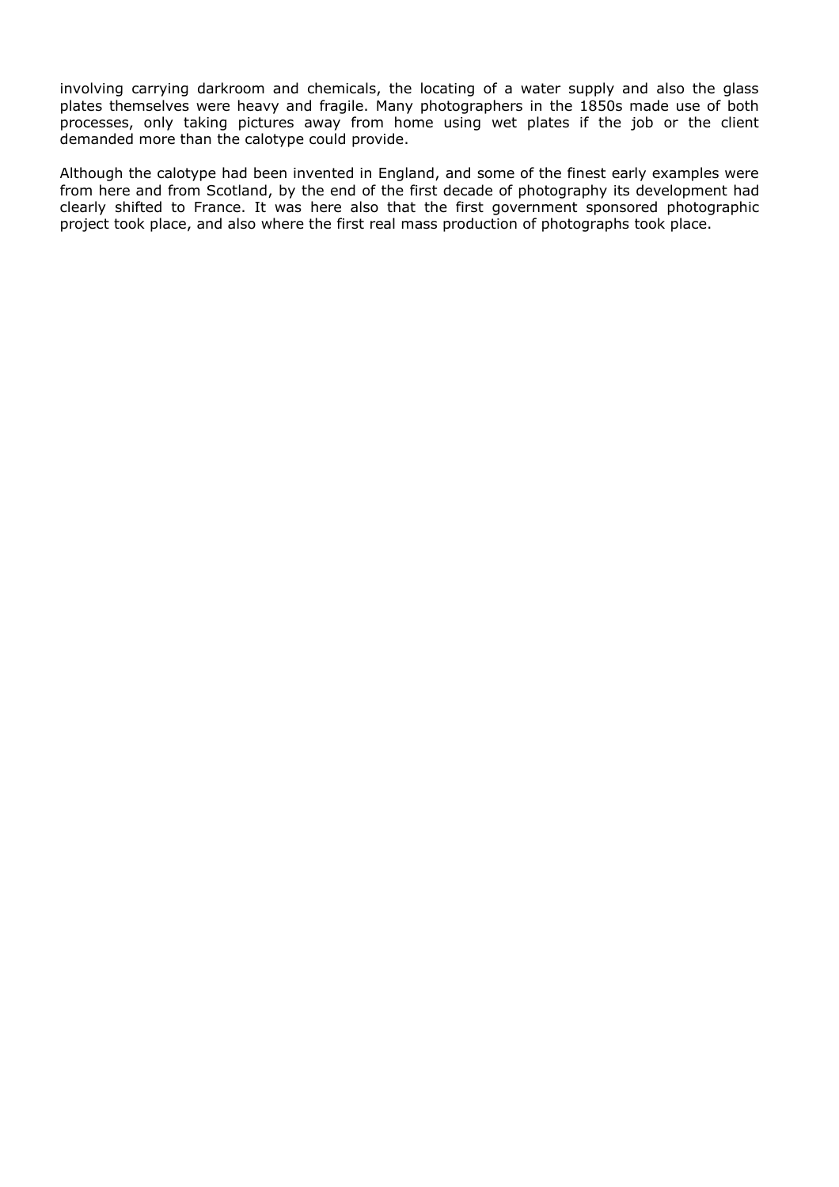involving carrying darkroom and chemicals, the locating of a water supply and also the glass plates themselves were heavy and fragile. Many photographers in the 1850s made use of both processes, only taking pictures away from home using wet plates if the job or the client demanded more than the calotype could provide.

Although the calotype had been invented in England, and some of the finest early examples were from here and from Scotland, by the end of the first decade of photography its development had clearly shifted to France. It was here also that the first government sponsored photographic project took place, and also where the first real mass production of photographs took place.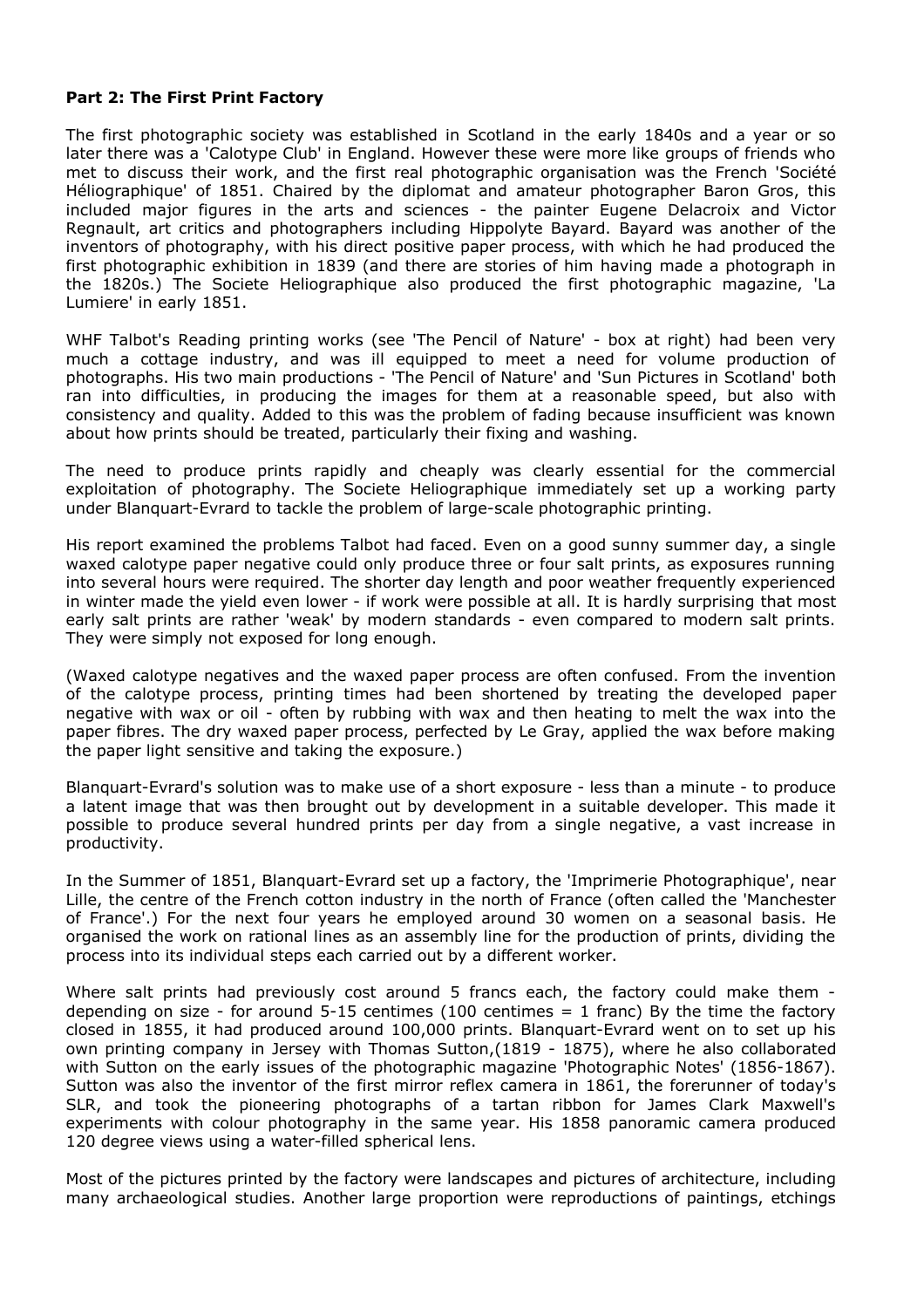**Part 2: The First Print Factory**

The first photographic society was established in Scotland in the early 1840s and a year or so later there was a 'Calotype Club' in England. However these were more like groups of friends who met to discuss their work, and the first real photographic organisation was the French 'Société Héliographique' of 1851. Chaired by the diplomat and amateur photographer Baron Gros, this included major figures in the arts and sciences - the painter Eugene Delacroix and Victor Regnault, art critics and photographers including Hippolyte Bayard. Bayard was another of the inventors of photography, with his direct positive paper process, with which he had produced the first photographic exhibition in 1839 (and there are stories of him having made a photograph in the 1820s.) The Societe Heliographique also produced the first photographic magazine, 'La Lumiere' in early 1851.

WHF Talbot's Reading printing works (see 'The Pencil of Nature' - box at right) had been very much a cottage industry, and was ill equipped to meet a need for volume production of photographs. His two main productions - 'The Pencil of Nature' and 'Sun Pictures in Scotland' both ran into difficulties, in producing the images for them at a reasonable speed, but also with consistency and quality. Added to this was the problem of fading because insufficient was known about how prints should be treated, particularly their fixing and washing.

The need to produce prints rapidly and cheaply was clearly essential for the commercial exploitation of photography. The Societe Heliographique immediately set up a working party under Blanquart-Evrard to tackle the problem of large-scale photographic printing.

His report examined the problems Talbot had faced. Even on a good sunny summer day, a single waxed calotype paper negative could only produce three or four salt prints, as exposures running into several hours were required. The shorter day length and poor weather frequently experienced in winter made the yield even lower - if work were possible at all. It is hardly surprising that most early salt prints are rather 'weak' by modern standards - even compared to modern salt prints. They were simply not exposed for long enough.

(Waxed calotype negatives and the waxed paper process are often confused. From the invention of the calotype process, printing times had been shortened by treating the developed paper negative with wax or oil - often by rubbing with wax and then heating to melt the wax into the paper fibres. The dry waxed paper process, perfected by Le Gray, applied the wax before making the paper light sensitive and taking the exposure.)

Blanquart-Evrard's solution was to make use of a short exposure - less than a minute - to produce a latent image that was then brought out by development in a suitable developer. This made it possible to produce several hundred prints per day from a single negative, a vast increase in productivity.

In the Summer of 1851, Blanquart-Evrard set up a factory, the 'Imprimerie Photographique', near Lille, the centre of the French cotton industry in the north of France (often called the 'Manchester of France'.) For the next four years he employed around 30 women on a seasonal basis. He organised the work on rational lines as an assembly line for the production of prints, dividing the process into its individual steps each carried out by a different worker.

Where salt prints had previously cost around 5 francs each, the factory could make them - depending on size - for around 5-15 centimes (100 centimes = 1 franc) By the time the factory closed in 1855, it had produced around 100,000 prints. Blanquart-Evrard went on to set up his own printing company in Jersey with Thomas Sutton,(1819 - 1875), where he also collaborated with Sutton on the early issues of the photographic magazine 'Photographic Notes' (1856-1867). Sutton was also the inventor of the first mirror reflex camera in 1861, the forerunner of today's SLR, and took the pioneering photographs of a tartan ribbon for James Clark Maxwell's experiments with colour photography in the same year. His 1858 panoramic camera produced 120 degree views using a water-filled spherical lens.

Most of the pictures printed by the factory were landscapes and pictures of architecture, including many archaeological studies. Another large proportion were reproductions of paintings, etchings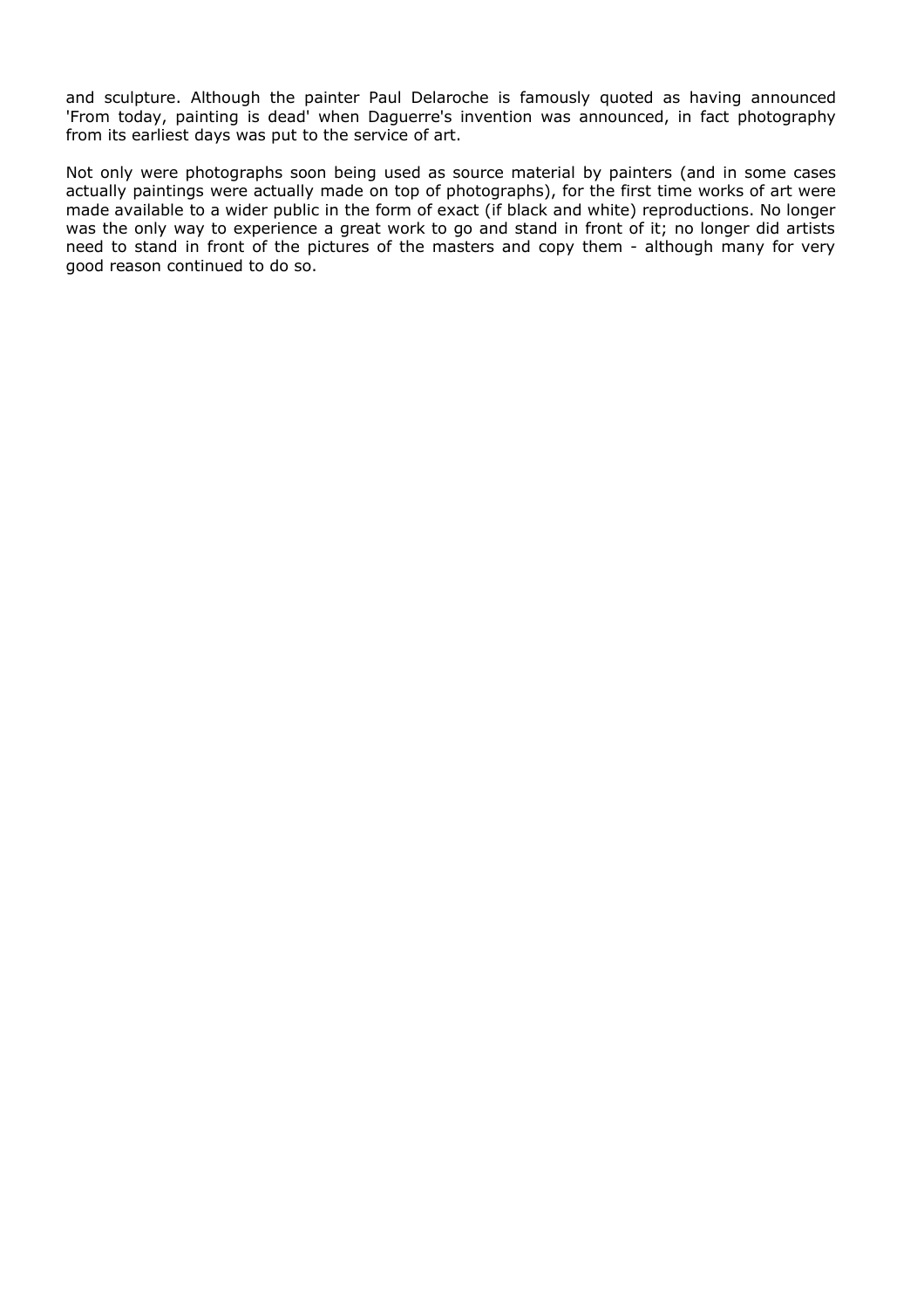and sculpture. Although the painter Paul Delaroche is famously quoted as having announced 'From today, painting is dead' when Daguerre's invention was announced, in fact photography from its earliest days was put to the service of art.

Not only were photographs soon being used as source material by painters (and in some cases actually paintings were actually made on top of photographs), for the first time works of art were made available to a wider public in the form of exact (if black and white) reproductions. No longer was the only way to experience a great work to go and stand in front of it; no longer did artists need to stand in front of the pictures of the masters and copy them - although many for very good reason continued to do so.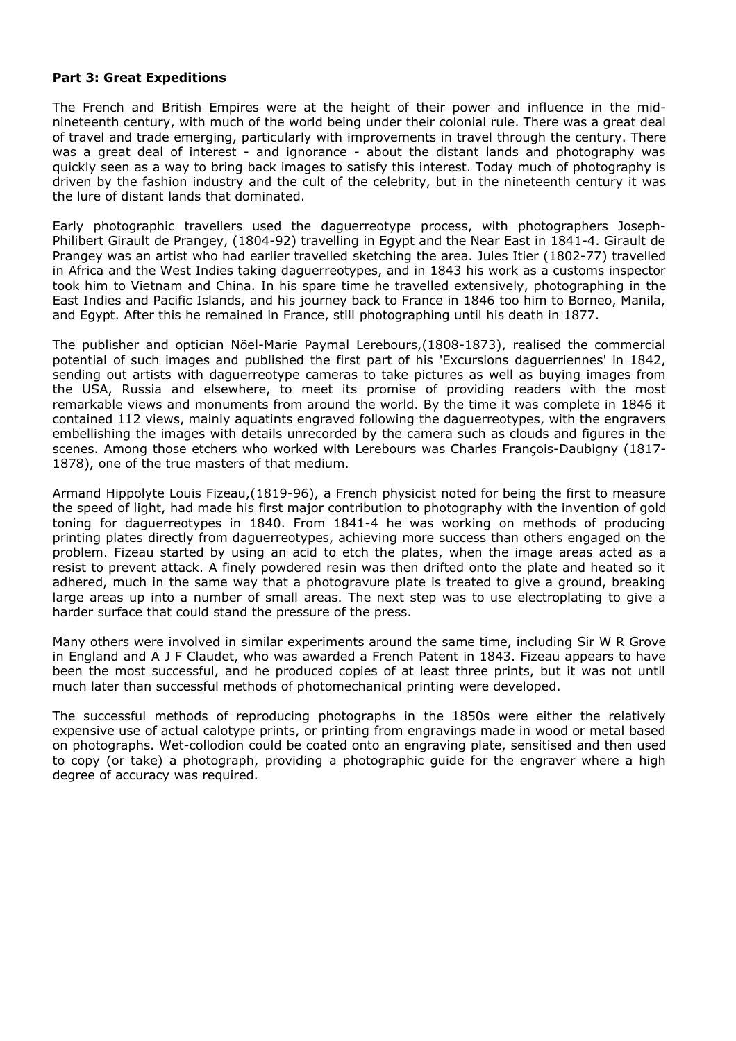**Part 3: Great Expeditions**

The French and British Empires were at the height of their power and influence in the mid-nineteenth century, with much of the world being under their colonial rule. There was a great deal of travel and trade emerging, particularly with improvements in travel through the century. There was a great deal of interest - and ignorance - about the distant lands and photography was quickly seen as a way to bring back images to satisfy this interest. Today much of photography is driven by the fashion industry and the cult of the celebrity, but in the nineteenth century it was the lure of distant lands that dominated.

Early photographic travellers used the daguerreotype process, with photographers Joseph-Philibert Girault de Prangey, (1804-92) travelling in Egypt and the Near East in 1841-4. Girault de Prangey was an artist who had earlier travelled sketching the area. Jules Itier (1802-77) travelled in Africa and the West Indies taking daguerreotypes, and in 1843 his work as a customs inspector took him to Vietnam and China. In his spare time he travelled extensively, photographing in the East Indies and Pacific Islands, and his journey back to France in 1846 too him to Borneo, Manila, and Egypt. After this he remained in France, still photographing until his death in 1877.

The publisher and optician Nöel-Marie Paymal Lerebours,(1808-1873), realised the commercial potential of such images and published the first part of his 'Excursions daguerriennes' in 1842, sending out artists with daguerreotype cameras to take pictures as well as buying images from the USA, Russia and elsewhere, to meet its promise of providing readers with the most remarkable views and monuments from around the world. By the time it was complete in 1846 it contained 112 views, mainly aquatints engraved following the daguerreotypes, with the engravers embellishing the images with details unrecorded by the camera such as clouds and figures in the scenes. Among those etchers who worked with Lerebours was Charles François-Daubigny (1817-1878), one of the true masters of that medium.

Armand Hippolyte Louis Fizeau,(1819-96), a French physicist noted for being the first to measure the speed of light, had made his first major contribution to photography with the invention of gold toning for daguerreotypes in 1840. From 1841-4 he was working on methods of producing printing plates directly from daguerreotypes, achieving more success than others engaged on the problem. Fizeau started by using an acid to etch the plates, when the image areas acted as a resist to prevent attack. A finely powdered resin was then drifted onto the plate and heated so it adhered, much in the same way that a photogravure plate is treated to give a ground, breaking large areas up into a number of small areas. The next step was to use electroplating to give a harder surface that could stand the pressure of the press.

Many others were involved in similar experiments around the same time, including Sir W R Grove in England and A J F Claudet, who was awarded a French Patent in 1843. Fizeau appears to have been the most successful, and he produced copies of at least three prints, but it was not until much later than successful methods of photomechanical printing were developed.

The successful methods of reproducing photographs in the 1850s were either the relatively expensive use of actual calotype prints, or printing from engravings made in wood or metal based on photographs. Wet-collodion could be coated onto an engraving plate, sensitised and then used to copy (or take) a photograph, providing a photographic guide for the engraver where a high degree of accuracy was required.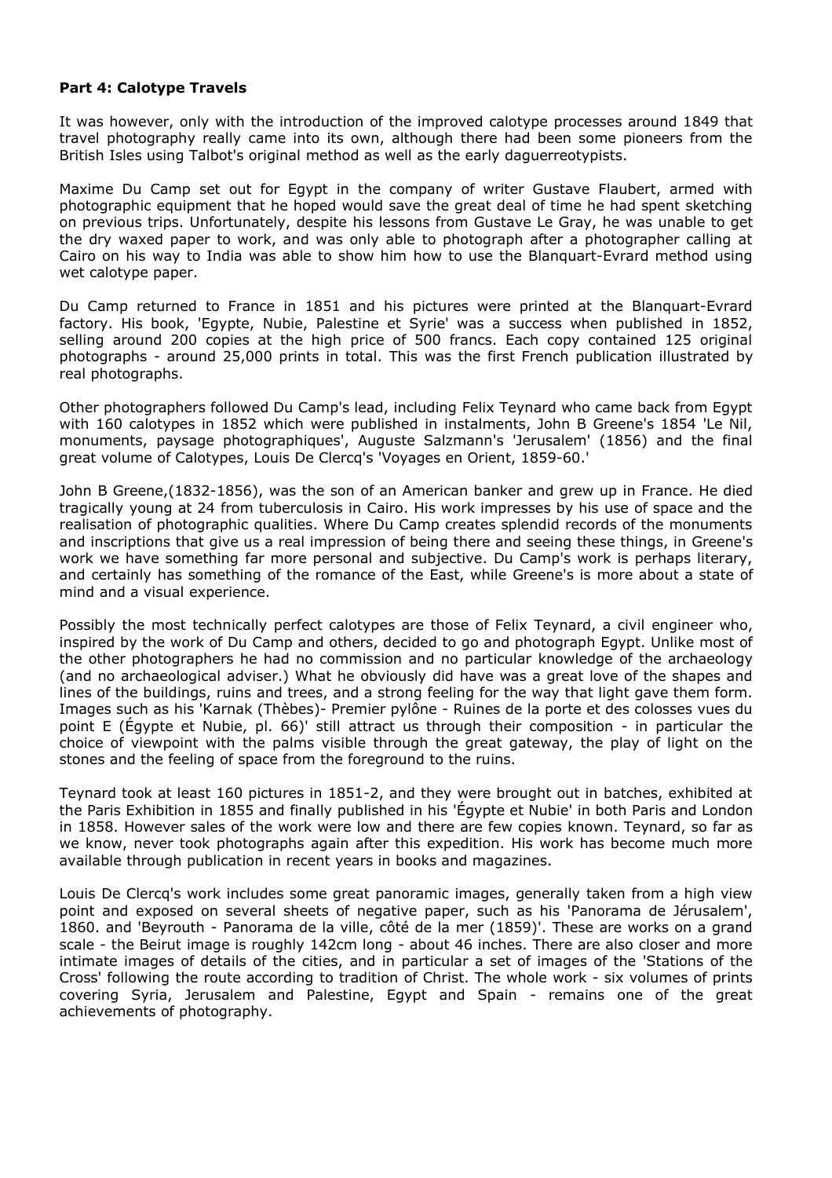**Part 4: Calotype Travels**

It was however, only with the introduction of the improved calotype processes around 1849 that travel photography really came into its own, although there had been some pioneers from the British Isles using Talbot's original method as well as the early daguerreotypists.

Maxime Du Camp set out for Egypt in the company of writer Gustave Flaubert, armed with photographic equipment that he hoped would save the great deal of time he had spent sketching on previous trips. Unfortunately, despite his lessons from Gustave Le Gray, he was unable to get the dry waxed paper to work, and was only able to photograph after a photographer calling at Cairo on his way to India was able to show him how to use the Blanquart-Evrard method using wet calotype paper.

Du Camp returned to France in 1851 and his pictures were printed at the Blanquart-Evrard factory. His book, 'Egypte, Nubie, Palestine et Syrie' was a success when published in 1852, selling around 200 copies at the high price of 500 francs. Each copy contained 125 original photographs - around 25,000 prints in total. This was the first French publication illustrated by real photographs.

Other photographers followed Du Camp's lead, including Felix Teynard who came back from Egypt with 160 calotypes in 1852 which were published in instalments, John B Greene's 1854 'Le Nil, monuments, paysage photographiques', Auguste Salzmann's 'Jerusalem' (1856) and the final great volume of Calotypes, Louis De Clercq's 'Voyages en Orient, 1859-60.'

John B Greene,(1832-1856), was the son of an American banker and grew up in France. He died tragically young at 24 from tuberculosis in Cairo. His work impresses by his use of space and the realisation of photographic qualities. Where Du Camp creates splendid records of the monuments and inscriptions that give us a real impression of being there and seeing these things, in Greene's work we have something far more personal and subjective. Du Camp's work is perhaps literary, and certainly has something of the romance of the East, while Greene's is more about a state of mind and a visual experience.

Possibly the most technically perfect calotypes are those of Felix Teynard, a civil engineer who, inspired by the work of Du Camp and others, decided to go and photograph Egypt. Unlike most of the other photographers he had no commission and no particular knowledge of the archaeology (and no archaeological adviser.) What he obviously did have was a great love of the shapes and lines of the buildings, ruins and trees, and a strong feeling for the way that light gave them form. Images such as his 'Karnak (Thèbes)- Premier pylône - Ruines de la porte et des colosses vues du point E (Égypte et Nubie, pl. 66)' still attract us through their composition - in particular the choice of viewpoint with the palms visible through the great gateway, the play of light on the stones and the feeling of space from the foreground to the ruins.

Teynard took at least 160 pictures in 1851-2, and they were brought out in batches, exhibited at the Paris Exhibition in 1855 and finally published in his 'Égypte et Nubie' in both Paris and London in 1858. However sales of the work were low and there are few copies known. Teynard, so far as we know, never took photographs again after this expedition. His work has become much more available through publication in recent years in books and magazines.

Louis De Clercq's work includes some great panoramic images, generally taken from a high view point and exposed on several sheets of negative paper, such as his 'Panorama de Jérusalem', 1860. and 'Beyrouth - Panorama de la ville, côté de la mer (1859)'. These are works on a grand scale - the Beirut image is roughly 142cm long - about 46 inches. There are also closer and more intimate images of details of the cities, and in particular a set of images of the 'Stations of the Cross' following the route according to tradition of Christ. The whole work - six volumes of prints covering Syria, Jerusalem and Palestine, Egypt and Spain - remains one of the great achievements of photography.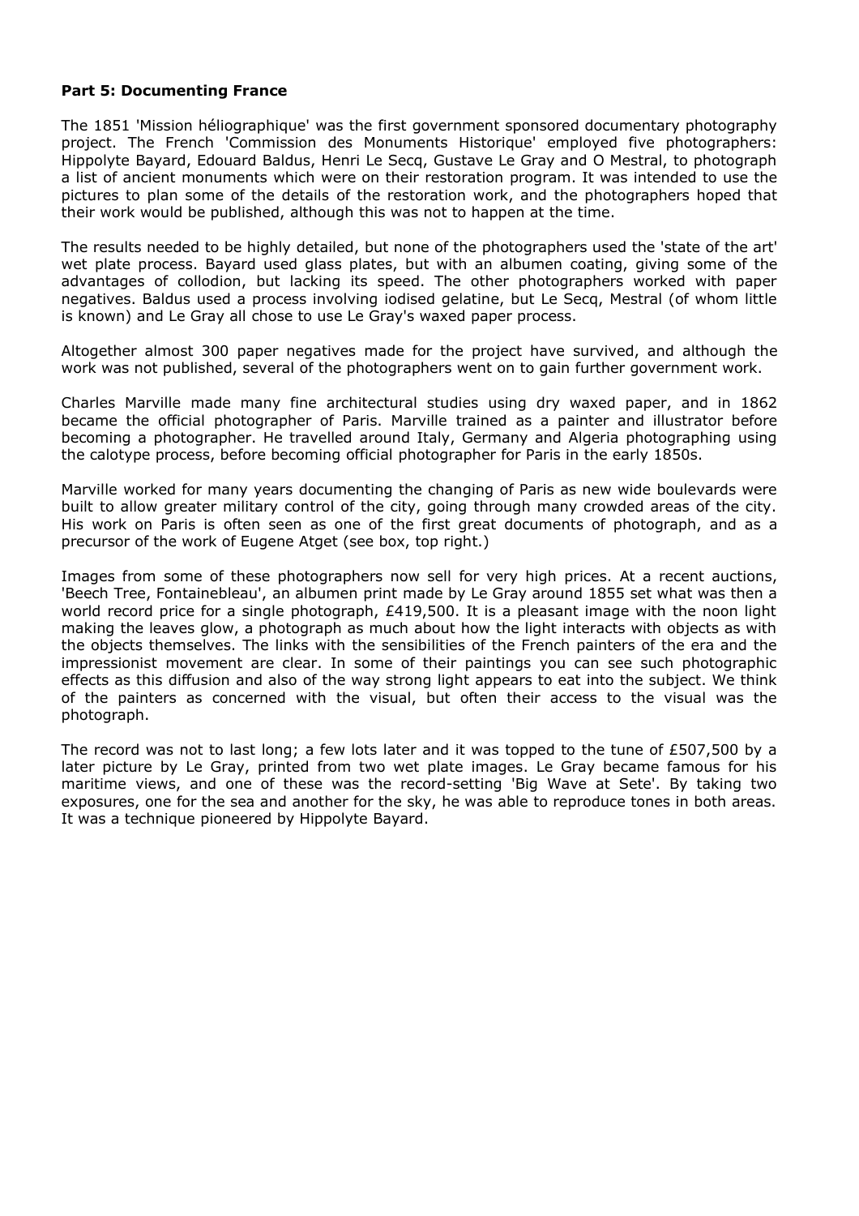**Part 5: Documenting France**

The 1851 'Mission héliographique' was the first government sponsored documentary photography project. The French 'Commission des Monuments Historique' employed five photographers: Hippolyte Bayard, Edouard Baldus, Henri Le Secq, Gustave Le Gray and O Mestral, to photograph a list of ancient monuments which were on their restoration program. It was intended to use the pictures to plan some of the details of the restoration work, and the photographers hoped that their work would be published, although this was not to happen at the time.

The results needed to be highly detailed, but none of the photographers used the 'state of the art' wet plate process. Bayard used glass plates, but with an albumen coating, giving some of the advantages of collodion, but lacking its speed. The other photographers worked with paper negatives. Baldus used a process involving iodised gelatine, but Le Secq, Mestral (of whom little is known) and Le Gray all chose to use Le Gray's waxed paper process.

Altogether almost 300 paper negatives made for the project have survived, and although the work was not published, several of the photographers went on to gain further government work.

Charles Marville made many fine architectural studies using dry waxed paper, and in 1862 became the official photographer of Paris. Marville trained as a painter and illustrator before becoming a photographer. He travelled around Italy, Germany and Algeria photographing using the calotype process, before becoming official photographer for Paris in the early 1850s.

Marville worked for many years documenting the changing of Paris as new wide boulevards were built to allow greater military control of the city, going through many crowded areas of the city. His work on Paris is often seen as one of the first great documents of photograph, and as a precursor of the work of Eugene Atget (see box, top right.)

Images from some of these photographers now sell for very high prices. At a recent auctions, 'Beech Tree, Fontainebleau', an albumen print made by Le Gray around 1855 set what was then a world record price for a single photograph, £419,500. It is a pleasant image with the noon light making the leaves glow, a photograph as much about how the light interacts with objects as with the objects themselves. The links with the sensibilities of the French painters of the era and the impressionist movement are clear. In some of their paintings you can see such photographic effects as this diffusion and also of the way strong light appears to eat into the subject. We think of the painters as concerned with the visual, but often their access to the visual was the photograph.

The record was not to last long; a few lots later and it was topped to the tune of £507,500 by a later picture by Le Gray, printed from two wet plate images. Le Gray became famous for his maritime views, and one of these was the record-setting 'Big Wave at Sete'. By taking two exposures, one for the sea and another for the sky, he was able to reproduce tones in both areas. It was a technique pioneered by Hippolyte Bayard.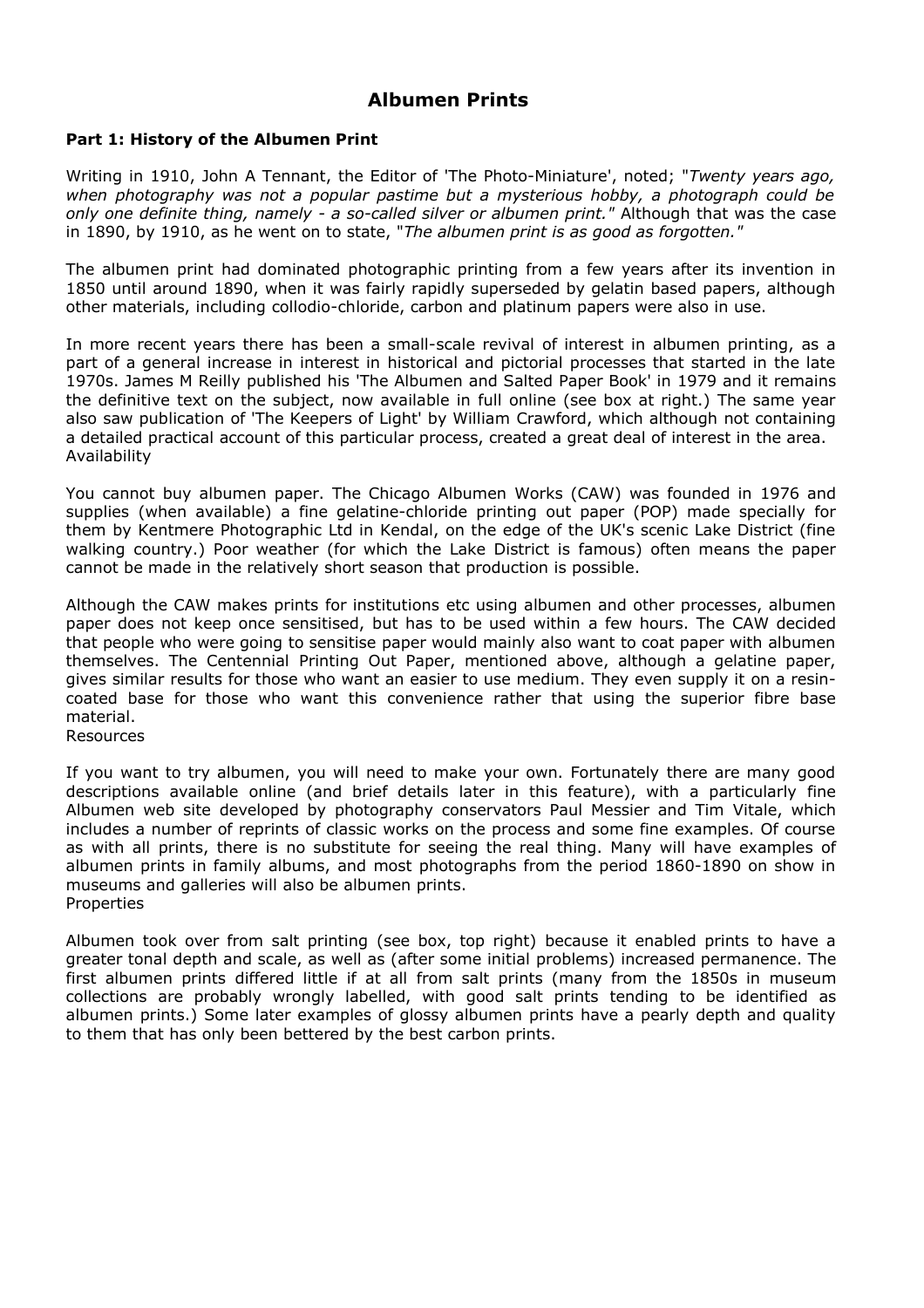# Albumen Prints

**Part 1: History of the Albumen Print**

Writing in 1910, John A Tennant, the Editor of 'The Photo-Miniature', noted; "*Twenty years ago, when photography was not a popular pastime but a mysterious hobby, a photograph could be only one definite thing, namely - a so-called silver or albumen print.*" Although that was the case in 1890, by 1910, as he went on to state, "*The albumen print is as good as forgotten.*"

The albumen print had dominated photographic printing from a few years after its invention in 1850 until around 1890, when it was fairly rapidly superseded by gelatin based papers, although other materials, including collodio-chloride, carbon and platinum papers were also in use.

In more recent years there has been a small-scale revival of interest in albumen printing, as a part of a general increase in interest in historical and pictorial processes that started in the late 1970s. James M Reilly published his 'The Albumen and Salted Paper Book' in 1979 and it remains the definitive text on the subject, now available in full online (see box at right.) The same year also saw publication of 'The Keepers of Light' by William Crawford, which although not containing a detailed practical account of this particular process, created a great deal of interest in the area.

Availability

You cannot buy albumen paper. The Chicago Albumen Works (CAW) was founded in 1976 and supplies (when available) a fine gelatine-chloride printing out paper (POP) made specially for them by Kentmere Photographic Ltd in Kendal, on the edge of the UK's scenic Lake District (fine walking country.) Poor weather (for which the Lake District is famous) often means the paper cannot be made in the relatively short season that production is possible.

Although the CAW makes prints for institutions etc using albumen and other processes, albumen paper does not keep once sensitised, but has to be used within a few hours. The CAW decided that people who were going to sensitise paper would mainly also want to coat paper with albumen themselves. The Centennial Printing Out Paper, mentioned above, although a gelatine paper, gives similar results for those who want an easier to use medium. They even supply it on a resin-coated base for those who want this convenience rather that using the superior fibre base material.

Resources

If you want to try albumen, you will need to make your own. Fortunately there are many good descriptions available online (and brief details later in this feature), with a particularly fine Albumen web site developed by photography conservators Paul Messier and Tim Vitale, which includes a number of reprints of classic works on the process and some fine examples. Of course as with all prints, there is no substitute for seeing the real thing. Many will have examples of albumen prints in family albums, and most photographs from the period 1860-1890 on show in museums and galleries will also be albumen prints.

Properties

Albumen took over from salt printing (see box, top right) because it enabled prints to have a greater tonal depth and scale, as well as (after some initial problems) increased permanence. The first albumen prints differed little if at all from salt prints (many from the 1850s in museum collections are probably wrongly labelled, with good salt prints tending to be identified as albumen prints.) Some later examples of glossy albumen prints have a pearly depth and quality to them that has only been bettered by the best carbon prints.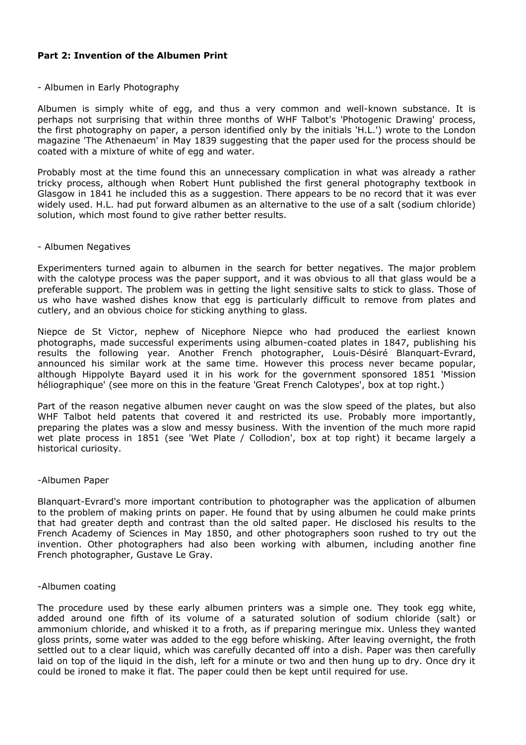**Part 2: Invention of the Albumen Print**

- Albumen in Early Photography

Albumen is simply white of egg, and thus a very common and well-known substance. It is perhaps not surprising that within three months of WHF Talbot's 'Photogenic Drawing' process, the first photography on paper, a person identified only by the initials 'H.L.') wrote to the London magazine 'The Athenaeum' in May 1839 suggesting that the paper used for the process should be coated with a mixture of white of egg and water.

Probably most at the time found this an unnecessary complication in what was already a rather tricky process, although when Robert Hunt published the first general photography textbook in Glasgow in 1841 he included this as a suggestion. There appears to be no record that it was ever widely used. H.L. had put forward albumen as an alternative to the use of a salt (sodium chloride) solution, which most found to give rather better results.

- Albumen Negatives

Experimenters turned again to albumen in the search for better negatives. The major problem with the calotype process was the paper support, and it was obvious to all that glass would be a preferable support. The problem was in getting the light sensitive salts to stick to glass. Those of us who have washed dishes know that egg is particularly difficult to remove from plates and cutlery, and an obvious choice for sticking anything to glass.

Niepce de St Victor, nephew of Nicephore Niepce who had produced the earliest known photographs, made successful experiments using albumen-coated plates in 1847, publishing his results the following year. Another French photographer, Louis-Désiré Blanquart-Evrard, announced his similar work at the same time. However this process never became popular, although Hippolyte Bayard used it in his work for the government sponsored 1851 'Mission héliographique' (see more on this in the feature 'Great French Calotypes', box at top right.)

Part of the reason negative albumen never caught on was the slow speed of the plates, but also WHF Talbot held patents that covered it and restricted its use. Probably more importantly, preparing the plates was a slow and messy business. With the invention of the much more rapid wet plate process in 1851 (see 'Wet Plate / Collodion', box at top right) it became largely a historical curiosity.

-Albumen Paper

Blanquart-Evrard's more important contribution to photographer was the application of albumen to the problem of making prints on paper. He found that by using albumen he could make prints that had greater depth and contrast than the old salted paper. He disclosed his results to the French Academy of Sciences in May 1850, and other photographers soon rushed to try out the invention. Other photographers had also been working with albumen, including another fine French photographer, Gustave Le Gray.

-Albumen coating

The procedure used by these early albumen printers was a simple one. They took egg white, added around one fifth of its volume of a saturated solution of sodium chloride (salt) or ammonium chloride, and whisked it to a froth, as if preparing meringue mix. Unless they wanted gloss prints, some water was added to the egg before whisking. After leaving overnight, the froth settled out to a clear liquid, which was carefully decanted off into a dish. Paper was then carefully laid on top of the liquid in the dish, left for a minute or two and then hung up to dry. Once dry it could be ironed to make it flat. The paper could then be kept until required for use.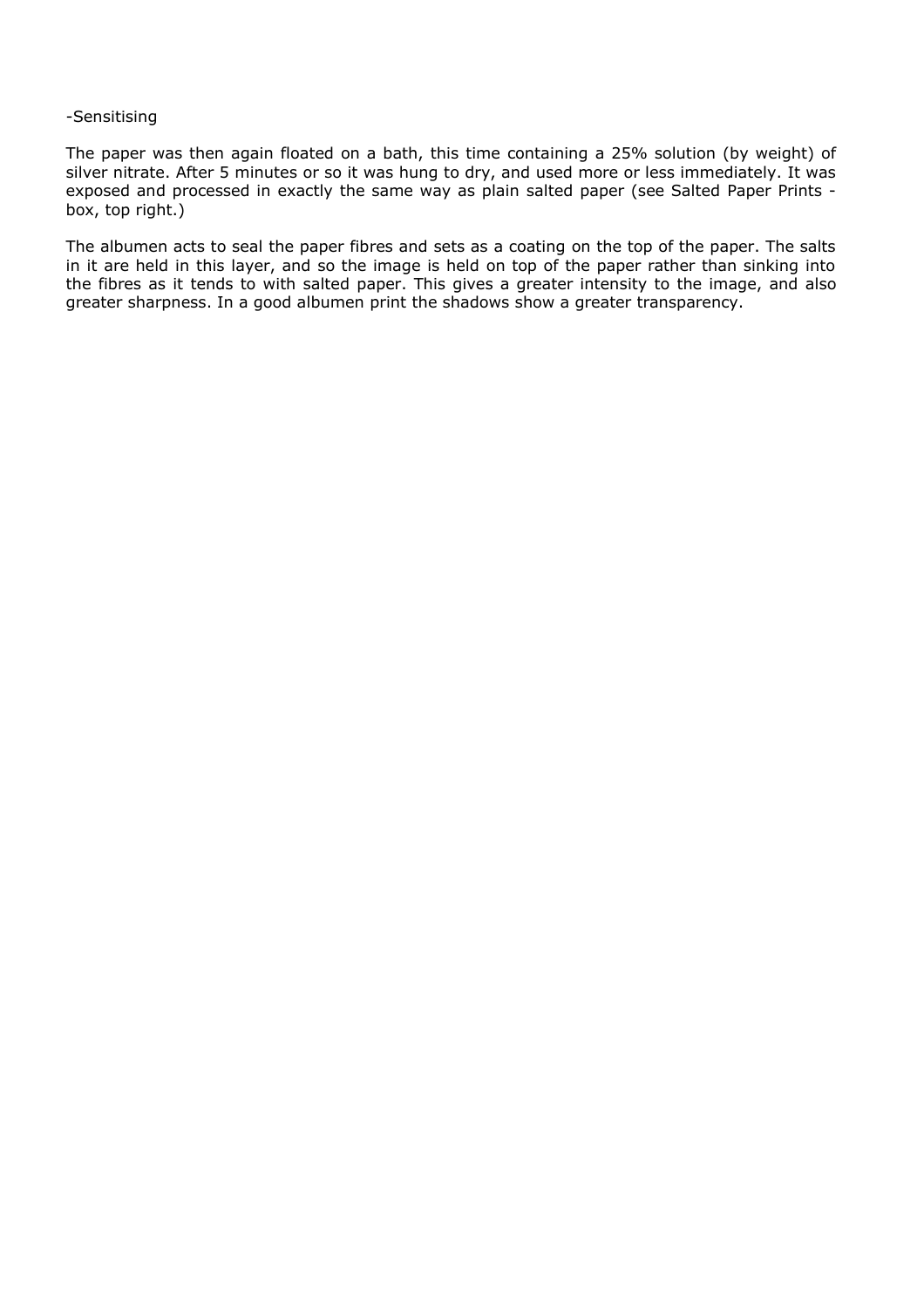-Sensitising

The paper was then again floated on a bath, this time containing a 25% solution (by weight) of silver nitrate. After 5 minutes or so it was hung to dry, and used more or less immediately. It was exposed and processed in exactly the same way as plain salted paper (see Salted Paper Prints - box, top right.)

The albumen acts to seal the paper fibres and sets as a coating on the top of the paper. The salts in it are held in this layer, and so the image is held on top of the paper rather than sinking into the fibres as it tends to with salted paper. This gives a greater intensity to the image, and also greater sharpness. In a good albumen print the shadows show a greater transparency.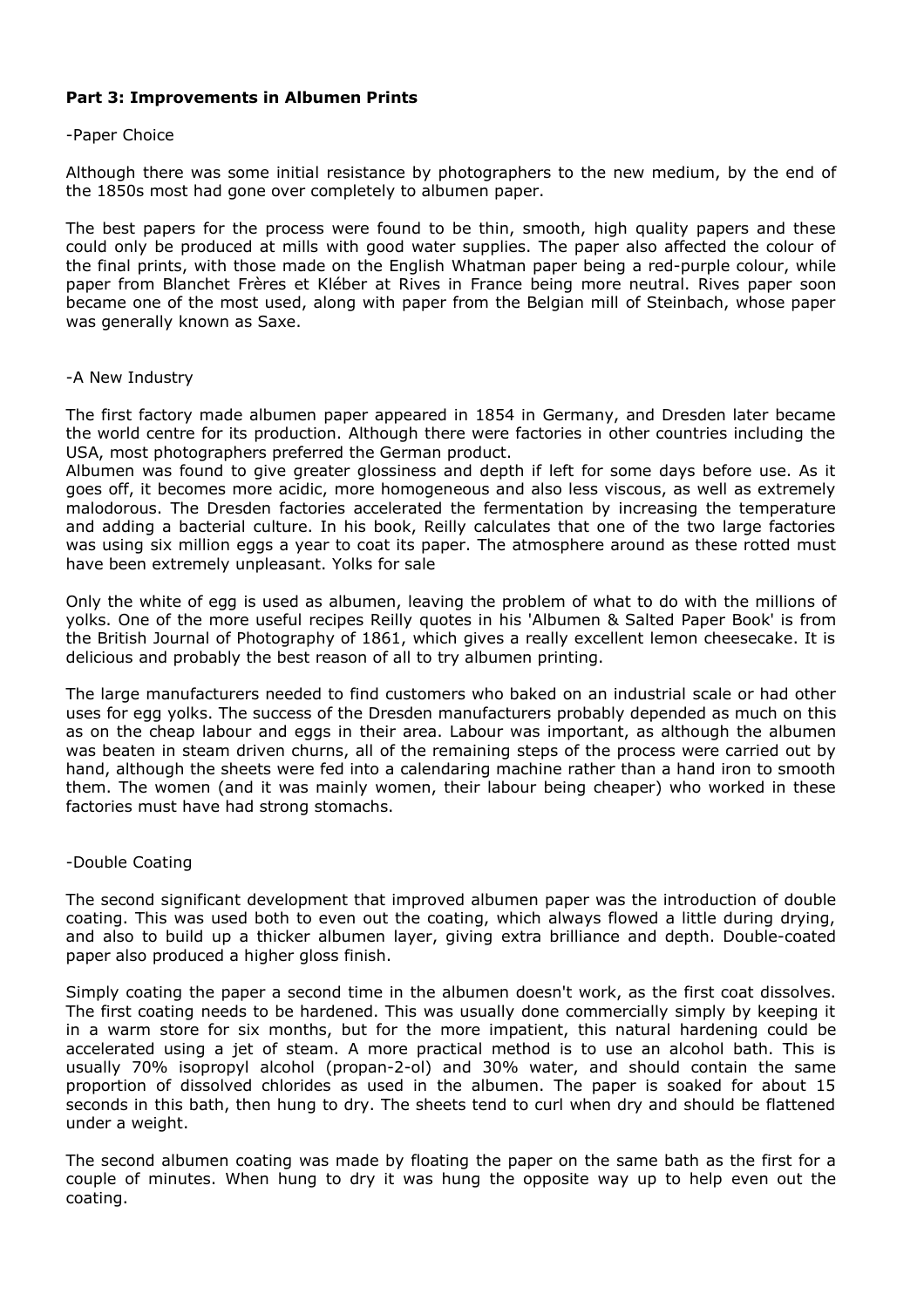**Part 3: Improvements in Albumen Prints**

-Paper Choice

Although there was some initial resistance by photographers to the new medium, by the end of the 1850s most had gone over completely to albumen paper.

The best papers for the process were found to be thin, smooth, high quality papers and these could only be produced at mills with good water supplies. The paper also affected the colour of the final prints, with those made on the English Whatman paper being a red-purple colour, while paper from Blanchet Frères et Kléber at Rives in France being more neutral. Rives paper soon became one of the most used, along with paper from the Belgian mill of Steinbach, whose paper was generally known as Saxe.

-A New Industry

The first factory made albumen paper appeared in 1854 in Germany, and Dresden later became the world centre for its production. Although there were factories in other countries including the USA, most photographers preferred the German product.
Albumen was found to give greater glossiness and depth if left for some days before use. As it goes off, it becomes more acidic, more homogeneous and also less viscous, as well as extremely malodorous. The Dresden factories accelerated the fermentation by increasing the temperature and adding a bacterial culture. In his book, Reilly calculates that one of the two large factories was using six million eggs a year to coat its paper. The atmosphere around as these rotted must have been extremely unpleasant. Yolks for sale

Only the white of egg is used as albumen, leaving the problem of what to do with the millions of yolks. One of the more useful recipes Reilly quotes in his 'Albumen & Salted Paper Book' is from the British Journal of Photography of 1861, which gives a really excellent lemon cheesecake. It is delicious and probably the best reason of all to try albumen printing.

The large manufacturers needed to find customers who baked on an industrial scale or had other uses for egg yolks. The success of the Dresden manufacturers probably depended as much on this as on the cheap labour and eggs in their area. Labour was important, as although the albumen was beaten in steam driven churns, all of the remaining steps of the process were carried out by hand, although the sheets were fed into a calendaring machine rather than a hand iron to smooth them. The women (and it was mainly women, their labour being cheaper) who worked in these factories must have had strong stomachs.

-Double Coating

The second significant development that improved albumen paper was the introduction of double coating. This was used both to even out the coating, which always flowed a little during drying, and also to build up a thicker albumen layer, giving extra brilliance and depth. Double-coated paper also produced a higher gloss finish.

Simply coating the paper a second time in the albumen doesn't work, as the first coat dissolves. The first coating needs to be hardened. This was usually done commercially simply by keeping it in a warm store for six months, but for the more impatient, this natural hardening could be accelerated using a jet of steam. A more practical method is to use an alcohol bath. This is usually 70% isopropyl alcohol (propan-2-ol) and 30% water, and should contain the same proportion of dissolved chlorides as used in the albumen. The paper is soaked for about 15 seconds in this bath, then hung to dry. The sheets tend to curl when dry and should be flattened under a weight.

The second albumen coating was made by floating the paper on the same bath as the first for a couple of minutes. When hung to dry it was hung the opposite way up to help even out the coating.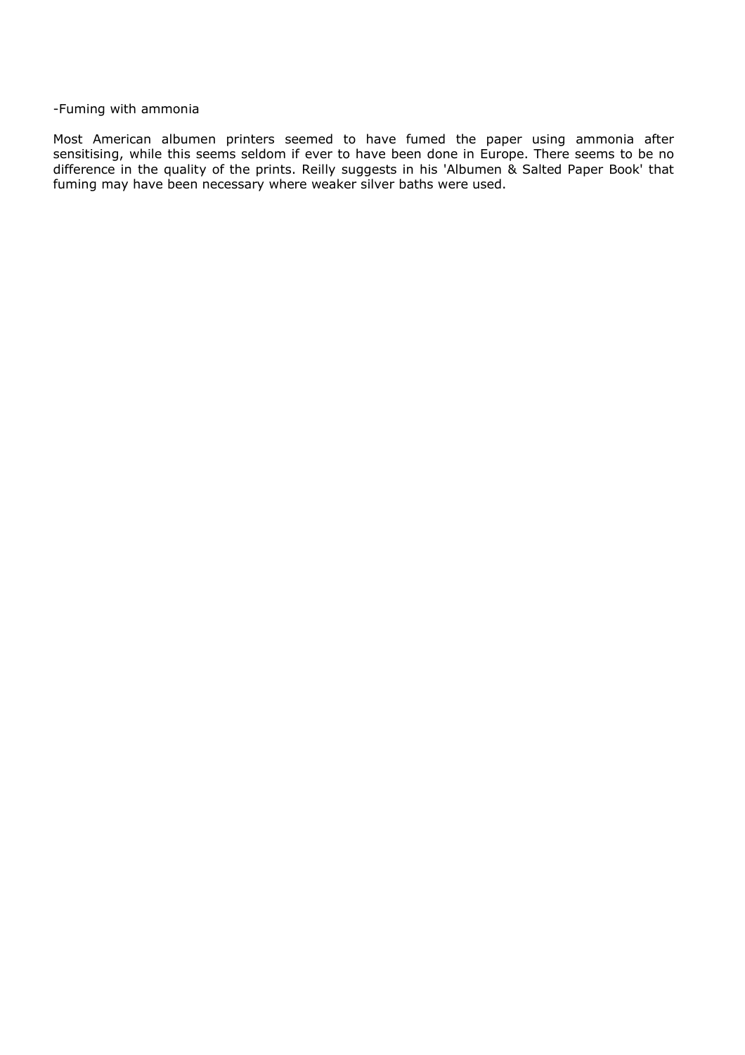-Fuming with ammonia

Most American albumen printers seemed to have fumed the paper using ammonia after sensitising, while this seems seldom if ever to have been done in Europe. There seems to be no difference in the quality of the prints. Reilly suggests in his 'Albumen & Salted Paper Book' that fuming may have been necessary where weaker silver baths were used.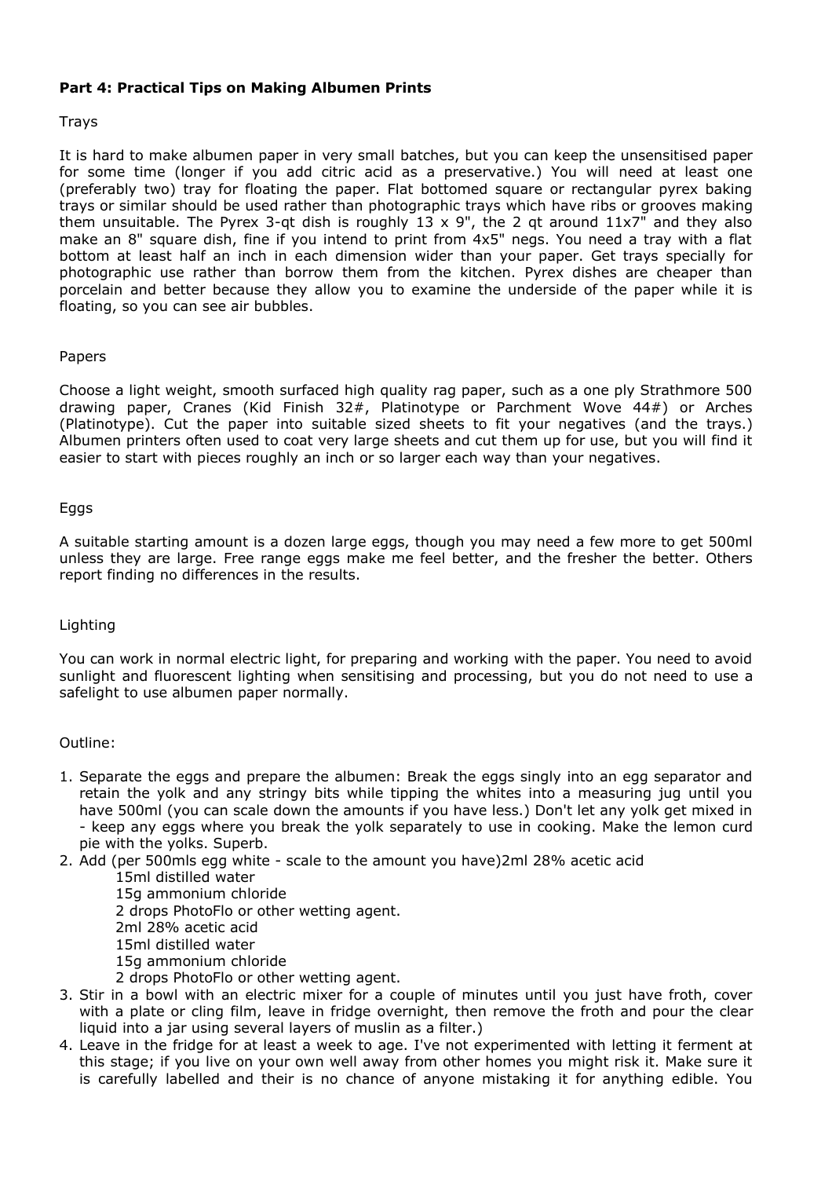**Part 4: Practical Tips on Making Albumen Prints**

Trays

It is hard to make albumen paper in very small batches, but you can keep the unsensitised paper for some time (longer if you add citric acid as a preservative.) You will need at least one (preferably two) tray for floating the paper. Flat bottomed square or rectangular pyrex baking trays or similar should be used rather than photographic trays which have ribs or grooves making them unsuitable. The Pyrex 3-qt dish is roughly 13 x 9", the 2 qt around 11x7" and they also make an 8" square dish, fine if you intend to print from 4x5" negs. You need a tray with a flat bottom at least half an inch in each dimension wider than your paper. Get trays specially for photographic use rather than borrow them from the kitchen. Pyrex dishes are cheaper than porcelain and better because they allow you to examine the underside of the paper while it is floating, so you can see air bubbles.

Papers

Choose a light weight, smooth surfaced high quality rag paper, such as a one ply Strathmore 500 drawing paper, Cranes (Kid Finish 32#, Platinotype or Parchment Wove 44#) or Arches (Platinotype). Cut the paper into suitable sized sheets to fit your negatives (and the trays.) Albumen printers often used to coat very large sheets and cut them up for use, but you will find it easier to start with pieces roughly an inch or so larger each way than your negatives.

Eggs

A suitable starting amount is a dozen large eggs, though you may need a few more to get 500ml unless they are large. Free range eggs make me feel better, and the fresher the better. Others report finding no differences in the results.

Lighting

You can work in normal electric light, for preparing and working with the paper. You need to avoid sunlight and fluorescent lighting when sensitising and processing, but you do not need to use a safelight to use albumen paper normally.

Outline:

1. Separate the eggs and prepare the albumen: Break the eggs singly into an egg separator and retain the yolk and any stringy bits while tipping the whites into a measuring jug until you have 500ml (you can scale down the amounts if you have less.) Don't let any yolk get mixed in - keep any eggs where you break the yolk separately to use in cooking. Make the lemon curd pie with the yolks. Superb.
2. Add (per 500mls egg white - scale to the amount you have)2ml 28% acetic acid
   15ml distilled water
   15g ammonium chloride
   2 drops PhotoFlo or other wetting agent.
   2ml 28% acetic acid
   15ml distilled water
   15g ammonium chloride
   2 drops PhotoFlo or other wetting agent.
3. Stir in a bowl with an electric mixer for a couple of minutes until you just have froth, cover with a plate or cling film, leave in fridge overnight, then remove the froth and pour the clear liquid into a jar using several layers of muslin as a filter.)
4. Leave in the fridge for at least a week to age. I've not experimented with letting it ferment at this stage; if you live on your own well away from other homes you might risk it. Make sure it is carefully labelled and their is no chance of anyone mistaking it for anything edible. You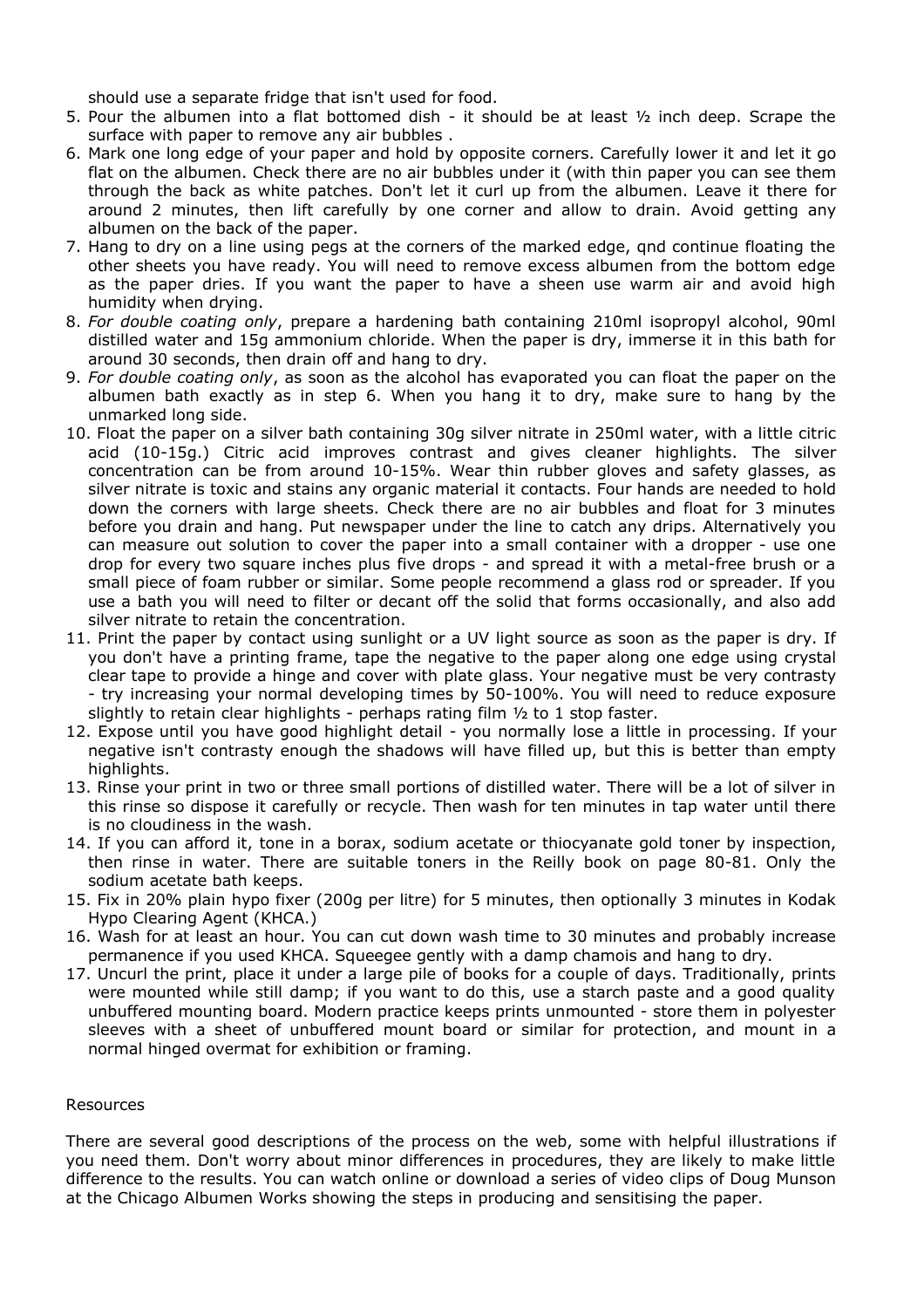should use a separate fridge that isn't used for food.

5. Pour the albumen into a flat bottomed dish - it should be at least ½ inch deep. Scrape the surface with paper to remove any air bubbles .
6. Mark one long edge of your paper and hold by opposite corners. Carefully lower it and let it go flat on the albumen. Check there are no air bubbles under it (with thin paper you can see them through the back as white patches. Don't let it curl up from the albumen. Leave it there for around 2 minutes, then lift carefully by one corner and allow to drain. Avoid getting any albumen on the back of the paper.
7. Hang to dry on a line using pegs at the corners of the marked edge, qnd continue floating the other sheets you have ready. You will need to remove excess albumen from the bottom edge as the paper dries. If you want the paper to have a sheen use warm air and avoid high humidity when drying.
8. *For double coating only*, prepare a hardening bath containing 210ml isopropyl alcohol, 90ml distilled water and 15g ammonium chloride. When the paper is dry, immerse it in this bath for around 30 seconds, then drain off and hang to dry.
9. *For double coating only*, as soon as the alcohol has evaporated you can float the paper on the albumen bath exactly as in step 6. When you hang it to dry, make sure to hang by the unmarked long side.
10. Float the paper on a silver bath containing 30g silver nitrate in 250ml water, with a little citric acid (10-15g.) Citric acid improves contrast and gives cleaner highlights. The silver concentration can be from around 10-15%. Wear thin rubber gloves and safety glasses, as silver nitrate is toxic and stains any organic material it contacts. Four hands are needed to hold down the corners with large sheets. Check there are no air bubbles and float for 3 minutes before you drain and hang. Put newspaper under the line to catch any drips. Alternatively you can measure out solution to cover the paper into a small container with a dropper - use one drop for every two square inches plus five drops - and spread it with a metal-free brush or a small piece of foam rubber or similar. Some people recommend a glass rod or spreader. If you use a bath you will need to filter or decant off the solid that forms occasionally, and also add silver nitrate to retain the concentration.
11. Print the paper by contact using sunlight or a UV light source as soon as the paper is dry. If you don't have a printing frame, tape the negative to the paper along one edge using crystal clear tape to provide a hinge and cover with plate glass. Your negative must be very contrasty - try increasing your normal developing times by 50-100%. You will need to reduce exposure slightly to retain clear highlights - perhaps rating film ½ to 1 stop faster.
12. Expose until you have good highlight detail - you normally lose a little in processing. If your negative isn't contrasty enough the shadows will have filled up, but this is better than empty highlights.
13. Rinse your print in two or three small portions of distilled water. There will be a lot of silver in this rinse so dispose it carefully or recycle. Then wash for ten minutes in tap water until there is no cloudiness in the wash.
14. If you can afford it, tone in a borax, sodium acetate or thiocyanate gold toner by inspection, then rinse in water. There are suitable toners in the Reilly book on page 80-81. Only the sodium acetate bath keeps.
15. Fix in 20% plain hypo fixer (200g per litre) for 5 minutes, then optionally 3 minutes in Kodak Hypo Clearing Agent (KHCA.)
16. Wash for at least an hour. You can cut down wash time to 30 minutes and probably increase permanence if you used KHCA. Squeegee gently with a damp chamois and hang to dry.
17. Uncurl the print, place it under a large pile of books for a couple of days. Traditionally, prints were mounted while still damp; if you want to do this, use a starch paste and a good quality unbuffered mounting board. Modern practice keeps prints unmounted - store them in polyester sleeves with a sheet of unbuffered mount board or similar for protection, and mount in a normal hinged overmat for exhibition or framing.

Resources

There are several good descriptions of the process on the web, some with helpful illustrations if you need them. Don't worry about minor differences in procedures, they are likely to make little difference to the results. You can watch online or download a series of video clips of Doug Munson at the Chicago Albumen Works showing the steps in producing and sensitising the paper.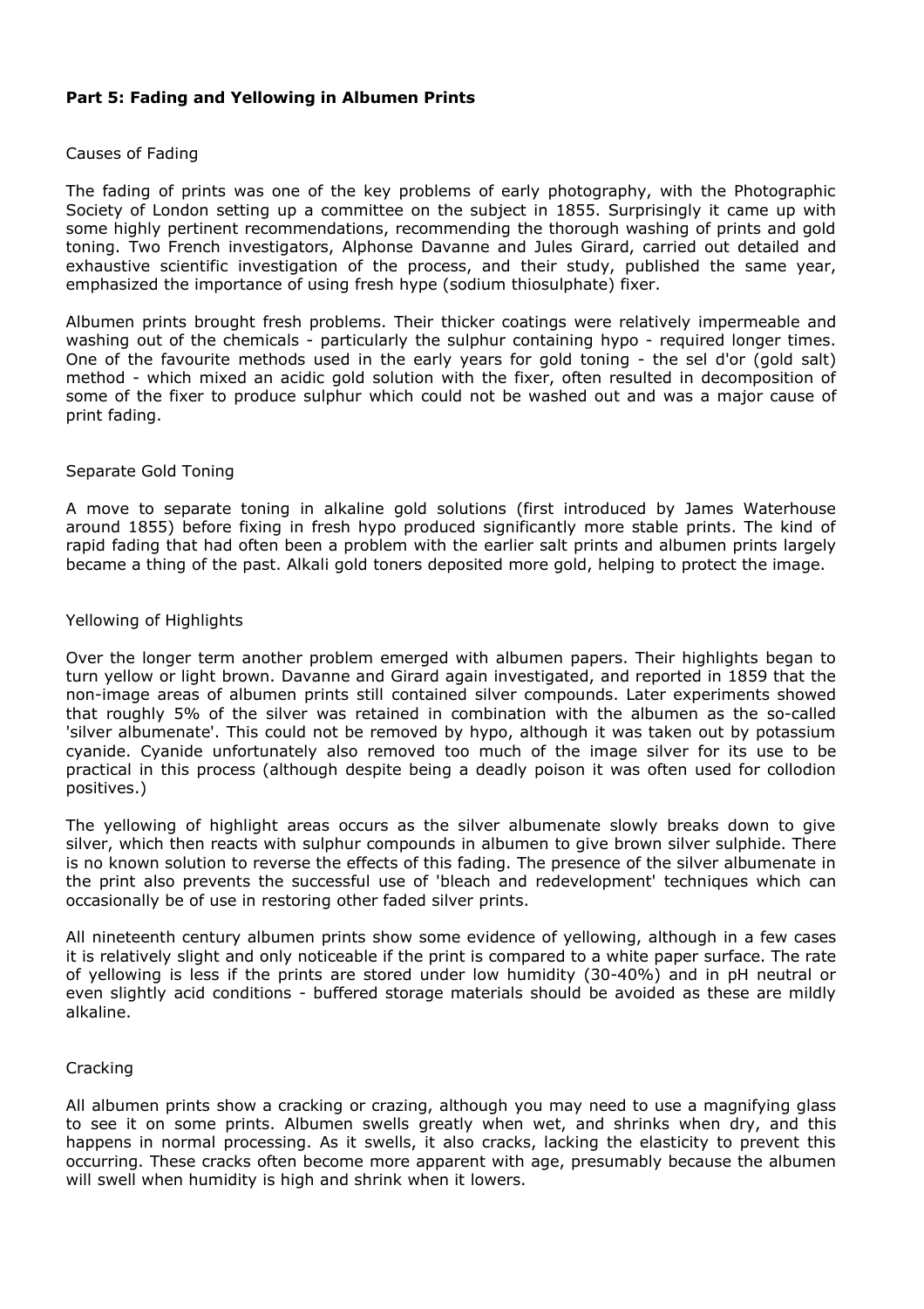**Part 5: Fading and Yellowing in Albumen Prints**

Causes of Fading

The fading of prints was one of the key problems of early photography, with the Photographic Society of London setting up a committee on the subject in 1855. Surprisingly it came up with some highly pertinent recommendations, recommending the thorough washing of prints and gold toning. Two French investigators, Alphonse Davanne and Jules Girard, carried out detailed and exhaustive scientific investigation of the process, and their study, published the same year, emphasized the importance of using fresh hype (sodium thiosulphate) fixer.

Albumen prints brought fresh problems. Their thicker coatings were relatively impermeable and washing out of the chemicals - particularly the sulphur containing hypo - required longer times. One of the favourite methods used in the early years for gold toning - the sel d'or (gold salt) method - which mixed an acidic gold solution with the fixer, often resulted in decomposition of some of the fixer to produce sulphur which could not be washed out and was a major cause of print fading.

Separate Gold Toning

A move to separate toning in alkaline gold solutions (first introduced by James Waterhouse around 1855) before fixing in fresh hypo produced significantly more stable prints. The kind of rapid fading that had often been a problem with the earlier salt prints and albumen prints largely became a thing of the past. Alkali gold toners deposited more gold, helping to protect the image.

Yellowing of Highlights

Over the longer term another problem emerged with albumen papers. Their highlights began to turn yellow or light brown. Davanne and Girard again investigated, and reported in 1859 that the non-image areas of albumen prints still contained silver compounds. Later experiments showed that roughly 5% of the silver was retained in combination with the albumen as the so-called 'silver albumenate'. This could not be removed by hypo, although it was taken out by potassium cyanide. Cyanide unfortunately also removed too much of the image silver for its use to be practical in this process (although despite being a deadly poison it was often used for collodion positives.)

The yellowing of highlight areas occurs as the silver albumenate slowly breaks down to give silver, which then reacts with sulphur compounds in albumen to give brown silver sulphide. There is no known solution to reverse the effects of this fading. The presence of the silver albumenate in the print also prevents the successful use of 'bleach and redevelopment' techniques which can occasionally be of use in restoring other faded silver prints.

All nineteenth century albumen prints show some evidence of yellowing, although in a few cases it is relatively slight and only noticeable if the print is compared to a white paper surface. The rate of yellowing is less if the prints are stored under low humidity (30-40%) and in pH neutral or even slightly acid conditions - buffered storage materials should be avoided as these are mildly alkaline.

Cracking

All albumen prints show a cracking or crazing, although you may need to use a magnifying glass to see it on some prints. Albumen swells greatly when wet, and shrinks when dry, and this happens in normal processing. As it swells, it also cracks, lacking the elasticity to prevent this occurring. These cracks often become more apparent with age, presumably because the albumen will swell when humidity is high and shrink when it lowers.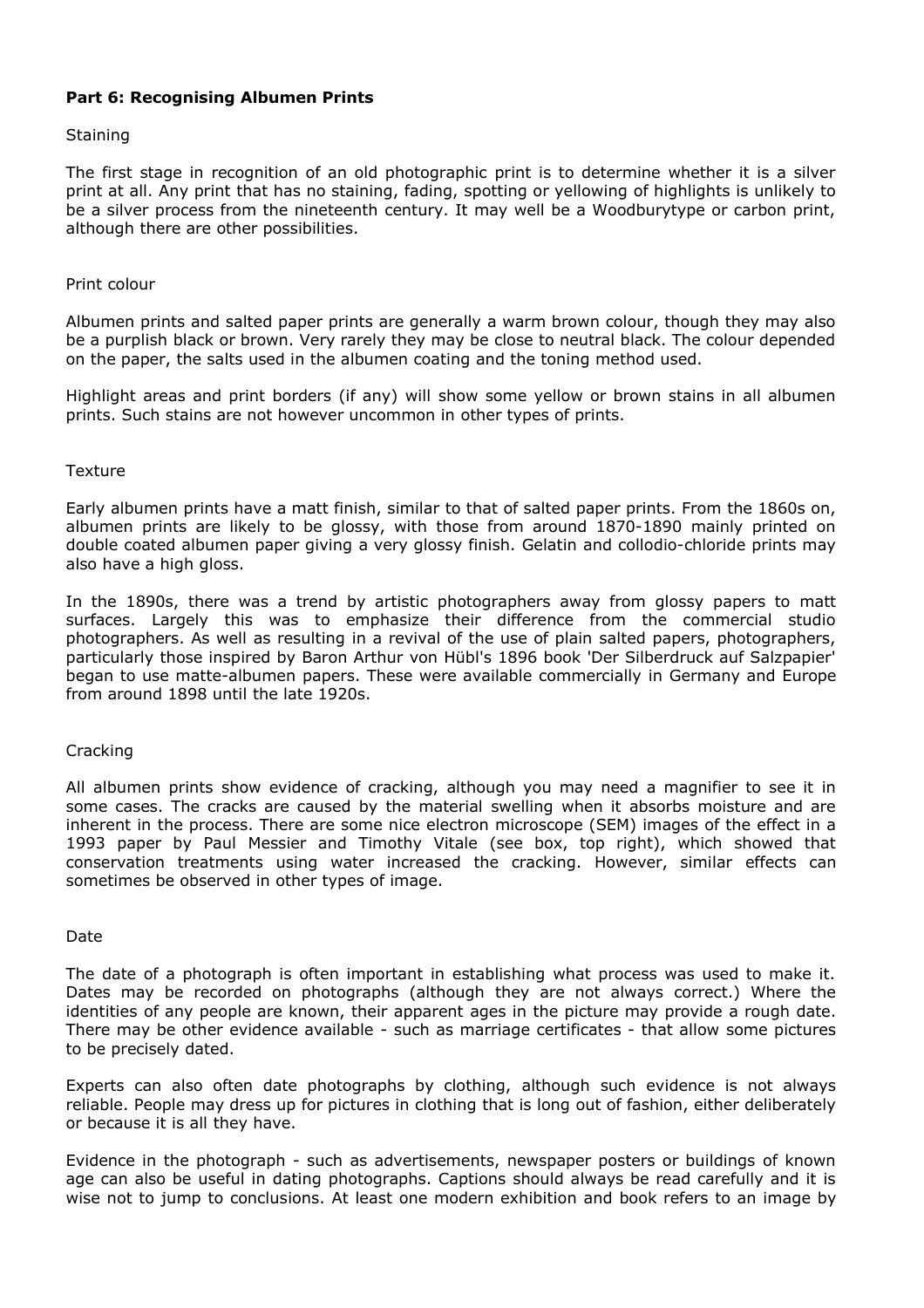**Part 6: Recognising Albumen Prints**

Staining

The first stage in recognition of an old photographic print is to determine whether it is a silver print at all. Any print that has no staining, fading, spotting or yellowing of highlights is unlikely to be a silver process from the nineteenth century. It may well be a Woodburytype or carbon print, although there are other possibilities.

Print colour

Albumen prints and salted paper prints are generally a warm brown colour, though they may also be a purplish black or brown. Very rarely they may be close to neutral black. The colour depended on the paper, the salts used in the albumen coating and the toning method used.

Highlight areas and print borders (if any) will show some yellow or brown stains in all albumen prints. Such stains are not however uncommon in other types of prints.

Texture

Early albumen prints have a matt finish, similar to that of salted paper prints. From the 1860s on, albumen prints are likely to be glossy, with those from around 1870-1890 mainly printed on double coated albumen paper giving a very glossy finish. Gelatin and collodio-chloride prints may also have a high gloss.

In the 1890s, there was a trend by artistic photographers away from glossy papers to matt surfaces. Largely this was to emphasize their difference from the commercial studio photographers. As well as resulting in a revival of the use of plain salted papers, photographers, particularly those inspired by Baron Arthur von Hübl's 1896 book 'Der Silberdruck auf Salzpapier' began to use matte-albumen papers. These were available commercially in Germany and Europe from around 1898 until the late 1920s.

Cracking

All albumen prints show evidence of cracking, although you may need a magnifier to see it in some cases. The cracks are caused by the material swelling when it absorbs moisture and are inherent in the process. There are some nice electron microscope (SEM) images of the effect in a 1993 paper by Paul Messier and Timothy Vitale (see box, top right), which showed that conservation treatments using water increased the cracking. However, similar effects can sometimes be observed in other types of image.

Date

The date of a photograph is often important in establishing what process was used to make it. Dates may be recorded on photographs (although they are not always correct.) Where the identities of any people are known, their apparent ages in the picture may provide a rough date. There may be other evidence available - such as marriage certificates - that allow some pictures to be precisely dated.

Experts can also often date photographs by clothing, although such evidence is not always reliable. People may dress up for pictures in clothing that is long out of fashion, either deliberately or because it is all they have.

Evidence in the photograph - such as advertisements, newspaper posters or buildings of known age can also be useful in dating photographs. Captions should always be read carefully and it is wise not to jump to conclusions. At least one modern exhibition and book refers to an image by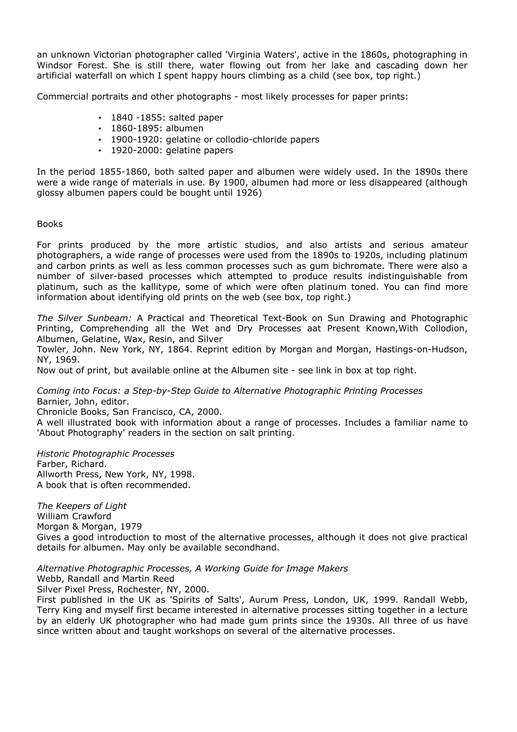an unknown Victorian photographer called 'Virginia Waters', active in the 1860s, photographing in Windsor Forest. She is still there, water flowing out from her lake and cascading down her artificial waterfall on which I spent happy hours climbing as a child (see box, top right.)

Commercial portraits and other photographs - most likely processes for paper prints:

- 1840 -1855: salted paper
- 1860-1895: albumen
- 1900-1920: gelatine or collodio-chloride papers
- 1920-2000: gelatine papers

In the period 1855-1860, both salted paper and albumen were widely used. In the 1890s there were a wide range of materials in use. By 1900, albumen had more or less disappeared (although glossy albumen papers could be bought until 1926)

## Books

For prints produced by the more artistic studios, and also artists and serious amateur photographers, a wide range of processes were used from the 1890s to 1920s, including platinum and carbon prints as well as less common processes such as gum bichromate. There were also a number of silver-based processes which attempted to produce results indistinguishable from platinum, such as the kallitype, some of which were often platinum toned. You can find more information about identifying old prints on the web (see box, top right.)

*The Silver Sunbeam:* A Practical and Theoretical Text-Book on Sun Drawing and Photographic Printing, Comprehending all the Wet and Dry Processes aat Present Known,With Collodion, Albumen, Gelatine, Wax, Resin, and Silver
Towler, John. New York, NY, 1864. Reprint edition by Morgan and Morgan, Hastings-on-Hudson, NY, 1969.
Now out of print, but available online at the Albumen site - see link in box at top right.

*Coming into Focus: a Step-by-Step Guide to Alternative Photographic Printing Processes*
Barnier, John, editor.
Chronicle Books, San Francisco, CA, 2000.
A well illustrated book with information about a range of processes. Includes a familiar name to 'About Photography' readers in the section on salt printing.

*Historic Photographic Processes*
Farber, Richard.
Allworth Press, New York, NY, 1998.
A book that is often recommended.

*The Keepers of Light*
William Crawford
Morgan & Morgan, 1979
Gives a good introduction to most of the alternative processes, although it does not give practical details for albumen. May only be available secondhand.

*Alternative Photographic Processes, A Working Guide for Image Makers*
Webb, Randall and Martin Reed
Silver Pixel Press, Rochester, NY, 2000.
First published in the UK as 'Spirits of Salts', Aurum Press, London, UK, 1999. Randall Webb, Terry King and myself first became interested in alternative processes sitting together in a lecture by an elderly UK photographer who had made gum prints since the 1930s. All three of us have since written about and taught workshops on several of the alternative processes.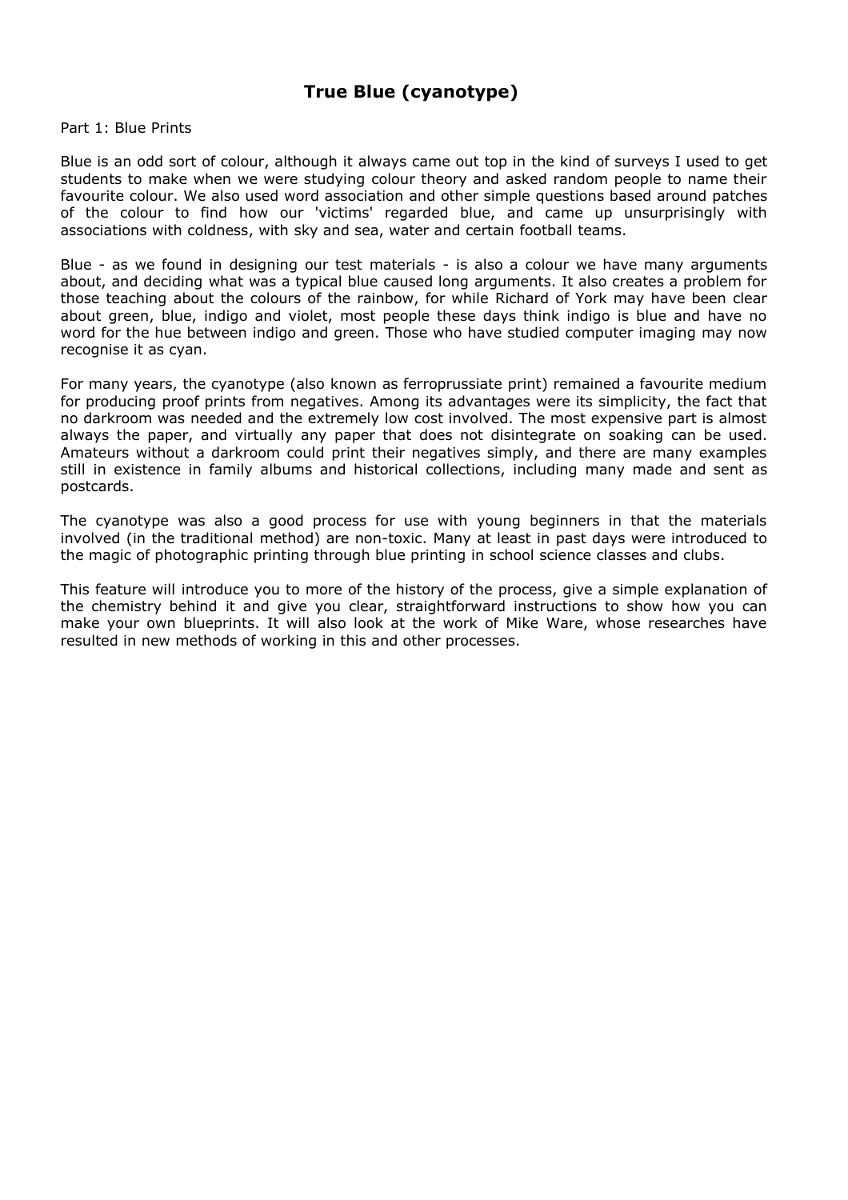# True Blue (cyanotype)

Part 1: Blue Prints

Blue is an odd sort of colour, although it always came out top in the kind of surveys I used to get students to make when we were studying colour theory and asked random people to name their favourite colour. We also used word association and other simple questions based around patches of the colour to find how our 'victims' regarded blue, and came up unsurprisingly with associations with coldness, with sky and sea, water and certain football teams.

Blue - as we found in designing our test materials - is also a colour we have many arguments about, and deciding what was a typical blue caused long arguments. It also creates a problem for those teaching about the colours of the rainbow, for while Richard of York may have been clear about green, blue, indigo and violet, most people these days think indigo is blue and have no word for the hue between indigo and green. Those who have studied computer imaging may now recognise it as cyan.

For many years, the cyanotype (also known as ferroprussiate print) remained a favourite medium for producing proof prints from negatives. Among its advantages were its simplicity, the fact that no darkroom was needed and the extremely low cost involved. The most expensive part is almost always the paper, and virtually any paper that does not disintegrate on soaking can be used. Amateurs without a darkroom could print their negatives simply, and there are many examples still in existence in family albums and historical collections, including many made and sent as postcards.

The cyanotype was also a good process for use with young beginners in that the materials involved (in the traditional method) are non-toxic. Many at least in past days were introduced to the magic of photographic printing through blue printing in school science classes and clubs.

This feature will introduce you to more of the history of the process, give a simple explanation of the chemistry behind it and give you clear, straightforward instructions to show how you can make your own blueprints. It will also look at the work of Mike Ware, whose researches have resulted in new methods of working in this and other processes.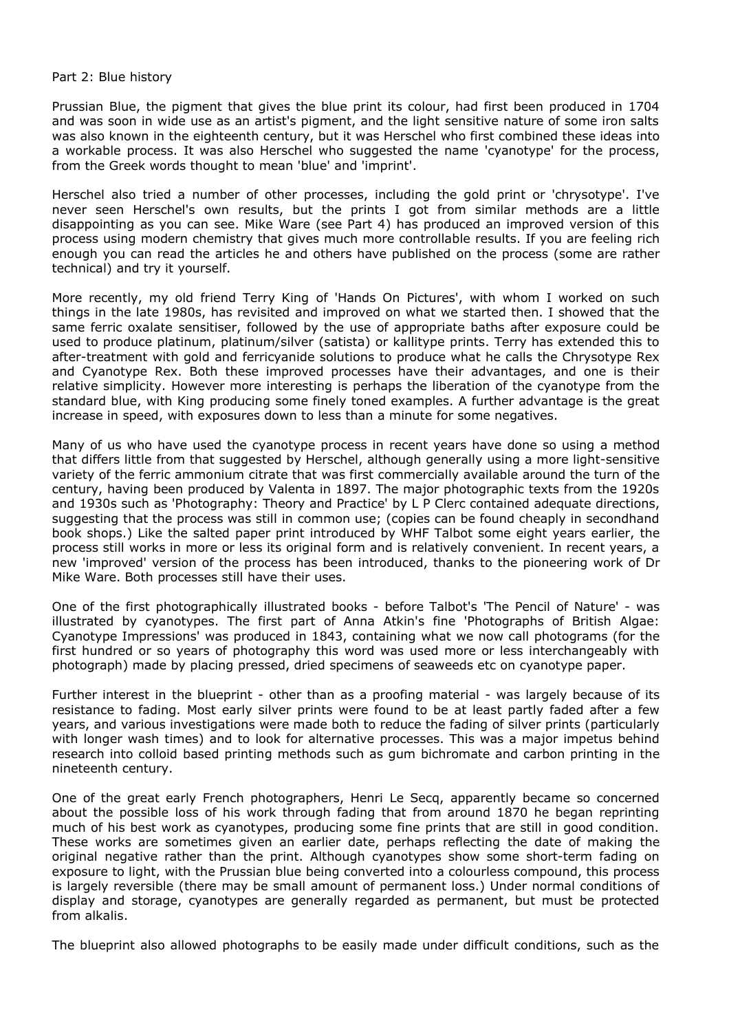Part 2: Blue history

Prussian Blue, the pigment that gives the blue print its colour, had first been produced in 1704 and was soon in wide use as an artist's pigment, and the light sensitive nature of some iron salts was also known in the eighteenth century, but it was Herschel who first combined these ideas into a workable process. It was also Herschel who suggested the name 'cyanotype' for the process, from the Greek words thought to mean 'blue' and 'imprint'.

Herschel also tried a number of other processes, including the gold print or 'chrysotype'. I've never seen Herschel's own results, but the prints I got from similar methods are a little disappointing as you can see. Mike Ware (see Part 4) has produced an improved version of this process using modern chemistry that gives much more controllable results. If you are feeling rich enough you can read the articles he and others have published on the process (some are rather technical) and try it yourself.

More recently, my old friend Terry King of 'Hands On Pictures', with whom I worked on such things in the late 1980s, has revisited and improved on what we started then. I showed that the same ferric oxalate sensitiser, followed by the use of appropriate baths after exposure could be used to produce platinum, platinum/silver (satista) or kallitype prints. Terry has extended this to after-treatment with gold and ferricyanide solutions to produce what he calls the Chrysotype Rex and Cyanotype Rex. Both these improved processes have their advantages, and one is their relative simplicity. However more interesting is perhaps the liberation of the cyanotype from the standard blue, with King producing some finely toned examples. A further advantage is the great increase in speed, with exposures down to less than a minute for some negatives.

Many of us who have used the cyanotype process in recent years have done so using a method that differs little from that suggested by Herschel, although generally using a more light-sensitive variety of the ferric ammonium citrate that was first commercially available around the turn of the century, having been produced by Valenta in 1897. The major photographic texts from the 1920s and 1930s such as 'Photography: Theory and Practice' by L P Clerc contained adequate directions, suggesting that the process was still in common use; (copies can be found cheaply in secondhand book shops.) Like the salted paper print introduced by WHF Talbot some eight years earlier, the process still works in more or less its original form and is relatively convenient. In recent years, a new 'improved' version of the process has been introduced, thanks to the pioneering work of Dr Mike Ware. Both processes still have their uses.

One of the first photographically illustrated books - before Talbot's 'The Pencil of Nature' - was illustrated by cyanotypes. The first part of Anna Atkin's fine 'Photographs of British Algae: Cyanotype Impressions' was produced in 1843, containing what we now call photograms (for the first hundred or so years of photography this word was used more or less interchangeably with photograph) made by placing pressed, dried specimens of seaweeds etc on cyanotype paper.

Further interest in the blueprint - other than as a proofing material - was largely because of its resistance to fading. Most early silver prints were found to be at least partly faded after a few years, and various investigations were made both to reduce the fading of silver prints (particularly with longer wash times) and to look for alternative processes. This was a major impetus behind research into colloid based printing methods such as gum bichromate and carbon printing in the nineteenth century.

One of the great early French photographers, Henri Le Secq, apparently became so concerned about the possible loss of his work through fading that from around 1870 he began reprinting much of his best work as cyanotypes, producing some fine prints that are still in good condition. These works are sometimes given an earlier date, perhaps reflecting the date of making the original negative rather than the print. Although cyanotypes show some short-term fading on exposure to light, with the Prussian blue being converted into a colourless compound, this process is largely reversible (there may be small amount of permanent loss.) Under normal conditions of display and storage, cyanotypes are generally regarded as permanent, but must be protected from alkalis.

The blueprint also allowed photographs to be easily made under difficult conditions, such as the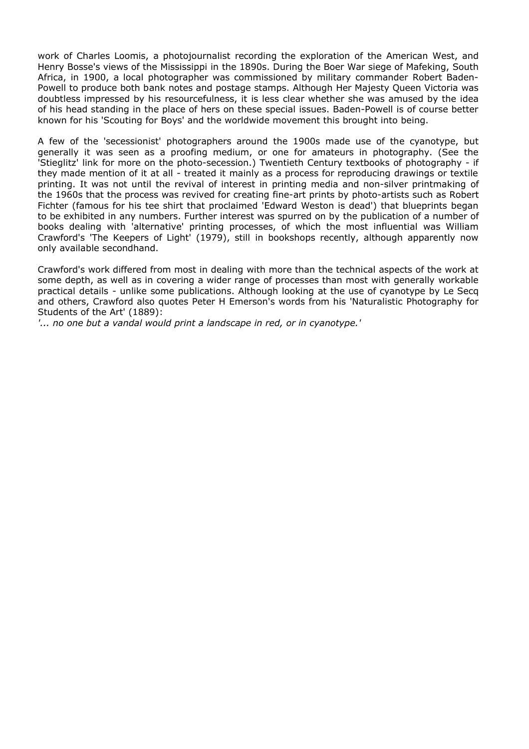work of Charles Loomis, a photojournalist recording the exploration of the American West, and Henry Bosse's views of the Mississippi in the 1890s. During the Boer War siege of Mafeking, South Africa, in 1900, a local photographer was commissioned by military commander Robert Baden-Powell to produce both bank notes and postage stamps. Although Her Majesty Queen Victoria was doubtless impressed by his resourcefulness, it is less clear whether she was amused by the idea of his head standing in the place of hers on these special issues. Baden-Powell is of course better known for his 'Scouting for Boys' and the worldwide movement this brought into being.

A few of the 'secessionist' photographers around the 1900s made use of the cyanotype, but generally it was seen as a proofing medium, or one for amateurs in photography. (See the 'Stieglitz' link for more on the photo-secession.) Twentieth Century textbooks of photography - if they made mention of it at all - treated it mainly as a process for reproducing drawings or textile printing. It was not until the revival of interest in printing media and non-silver printmaking of the 1960s that the process was revived for creating fine-art prints by photo-artists such as Robert Fichter (famous for his tee shirt that proclaimed 'Edward Weston is dead') that blueprints began to be exhibited in any numbers. Further interest was spurred on by the publication of a number of books dealing with 'alternative' printing processes, of which the most influential was William Crawford's 'The Keepers of Light' (1979), still in bookshops recently, although apparently now only available secondhand.

Crawford's work differed from most in dealing with more than the technical aspects of the work at some depth, as well as in covering a wider range of processes than most with generally workable practical details - unlike some publications. Although looking at the use of cyanotype by Le Secq and others, Crawford also quotes Peter H Emerson's words from his 'Naturalistic Photography for Students of the Art' (1889):

*'... no one but a vandal would print a landscape in red, or in cyanotype.'*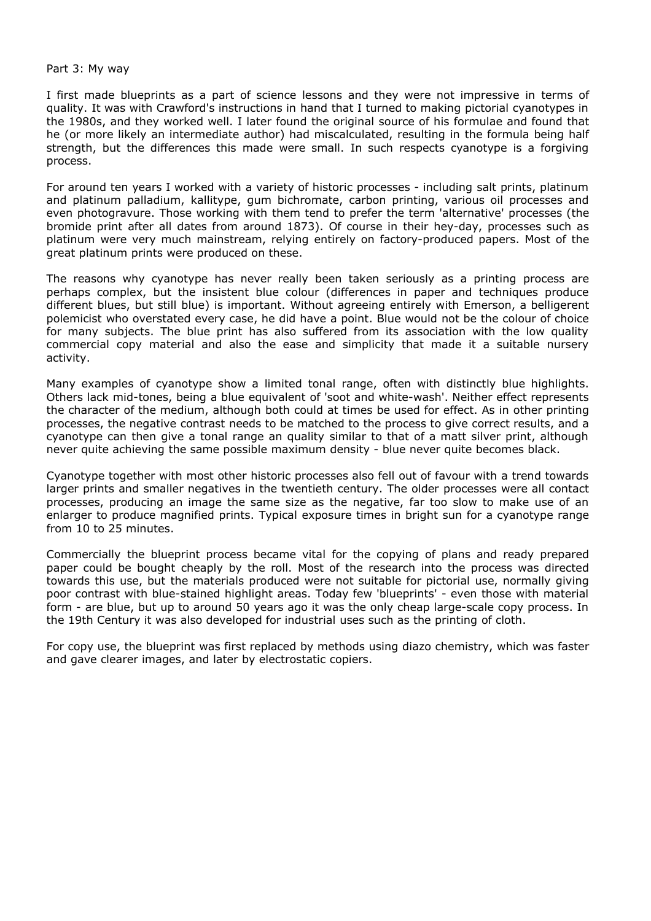Part 3: My way

I first made blueprints as a part of science lessons and they were not impressive in terms of quality. It was with Crawford's instructions in hand that I turned to making pictorial cyanotypes in the 1980s, and they worked well. I later found the original source of his formulae and found that he (or more likely an intermediate author) had miscalculated, resulting in the formula being half strength, but the differences this made were small. In such respects cyanotype is a forgiving process.

For around ten years I worked with a variety of historic processes - including salt prints, platinum and platinum palladium, kallitype, gum bichromate, carbon printing, various oil processes and even photogravure. Those working with them tend to prefer the term 'alternative' processes (the bromide print after all dates from around 1873). Of course in their hey-day, processes such as platinum were very much mainstream, relying entirely on factory-produced papers. Most of the great platinum prints were produced on these.

The reasons why cyanotype has never really been taken seriously as a printing process are perhaps complex, but the insistent blue colour (differences in paper and techniques produce different blues, but still blue) is important. Without agreeing entirely with Emerson, a belligerent polemicist who overstated every case, he did have a point. Blue would not be the colour of choice for many subjects. The blue print has also suffered from its association with the low quality commercial copy material and also the ease and simplicity that made it a suitable nursery activity.

Many examples of cyanotype show a limited tonal range, often with distinctly blue highlights. Others lack mid-tones, being a blue equivalent of 'soot and white-wash'. Neither effect represents the character of the medium, although both could at times be used for effect. As in other printing processes, the negative contrast needs to be matched to the process to give correct results, and a cyanotype can then give a tonal range an quality similar to that of a matt silver print, although never quite achieving the same possible maximum density - blue never quite becomes black.

Cyanotype together with most other historic processes also fell out of favour with a trend towards larger prints and smaller negatives in the twentieth century. The older processes were all contact processes, producing an image the same size as the negative, far too slow to make use of an enlarger to produce magnified prints. Typical exposure times in bright sun for a cyanotype range from 10 to 25 minutes.

Commercially the blueprint process became vital for the copying of plans and ready prepared paper could be bought cheaply by the roll. Most of the research into the process was directed towards this use, but the materials produced were not suitable for pictorial use, normally giving poor contrast with blue-stained highlight areas. Today few 'blueprints' - even those with material form - are blue, but up to around 50 years ago it was the only cheap large-scale copy process. In the 19th Century it was also developed for industrial uses such as the printing of cloth.

For copy use, the blueprint was first replaced by methods using diazo chemistry, which was faster and gave clearer images, and later by electrostatic copiers.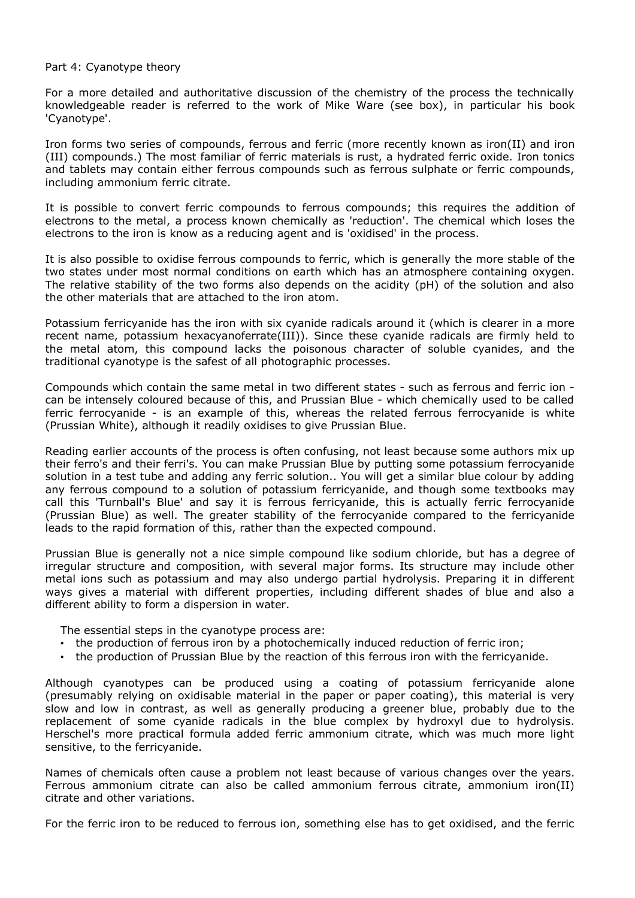Part 4: Cyanotype theory

For a more detailed and authoritative discussion of the chemistry of the process the technically knowledgeable reader is referred to the work of Mike Ware (see box), in particular his book 'Cyanotype'.

Iron forms two series of compounds, ferrous and ferric (more recently known as iron(II) and iron (III) compounds.) The most familiar of ferric materials is rust, a hydrated ferric oxide. Iron tonics and tablets may contain either ferrous compounds such as ferrous sulphate or ferric compounds, including ammonium ferric citrate.

It is possible to convert ferric compounds to ferrous compounds; this requires the addition of electrons to the metal, a process known chemically as 'reduction'. The chemical which loses the electrons to the iron is know as a reducing agent and is 'oxidised' in the process.

It is also possible to oxidise ferrous compounds to ferric, which is generally the more stable of the two states under most normal conditions on earth which has an atmosphere containing oxygen. The relative stability of the two forms also depends on the acidity (pH) of the solution and also the other materials that are attached to the iron atom.

Potassium ferricyanide has the iron with six cyanide radicals around it (which is clearer in a more recent name, potassium hexacyanoferrate(III)). Since these cyanide radicals are firmly held to the metal atom, this compound lacks the poisonous character of soluble cyanides, and the traditional cyanotype is the safest of all photographic processes.

Compounds which contain the same metal in two different states - such as ferrous and ferric ion - can be intensely coloured because of this, and Prussian Blue - which chemically used to be called ferric ferrocyanide - is an example of this, whereas the related ferrous ferrocyanide is white (Prussian White), although it readily oxidises to give Prussian Blue.

Reading earlier accounts of the process is often confusing, not least because some authors mix up their ferro's and their ferri's. You can make Prussian Blue by putting some potassium ferrocyanide solution in a test tube and adding any ferric solution.. You will get a similar blue colour by adding any ferrous compound to a solution of potassium ferricyanide, and though some textbooks may call this 'Turnball's Blue' and say it is ferrous ferricyanide, this is actually ferric ferrocyanide (Prussian Blue) as well. The greater stability of the ferrocyanide compared to the ferricyanide leads to the rapid formation of this, rather than the expected compound.

Prussian Blue is generally not a nice simple compound like sodium chloride, but has a degree of irregular structure and composition, with several major forms. Its structure may include other metal ions such as potassium and may also undergo partial hydrolysis. Preparing it in different ways gives a material with different properties, including different shades of blue and also a different ability to form a dispersion in water.

The essential steps in the cyanotype process are:

- the production of ferrous iron by a photochemically induced reduction of ferric iron;
- the production of Prussian Blue by the reaction of this ferrous iron with the ferricyanide.

Although cyanotypes can be produced using a coating of potassium ferricyanide alone (presumably relying on oxidisable material in the paper or paper coating), this material is very slow and low in contrast, as well as generally producing a greener blue, probably due to the replacement of some cyanide radicals in the blue complex by hydroxyl due to hydrolysis. Herschel's more practical formula added ferric ammonium citrate, which was much more light sensitive, to the ferricyanide.

Names of chemicals often cause a problem not least because of various changes over the years. Ferrous ammonium citrate can also be called ammonium ferrous citrate, ammonium iron(II) citrate and other variations.

For the ferric iron to be reduced to ferrous ion, something else has to get oxidised, and the ferric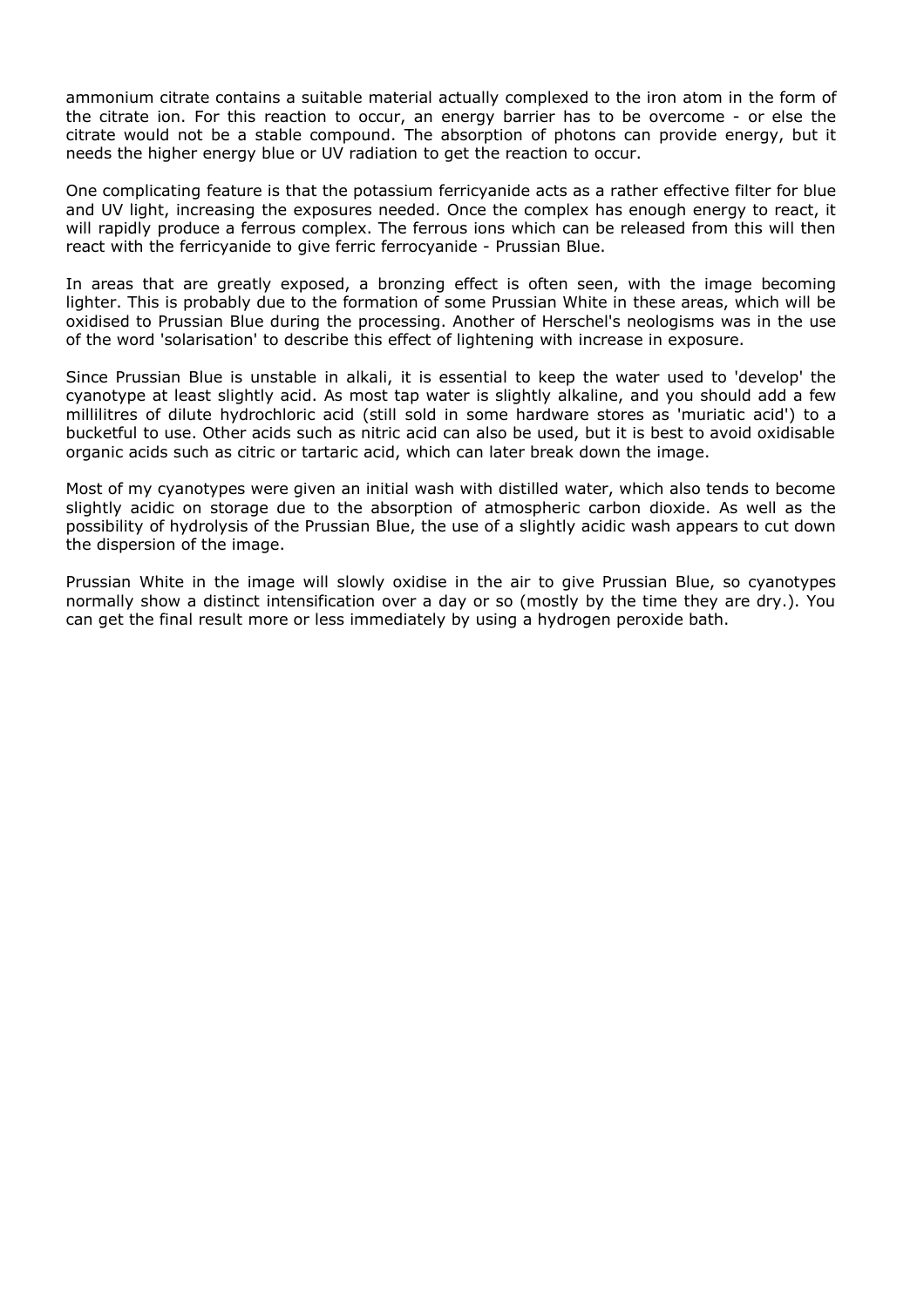ammonium citrate contains a suitable material actually complexed to the iron atom in the form of the citrate ion. For this reaction to occur, an energy barrier has to be overcome - or else the citrate would not be a stable compound. The absorption of photons can provide energy, but it needs the higher energy blue or UV radiation to get the reaction to occur.

One complicating feature is that the potassium ferricyanide acts as a rather effective filter for blue and UV light, increasing the exposures needed. Once the complex has enough energy to react, it will rapidly produce a ferrous complex. The ferrous ions which can be released from this will then react with the ferricyanide to give ferric ferrocyanide - Prussian Blue.

In areas that are greatly exposed, a bronzing effect is often seen, with the image becoming lighter. This is probably due to the formation of some Prussian White in these areas, which will be oxidised to Prussian Blue during the processing. Another of Herschel's neologisms was in the use of the word 'solarisation' to describe this effect of lightening with increase in exposure.

Since Prussian Blue is unstable in alkali, it is essential to keep the water used to 'develop' the cyanotype at least slightly acid. As most tap water is slightly alkaline, and you should add a few millilitres of dilute hydrochloric acid (still sold in some hardware stores as 'muriatic acid') to a bucketful to use. Other acids such as nitric acid can also be used, but it is best to avoid oxidisable organic acids such as citric or tartaric acid, which can later break down the image.

Most of my cyanotypes were given an initial wash with distilled water, which also tends to become slightly acidic on storage due to the absorption of atmospheric carbon dioxide. As well as the possibility of hydrolysis of the Prussian Blue, the use of a slightly acidic wash appears to cut down the dispersion of the image.

Prussian White in the image will slowly oxidise in the air to give Prussian Blue, so cyanotypes normally show a distinct intensification over a day or so (mostly by the time they are dry.). You can get the final result more or less immediately by using a hydrogen peroxide bath.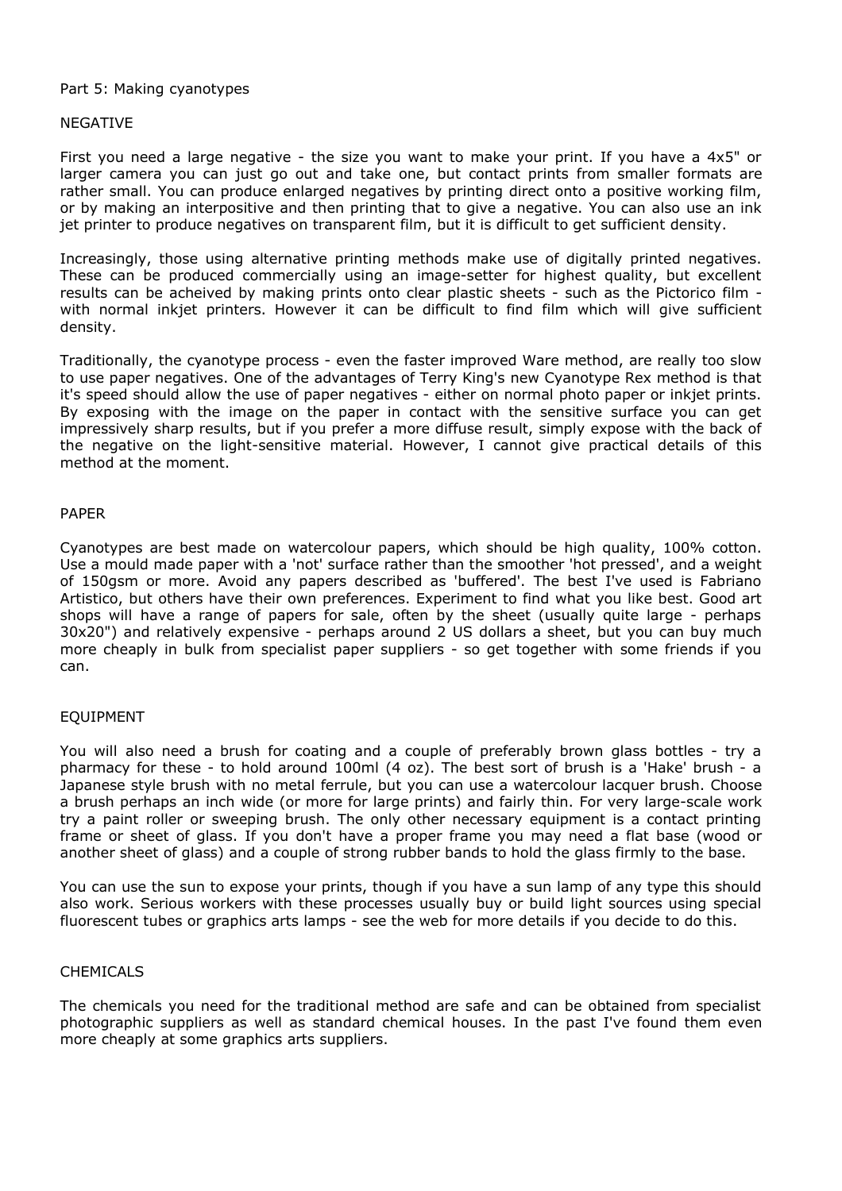# Part 5: Making cyanotypes

## NEGATIVE

First you need a large negative - the size you want to make your print. If you have a 4x5" or larger camera you can just go out and take one, but contact prints from smaller formats are rather small. You can produce enlarged negatives by printing direct onto a positive working film, or by making an interpositive and then printing that to give a negative. You can also use an ink jet printer to produce negatives on transparent film, but it is difficult to get sufficient density.

Increasingly, those using alternative printing methods make use of digitally printed negatives. These can be produced commercially using an image-setter for highest quality, but excellent results can be acheived by making prints onto clear plastic sheets - such as the Pictorico film - with normal inkjet printers. However it can be difficult to find film which will give sufficient density.

Traditionally, the cyanotype process - even the faster improved Ware method, are really too slow to use paper negatives. One of the advantages of Terry King's new Cyanotype Rex method is that it's speed should allow the use of paper negatives - either on normal photo paper or inkjet prints. By exposing with the image on the paper in contact with the sensitive surface you can get impressively sharp results, but if you prefer a more diffuse result, simply expose with the back of the negative on the light-sensitive material. However, I cannot give practical details of this method at the moment.

## PAPER

Cyanotypes are best made on watercolour papers, which should be high quality, 100% cotton. Use a mould made paper with a 'not' surface rather than the smoother 'hot pressed', and a weight of 150gsm or more. Avoid any papers described as 'buffered'. The best I've used is Fabriano Artistico, but others have their own preferences. Experiment to find what you like best. Good art shops will have a range of papers for sale, often by the sheet (usually quite large - perhaps 30x20") and relatively expensive - perhaps around 2 US dollars a sheet, but you can buy much more cheaply in bulk from specialist paper suppliers - so get together with some friends if you can.

## EQUIPMENT

You will also need a brush for coating and a couple of preferably brown glass bottles - try a pharmacy for these - to hold around 100ml (4 oz). The best sort of brush is a 'Hake' brush - a Japanese style brush with no metal ferrule, but you can use a watercolour lacquer brush. Choose a brush perhaps an inch wide (or more for large prints) and fairly thin. For very large-scale work try a paint roller or sweeping brush. The only other necessary equipment is a contact printing frame or sheet of glass. If you don't have a proper frame you may need a flat base (wood or another sheet of glass) and a couple of strong rubber bands to hold the glass firmly to the base.

You can use the sun to expose your prints, though if you have a sun lamp of any type this should also work. Serious workers with these processes usually buy or build light sources using special fluorescent tubes or graphics arts lamps - see the web for more details if you decide to do this.

## CHEMICALS

The chemicals you need for the traditional method are safe and can be obtained from specialist photographic suppliers as well as standard chemical houses. In the past I've found them even more cheaply at some graphics arts suppliers.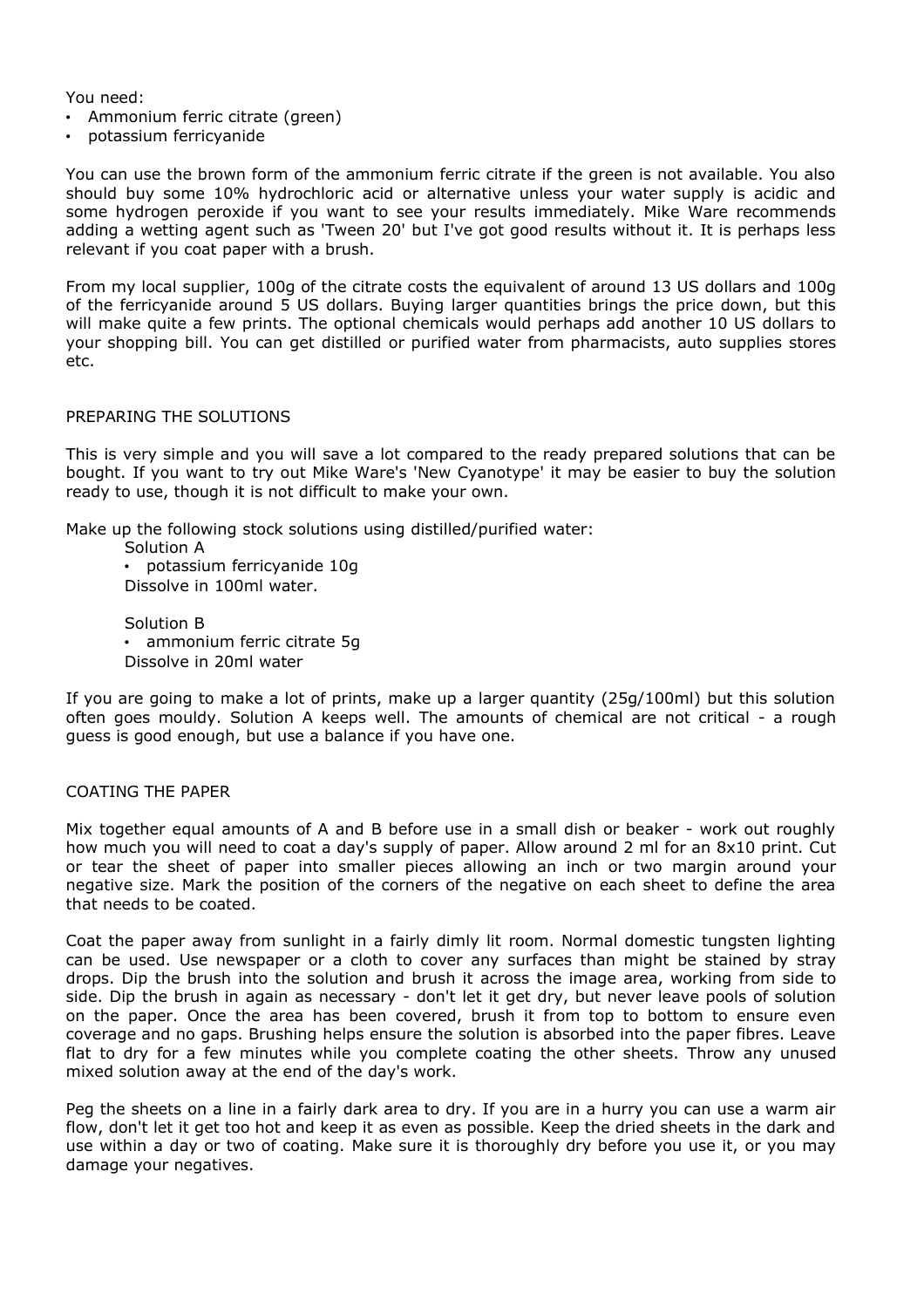You need:

- Ammonium ferric citrate (green)
- potassium ferricyanide

You can use the brown form of the ammonium ferric citrate if the green is not available. You also should buy some 10% hydrochloric acid or alternative unless your water supply is acidic and some hydrogen peroxide if you want to see your results immediately. Mike Ware recommends adding a wetting agent such as 'Tween 20' but I've got good results without it. It is perhaps less relevant if you coat paper with a brush.

From my local supplier, 100g of the citrate costs the equivalent of around 13 US dollars and 100g of the ferricyanide around 5 US dollars. Buying larger quantities brings the price down, but this will make quite a few prints. The optional chemicals would perhaps add another 10 US dollars to your shopping bill. You can get distilled or purified water from pharmacists, auto supplies stores etc.

## PREPARING THE SOLUTIONS

This is very simple and you will save a lot compared to the ready prepared solutions that can be bought. If you want to try out Mike Ware's 'New Cyanotype' it may be easier to buy the solution ready to use, though it is not difficult to make your own.

Make up the following stock solutions using distilled/purified water:

Solution A

- potassium ferricyanide 10g

Dissolve in 100ml water.

Solution B

- ammonium ferric citrate 5g

Dissolve in 20ml water

If you are going to make a lot of prints, make up a larger quantity (25g/100ml) but this solution often goes mouldy. Solution A keeps well. The amounts of chemical are not critical - a rough guess is good enough, but use a balance if you have one.

## COATING THE PAPER

Mix together equal amounts of A and B before use in a small dish or beaker - work out roughly how much you will need to coat a day's supply of paper. Allow around 2 ml for an 8x10 print. Cut or tear the sheet of paper into smaller pieces allowing an inch or two margin around your negative size. Mark the position of the corners of the negative on each sheet to define the area that needs to be coated.

Coat the paper away from sunlight in a fairly dimly lit room. Normal domestic tungsten lighting can be used. Use newspaper or a cloth to cover any surfaces than might be stained by stray drops. Dip the brush into the solution and brush it across the image area, working from side to side. Dip the brush in again as necessary - don't let it get dry, but never leave pools of solution on the paper. Once the area has been covered, brush it from top to bottom to ensure even coverage and no gaps. Brushing helps ensure the solution is absorbed into the paper fibres. Leave flat to dry for a few minutes while you complete coating the other sheets. Throw any unused mixed solution away at the end of the day's work.

Peg the sheets on a line in a fairly dark area to dry. If you are in a hurry you can use a warm air flow, don't let it get too hot and keep it as even as possible. Keep the dried sheets in the dark and use within a day or two of coating. Make sure it is thoroughly dry before you use it, or you may damage your negatives.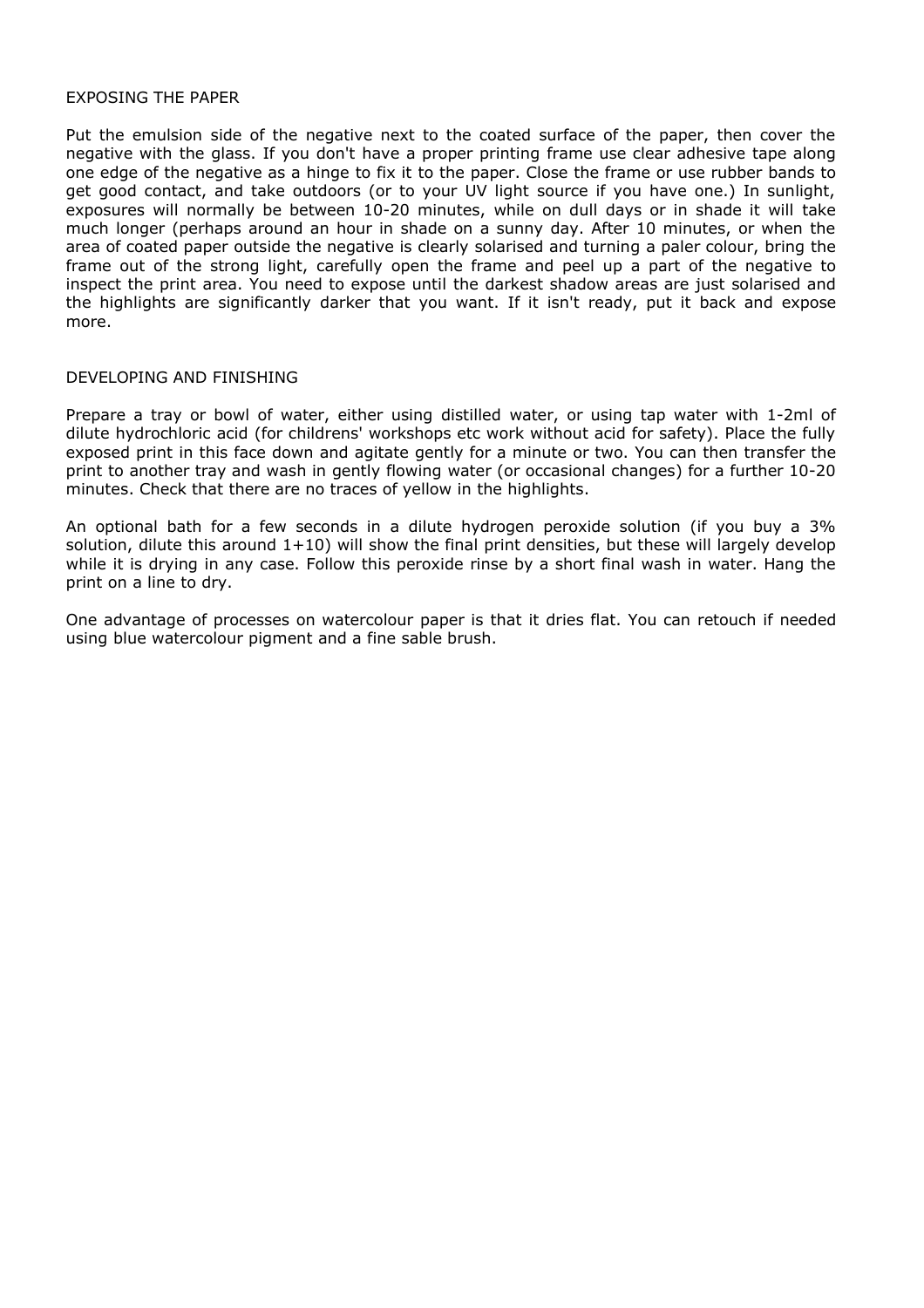## EXPOSING THE PAPER

Put the emulsion side of the negative next to the coated surface of the paper, then cover the negative with the glass. If you don't have a proper printing frame use clear adhesive tape along one edge of the negative as a hinge to fix it to the paper. Close the frame or use rubber bands to get good contact, and take outdoors (or to your UV light source if you have one.) In sunlight, exposures will normally be between 10-20 minutes, while on dull days or in shade it will take much longer (perhaps around an hour in shade on a sunny day. After 10 minutes, or when the area of coated paper outside the negative is clearly solarised and turning a paler colour, bring the frame out of the strong light, carefully open the frame and peel up a part of the negative to inspect the print area. You need to expose until the darkest shadow areas are just solarised and the highlights are significantly darker that you want. If it isn't ready, put it back and expose more.

## DEVELOPING AND FINISHING

Prepare a tray or bowl of water, either using distilled water, or using tap water with 1-2ml of dilute hydrochloric acid (for childrens' workshops etc work without acid for safety). Place the fully exposed print in this face down and agitate gently for a minute or two. You can then transfer the print to another tray and wash in gently flowing water (or occasional changes) for a further 10-20 minutes. Check that there are no traces of yellow in the highlights.

An optional bath for a few seconds in a dilute hydrogen peroxide solution (if you buy a 3% solution, dilute this around 1+10) will show the final print densities, but these will largely develop while it is drying in any case. Follow this peroxide rinse by a short final wash in water. Hang the print on a line to dry.

One advantage of processes on watercolour paper is that it dries flat. You can retouch if needed using blue watercolour pigment and a fine sable brush.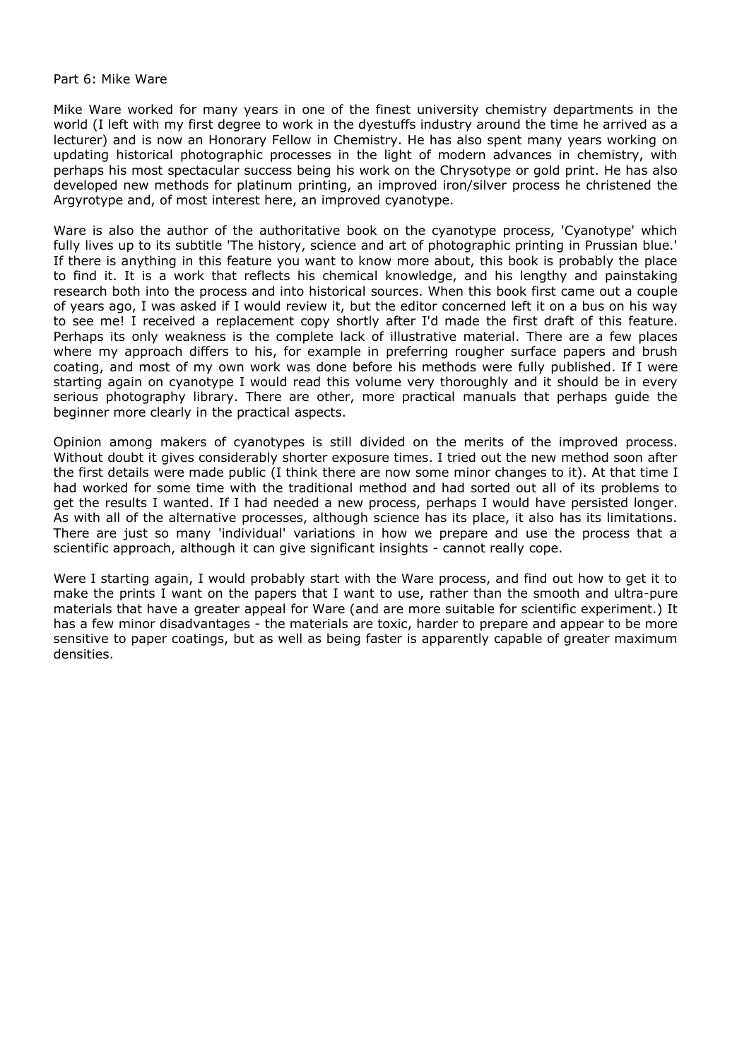## Part 6: Mike Ware

Mike Ware worked for many years in one of the finest university chemistry departments in the world (I left with my first degree to work in the dyestuffs industry around the time he arrived as a lecturer) and is now an Honorary Fellow in Chemistry. He has also spent many years working on updating historical photographic processes in the light of modern advances in chemistry, with perhaps his most spectacular success being his work on the Chrysotype or gold print. He has also developed new methods for platinum printing, an improved iron/silver process he christened the Argyrotype and, of most interest here, an improved cyanotype.

Ware is also the author of the authoritative book on the cyanotype process, 'Cyanotype' which fully lives up to its subtitle 'The history, science and art of photographic printing in Prussian blue.' If there is anything in this feature you want to know more about, this book is probably the place to find it. It is a work that reflects his chemical knowledge, and his lengthy and painstaking research both into the process and into historical sources. When this book first came out a couple of years ago, I was asked if I would review it, but the editor concerned left it on a bus on his way to see me! I received a replacement copy shortly after I'd made the first draft of this feature. Perhaps its only weakness is the complete lack of illustrative material. There are a few places where my approach differs to his, for example in preferring rougher surface papers and brush coating, and most of my own work was done before his methods were fully published. If I were starting again on cyanotype I would read this volume very thoroughly and it should be in every serious photography library. There are other, more practical manuals that perhaps guide the beginner more clearly in the practical aspects.

Opinion among makers of cyanotypes is still divided on the merits of the improved process. Without doubt it gives considerably shorter exposure times. I tried out the new method soon after the first details were made public (I think there are now some minor changes to it). At that time I had worked for some time with the traditional method and had sorted out all of its problems to get the results I wanted. If I had needed a new process, perhaps I would have persisted longer. As with all of the alternative processes, although science has its place, it also has its limitations. There are just so many 'individual' variations in how we prepare and use the process that a scientific approach, although it can give significant insights - cannot really cope.

Were I starting again, I would probably start with the Ware process, and find out how to get it to make the prints I want on the papers that I want to use, rather than the smooth and ultra-pure materials that have a greater appeal for Ware (and are more suitable for scientific experiment.) It has a few minor disadvantages - the materials are toxic, harder to prepare and appear to be more sensitive to paper coatings, but as well as being faster is apparently capable of greater maximum densities.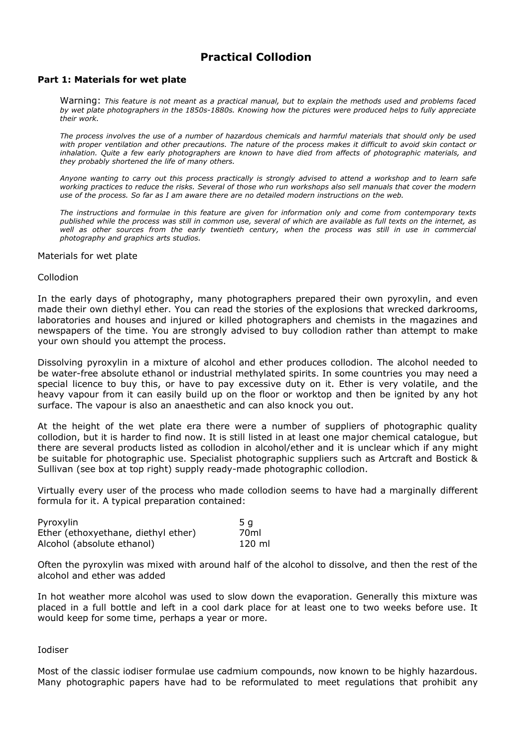# Practical Collodion

### Part 1: Materials for wet plate

> Warning: *This feature is not meant as a practical manual, but to explain the methods used and problems faced by wet plate photographers in the 1850s-1880s. Knowing how the pictures were produced helps to fully appreciate their work.*
>
> *The process involves the use of a number of hazardous chemicals and harmful materials that should only be used with proper ventilation and other precautions. The nature of the process makes it difficult to avoid skin contact or inhalation. Quite a few early photographers are known to have died from affects of photographic materials, and they probably shortened the life of many others.*
>
> *Anyone wanting to carry out this process practically is strongly advised to attend a workshop and to learn safe working practices to reduce the risks. Several of those who run workshops also sell manuals that cover the modern use of the process. So far as I am aware there are no detailed modern instructions on the web.*
>
> *The instructions and formulae in this feature are given for information only and come from contemporary texts published while the process was still in common use, several of which are available as full texts on the internet, as well as other sources from the early twentieth century, when the process was still in use in commercial photography and graphics arts studios.*

Materials for wet plate

Collodion

In the early days of photography, many photographers prepared their own pyroxylin, and even made their own diethyl ether. You can read the stories of the explosions that wrecked darkrooms, laboratories and houses and injured or killed photographers and chemists in the magazines and newspapers of the time. You are strongly advised to buy collodion rather than attempt to make your own should you attempt the process.

Dissolving pyroxylin in a mixture of alcohol and ether produces collodion. The alcohol needed to be water-free absolute ethanol or industrial methylated spirits. In some countries you may need a special licence to buy this, or have to pay excessive duty on it. Ether is very volatile, and the heavy vapour from it can easily build up on the floor or worktop and then be ignited by any hot surface. The vapour is also an anaesthetic and can also knock you out.

At the height of the wet plate era there were a number of suppliers of photographic quality collodion, but it is harder to find now. It is still listed in at least one major chemical catalogue, but there are several products listed as collodion in alcohol/ether and it is unclear which if any might be suitable for photographic use. Specialist photographic suppliers such as Artcraft and Bostick & Sullivan (see box at top right) supply ready-made photographic collodion.

Virtually every user of the process who made collodion seems to have had a marginally different formula for it. A typical preparation contained:

| | |
|---|---|
| Pyroxylin | 5 g |
| Ether (ethoxyethane, diethyl ether) | 70ml |
| Alcohol (absolute ethanol) | 120 ml |

Often the pyroxylin was mixed with around half of the alcohol to dissolve, and then the rest of the alcohol and ether was added

In hot weather more alcohol was used to slow down the evaporation. Generally this mixture was placed in a full bottle and left in a cool dark place for at least one to two weeks before use. It would keep for some time, perhaps a year or more.

Iodiser

Most of the classic iodiser formulae use cadmium compounds, now known to be highly hazardous. Many photographic papers have had to be reformulated to meet regulations that prohibit any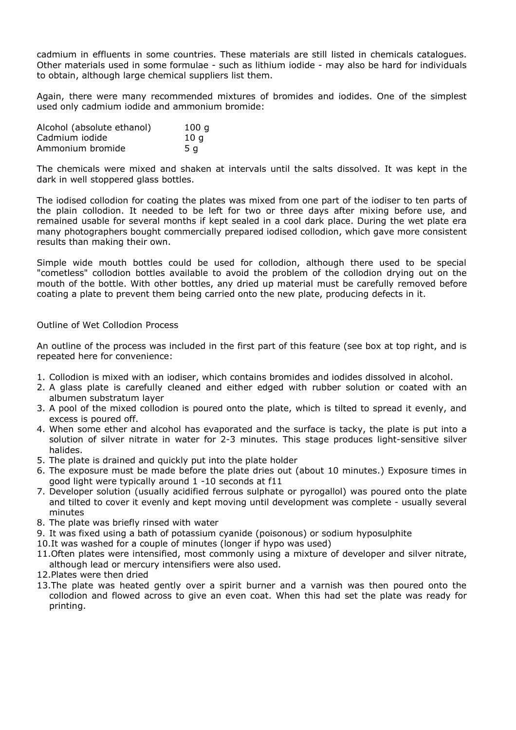cadmium in effluents in some countries. These materials are still listed in chemicals catalogues. Other materials used in some formulae - such as lithium iodide - may also be hard for individuals to obtain, although large chemical suppliers list them.

Again, there were many recommended mixtures of bromides and iodides. One of the simplest used only cadmium iodide and ammonium bromide:

| | |
|---|---|
| Alcohol (absolute ethanol) | 100 g |
| Cadmium iodide | 10 g |
| Ammonium bromide | 5 g |

The chemicals were mixed and shaken at intervals until the salts dissolved. It was kept in the dark in well stoppered glass bottles.

The iodised collodion for coating the plates was mixed from one part of the iodiser to ten parts of the plain collodion. It needed to be left for two or three days after mixing before use, and remained usable for several months if kept sealed in a cool dark place. During the wet plate era many photographers bought commercially prepared iodised collodion, which gave more consistent results than making their own.

Simple wide mouth bottles could be used for collodion, although there used to be special "cometless" collodion bottles available to avoid the problem of the collodion drying out on the mouth of the bottle. With other bottles, any dried up material must be carefully removed before coating a plate to prevent them being carried onto the new plate, producing defects in it.

## Outline of Wet Collodion Process

An outline of the process was included in the first part of this feature (see box at top right, and is repeated here for convenience:

1. Collodion is mixed with an iodiser, which contains bromides and iodides dissolved in alcohol.
2. A glass plate is carefully cleaned and either edged with rubber solution or coated with an albumen substratum layer
3. A pool of the mixed collodion is poured onto the plate, which is tilted to spread it evenly, and excess is poured off.
4. When some ether and alcohol has evaporated and the surface is tacky, the plate is put into a solution of silver nitrate in water for 2-3 minutes. This stage produces light-sensitive silver halides.
5. The plate is drained and quickly put into the plate holder
6. The exposure must be made before the plate dries out (about 10 minutes.) Exposure times in good light were typically around 1 -10 seconds at f11
7. Developer solution (usually acidified ferrous sulphate or pyrogallol) was poured onto the plate and tilted to cover it evenly and kept moving until development was complete - usually several minutes
8. The plate was briefly rinsed with water
9. It was fixed using a bath of potassium cyanide (poisonous) or sodium hyposulphite
10. It was washed for a couple of minutes (longer if hypo was used)
11. Often plates were intensified, most commonly using a mixture of developer and silver nitrate, although lead or mercury intensifiers were also used.
12. Plates were then dried
13. The plate was heated gently over a spirit burner and a varnish was then poured onto the collodion and flowed across to give an even coat. When this had set the plate was ready for printing.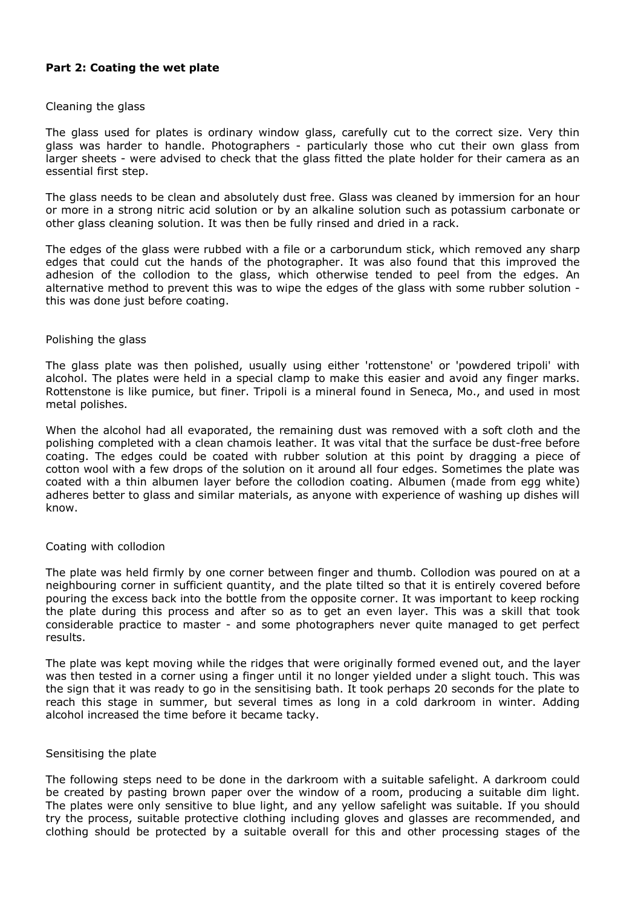**Part 2: Coating the wet plate**

Cleaning the glass

The glass used for plates is ordinary window glass, carefully cut to the correct size. Very thin glass was harder to handle. Photographers - particularly those who cut their own glass from larger sheets - were advised to check that the glass fitted the plate holder for their camera as an essential first step.

The glass needs to be clean and absolutely dust free. Glass was cleaned by immersion for an hour or more in a strong nitric acid solution or by an alkaline solution such as potassium carbonate or other glass cleaning solution. It was then be fully rinsed and dried in a rack.

The edges of the glass were rubbed with a file or a carborundum stick, which removed any sharp edges that could cut the hands of the photographer. It was also found that this improved the adhesion of the collodion to the glass, which otherwise tended to peel from the edges. An alternative method to prevent this was to wipe the edges of the glass with some rubber solution - this was done just before coating.

Polishing the glass

The glass plate was then polished, usually using either 'rottenstone' or 'powdered tripoli' with alcohol. The plates were held in a special clamp to make this easier and avoid any finger marks. Rottenstone is like pumice, but finer. Tripoli is a mineral found in Seneca, Mo., and used in most metal polishes.

When the alcohol had all evaporated, the remaining dust was removed with a soft cloth and the polishing completed with a clean chamois leather. It was vital that the surface be dust-free before coating. The edges could be coated with rubber solution at this point by dragging a piece of cotton wool with a few drops of the solution on it around all four edges. Sometimes the plate was coated with a thin albumen layer before the collodion coating. Albumen (made from egg white) adheres better to glass and similar materials, as anyone with experience of washing up dishes will know.

Coating with collodion

The plate was held firmly by one corner between finger and thumb. Collodion was poured on at a neighbouring corner in sufficient quantity, and the plate tilted so that it is entirely covered before pouring the excess back into the bottle from the opposite corner. It was important to keep rocking the plate during this process and after so as to get an even layer. This was a skill that took considerable practice to master - and some photographers never quite managed to get perfect results.

The plate was kept moving while the ridges that were originally formed evened out, and the layer was then tested in a corner using a finger until it no longer yielded under a slight touch. This was the sign that it was ready to go in the sensitising bath. It took perhaps 20 seconds for the plate to reach this stage in summer, but several times as long in a cold darkroom in winter. Adding alcohol increased the time before it became tacky.

Sensitising the plate

The following steps need to be done in the darkroom with a suitable safelight. A darkroom could be created by pasting brown paper over the window of a room, producing a suitable dim light. The plates were only sensitive to blue light, and any yellow safelight was suitable. If you should try the process, suitable protective clothing including gloves and glasses are recommended, and clothing should be protected by a suitable overall for this and other processing stages of the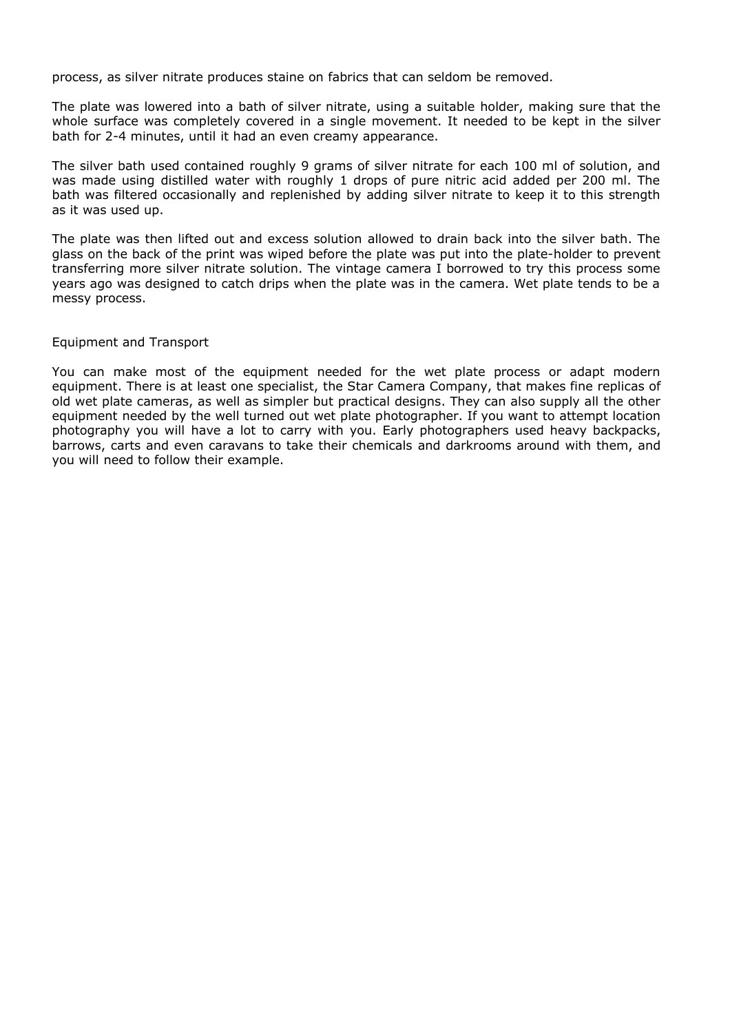process, as silver nitrate produces staine on fabrics that can seldom be removed.

The plate was lowered into a bath of silver nitrate, using a suitable holder, making sure that the whole surface was completely covered in a single movement. It needed to be kept in the silver bath for 2-4 minutes, until it had an even creamy appearance.

The silver bath used contained roughly 9 grams of silver nitrate for each 100 ml of solution, and was made using distilled water with roughly 1 drops of pure nitric acid added per 200 ml. The bath was filtered occasionally and replenished by adding silver nitrate to keep it to this strength as it was used up.

The plate was then lifted out and excess solution allowed to drain back into the silver bath. The glass on the back of the print was wiped before the plate was put into the plate-holder to prevent transferring more silver nitrate solution. The vintage camera I borrowed to try this process some years ago was designed to catch drips when the plate was in the camera. Wet plate tends to be a messy process.

## Equipment and Transport

You can make most of the equipment needed for the wet plate process or adapt modern equipment. There is at least one specialist, the Star Camera Company, that makes fine replicas of old wet plate cameras, as well as simpler but practical designs. They can also supply all the other equipment needed by the well turned out wet plate photographer. If you want to attempt location photography you will have a lot to carry with you. Early photographers used heavy backpacks, barrows, carts and even caravans to take their chemicals and darkrooms around with them, and you will need to follow their example.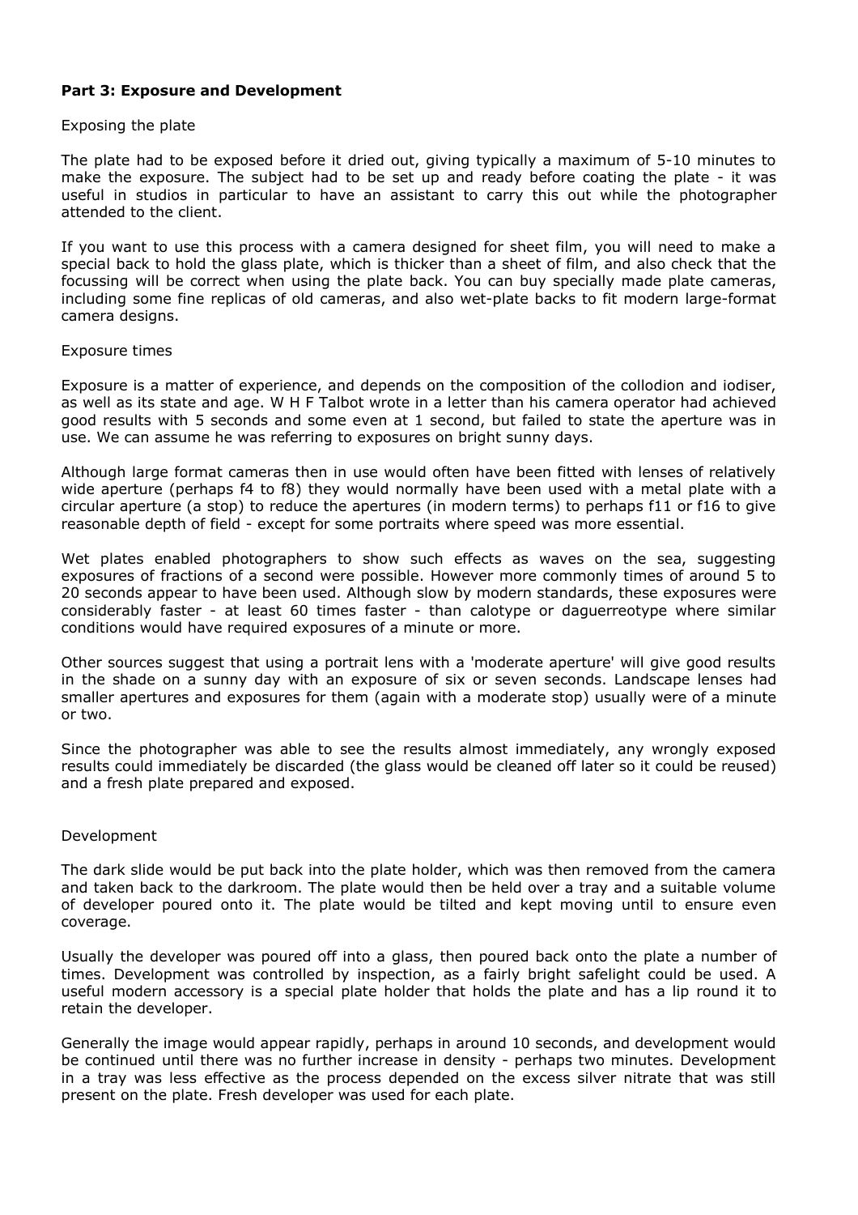**Part 3: Exposure and Development**

Exposing the plate

The plate had to be exposed before it dried out, giving typically a maximum of 5-10 minutes to make the exposure. The subject had to be set up and ready before coating the plate - it was useful in studios in particular to have an assistant to carry this out while the photographer attended to the client.

If you want to use this process with a camera designed for sheet film, you will need to make a special back to hold the glass plate, which is thicker than a sheet of film, and also check that the focussing will be correct when using the plate back. You can buy specially made plate cameras, including some fine replicas of old cameras, and also wet-plate backs to fit modern large-format camera designs.

Exposure times

Exposure is a matter of experience, and depends on the composition of the collodion and iodiser, as well as its state and age. W H F Talbot wrote in a letter than his camera operator had achieved good results with 5 seconds and some even at 1 second, but failed to state the aperture was in use. We can assume he was referring to exposures on bright sunny days.

Although large format cameras then in use would often have been fitted with lenses of relatively wide aperture (perhaps f4 to f8) they would normally have been used with a metal plate with a circular aperture (a stop) to reduce the apertures (in modern terms) to perhaps f11 or f16 to give reasonable depth of field - except for some portraits where speed was more essential.

Wet plates enabled photographers to show such effects as waves on the sea, suggesting exposures of fractions of a second were possible. However more commonly times of around 5 to 20 seconds appear to have been used. Although slow by modern standards, these exposures were considerably faster - at least 60 times faster - than calotype or daguerreotype where similar conditions would have required exposures of a minute or more.

Other sources suggest that using a portrait lens with a 'moderate aperture' will give good results in the shade on a sunny day with an exposure of six or seven seconds. Landscape lenses had smaller apertures and exposures for them (again with a moderate stop) usually were of a minute or two.

Since the photographer was able to see the results almost immediately, any wrongly exposed results could immediately be discarded (the glass would be cleaned off later so it could be reused) and a fresh plate prepared and exposed.

Development

The dark slide would be put back into the plate holder, which was then removed from the camera and taken back to the darkroom. The plate would then be held over a tray and a suitable volume of developer poured onto it. The plate would be tilted and kept moving until to ensure even coverage.

Usually the developer was poured off into a glass, then poured back onto the plate a number of times. Development was controlled by inspection, as a fairly bright safelight could be used. A useful modern accessory is a special plate holder that holds the plate and has a lip round it to retain the developer.

Generally the image would appear rapidly, perhaps in around 10 seconds, and development would be continued until there was no further increase in density - perhaps two minutes. Development in a tray was less effective as the process depended on the excess silver nitrate that was still present on the plate. Fresh developer was used for each plate.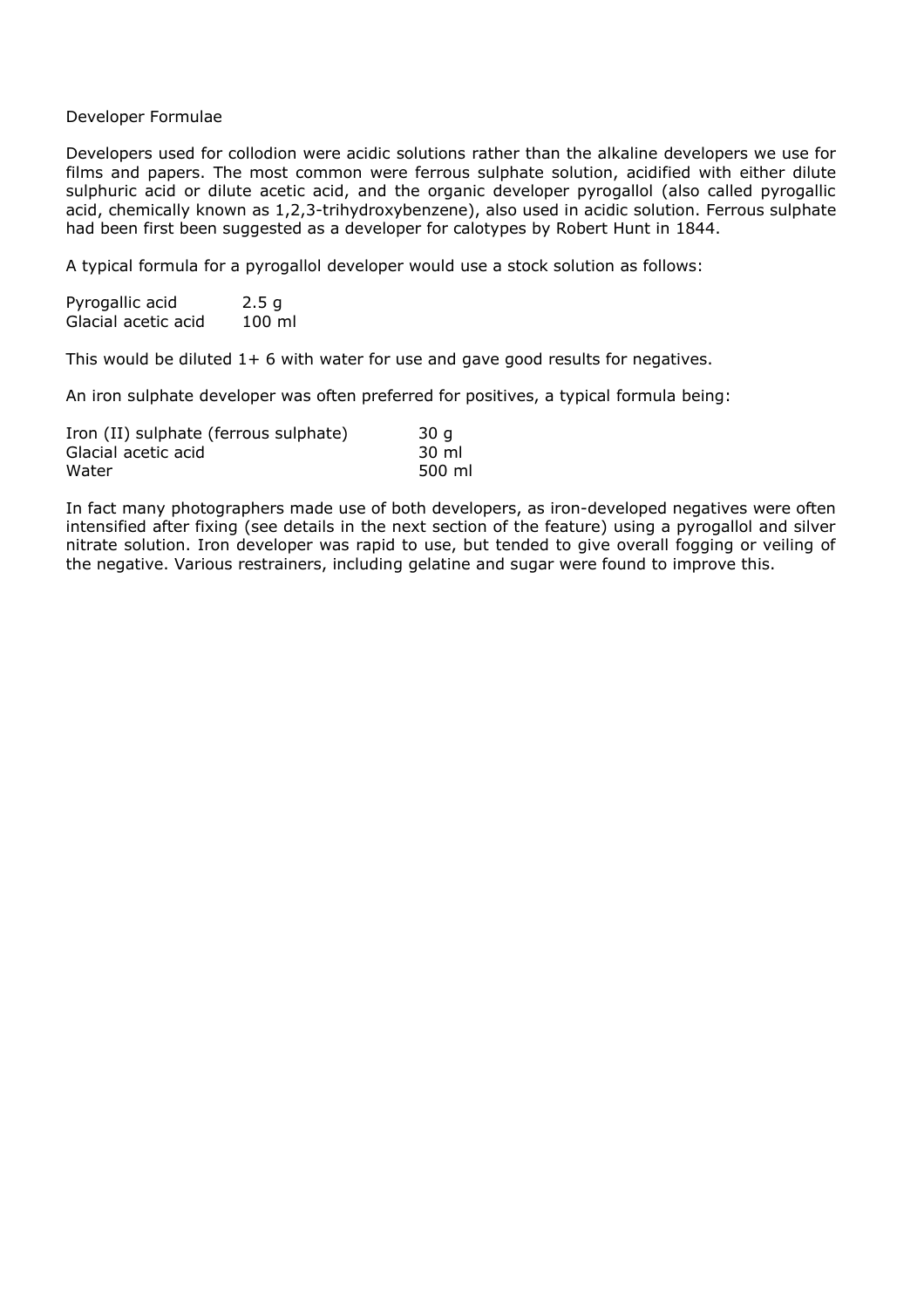Developer Formulae

Developers used for collodion were acidic solutions rather than the alkaline developers we use for films and papers. The most common were ferrous sulphate solution, acidified with either dilute sulphuric acid or dilute acetic acid, and the organic developer pyrogallol (also called pyrogallic acid, chemically known as 1,2,3-trihydroxybenzene), also used in acidic solution. Ferrous sulphate had been first been suggested as a developer for calotypes by Robert Hunt in 1844.

A typical formula for a pyrogallol developer would use a stock solution as follows:

| | |
|---|---|
| Pyrogallic acid | 2.5 g |
| Glacial acetic acid | 100 ml |

This would be diluted 1+ 6 with water for use and gave good results for negatives.

An iron sulphate developer was often preferred for positives, a typical formula being:

| | |
|---|---|
| Iron (II) sulphate (ferrous sulphate) | 30 g |
| Glacial acetic acid | 30 ml |
| Water | 500 ml |

In fact many photographers made use of both developers, as iron-developed negatives were often intensified after fixing (see details in the next section of the feature) using a pyrogallol and silver nitrate solution. Iron developer was rapid to use, but tended to give overall fogging or veiling of the negative. Various restrainers, including gelatine and sugar were found to improve this.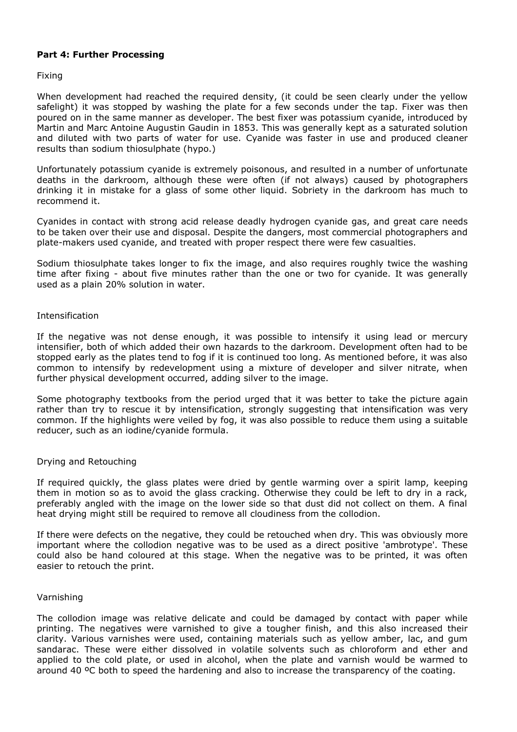**Part 4: Further Processing**

Fixing

When development had reached the required density, (it could be seen clearly under the yellow safelight) it was stopped by washing the plate for a few seconds under the tap. Fixer was then poured on in the same manner as developer. The best fixer was potassium cyanide, introduced by Martin and Marc Antoine Augustin Gaudin in 1853. This was generally kept as a saturated solution and diluted with two parts of water for use. Cyanide was faster in use and produced cleaner results than sodium thiosulphate (hypo.)

Unfortunately potassium cyanide is extremely poisonous, and resulted in a number of unfortunate deaths in the darkroom, although these were often (if not always) caused by photographers drinking it in mistake for a glass of some other liquid. Sobriety in the darkroom has much to recommend it.

Cyanides in contact with strong acid release deadly hydrogen cyanide gas, and great care needs to be taken over their use and disposal. Despite the dangers, most commercial photographers and plate-makers used cyanide, and treated with proper respect there were few casualties.

Sodium thiosulphate takes longer to fix the image, and also requires roughly twice the washing time after fixing - about five minutes rather than the one or two for cyanide. It was generally used as a plain 20% solution in water.

Intensification

If the negative was not dense enough, it was possible to intensify it using lead or mercury intensifier, both of which added their own hazards to the darkroom. Development often had to be stopped early as the plates tend to fog if it is continued too long. As mentioned before, it was also common to intensify by redevelopment using a mixture of developer and silver nitrate, when further physical development occurred, adding silver to the image.

Some photography textbooks from the period urged that it was better to take the picture again rather than try to rescue it by intensification, strongly suggesting that intensification was very common. If the highlights were veiled by fog, it was also possible to reduce them using a suitable reducer, such as an iodine/cyanide formula.

Drying and Retouching

If required quickly, the glass plates were dried by gentle warming over a spirit lamp, keeping them in motion so as to avoid the glass cracking. Otherwise they could be left to dry in a rack, preferably angled with the image on the lower side so that dust did not collect on them. A final heat drying might still be required to remove all cloudiness from the collodion.

If there were defects on the negative, they could be retouched when dry. This was obviously more important where the collodion negative was to be used as a direct positive 'ambrotype'. These could also be hand coloured at this stage. When the negative was to be printed, it was often easier to retouch the print.

Varnishing

The collodion image was relative delicate and could be damaged by contact with paper while printing. The negatives were varnished to give a tougher finish, and this also increased their clarity. Various varnishes were used, containing materials such as yellow amber, lac, and gum sandarac. These were either dissolved in volatile solvents such as chloroform and ether and applied to the cold plate, or used in alcohol, when the plate and varnish would be warmed to around 40 ºC both to speed the hardening and also to increase the transparency of the coating.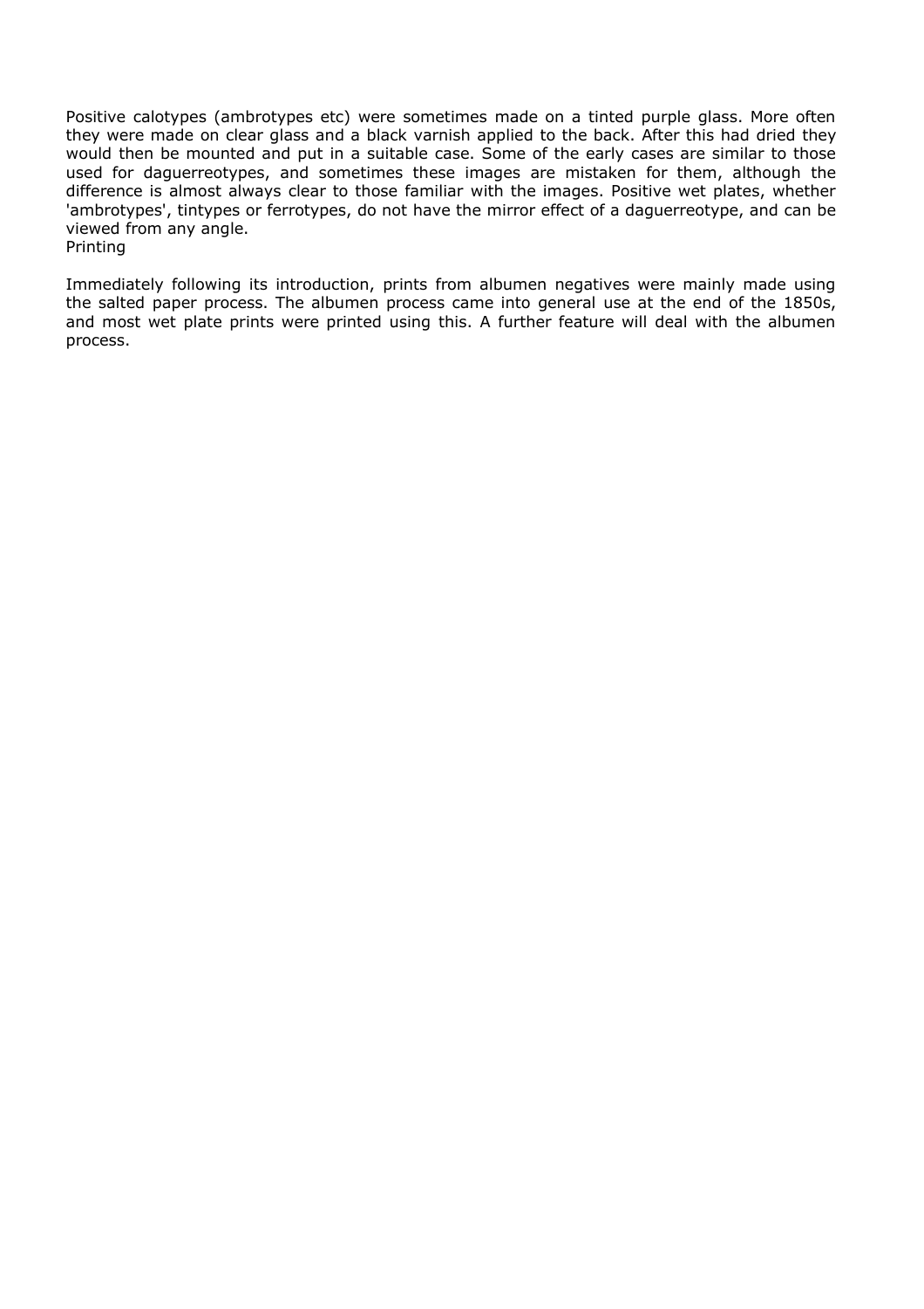Positive calotypes (ambrotypes etc) were sometimes made on a tinted purple glass. More often they were made on clear glass and a black varnish applied to the back. After this had dried they would then be mounted and put in a suitable case. Some of the early cases are similar to those used for daguerreotypes, and sometimes these images are mistaken for them, although the difference is almost always clear to those familiar with the images. Positive wet plates, whether 'ambrotypes', tintypes or ferrotypes, do not have the mirror effect of a daguerreotype, and can be viewed from any angle.

## Printing

Immediately following its introduction, prints from albumen negatives were mainly made using the salted paper process. The albumen process came into general use at the end of the 1850s, and most wet plate prints were printed using this. A further feature will deal with the albumen process.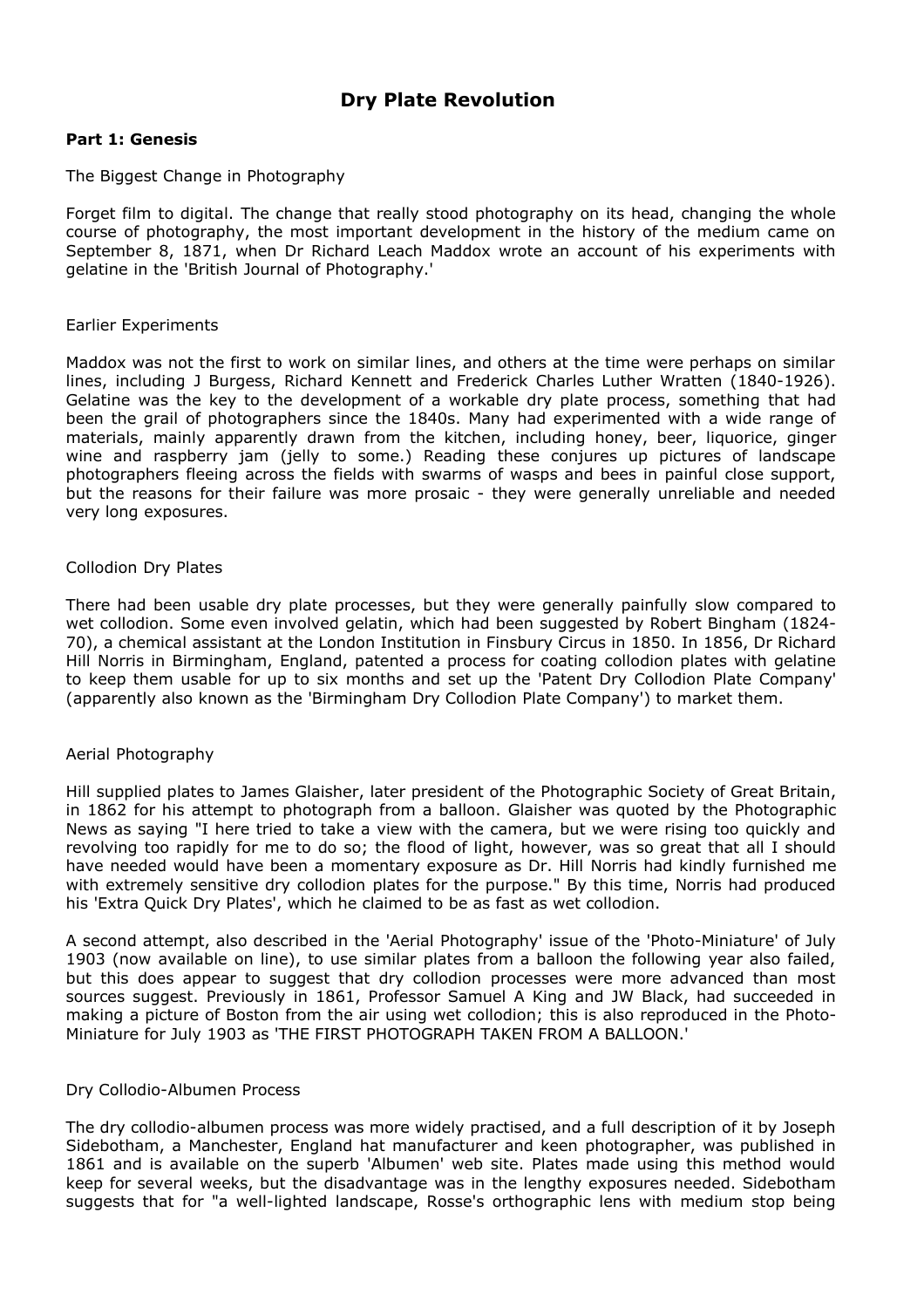# Dry Plate Revolution

## Part 1: Genesis

### The Biggest Change in Photography

Forget film to digital. The change that really stood photography on its head, changing the whole course of photography, the most important development in the history of the medium came on September 8, 1871, when Dr Richard Leach Maddox wrote an account of his experiments with gelatine in the 'British Journal of Photography.'

### Earlier Experiments

Maddox was not the first to work on similar lines, and others at the time were perhaps on similar lines, including J Burgess, Richard Kennett and Frederick Charles Luther Wratten (1840-1926). Gelatine was the key to the development of a workable dry plate process, something that had been the grail of photographers since the 1840s. Many had experimented with a wide range of materials, mainly apparently drawn from the kitchen, including honey, beer, liquorice, ginger wine and raspberry jam (jelly to some.) Reading these conjures up pictures of landscape photographers fleeing across the fields with swarms of wasps and bees in painful close support, but the reasons for their failure was more prosaic - they were generally unreliable and needed very long exposures.

### Collodion Dry Plates

There had been usable dry plate processes, but they were generally painfully slow compared to wet collodion. Some even involved gelatin, which had been suggested by Robert Bingham (1824-70), a chemical assistant at the London Institution in Finsbury Circus in 1850. In 1856, Dr Richard Hill Norris in Birmingham, England, patented a process for coating collodion plates with gelatine to keep them usable for up to six months and set up the 'Patent Dry Collodion Plate Company' (apparently also known as the 'Birmingham Dry Collodion Plate Company') to market them.

### Aerial Photography

Hill supplied plates to James Glaisher, later president of the Photographic Society of Great Britain, in 1862 for his attempt to photograph from a balloon. Glaisher was quoted by the Photographic News as saying "I here tried to take a view with the camera, but we were rising too quickly and revolving too rapidly for me to do so; the flood of light, however, was so great that all I should have needed would have been a momentary exposure as Dr. Hill Norris had kindly furnished me with extremely sensitive dry collodion plates for the purpose." By this time, Norris had produced his 'Extra Quick Dry Plates', which he claimed to be as fast as wet collodion.

A second attempt, also described in the 'Aerial Photography' issue of the 'Photo-Miniature' of July 1903 (now available on line), to use similar plates from a balloon the following year also failed, but this does appear to suggest that dry collodion processes were more advanced than most sources suggest. Previously in 1861, Professor Samuel A King and JW Black, had succeeded in making a picture of Boston from the air using wet collodion; this is also reproduced in the Photo-Miniature for July 1903 as 'THE FIRST PHOTOGRAPH TAKEN FROM A BALLOON.'

### Dry Collodio-Albumen Process

The dry collodio-albumen process was more widely practised, and a full description of it by Joseph Sidebotham, a Manchester, England hat manufacturer and keen photographer, was published in 1861 and is available on the superb 'Albumen' web site. Plates made using this method would keep for several weeks, but the disadvantage was in the lengthy exposures needed. Sidebotham suggests that for "a well-lighted landscape, Rosse's orthographic lens with medium stop being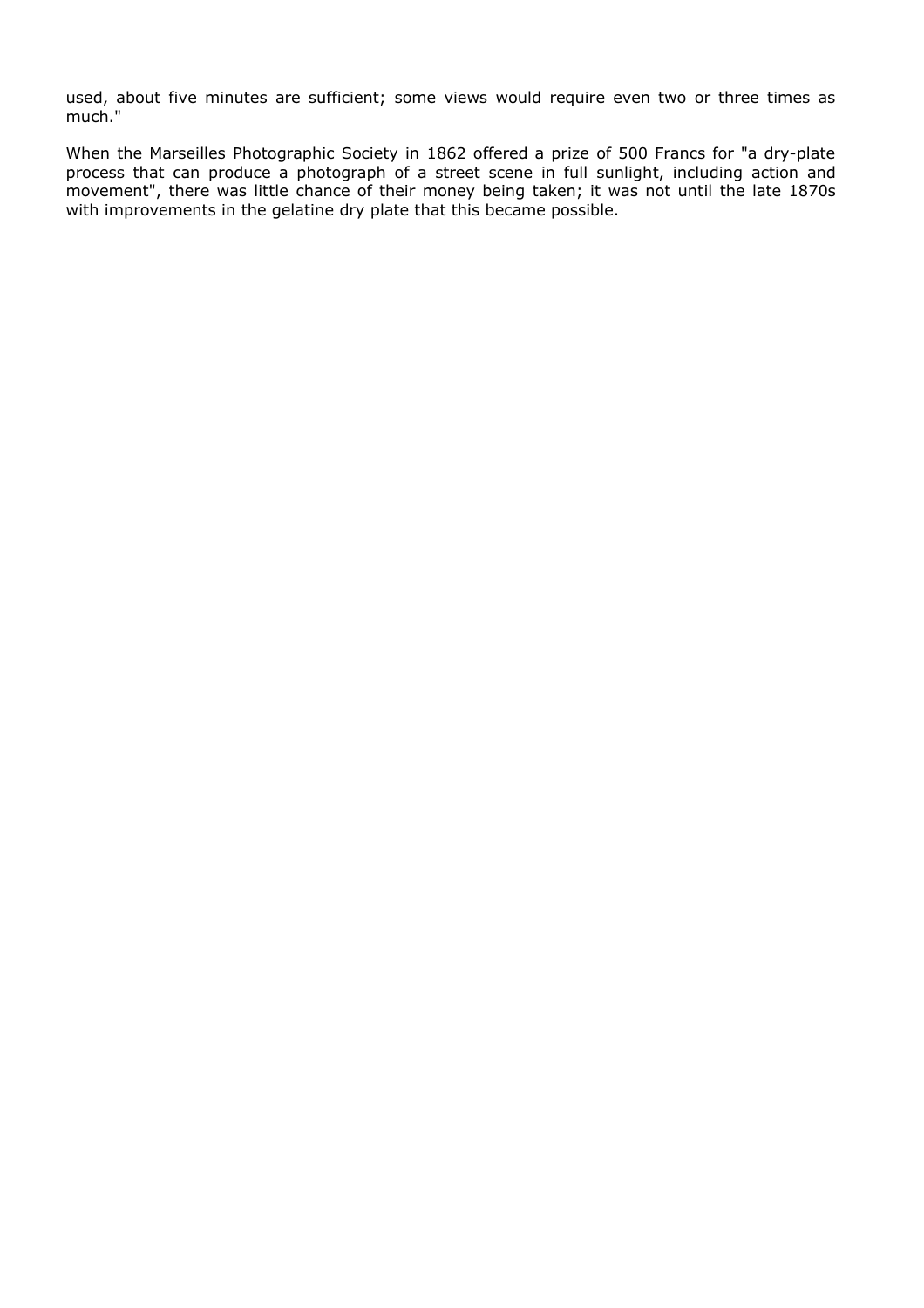used, about five minutes are sufficient; some views would require even two or three times as much."

When the Marseilles Photographic Society in 1862 offered a prize of 500 Francs for "a dry-plate process that can produce a photograph of a street scene in full sunlight, including action and movement", there was little chance of their money being taken; it was not until the late 1870s with improvements in the gelatine dry plate that this became possible.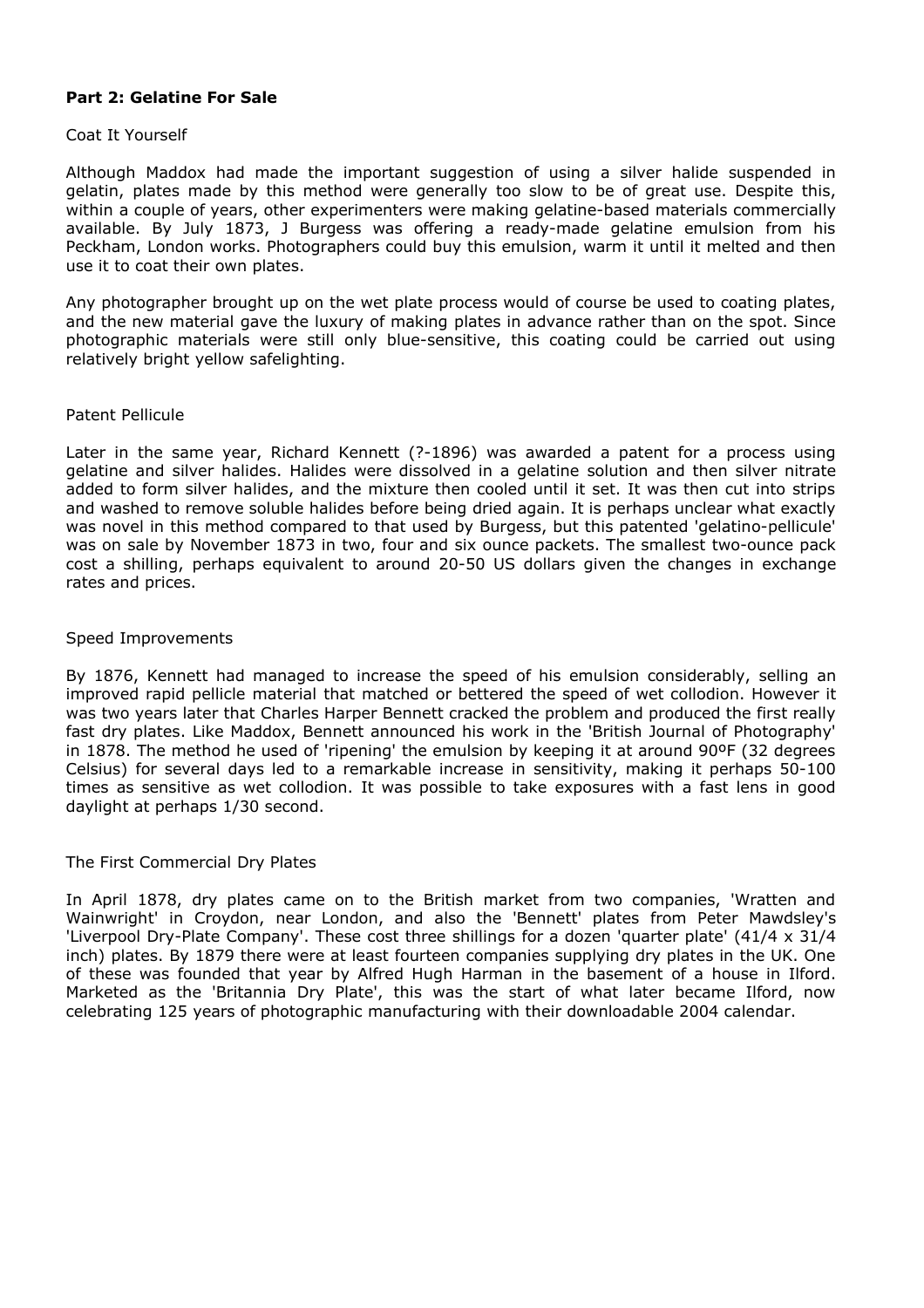**Part 2: Gelatine For Sale**

Coat It Yourself

Although Maddox had made the important suggestion of using a silver halide suspended in gelatin, plates made by this method were generally too slow to be of great use. Despite this, within a couple of years, other experimenters were making gelatine-based materials commercially available. By July 1873, J Burgess was offering a ready-made gelatine emulsion from his Peckham, London works. Photographers could buy this emulsion, warm it until it melted and then use it to coat their own plates.

Any photographer brought up on the wet plate process would of course be used to coating plates, and the new material gave the luxury of making plates in advance rather than on the spot. Since photographic materials were still only blue-sensitive, this coating could be carried out using relatively bright yellow safelighting.

Patent Pellicule

Later in the same year, Richard Kennett (?-1896) was awarded a patent for a process using gelatine and silver halides. Halides were dissolved in a gelatine solution and then silver nitrate added to form silver halides, and the mixture then cooled until it set. It was then cut into strips and washed to remove soluble halides before being dried again. It is perhaps unclear what exactly was novel in this method compared to that used by Burgess, but this patented 'gelatino-pellicule' was on sale by November 1873 in two, four and six ounce packets. The smallest two-ounce pack cost a shilling, perhaps equivalent to around 20-50 US dollars given the changes in exchange rates and prices.

Speed Improvements

By 1876, Kennett had managed to increase the speed of his emulsion considerably, selling an improved rapid pellicle material that matched or bettered the speed of wet collodion. However it was two years later that Charles Harper Bennett cracked the problem and produced the first really fast dry plates. Like Maddox, Bennett announced his work in the 'British Journal of Photography' in 1878. The method he used of 'ripening' the emulsion by keeping it at around 90ºF (32 degrees Celsius) for several days led to a remarkable increase in sensitivity, making it perhaps 50-100 times as sensitive as wet collodion. It was possible to take exposures with a fast lens in good daylight at perhaps 1/30 second.

The First Commercial Dry Plates

In April 1878, dry plates came on to the British market from two companies, 'Wratten and Wainwright' in Croydon, near London, and also the 'Bennett' plates from Peter Mawdsley's 'Liverpool Dry-Plate Company'. These cost three shillings for a dozen 'quarter plate' (41/4 x 31/4 inch) plates. By 1879 there were at least fourteen companies supplying dry plates in the UK. One of these was founded that year by Alfred Hugh Harman in the basement of a house in Ilford. Marketed as the 'Britannia Dry Plate', this was the start of what later became Ilford, now celebrating 125 years of photographic manufacturing with their downloadable 2004 calendar.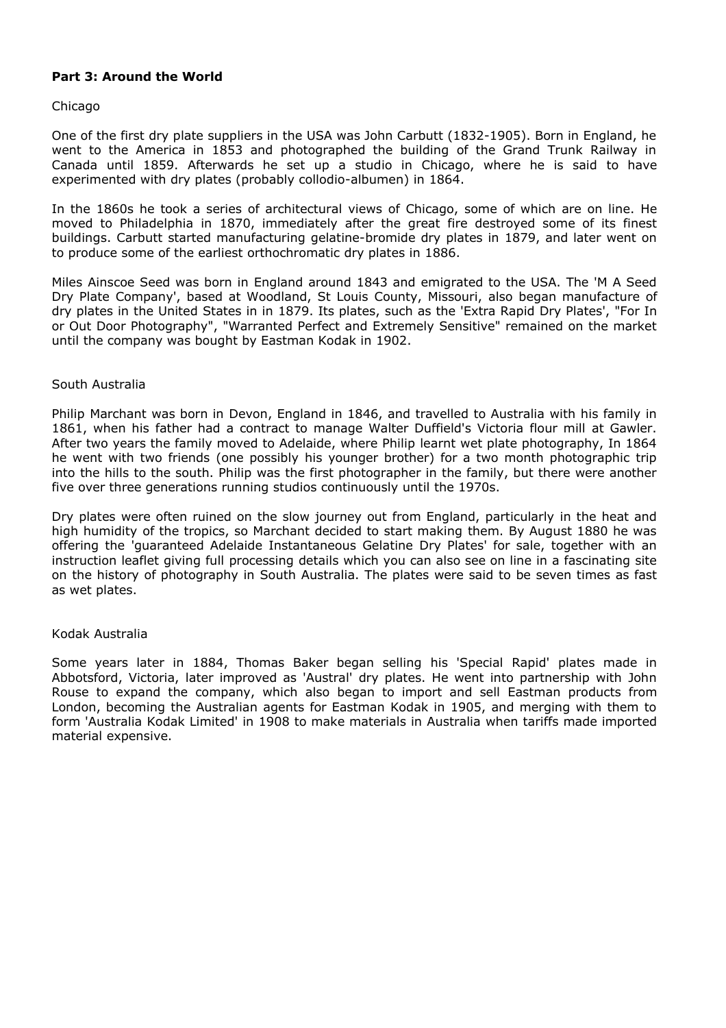**Part 3: Around the World**

Chicago

One of the first dry plate suppliers in the USA was John Carbutt (1832-1905). Born in England, he went to the America in 1853 and photographed the building of the Grand Trunk Railway in Canada until 1859. Afterwards he set up a studio in Chicago, where he is said to have experimented with dry plates (probably collodio-albumen) in 1864.

In the 1860s he took a series of architectural views of Chicago, some of which are on line. He moved to Philadelphia in 1870, immediately after the great fire destroyed some of its finest buildings. Carbutt started manufacturing gelatine-bromide dry plates in 1879, and later went on to produce some of the earliest orthochromatic dry plates in 1886.

Miles Ainscoe Seed was born in England around 1843 and emigrated to the USA. The 'M A Seed Dry Plate Company', based at Woodland, St Louis County, Missouri, also began manufacture of dry plates in the United States in in 1879. Its plates, such as the 'Extra Rapid Dry Plates', "For In or Out Door Photography", "Warranted Perfect and Extremely Sensitive" remained on the market until the company was bought by Eastman Kodak in 1902.

South Australia

Philip Marchant was born in Devon, England in 1846, and travelled to Australia with his family in 1861, when his father had a contract to manage Walter Duffield's Victoria flour mill at Gawler. After two years the family moved to Adelaide, where Philip learnt wet plate photography, In 1864 he went with two friends (one possibly his younger brother) for a two month photographic trip into the hills to the south. Philip was the first photographer in the family, but there were another five over three generations running studios continuously until the 1970s.

Dry plates were often ruined on the slow journey out from England, particularly in the heat and high humidity of the tropics, so Marchant decided to start making them. By August 1880 he was offering the 'guaranteed Adelaide Instantaneous Gelatine Dry Plates' for sale, together with an instruction leaflet giving full processing details which you can also see on line in a fascinating site on the history of photography in South Australia. The plates were said to be seven times as fast as wet plates.

Kodak Australia

Some years later in 1884, Thomas Baker began selling his 'Special Rapid' plates made in Abbotsford, Victoria, later improved as 'Austral' dry plates. He went into partnership with John Rouse to expand the company, which also began to import and sell Eastman products from London, becoming the Australian agents for Eastman Kodak in 1905, and merging with them to form 'Australia Kodak Limited' in 1908 to make materials in Australia when tariffs made imported material expensive.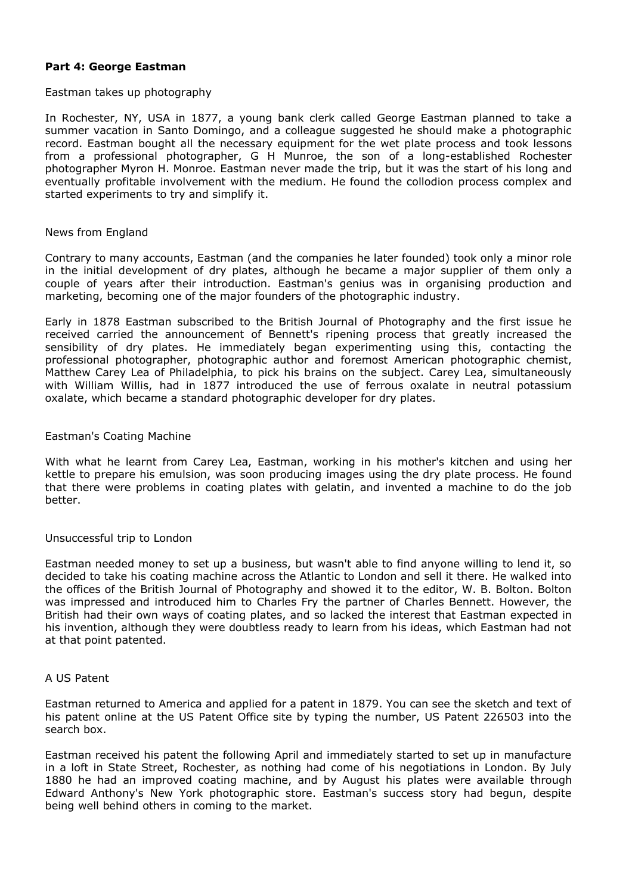**Part 4: George Eastman**

Eastman takes up photography

In Rochester, NY, USA in 1877, a young bank clerk called George Eastman planned to take a summer vacation in Santo Domingo, and a colleague suggested he should make a photographic record. Eastman bought all the necessary equipment for the wet plate process and took lessons from a professional photographer, G H Munroe, the son of a long-established Rochester photographer Myron H. Monroe. Eastman never made the trip, but it was the start of his long and eventually profitable involvement with the medium. He found the collodion process complex and started experiments to try and simplify it.

News from England

Contrary to many accounts, Eastman (and the companies he later founded) took only a minor role in the initial development of dry plates, although he became a major supplier of them only a couple of years after their introduction. Eastman's genius was in organising production and marketing, becoming one of the major founders of the photographic industry.

Early in 1878 Eastman subscribed to the British Journal of Photography and the first issue he received carried the announcement of Bennett's ripening process that greatly increased the sensibility of dry plates. He immediately began experimenting using this, contacting the professional photographer, photographic author and foremost American photographic chemist, Matthew Carey Lea of Philadelphia, to pick his brains on the subject. Carey Lea, simultaneously with William Willis, had in 1877 introduced the use of ferrous oxalate in neutral potassium oxalate, which became a standard photographic developer for dry plates.

Eastman's Coating Machine

With what he learnt from Carey Lea, Eastman, working in his mother's kitchen and using her kettle to prepare his emulsion, was soon producing images using the dry plate process. He found that there were problems in coating plates with gelatin, and invented a machine to do the job better.

Unsuccessful trip to London

Eastman needed money to set up a business, but wasn't able to find anyone willing to lend it, so decided to take his coating machine across the Atlantic to London and sell it there. He walked into the offices of the British Journal of Photography and showed it to the editor, W. B. Bolton. Bolton was impressed and introduced him to Charles Fry the partner of Charles Bennett. However, the British had their own ways of coating plates, and so lacked the interest that Eastman expected in his invention, although they were doubtless ready to learn from his ideas, which Eastman had not at that point patented.

A US Patent

Eastman returned to America and applied for a patent in 1879. You can see the sketch and text of his patent online at the US Patent Office site by typing the number, US Patent 226503 into the search box.

Eastman received his patent the following April and immediately started to set up in manufacture in a loft in State Street, Rochester, as nothing had come of his negotiations in London. By July 1880 he had an improved coating machine, and by August his plates were available through Edward Anthony's New York photographic store. Eastman's success story had begun, despite being well behind others in coming to the market.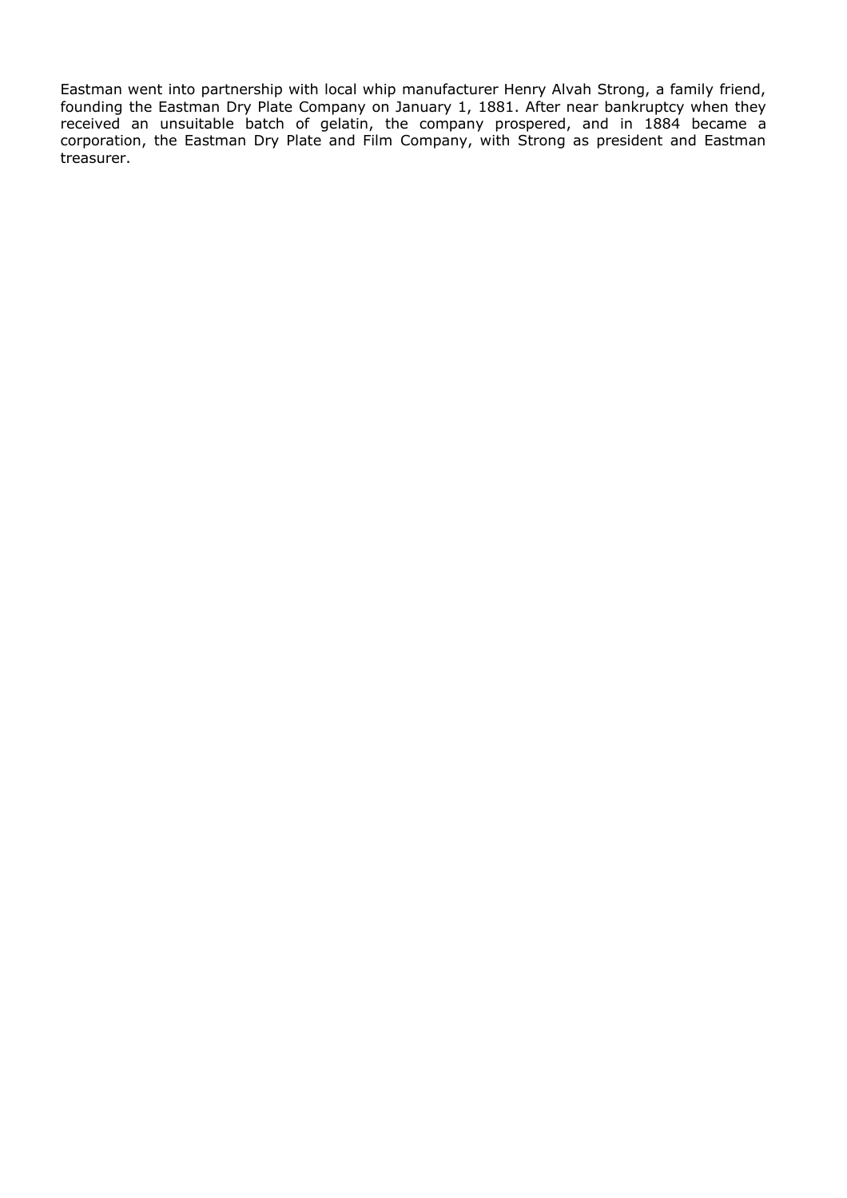Eastman went into partnership with local whip manufacturer Henry Alvah Strong, a family friend, founding the Eastman Dry Plate Company on January 1, 1881. After near bankruptcy when they received an unsuitable batch of gelatin, the company prospered, and in 1884 became a corporation, the Eastman Dry Plate and Film Company, with Strong as president and Eastman treasurer.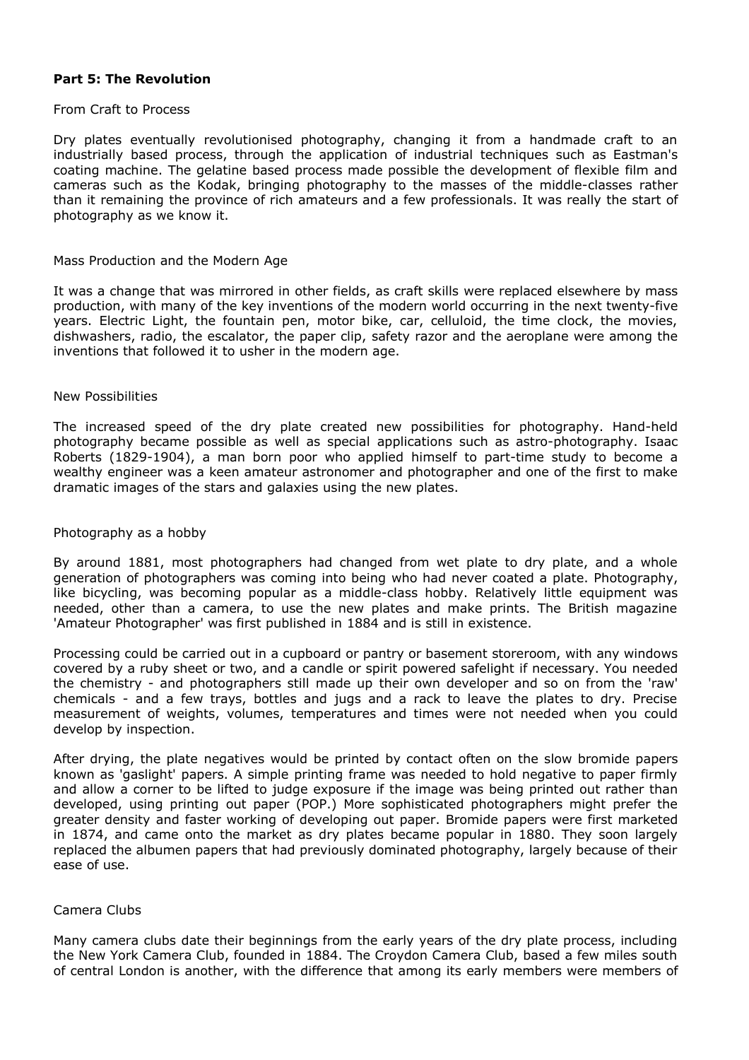## Part 5: The Revolution

### From Craft to Process

Dry plates eventually revolutionised photography, changing it from a handmade craft to an industrially based process, through the application of industrial techniques such as Eastman's coating machine. The gelatine based process made possible the development of flexible film and cameras such as the Kodak, bringing photography to the masses of the middle-classes rather than it remaining the province of rich amateurs and a few professionals. It was really the start of photography as we know it.

### Mass Production and the Modern Age

It was a change that was mirrored in other fields, as craft skills were replaced elsewhere by mass production, with many of the key inventions of the modern world occurring in the next twenty-five years. Electric Light, the fountain pen, motor bike, car, celluloid, the time clock, the movies, dishwashers, radio, the escalator, the paper clip, safety razor and the aeroplane were among the inventions that followed it to usher in the modern age.

### New Possibilities

The increased speed of the dry plate created new possibilities for photography. Hand-held photography became possible as well as special applications such as astro-photography. Isaac Roberts (1829-1904), a man born poor who applied himself to part-time study to become a wealthy engineer was a keen amateur astronomer and photographer and one of the first to make dramatic images of the stars and galaxies using the new plates.

### Photography as a hobby

By around 1881, most photographers had changed from wet plate to dry plate, and a whole generation of photographers was coming into being who had never coated a plate. Photography, like bicycling, was becoming popular as a middle-class hobby. Relatively little equipment was needed, other than a camera, to use the new plates and make prints. The British magazine 'Amateur Photographer' was first published in 1884 and is still in existence.

Processing could be carried out in a cupboard or pantry or basement storeroom, with any windows covered by a ruby sheet or two, and a candle or spirit powered safelight if necessary. You needed the chemistry - and photographers still made up their own developer and so on from the 'raw' chemicals - and a few trays, bottles and jugs and a rack to leave the plates to dry. Precise measurement of weights, volumes, temperatures and times were not needed when you could develop by inspection.

After drying, the plate negatives would be printed by contact often on the slow bromide papers known as 'gaslight' papers. A simple printing frame was needed to hold negative to paper firmly and allow a corner to be lifted to judge exposure if the image was being printed out rather than developed, using printing out paper (POP.) More sophisticated photographers might prefer the greater density and faster working of developing out paper. Bromide papers were first marketed in 1874, and came onto the market as dry plates became popular in 1880. They soon largely replaced the albumen papers that had previously dominated photography, largely because of their ease of use.

### Camera Clubs

Many camera clubs date their beginnings from the early years of the dry plate process, including the New York Camera Club, founded in 1884. The Croydon Camera Club, based a few miles south of central London is another, with the difference that among its early members were members of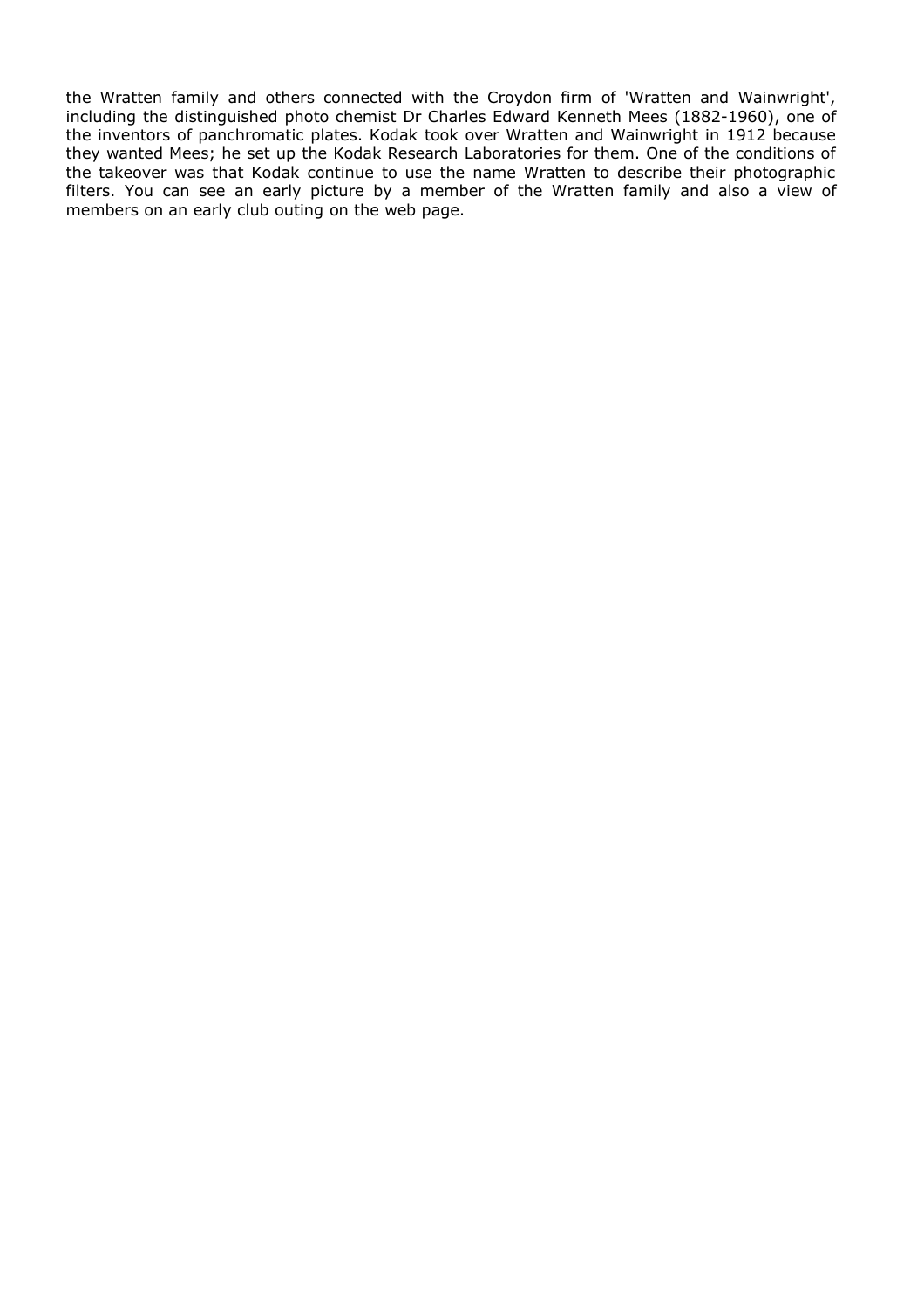the Wratten family and others connected with the Croydon firm of 'Wratten and Wainwright', including the distinguished photo chemist Dr Charles Edward Kenneth Mees (1882-1960), one of the inventors of panchromatic plates. Kodak took over Wratten and Wainwright in 1912 because they wanted Mees; he set up the Kodak Research Laboratories for them. One of the conditions of the takeover was that Kodak continue to use the name Wratten to describe their photographic filters. You can see an early picture by a member of the Wratten family and also a view of members on an early club outing on the web page.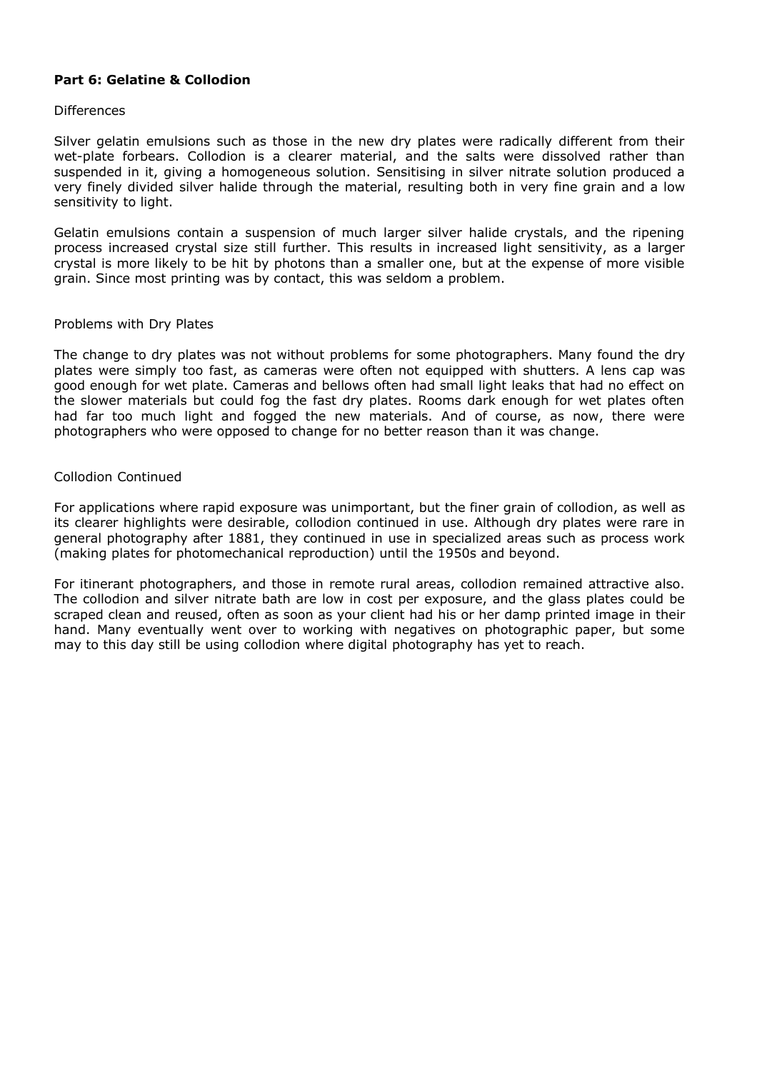## Part 6: Gelatine & Collodion

### Differences

Silver gelatin emulsions such as those in the new dry plates were radically different from their wet-plate forbears. Collodion is a clearer material, and the salts were dissolved rather than suspended in it, giving a homogeneous solution. Sensitising in silver nitrate solution produced a very finely divided silver halide through the material, resulting both in very fine grain and a low sensitivity to light.

Gelatin emulsions contain a suspension of much larger silver halide crystals, and the ripening process increased crystal size still further. This results in increased light sensitivity, as a larger crystal is more likely to be hit by photons than a smaller one, but at the expense of more visible grain. Since most printing was by contact, this was seldom a problem.

### Problems with Dry Plates

The change to dry plates was not without problems for some photographers. Many found the dry plates were simply too fast, as cameras were often not equipped with shutters. A lens cap was good enough for wet plate. Cameras and bellows often had small light leaks that had no effect on the slower materials but could fog the fast dry plates. Rooms dark enough for wet plates often had far too much light and fogged the new materials. And of course, as now, there were photographers who were opposed to change for no better reason than it was change.

### Collodion Continued

For applications where rapid exposure was unimportant, but the finer grain of collodion, as well as its clearer highlights were desirable, collodion continued in use. Although dry plates were rare in general photography after 1881, they continued in use in specialized areas such as process work (making plates for photomechanical reproduction) until the 1950s and beyond.

For itinerant photographers, and those in remote rural areas, collodion remained attractive also. The collodion and silver nitrate bath are low in cost per exposure, and the glass plates could be scraped clean and reused, often as soon as your client had his or her damp printed image in their hand. Many eventually went over to working with negatives on photographic paper, but some may to this day still be using collodion where digital photography has yet to reach.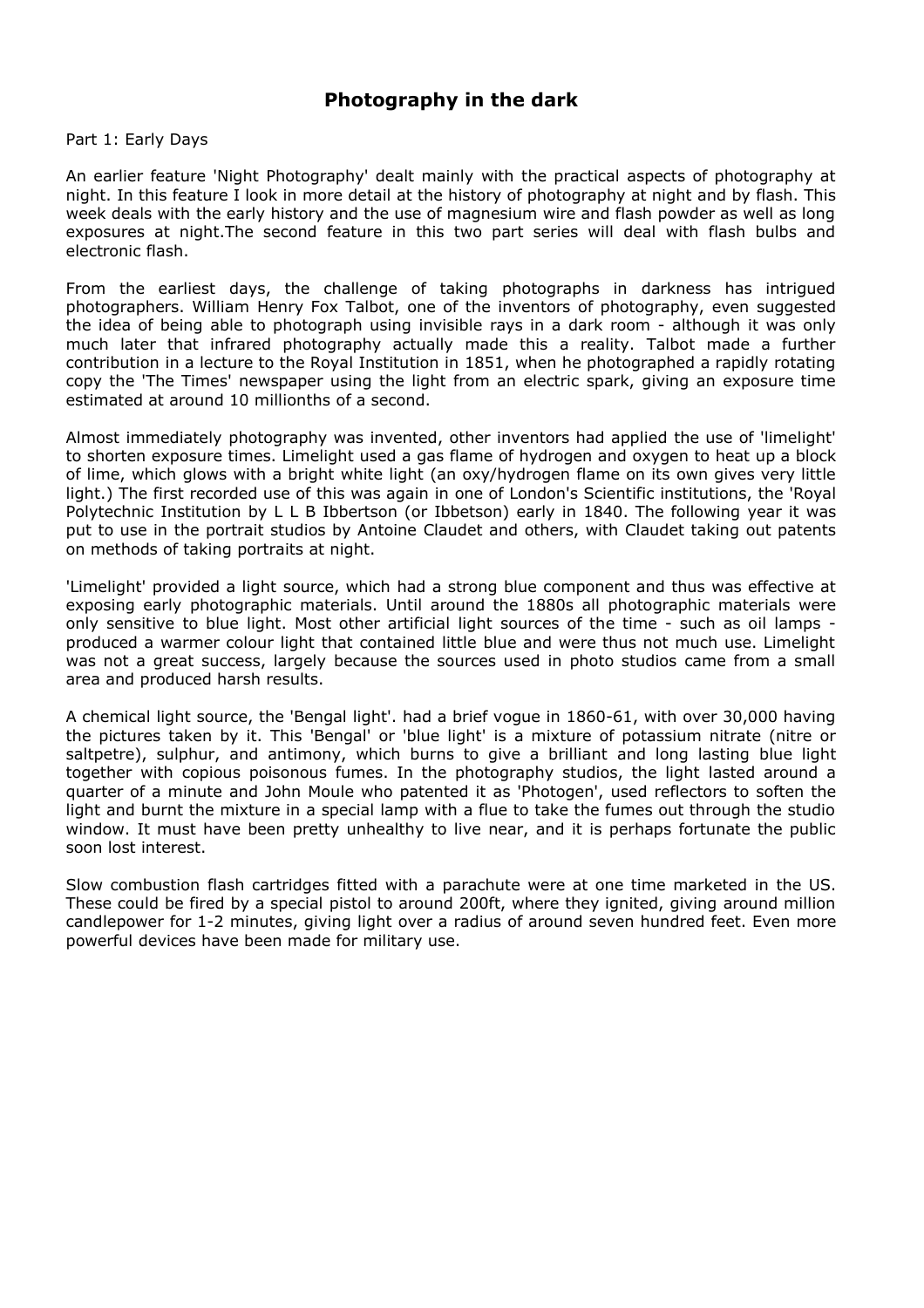## Photography in the dark

Part 1: Early Days

An earlier feature 'Night Photography' dealt mainly with the practical aspects of photography at night. In this feature I look in more detail at the history of photography at night and by flash. This week deals with the early history and the use of magnesium wire and flash powder as well as long exposures at night.The second feature in this two part series will deal with flash bulbs and electronic flash.

From the earliest days, the challenge of taking photographs in darkness has intrigued photographers. William Henry Fox Talbot, one of the inventors of photography, even suggested the idea of being able to photograph using invisible rays in a dark room - although it was only much later that infrared photography actually made this a reality. Talbot made a further contribution in a lecture to the Royal Institution in 1851, when he photographed a rapidly rotating copy the 'The Times' newspaper using the light from an electric spark, giving an exposure time estimated at around 10 millionths of a second.

Almost immediately photography was invented, other inventors had applied the use of 'limelight' to shorten exposure times. Limelight used a gas flame of hydrogen and oxygen to heat up a block of lime, which glows with a bright white light (an oxy/hydrogen flame on its own gives very little light.) The first recorded use of this was again in one of London's Scientific institutions, the 'Royal Polytechnic Institution by L L B Ibbertson (or Ibbetson) early in 1840. The following year it was put to use in the portrait studios by Antoine Claudet and others, with Claudet taking out patents on methods of taking portraits at night.

'Limelight' provided a light source, which had a strong blue component and thus was effective at exposing early photographic materials. Until around the 1880s all photographic materials were only sensitive to blue light. Most other artificial light sources of the time - such as oil lamps - produced a warmer colour light that contained little blue and were thus not much use. Limelight was not a great success, largely because the sources used in photo studios came from a small area and produced harsh results.

A chemical light source, the 'Bengal light'. had a brief vogue in 1860-61, with over 30,000 having the pictures taken by it. This 'Bengal' or 'blue light' is a mixture of potassium nitrate (nitre or saltpetre), sulphur, and antimony, which burns to give a brilliant and long lasting blue light together with copious poisonous fumes. In the photography studios, the light lasted around a quarter of a minute and John Moule who patented it as 'Photogen', used reflectors to soften the light and burnt the mixture in a special lamp with a flue to take the fumes out through the studio window. It must have been pretty unhealthy to live near, and it is perhaps fortunate the public soon lost interest.

Slow combustion flash cartridges fitted with a parachute were at one time marketed in the US. These could be fired by a special pistol to around 200ft, where they ignited, giving around million candlepower for 1-2 minutes, giving light over a radius of around seven hundred feet. Even more powerful devices have been made for military use.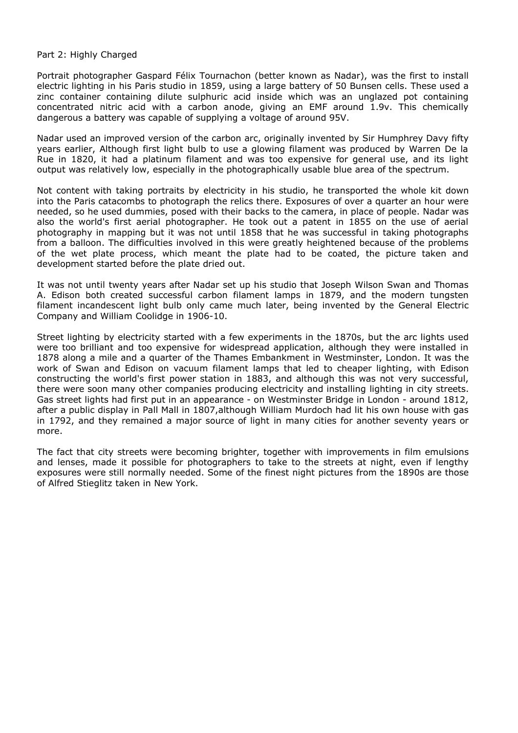Part 2: Highly Charged

Portrait photographer Gaspard Félix Tournachon (better known as Nadar), was the first to install electric lighting in his Paris studio in 1859, using a large battery of 50 Bunsen cells. These used a zinc container containing dilute sulphuric acid inside which was an unglazed pot containing concentrated nitric acid with a carbon anode, giving an EMF around 1.9v. This chemically dangerous a battery was capable of supplying a voltage of around 95V.

Nadar used an improved version of the carbon arc, originally invented by Sir Humphrey Davy fifty years earlier, Although first light bulb to use a glowing filament was produced by Warren De la Rue in 1820, it had a platinum filament and was too expensive for general use, and its light output was relatively low, especially in the photographically usable blue area of the spectrum.

Not content with taking portraits by electricity in his studio, he transported the whole kit down into the Paris catacombs to photograph the relics there. Exposures of over a quarter an hour were needed, so he used dummies, posed with their backs to the camera, in place of people. Nadar was also the world's first aerial photographer. He took out a patent in 1855 on the use of aerial photography in mapping but it was not until 1858 that he was successful in taking photographs from a balloon. The difficulties involved in this were greatly heightened because of the problems of the wet plate process, which meant the plate had to be coated, the picture taken and development started before the plate dried out.

It was not until twenty years after Nadar set up his studio that Joseph Wilson Swan and Thomas A. Edison both created successful carbon filament lamps in 1879, and the modern tungsten filament incandescent light bulb only came much later, being invented by the General Electric Company and William Coolidge in 1906-10.

Street lighting by electricity started with a few experiments in the 1870s, but the arc lights used were too brilliant and too expensive for widespread application, although they were installed in 1878 along a mile and a quarter of the Thames Embankment in Westminster, London. It was the work of Swan and Edison on vacuum filament lamps that led to cheaper lighting, with Edison constructing the world's first power station in 1883, and although this was not very successful, there were soon many other companies producing electricity and installing lighting in city streets. Gas street lights had first put in an appearance - on Westminster Bridge in London - around 1812, after a public display in Pall Mall in 1807,although William Murdoch had lit his own house with gas in 1792, and they remained a major source of light in many cities for another seventy years or more.

The fact that city streets were becoming brighter, together with improvements in film emulsions and lenses, made it possible for photographers to take to the streets at night, even if lengthy exposures were still normally needed. Some of the finest night pictures from the 1890s are those of Alfred Stieglitz taken in New York.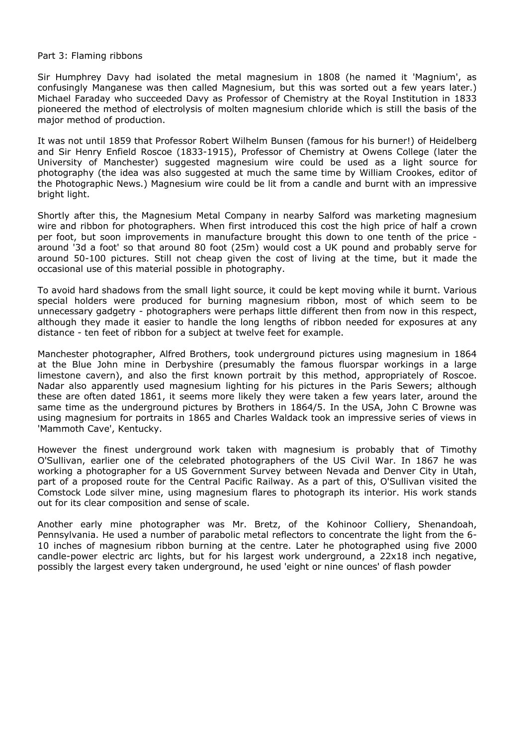Part 3: Flaming ribbons

Sir Humphrey Davy had isolated the metal magnesium in 1808 (he named it 'Magnium', as confusingly Manganese was then called Magnesium, but this was sorted out a few years later.) Michael Faraday who succeeded Davy as Professor of Chemistry at the Royal Institution in 1833 pioneered the method of electrolysis of molten magnesium chloride which is still the basis of the major method of production.

It was not until 1859 that Professor Robert Wilhelm Bunsen (famous for his burner!) of Heidelberg and Sir Henry Enfield Roscoe (1833-1915), Professor of Chemistry at Owens College (later the University of Manchester) suggested magnesium wire could be used as a light source for photography (the idea was also suggested at much the same time by William Crookes, editor of the Photographic News.) Magnesium wire could be lit from a candle and burnt with an impressive bright light.

Shortly after this, the Magnesium Metal Company in nearby Salford was marketing magnesium wire and ribbon for photographers. When first introduced this cost the high price of half a crown per foot, but soon improvements in manufacture brought this down to one tenth of the price - around '3d a foot' so that around 80 foot (25m) would cost a UK pound and probably serve for around 50-100 pictures. Still not cheap given the cost of living at the time, but it made the occasional use of this material possible in photography.

To avoid hard shadows from the small light source, it could be kept moving while it burnt. Various special holders were produced for burning magnesium ribbon, most of which seem to be unnecessary gadgetry - photographers were perhaps little different then from now in this respect, although they made it easier to handle the long lengths of ribbon needed for exposures at any distance - ten feet of ribbon for a subject at twelve feet for example.

Manchester photographer, Alfred Brothers, took underground pictures using magnesium in 1864 at the Blue John mine in Derbyshire (presumably the famous fluorspar workings in a large limestone cavern), and also the first known portrait by this method, appropriately of Roscoe. Nadar also apparently used magnesium lighting for his pictures in the Paris Sewers; although these are often dated 1861, it seems more likely they were taken a few years later, around the same time as the underground pictures by Brothers in 1864/5. In the USA, John C Browne was using magnesium for portraits in 1865 and Charles Waldack took an impressive series of views in 'Mammoth Cave', Kentucky.

However the finest underground work taken with magnesium is probably that of Timothy O'Sullivan, earlier one of the celebrated photographers of the US Civil War. In 1867 he was working a photographer for a US Government Survey between Nevada and Denver City in Utah, part of a proposed route for the Central Pacific Railway. As a part of this, O'Sullivan visited the Comstock Lode silver mine, using magnesium flares to photograph its interior. His work stands out for its clear composition and sense of scale.

Another early mine photographer was Mr. Bretz, of the Kohinoor Colliery, Shenandoah, Pennsylvania. He used a number of parabolic metal reflectors to concentrate the light from the 6-10 inches of magnesium ribbon burning at the centre. Later he photographed using five 2000 candle-power electric arc lights, but for his largest work underground, a 22x18 inch negative, possibly the largest every taken underground, he used 'eight or nine ounces' of flash powder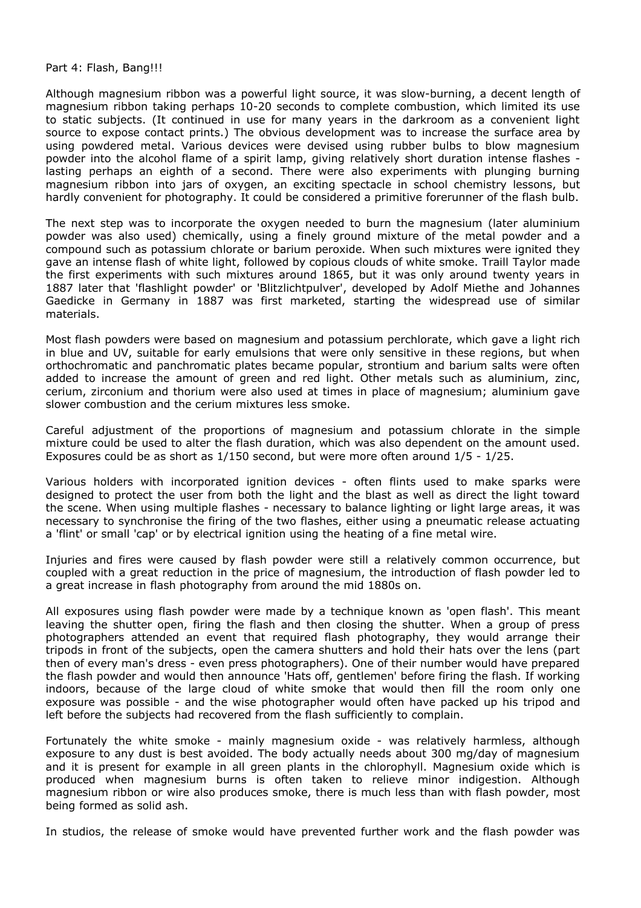Part 4: Flash, Bang!!!

Although magnesium ribbon was a powerful light source, it was slow-burning, a decent length of magnesium ribbon taking perhaps 10-20 seconds to complete combustion, which limited its use to static subjects. (It continued in use for many years in the darkroom as a convenient light source to expose contact prints.) The obvious development was to increase the surface area by using powdered metal. Various devices were devised using rubber bulbs to blow magnesium powder into the alcohol flame of a spirit lamp, giving relatively short duration intense flashes - lasting perhaps an eighth of a second. There were also experiments with plunging burning magnesium ribbon into jars of oxygen, an exciting spectacle in school chemistry lessons, but hardly convenient for photography. It could be considered a primitive forerunner of the flash bulb.

The next step was to incorporate the oxygen needed to burn the magnesium (later aluminium powder was also used) chemically, using a finely ground mixture of the metal powder and a compound such as potassium chlorate or barium peroxide. When such mixtures were ignited they gave an intense flash of white light, followed by copious clouds of white smoke. Traill Taylor made the first experiments with such mixtures around 1865, but it was only around twenty years in 1887 later that 'flashlight powder' or 'Blitzlichtpulver', developed by Adolf Miethe and Johannes Gaedicke in Germany in 1887 was first marketed, starting the widespread use of similar materials.

Most flash powders were based on magnesium and potassium perchlorate, which gave a light rich in blue and UV, suitable for early emulsions that were only sensitive in these regions, but when orthochromatic and panchromatic plates became popular, strontium and barium salts were often added to increase the amount of green and red light. Other metals such as aluminium, zinc, cerium, zirconium and thorium were also used at times in place of magnesium; aluminium gave slower combustion and the cerium mixtures less smoke.

Careful adjustment of the proportions of magnesium and potassium chlorate in the simple mixture could be used to alter the flash duration, which was also dependent on the amount used. Exposures could be as short as 1/150 second, but were more often around 1/5 - 1/25.

Various holders with incorporated ignition devices - often flints used to make sparks were designed to protect the user from both the light and the blast as well as direct the light toward the scene. When using multiple flashes - necessary to balance lighting or light large areas, it was necessary to synchronise the firing of the two flashes, either using a pneumatic release actuating a 'flint' or small 'cap' or by electrical ignition using the heating of a fine metal wire.

Injuries and fires were caused by flash powder were still a relatively common occurrence, but coupled with a great reduction in the price of magnesium, the introduction of flash powder led to a great increase in flash photography from around the mid 1880s on.

All exposures using flash powder were made by a technique known as 'open flash'. This meant leaving the shutter open, firing the flash and then closing the shutter. When a group of press photographers attended an event that required flash photography, they would arrange their tripods in front of the subjects, open the camera shutters and hold their hats over the lens (part then of every man's dress - even press photographers). One of their number would have prepared the flash powder and would then announce 'Hats off, gentlemen' before firing the flash. If working indoors, because of the large cloud of white smoke that would then fill the room only one exposure was possible - and the wise photographer would often have packed up his tripod and left before the subjects had recovered from the flash sufficiently to complain.

Fortunately the white smoke - mainly magnesium oxide - was relatively harmless, although exposure to any dust is best avoided. The body actually needs about 300 mg/day of magnesium and it is present for example in all green plants in the chlorophyll. Magnesium oxide which is produced when magnesium burns is often taken to relieve minor indigestion. Although magnesium ribbon or wire also produces smoke, there is much less than with flash powder, most being formed as solid ash.

In studios, the release of smoke would have prevented further work and the flash powder was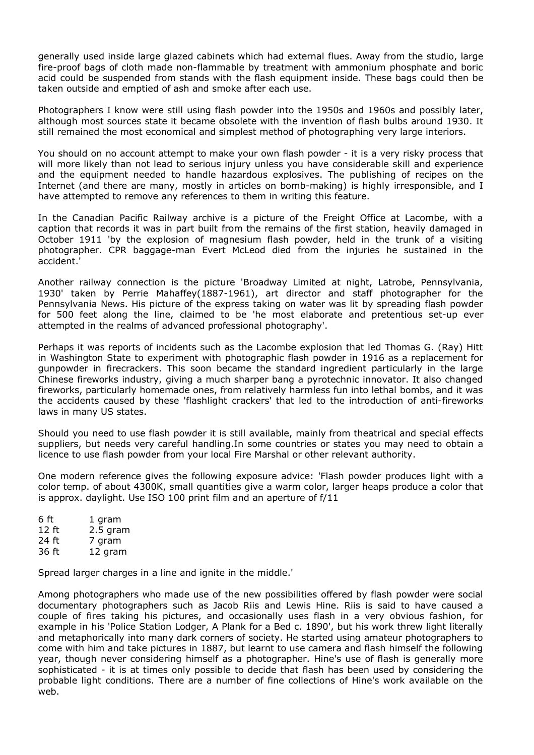generally used inside large glazed cabinets which had external flues. Away from the studio, large fire-proof bags of cloth made non-flammable by treatment with ammonium phosphate and boric acid could be suspended from stands with the flash equipment inside. These bags could then be taken outside and emptied of ash and smoke after each use.

Photographers I know were still using flash powder into the 1950s and 1960s and possibly later, although most sources state it became obsolete with the invention of flash bulbs around 1930. It still remained the most economical and simplest method of photographing very large interiors.

You should on no account attempt to make your own flash powder - it is a very risky process that will more likely than not lead to serious injury unless you have considerable skill and experience and the equipment needed to handle hazardous explosives. The publishing of recipes on the Internet (and there are many, mostly in articles on bomb-making) is highly irresponsible, and I have attempted to remove any references to them in writing this feature.

In the Canadian Pacific Railway archive is a picture of the Freight Office at Lacombe, with a caption that records it was in part built from the remains of the first station, heavily damaged in October 1911 'by the explosion of magnesium flash powder, held in the trunk of a visiting photographer. CPR baggage-man Evert McLeod died from the injuries he sustained in the accident.'

Another railway connection is the picture 'Broadway Limited at night, Latrobe, Pennsylvania, 1930' taken by Perrie Mahaffey(1887-1961), art director and staff photographer for the Pennsylvania News. His picture of the express taking on water was lit by spreading flash powder for 500 feet along the line, claimed to be 'he most elaborate and pretentious set-up ever attempted in the realms of advanced professional photography'.

Perhaps it was reports of incidents such as the Lacombe explosion that led Thomas G. (Ray) Hitt in Washington State to experiment with photographic flash powder in 1916 as a replacement for gunpowder in firecrackers. This soon became the standard ingredient particularly in the large Chinese fireworks industry, giving a much sharper bang a pyrotechnic innovator. It also changed fireworks, particularly homemade ones, from relatively harmless fun into lethal bombs, and it was the accidents caused by these 'flashlight crackers' that led to the introduction of anti-fireworks laws in many US states.

Should you need to use flash powder it is still available, mainly from theatrical and special effects suppliers, but needs very careful handling.In some countries or states you may need to obtain a licence to use flash powder from your local Fire Marshal or other relevant authority.

One modern reference gives the following exposure advice: 'Flash powder produces light with a color temp. of about 4300K, small quantities give a warm color, larger heaps produce a color that is approx. daylight. Use ISO 100 print film and an aperture of f/11

| | |
|---|---|
| 6 ft | 1 gram |
| 12 ft | 2.5 gram |
| 24 ft | 7 gram |
| 36 ft | 12 gram |

Spread larger charges in a line and ignite in the middle.'

Among photographers who made use of the new possibilities offered by flash powder were social documentary photographers such as Jacob Riis and Lewis Hine. Riis is said to have caused a couple of fires taking his pictures, and occasionally uses flash in a very obvious fashion, for example in his 'Police Station Lodger, A Plank for a Bed c. 1890', but his work threw light literally and metaphorically into many dark corners of society. He started using amateur photographers to come with him and take pictures in 1887, but learnt to use camera and flash himself the following year, though never considering himself as a photographer. Hine's use of flash is generally more sophisticated - it is at times only possible to decide that flash has been used by considering the probable light conditions. There are a number of fine collections of Hine's work available on the web.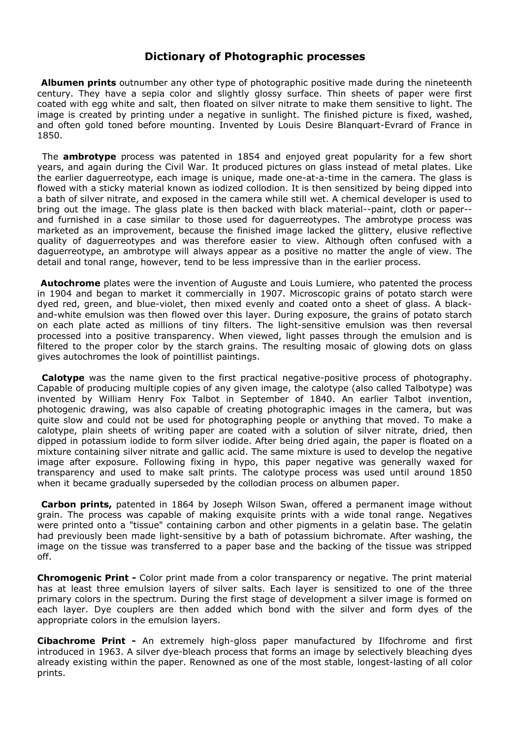# Dictionary of Photographic processes

**Albumen prints** outnumber any other type of photographic positive made during the nineteenth century. They have a sepia color and slightly glossy surface. Thin sheets of paper were first coated with egg white and salt, then floated on silver nitrate to make them sensitive to light. The image is created by printing under a negative in sunlight. The finished picture is fixed, washed, and often gold toned before mounting. Invented by Louis Desire Blanquart-Evrard of France in 1850.

The **ambrotype** process was patented in 1854 and enjoyed great popularity for a few short years, and again during the Civil War. It produced pictures on glass instead of metal plates. Like the earlier daguerreotype, each image is unique, made one-at-a-time in the camera. The glass is flowed with a sticky material known as iodized collodion. It is then sensitized by being dipped into a bath of silver nitrate, and exposed in the camera while still wet. A chemical developer is used to bring out the image. The glass plate is then backed with black material--paint, cloth or paper--and furnished in a case similar to those used for daguerreotypes. The ambrotype process was marketed as an improvement, because the finished image lacked the glittery, elusive reflective quality of daguerreotypes and was therefore easier to view. Although often confused with a daguerreotype, an ambrotype will always appear as a positive no matter the angle of view. The detail and tonal range, however, tend to be less impressive than in the earlier process.

**Autochrome** plates were the invention of Auguste and Louis Lumiere, who patented the process in 1904 and began to market it commercially in 1907. Microscopic grains of potato starch were dyed red, green, and blue-violet, then mixed evenly and coated onto a sheet of glass. A black-and-white emulsion was then flowed over this layer. During exposure, the grains of potato starch on each plate acted as millions of tiny filters. The light-sensitive emulsion was then reversal processed into a positive transparency. When viewed, light passes through the emulsion and is filtered to the proper color by the starch grains. The resulting mosaic of glowing dots on glass gives autochromes the look of pointillist paintings.

**Calotype** was the name given to the first practical negative-positive process of photography. Capable of producing multiple copies of any given image, the calotype (also called Talbotype) was invented by William Henry Fox Talbot in September of 1840. An earlier Talbot invention, photogenic drawing, was also capable of creating photographic images in the camera, but was quite slow and could not be used for photographing people or anything that moved. To make a calotype, plain sheets of writing paper are coated with a solution of silver nitrate, dried, then dipped in potassium iodide to form silver iodide. After being dried again, the paper is floated on a mixture containing silver nitrate and gallic acid. The same mixture is used to develop the negative image after exposure. Following fixing in hypo, this paper negative was generally waxed for transparency and used to make salt prints. The calotype process was used until around 1850 when it became gradually superseded by the collodian process on albumen paper.

**Carbon prints,** patented in 1864 by Joseph Wilson Swan, offered a permanent image without grain. The process was capable of making exquisite prints with a wide tonal range. Negatives were printed onto a "tissue" containing carbon and other pigments in a gelatin base. The gelatin had previously been made light-sensitive by a bath of potassium bichromate. After washing, the image on the tissue was transferred to a paper base and the backing of the tissue was stripped off.

**Chromogenic Print -** Color print made from a color transparency or negative. The print material has at least three emulsion layers of silver salts. Each layer is sensitized to one of the three primary colors in the spectrum. During the first stage of development a silver image is formed on each layer. Dye couplers are then added which bond with the silver and form dyes of the appropriate colors in the emulsion layers.

**Cibachrome Print -** An extremely high-gloss paper manufactured by Ilfochrome and first introduced in 1963. A silver dye-bleach process that forms an image by selectively bleaching dyes already existing within the paper. Renowned as one of the most stable, longest-lasting of all color prints.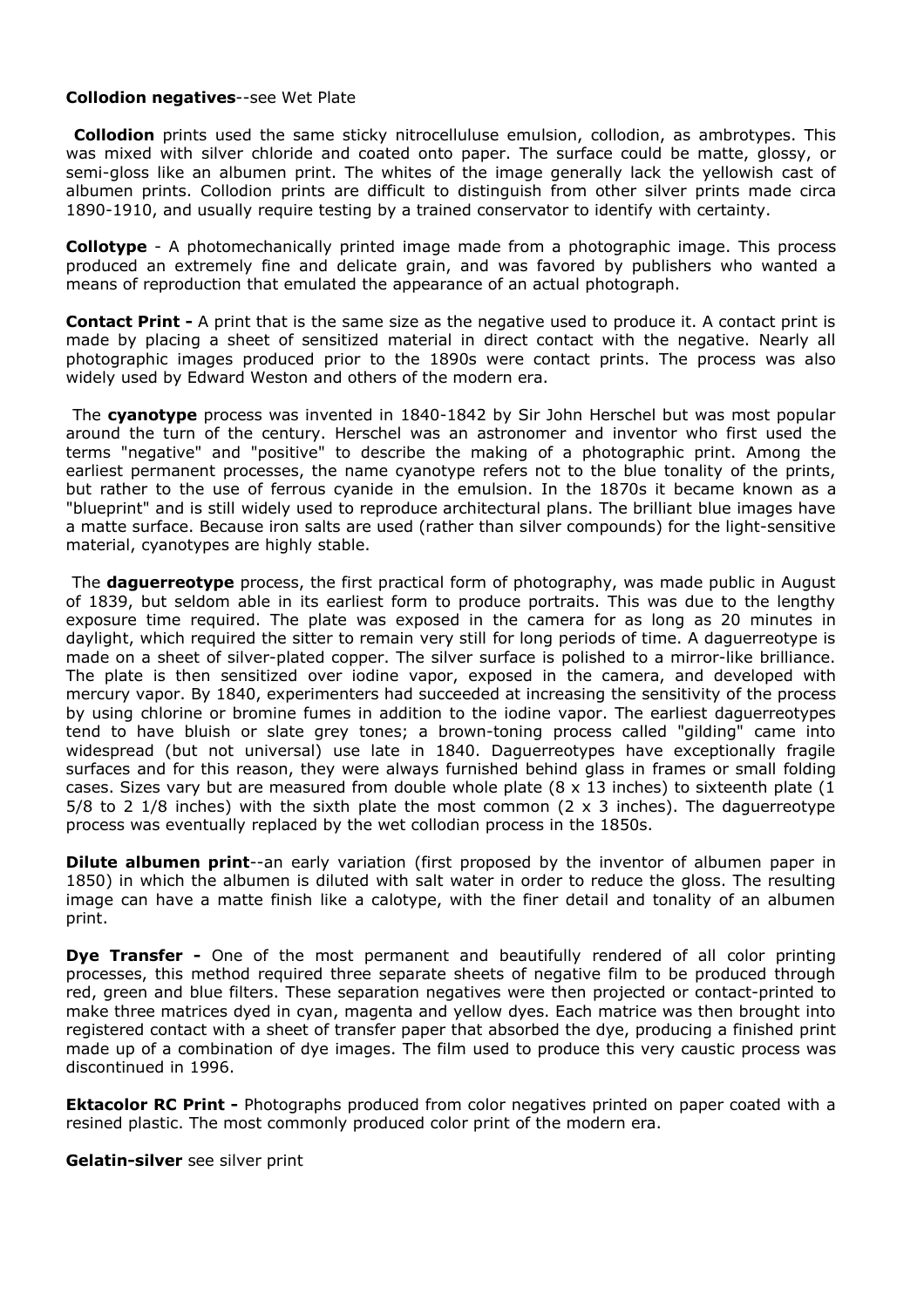**Collodion negatives**--see Wet Plate

**Collodion** prints used the same sticky nitrocellulose emulsion, collodion, as ambrotypes. This was mixed with silver chloride and coated onto paper. The surface could be matte, glossy, or semi-gloss like an albumen print. The whites of the image generally lack the yellowish cast of albumen prints. Collodion prints are difficult to distinguish from other silver prints made circa 1890-1910, and usually require testing by a trained conservator to identify with certainty.

**Collotype** - A photomechanically printed image made from a photographic image. This process produced an extremely fine and delicate grain, and was favored by publishers who wanted a means of reproduction that emulated the appearance of an actual photograph.

**Contact Print -** A print that is the same size as the negative used to produce it. A contact print is made by placing a sheet of sensitized material in direct contact with the negative. Nearly all photographic images produced prior to the 1890s were contact prints. The process was also widely used by Edward Weston and others of the modern era.

The **cyanotype** process was invented in 1840-1842 by Sir John Herschel but was most popular around the turn of the century. Herschel was an astronomer and inventor who first used the terms "negative" and "positive" to describe the making of a photographic print. Among the earliest permanent processes, the name cyanotype refers not to the blue tonality of the prints, but rather to the use of ferrous cyanide in the emulsion. In the 1870s it became known as a "blueprint" and is still widely used to reproduce architectural plans. The brilliant blue images have a matte surface. Because iron salts are used (rather than silver compounds) for the light-sensitive material, cyanotypes are highly stable.

The **daguerreotype** process, the first practical form of photography, was made public in August of 1839, but seldom able in its earliest form to produce portraits. This was due to the lengthy exposure time required. The plate was exposed in the camera for as long as 20 minutes in daylight, which required the sitter to remain very still for long periods of time. A daguerreotype is made on a sheet of silver-plated copper. The silver surface is polished to a mirror-like brilliance. The plate is then sensitized over iodine vapor, exposed in the camera, and developed with mercury vapor. By 1840, experimenters had succeeded at increasing the sensitivity of the process by using chlorine or bromine fumes in addition to the iodine vapor. The earliest daguerreotypes tend to have bluish or slate grey tones; a brown-toning process called "gilding" came into widespread (but not universal) use late in 1840. Daguerreotypes have exceptionally fragile surfaces and for this reason, they were always furnished behind glass in frames or small folding cases. Sizes vary but are measured from double whole plate (8 x 13 inches) to sixteenth plate (1 5/8 to 2 1/8 inches) with the sixth plate the most common (2 x 3 inches). The daguerreotype process was eventually replaced by the wet collodian process in the 1850s.

**Dilute albumen print**--an early variation (first proposed by the inventor of albumen paper in 1850) in which the albumen is diluted with salt water in order to reduce the gloss. The resulting image can have a matte finish like a calotype, with the finer detail and tonality of an albumen print.

**Dye Transfer -** One of the most permanent and beautifully rendered of all color printing processes, this method required three separate sheets of negative film to be produced through red, green and blue filters. These separation negatives were then projected or contact-printed to make three matrices dyed in cyan, magenta and yellow dyes. Each matrice was then brought into registered contact with a sheet of transfer paper that absorbed the dye, producing a finished print made up of a combination of dye images. The film used to produce this very caustic process was discontinued in 1996.

**Ektacolor RC Print -** Photographs produced from color negatives printed on paper coated with a resined plastic. The most commonly produced color print of the modern era.

**Gelatin-silver** see silver print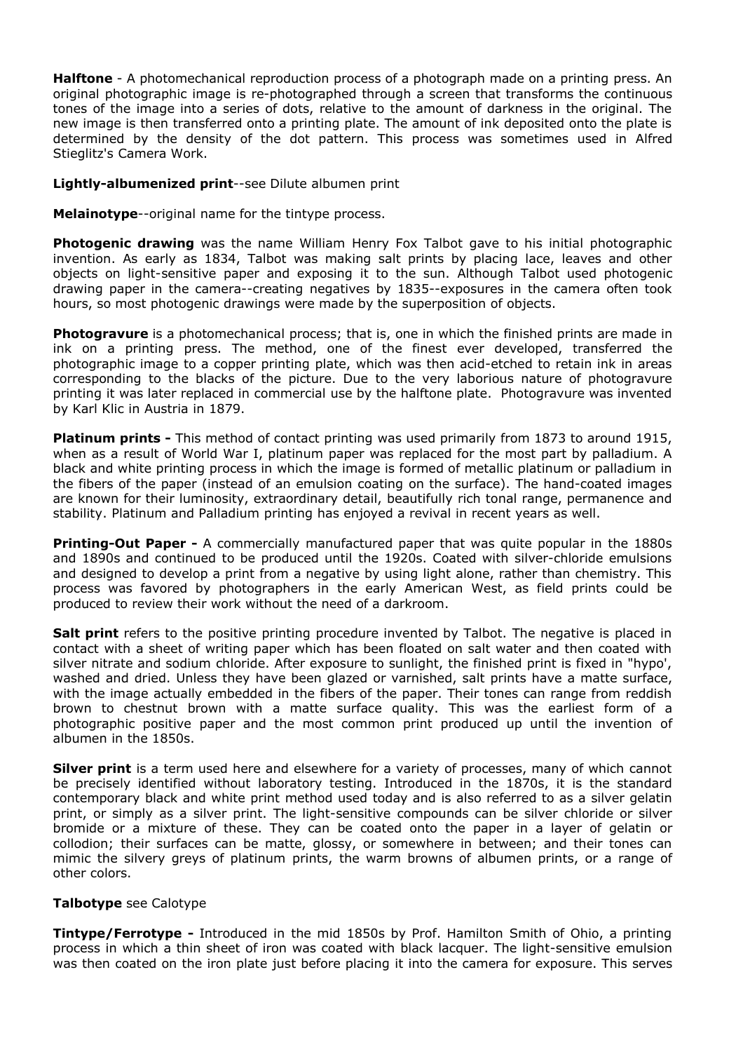**Halftone** - A photomechanical reproduction process of a photograph made on a printing press. An original photographic image is re-photographed through a screen that transforms the continuous tones of the image into a series of dots, relative to the amount of darkness in the original. The new image is then transferred onto a printing plate. The amount of ink deposited onto the plate is determined by the density of the dot pattern. This process was sometimes used in Alfred Stieglitz's Camera Work.

**Lightly-albumenized print**--see Dilute albumen print

**Melainotype**--original name for the tintype process.

**Photogenic drawing** was the name William Henry Fox Talbot gave to his initial photographic invention. As early as 1834, Talbot was making salt prints by placing lace, leaves and other objects on light-sensitive paper and exposing it to the sun. Although Talbot used photogenic drawing paper in the camera--creating negatives by 1835--exposures in the camera often took hours, so most photogenic drawings were made by the superposition of objects.

**Photogravure** is a photomechanical process; that is, one in which the finished prints are made in ink on a printing press. The method, one of the finest ever developed, transferred the photographic image to a copper printing plate, which was then acid-etched to retain ink in areas corresponding to the blacks of the picture. Due to the very laborious nature of photogravure printing it was later replaced in commercial use by the halftone plate. Photogravure was invented by Karl Klic in Austria in 1879.

**Platinum prints -** This method of contact printing was used primarily from 1873 to around 1915, when as a result of World War I, platinum paper was replaced for the most part by palladium. A black and white printing process in which the image is formed of metallic platinum or palladium in the fibers of the paper (instead of an emulsion coating on the surface). The hand-coated images are known for their luminosity, extraordinary detail, beautifully rich tonal range, permanence and stability. Platinum and Palladium printing has enjoyed a revival in recent years as well.

**Printing-Out Paper -** A commercially manufactured paper that was quite popular in the 1880s and 1890s and continued to be produced until the 1920s. Coated with silver-chloride emulsions and designed to develop a print from a negative by using light alone, rather than chemistry. This process was favored by photographers in the early American West, as field prints could be produced to review their work without the need of a darkroom.

**Salt print** refers to the positive printing procedure invented by Talbot. The negative is placed in contact with a sheet of writing paper which has been floated on salt water and then coated with silver nitrate and sodium chloride. After exposure to sunlight, the finished print is fixed in "hypo', washed and dried. Unless they have been glazed or varnished, salt prints have a matte surface, with the image actually embedded in the fibers of the paper. Their tones can range from reddish brown to chestnut brown with a matte surface quality. This was the earliest form of a photographic positive paper and the most common print produced up until the invention of albumen in the 1850s.

**Silver print** is a term used here and elsewhere for a variety of processes, many of which cannot be precisely identified without laboratory testing. Introduced in the 1870s, it is the standard contemporary black and white print method used today and is also referred to as a silver gelatin print, or simply as a silver print. The light-sensitive compounds can be silver chloride or silver bromide or a mixture of these. They can be coated onto the paper in a layer of gelatin or collodion; their surfaces can be matte, glossy, or somewhere in between; and their tones can mimic the silvery greys of platinum prints, the warm browns of albumen prints, or a range of other colors.

**Talbotype** see Calotype

**Tintype/Ferrotype -** Introduced in the mid 1850s by Prof. Hamilton Smith of Ohio, a printing process in which a thin sheet of iron was coated with black lacquer. The light-sensitive emulsion was then coated on the iron plate just before placing it into the camera for exposure. This serves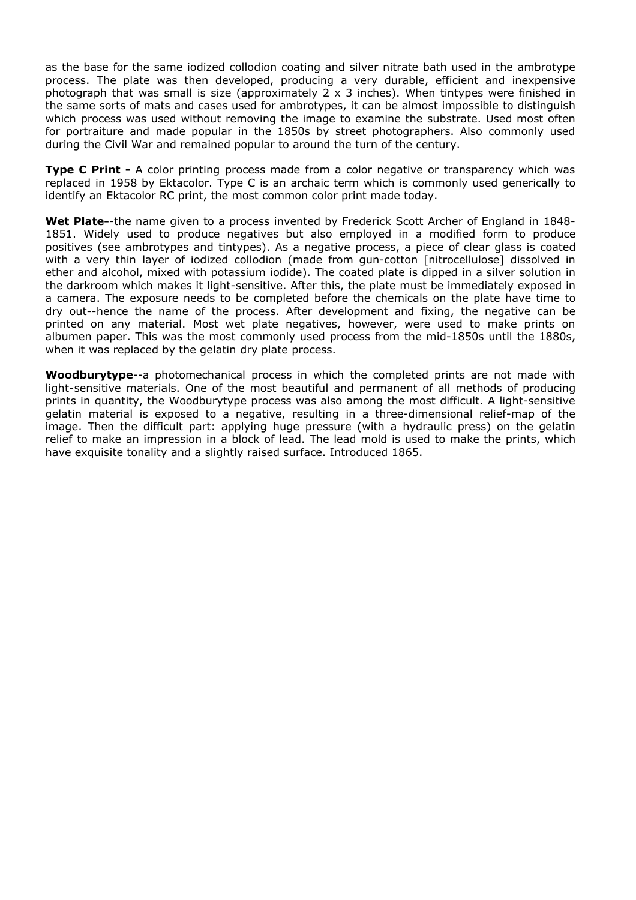as the base for the same iodized collodion coating and silver nitrate bath used in the ambrotype process. The plate was then developed, producing a very durable, efficient and inexpensive photograph that was small is size (approximately 2 x 3 inches). When tintypes were finished in the same sorts of mats and cases used for ambrotypes, it can be almost impossible to distinguish which process was used without removing the image to examine the substrate. Used most often for portraiture and made popular in the 1850s by street photographers. Also commonly used during the Civil War and remained popular to around the turn of the century.

**Type C Print -** A color printing process made from a color negative or transparency which was replaced in 1958 by Ektacolor. Type C is an archaic term which is commonly used generically to identify an Ektacolor RC print, the most common color print made today.

**Wet Plate-**-the name given to a process invented by Frederick Scott Archer of England in 1848-1851. Widely used to produce negatives but also employed in a modified form to produce positives (see ambrotypes and tintypes). As a negative process, a piece of clear glass is coated with a very thin layer of iodized collodion (made from gun-cotton [nitrocellulose] dissolved in ether and alcohol, mixed with potassium iodide). The coated plate is dipped in a silver solution in the darkroom which makes it light-sensitive. After this, the plate must be immediately exposed in a camera. The exposure needs to be completed before the chemicals on the plate have time to dry out--hence the name of the process. After development and fixing, the negative can be printed on any material. Most wet plate negatives, however, were used to make prints on albumen paper. This was the most commonly used process from the mid-1850s until the 1880s, when it was replaced by the gelatin dry plate process.

**Woodburytype**--a photomechanical process in which the completed prints are not made with light-sensitive materials. One of the most beautiful and permanent of all methods of producing prints in quantity, the Woodburytype process was also among the most difficult. A light-sensitive gelatin material is exposed to a negative, resulting in a three-dimensional relief-map of the image. Then the difficult part: applying huge pressure (with a hydraulic press) on the gelatin relief to make an impression in a block of lead. The lead mold is used to make the prints, which have exquisite tonality and a slightly raised surface. Introduced 1865.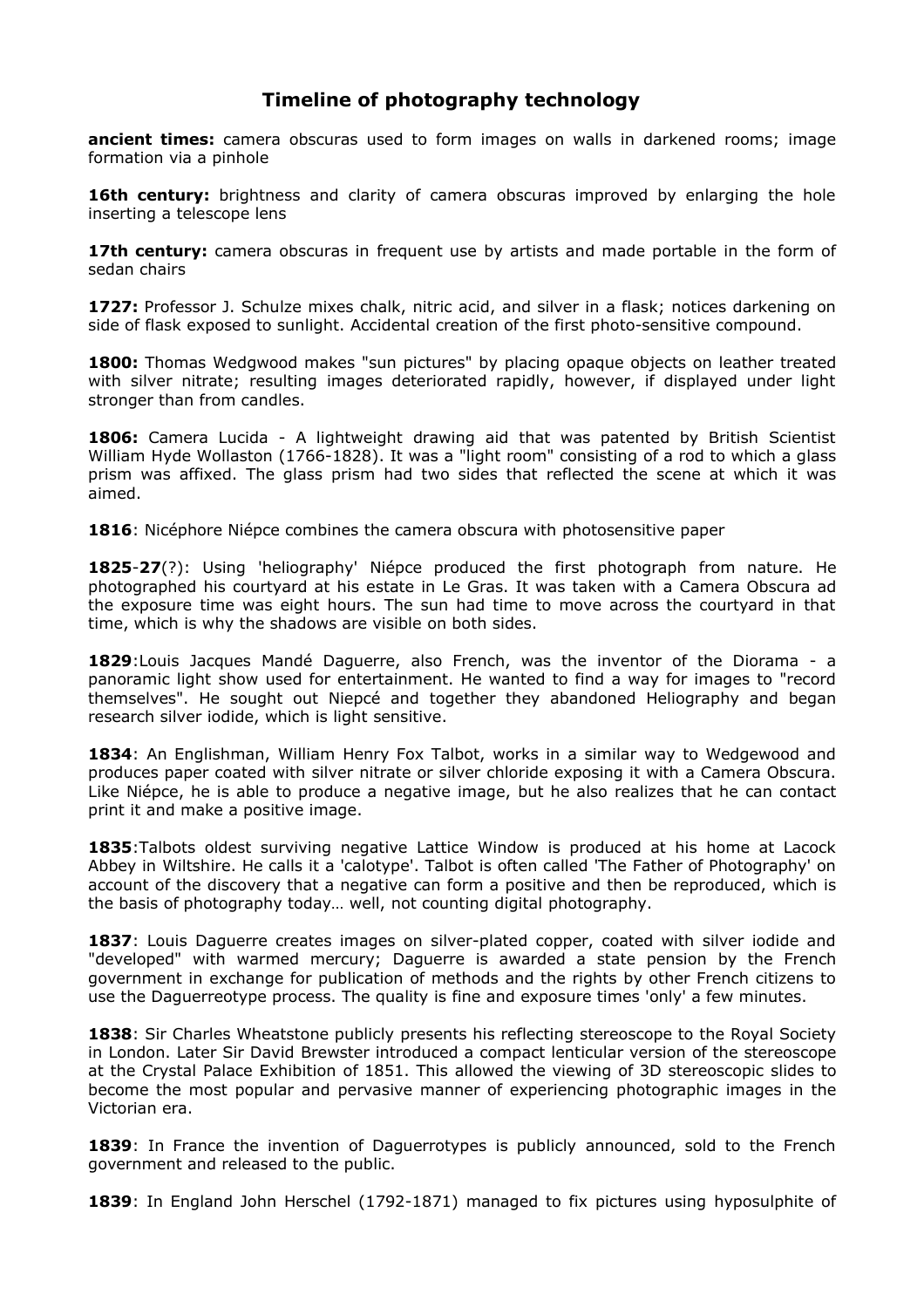# Timeline of photography technology

**ancient times:** camera obscuras used to form images on walls in darkened rooms; image formation via a pinhole

**16th century:** brightness and clarity of camera obscuras improved by enlarging the hole inserting a telescope lens

**17th century:** camera obscuras in frequent use by artists and made portable in the form of sedan chairs

**1727:** Professor J. Schulze mixes chalk, nitric acid, and silver in a flask; notices darkening on side of flask exposed to sunlight. Accidental creation of the first photo-sensitive compound.

**1800:** Thomas Wedgwood makes "sun pictures" by placing opaque objects on leather treated with silver nitrate; resulting images deteriorated rapidly, however, if displayed under light stronger than from candles.

**1806:** Camera Lucida - A lightweight drawing aid that was patented by British Scientist William Hyde Wollaston (1766-1828). It was a "light room" consisting of a rod to which a glass prism was affixed. The glass prism had two sides that reflected the scene at which it was aimed.

**1816**: Nicéphore Niépce combines the camera obscura with photosensitive paper

**1825**-**27**(?): Using 'heliography' Niépce produced the first photograph from nature. He photographed his courtyard at his estate in Le Gras. It was taken with a Camera Obscura ad the exposure time was eight hours. The sun had time to move across the courtyard in that time, which is why the shadows are visible on both sides.

**1829**:Louis Jacques Mandé Daguerre, also French, was the inventor of the Diorama - a panoramic light show used for entertainment. He wanted to find a way for images to "record themselves". He sought out Niepcé and together they abandoned Heliography and began research silver iodide, which is light sensitive.

**1834**: An Englishman, William Henry Fox Talbot, works in a similar way to Wedgewood and produces paper coated with silver nitrate or silver chloride exposing it with a Camera Obscura. Like Niépce, he is able to produce a negative image, but he also realizes that he can contact print it and make a positive image.

**1835**:Talbots oldest surviving negative Lattice Window is produced at his home at Lacock Abbey in Wiltshire. He calls it a 'calotype'. Talbot is often called 'The Father of Photography' on account of the discovery that a negative can form a positive and then be reproduced, which is the basis of photography today… well, not counting digital photography.

**1837**: Louis Daguerre creates images on silver-plated copper, coated with silver iodide and "developed" with warmed mercury; Daguerre is awarded a state pension by the French government in exchange for publication of methods and the rights by other French citizens to use the Daguerreotype process. The quality is fine and exposure times 'only' a few minutes.

**1838**: Sir Charles Wheatstone publicly presents his reflecting stereoscope to the Royal Society in London. Later Sir David Brewster introduced a compact lenticular version of the stereoscope at the Crystal Palace Exhibition of 1851. This allowed the viewing of 3D stereoscopic slides to become the most popular and pervasive manner of experiencing photographic images in the Victorian era.

**1839**: In France the invention of Daguerrotypes is publicly announced, sold to the French government and released to the public.

**1839**: In England John Herschel (1792-1871) managed to fix pictures using hyposulphite of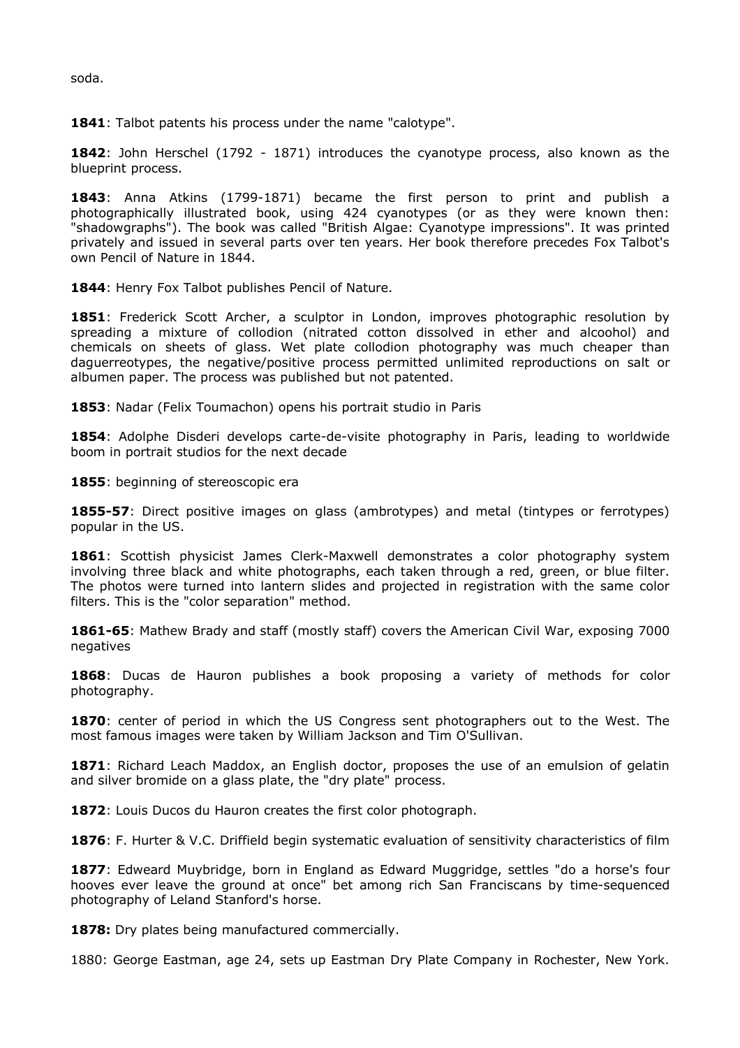soda.

**1841**: Talbot patents his process under the name "calotype".

**1842**: John Herschel (1792 - 1871) introduces the cyanotype process, also known as the blueprint process.

**1843**: Anna Atkins (1799-1871) became the first person to print and publish a photographically illustrated book, using 424 cyanotypes (or as they were known then: "shadowgraphs"). The book was called "British Algae: Cyanotype impressions". It was printed privately and issued in several parts over ten years. Her book therefore precedes Fox Talbot's own Pencil of Nature in 1844.

**1844**: Henry Fox Talbot publishes Pencil of Nature.

**1851**: Frederick Scott Archer, a sculptor in London, improves photographic resolution by spreading a mixture of collodion (nitrated cotton dissolved in ether and alcoohol) and chemicals on sheets of glass. Wet plate collodion photography was much cheaper than daguerreotypes, the negative/positive process permitted unlimited reproductions on salt or albumen paper. The process was published but not patented.

**1853**: Nadar (Felix Toumachon) opens his portrait studio in Paris

**1854**: Adolphe Disderi develops carte-de-visite photography in Paris, leading to worldwide boom in portrait studios for the next decade

**1855**: beginning of stereoscopic era

**1855-57**: Direct positive images on glass (ambrotypes) and metal (tintypes or ferrotypes) popular in the US.

**1861**: Scottish physicist James Clerk-Maxwell demonstrates a color photography system involving three black and white photographs, each taken through a red, green, or blue filter. The photos were turned into lantern slides and projected in registration with the same color filters. This is the "color separation" method.

**1861-65**: Mathew Brady and staff (mostly staff) covers the American Civil War, exposing 7000 negatives

**1868**: Ducas de Hauron publishes a book proposing a variety of methods for color photography.

**1870**: center of period in which the US Congress sent photographers out to the West. The most famous images were taken by William Jackson and Tim O'Sullivan.

**1871**: Richard Leach Maddox, an English doctor, proposes the use of an emulsion of gelatin and silver bromide on a glass plate, the "dry plate" process.

**1872**: Louis Ducos du Hauron creates the first color photograph.

**1876**: F. Hurter & V.C. Driffield begin systematic evaluation of sensitivity characteristics of film

**1877**: Edweard Muybridge, born in England as Edward Muggridge, settles "do a horse's four hooves ever leave the ground at once" bet among rich San Franciscans by time-sequenced photography of Leland Stanford's horse.

**1878:** Dry plates being manufactured commercially.

1880: George Eastman, age 24, sets up Eastman Dry Plate Company in Rochester, New York.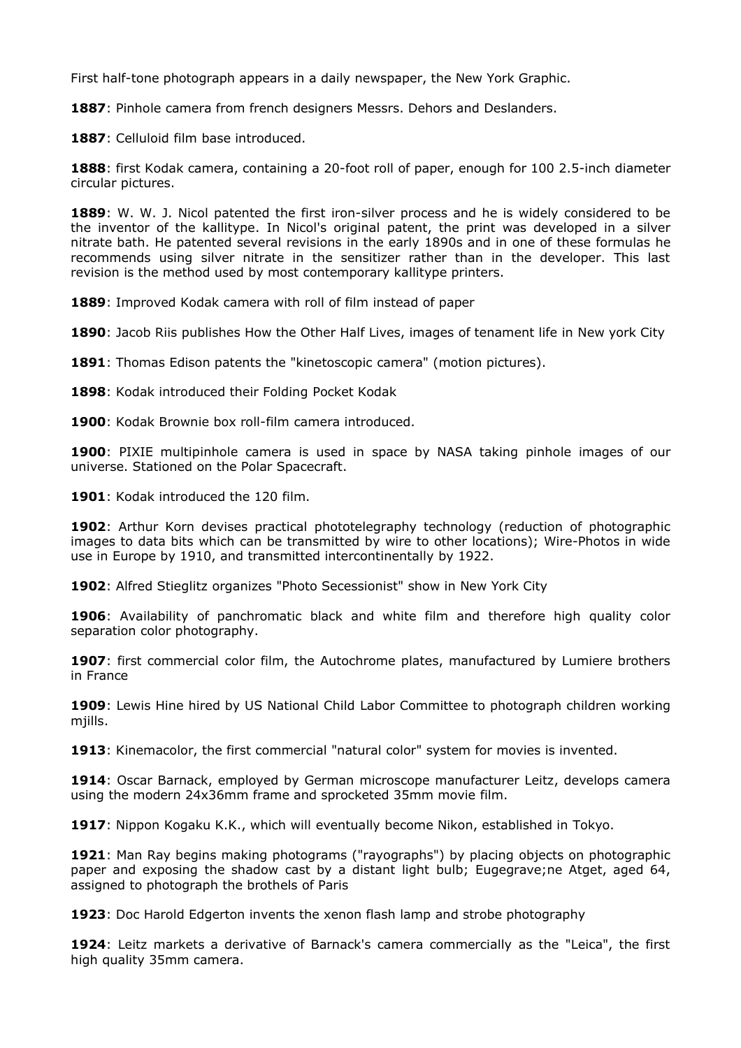First half-tone photograph appears in a daily newspaper, the New York Graphic.

**1887**: Pinhole camera from french designers Messrs. Dehors and Deslanders.

**1887**: Celluloid film base introduced.

**1888**: first Kodak camera, containing a 20-foot roll of paper, enough for 100 2.5-inch diameter circular pictures.

**1889**: W. W. J. Nicol patented the first iron-silver process and he is widely considered to be the inventor of the kallitype. In Nicol's original patent, the print was developed in a silver nitrate bath. He patented several revisions in the early 1890s and in one of these formulas he recommends using silver nitrate in the sensitizer rather than in the developer. This last revision is the method used by most contemporary kallitype printers.

**1889**: Improved Kodak camera with roll of film instead of paper

**1890**: Jacob Riis publishes How the Other Half Lives, images of tenament life in New york City

**1891**: Thomas Edison patents the "kinetoscopic camera" (motion pictures).

**1898**: Kodak introduced their Folding Pocket Kodak

**1900**: Kodak Brownie box roll-film camera introduced.

**1900**: PIXIE multipinhole camera is used in space by NASA taking pinhole images of our universe. Stationed on the Polar Spacecraft.

**1901**: Kodak introduced the 120 film.

**1902**: Arthur Korn devises practical phototelegraphy technology (reduction of photographic images to data bits which can be transmitted by wire to other locations); Wire-Photos in wide use in Europe by 1910, and transmitted intercontinentally by 1922.

**1902**: Alfred Stieglitz organizes "Photo Secessionist" show in New York City

**1906**: Availability of panchromatic black and white film and therefore high quality color separation color photography.

**1907**: first commercial color film, the Autochrome plates, manufactured by Lumiere brothers in France

**1909**: Lewis Hine hired by US National Child Labor Committee to photograph children working mjills.

**1913**: Kinemacolor, the first commercial "natural color" system for movies is invented.

**1914**: Oscar Barnack, employed by German microscope manufacturer Leitz, develops camera using the modern 24x36mm frame and sprocketed 35mm movie film.

**1917**: Nippon Kogaku K.K., which will eventually become Nikon, established in Tokyo.

**1921**: Man Ray begins making photograms ("rayographs") by placing objects on photographic paper and exposing the shadow cast by a distant light bulb; Eugegrave;ne Atget, aged 64, assigned to photograph the brothels of Paris

**1923**: Doc Harold Edgerton invents the xenon flash lamp and strobe photography

**1924**: Leitz markets a derivative of Barnack's camera commercially as the "Leica", the first high quality 35mm camera.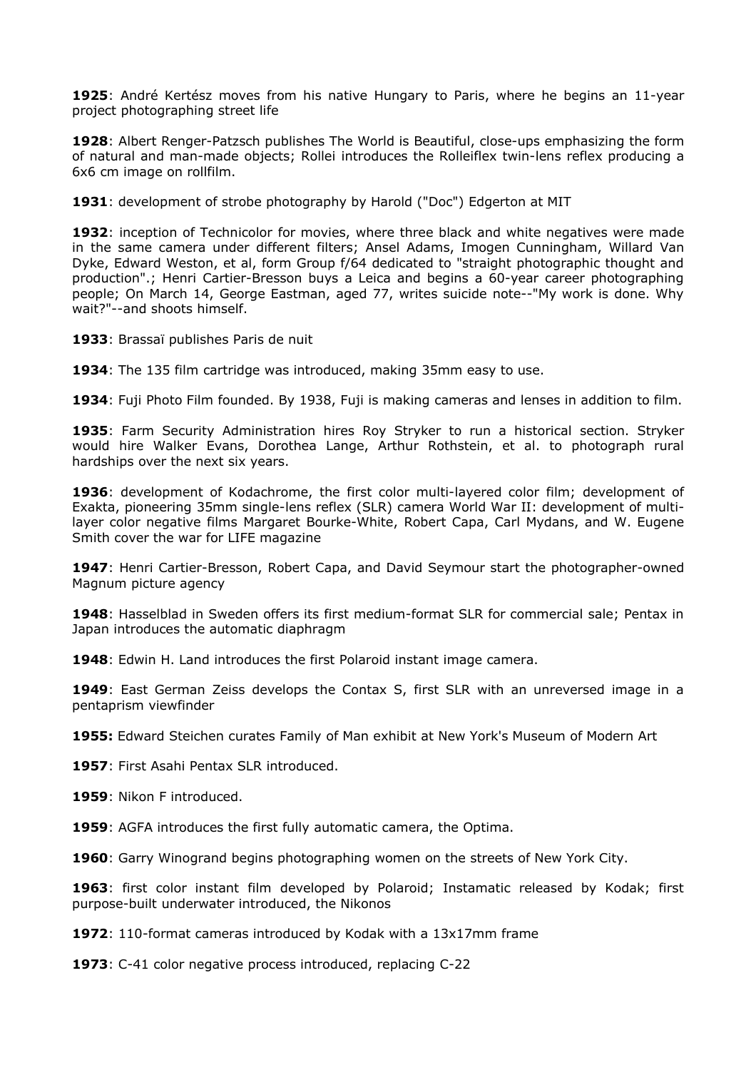**1925**: André Kertész moves from his native Hungary to Paris, where he begins an 11-year project photographing street life

**1928**: Albert Renger-Patzsch publishes The World is Beautiful, close-ups emphasizing the form of natural and man-made objects; Rollei introduces the Rolleiflex twin-lens reflex producing a 6x6 cm image on rollfilm.

**1931**: development of strobe photography by Harold ("Doc") Edgerton at MIT

**1932**: inception of Technicolor for movies, where three black and white negatives were made in the same camera under different filters; Ansel Adams, Imogen Cunningham, Willard Van Dyke, Edward Weston, et al, form Group f/64 dedicated to "straight photographic thought and production".; Henri Cartier-Bresson buys a Leica and begins a 60-year career photographing people; On March 14, George Eastman, aged 77, writes suicide note--"My work is done. Why wait?"--and shoots himself.

**1933**: Brassaï publishes Paris de nuit

**1934**: The 135 film cartridge was introduced, making 35mm easy to use.

**1934**: Fuji Photo Film founded. By 1938, Fuji is making cameras and lenses in addition to film.

**1935**: Farm Security Administration hires Roy Stryker to run a historical section. Stryker would hire Walker Evans, Dorothea Lange, Arthur Rothstein, et al. to photograph rural hardships over the next six years.

**1936**: development of Kodachrome, the first color multi-layered color film; development of Exakta, pioneering 35mm single-lens reflex (SLR) camera World War II: development of multi-layer color negative films Margaret Bourke-White, Robert Capa, Carl Mydans, and W. Eugene Smith cover the war for LIFE magazine

**1947**: Henri Cartier-Bresson, Robert Capa, and David Seymour start the photographer-owned Magnum picture agency

**1948**: Hasselblad in Sweden offers its first medium-format SLR for commercial sale; Pentax in Japan introduces the automatic diaphragm

**1948**: Edwin H. Land introduces the first Polaroid instant image camera.

**1949**: East German Zeiss develops the Contax S, first SLR with an unreversed image in a pentaprism viewfinder

**1955:** Edward Steichen curates Family of Man exhibit at New York's Museum of Modern Art

**1957**: First Asahi Pentax SLR introduced.

**1959**: Nikon F introduced.

**1959**: AGFA introduces the first fully automatic camera, the Optima.

**1960**: Garry Winogrand begins photographing women on the streets of New York City.

**1963**: first color instant film developed by Polaroid; Instamatic released by Kodak; first purpose-built underwater introduced, the Nikonos

**1972**: 110-format cameras introduced by Kodak with a 13x17mm frame

**1973**: C-41 color negative process introduced, replacing C-22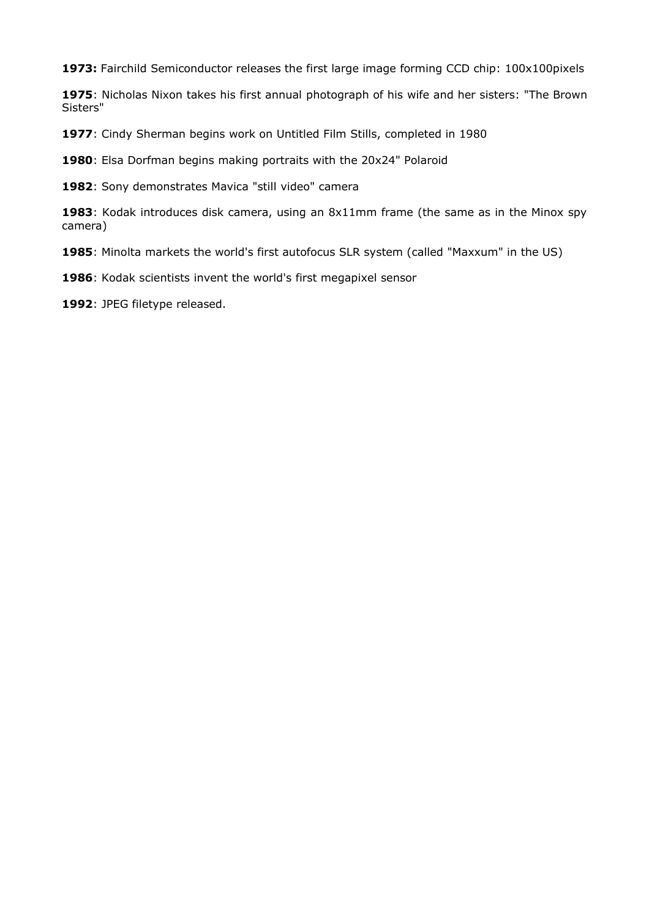**1973:** Fairchild Semiconductor releases the first large image forming CCD chip: 100x100pixels

**1975**: Nicholas Nixon takes his first annual photograph of his wife and her sisters: "The Brown Sisters"

**1977**: Cindy Sherman begins work on Untitled Film Stills, completed in 1980

**1980**: Elsa Dorfman begins making portraits with the 20x24" Polaroid

**1982**: Sony demonstrates Mavica "still video" camera

**1983**: Kodak introduces disk camera, using an 8x11mm frame (the same as in the Minox spy camera)

**1985**: Minolta markets the world's first autofocus SLR system (called "Maxxum" in the US)

**1986**: Kodak scientists invent the world's first megapixel sensor

**1992**: JPEG filetype released.